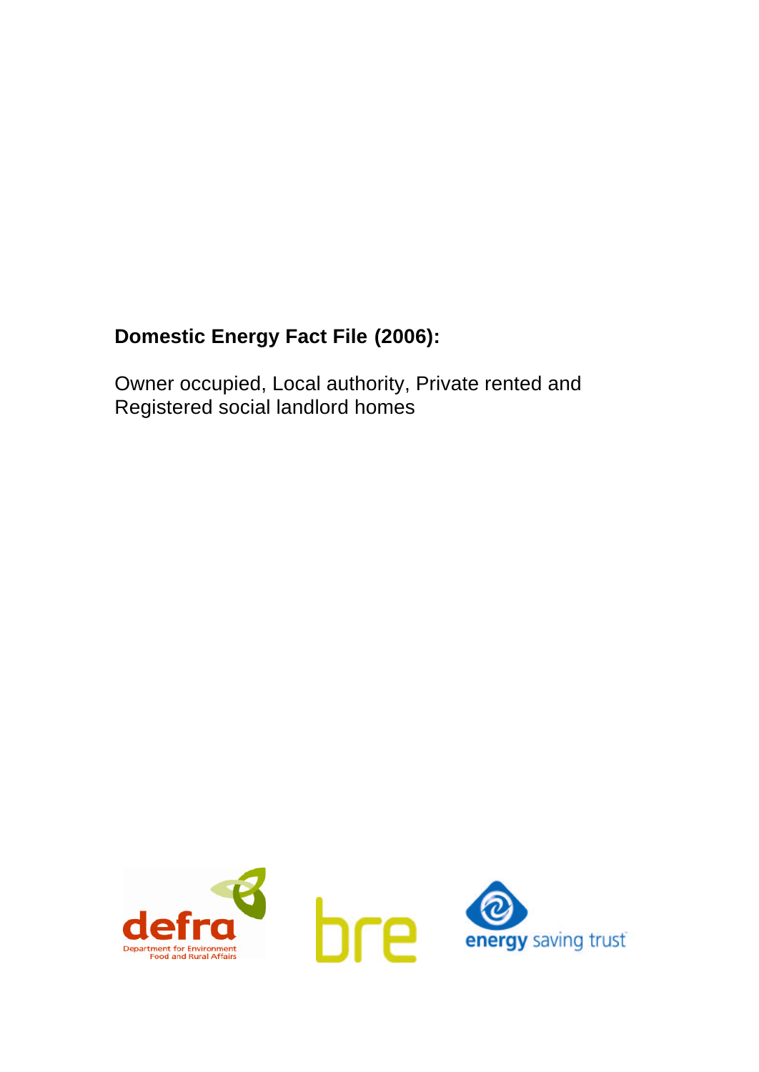# Domestic Energy Fact File (2006):

Owner occupied, Local authority, Private rented and Registered social landlord homes

defra
Department for Environment Food and Rural Affairs

bre

energy saving trust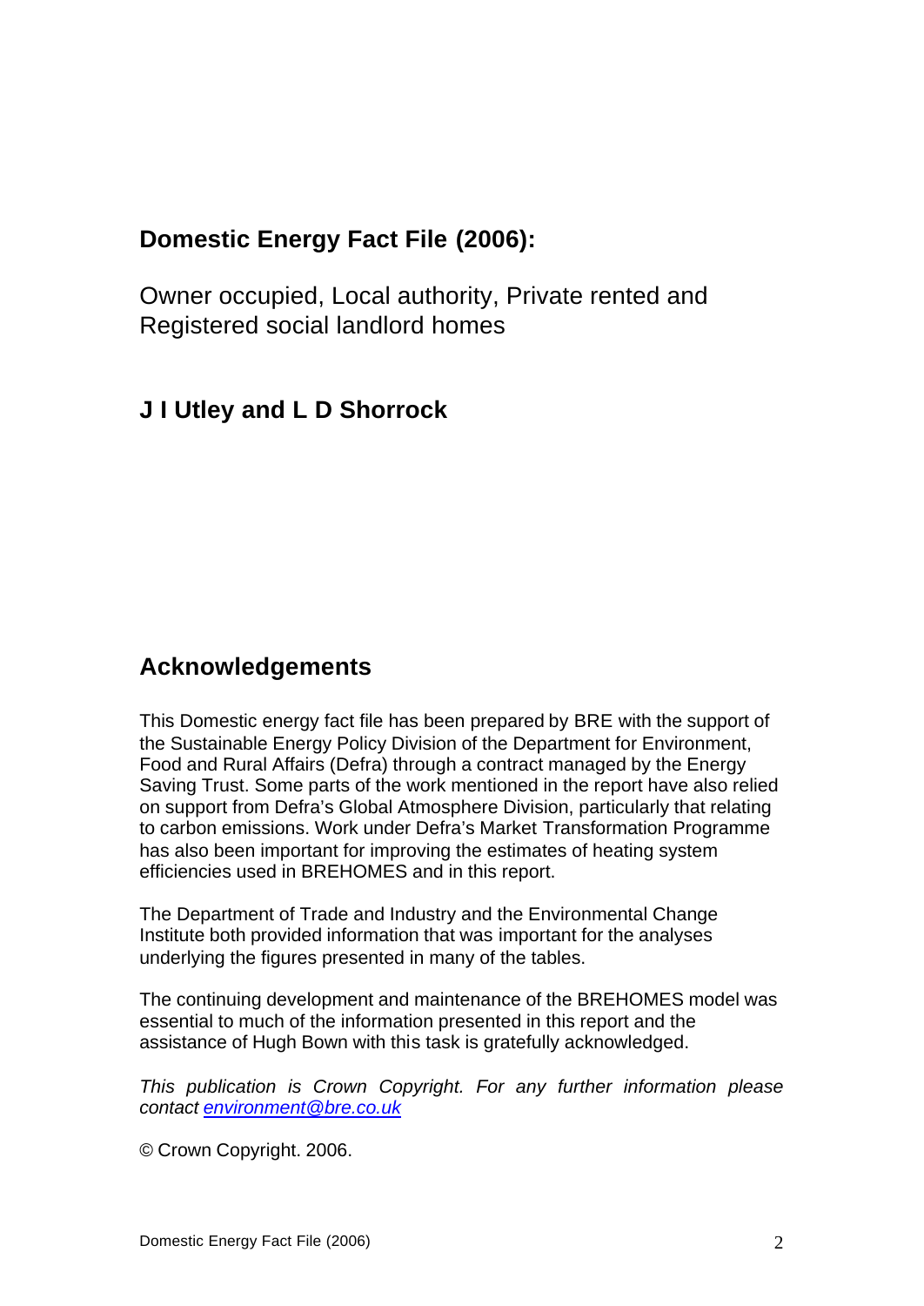## Domestic Energy Fact File (2006):

Owner occupied, Local authority, Private rented and Registered social landlord homes

**J I Utley and L D Shorrock**

## Acknowledgements

This Domestic energy fact file has been prepared by BRE with the support of the Sustainable Energy Policy Division of the Department for Environment, Food and Rural Affairs (Defra) through a contract managed by the Energy Saving Trust. Some parts of the work mentioned in the report have also relied on support from Defra's Global Atmosphere Division, particularly that relating to carbon emissions. Work under Defra's Market Transformation Programme has also been important for improving the estimates of heating system efficiencies used in BREHOMES and in this report.

The Department of Trade and Industry and the Environmental Change Institute both provided information that was important for the analyses underlying the figures presented in many of the tables.

The continuing development and maintenance of the BREHOMES model was essential to much of the information presented in this report and the assistance of Hugh Bown with this task is gratefully acknowledged.

*This publication is Crown Copyright. For any further information please contact environment@bre.co.uk*

© Crown Copyright. 2006.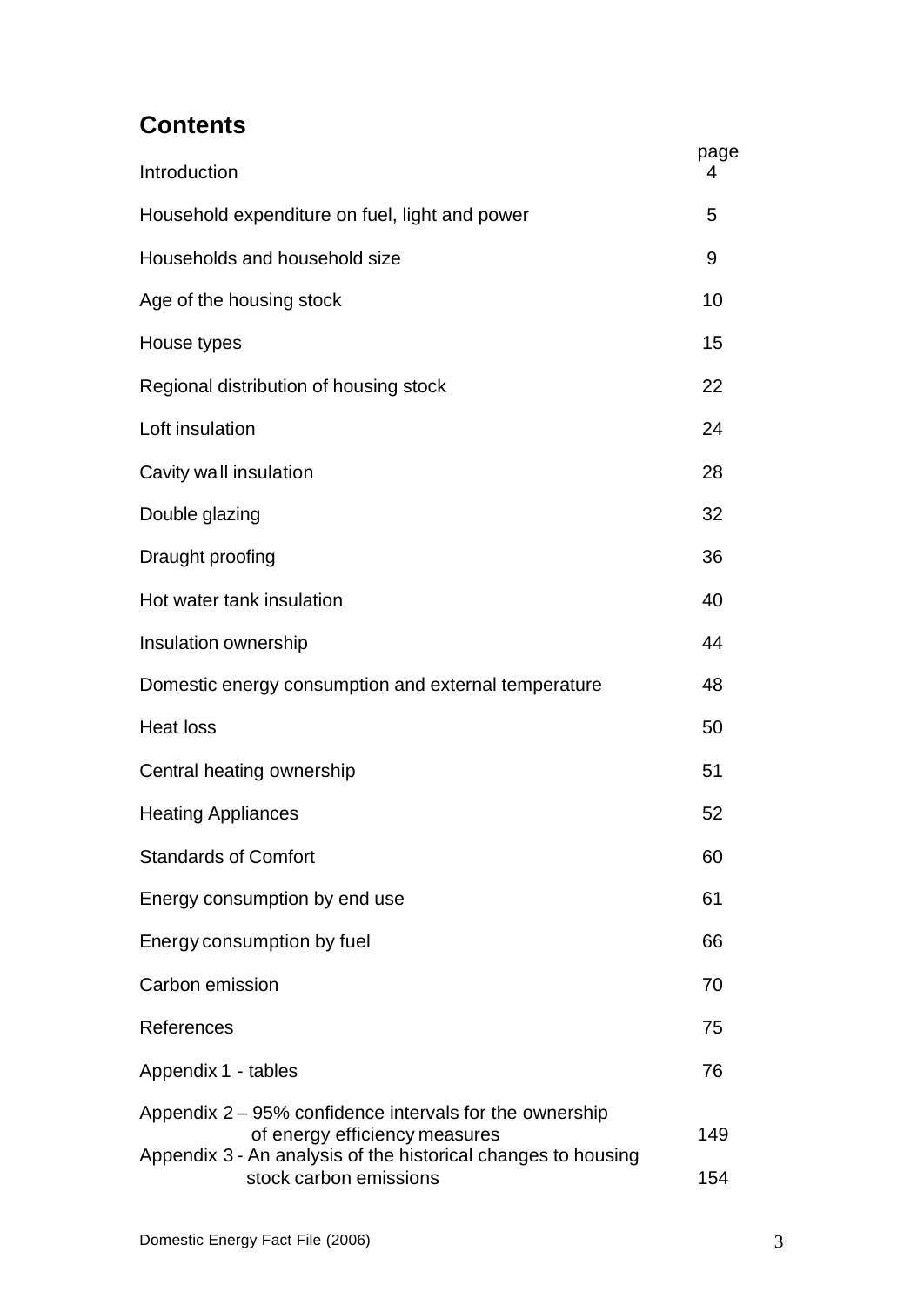## Contents

| | page |
|---|---|
| Introduction | 4 |
| Household expenditure on fuel, light and power | 5 |
| Households and household size | 9 |
| Age of the housing stock | 10 |
| House types | 15 |
| Regional distribution of housing stock | 22 |
| Loft insulation | 24 |
| Cavity wall insulation | 28 |
| Double glazing | 32 |
| Draught proofing | 36 |
| Hot water tank insulation | 40 |
| Insulation ownership | 44 |
| Domestic energy consumption and external temperature | 48 |
| Heat loss | 50 |
| Central heating ownership | 51 |
| Heating Appliances | 52 |
| Standards of Comfort | 60 |
| Energy consumption by end use | 61 |
| Energy consumption by fuel | 66 |
| Carbon emission | 70 |
| References | 75 |
| Appendix 1 - tables | 76 |
| Appendix 2 – 95% confidence intervals for the ownership of energy efficiency measures | 149 |
| Appendix 3 - An analysis of the historical changes to housing stock carbon emissions | 154 |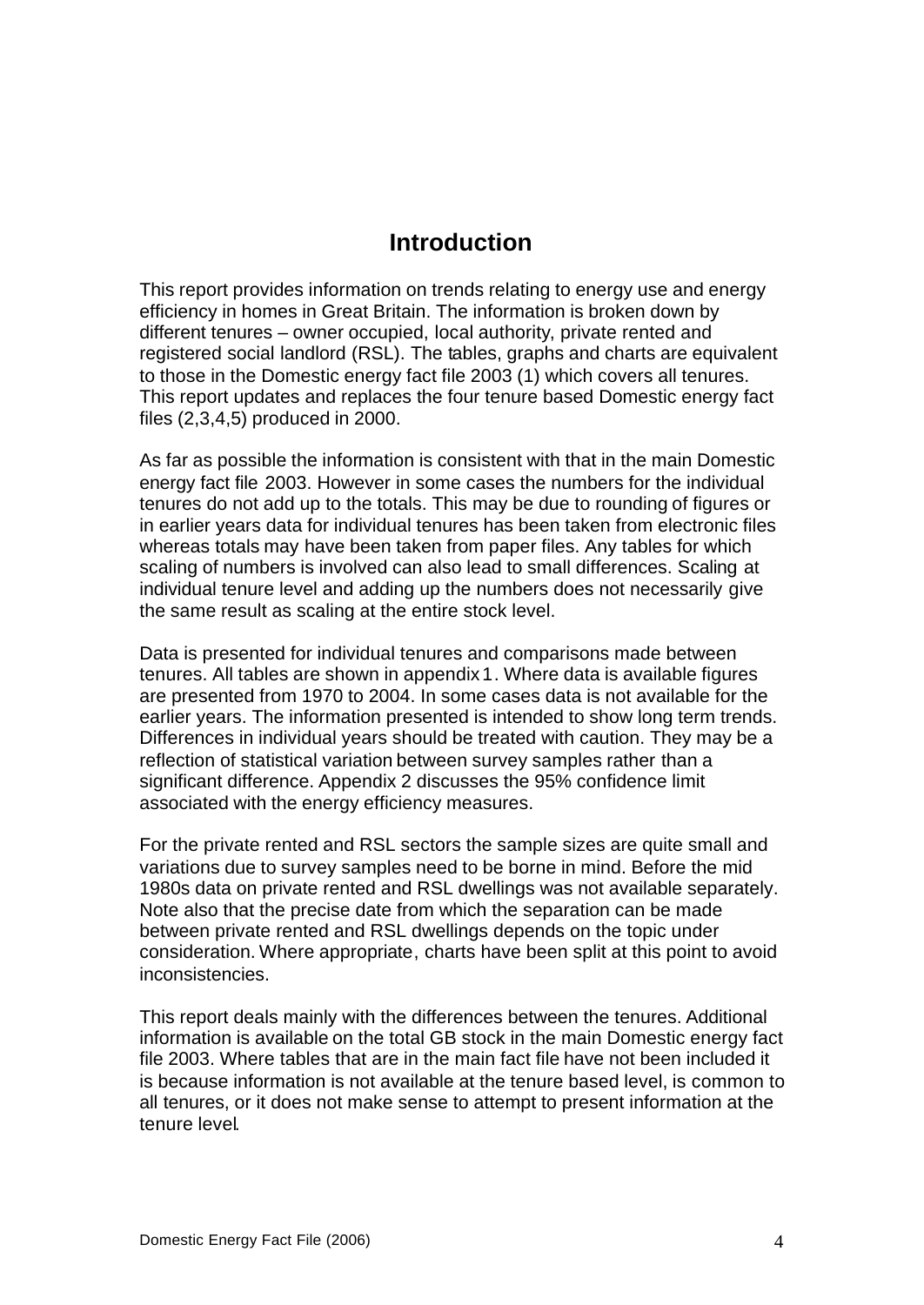# Introduction

This report provides information on trends relating to energy use and energy efficiency in homes in Great Britain. The information is broken down by different tenures – owner occupied, local authority, private rented and registered social landlord (RSL). The tables, graphs and charts are equivalent to those in the Domestic energy fact file 2003 (1) which covers all tenures. This report updates and replaces the four tenure based Domestic energy fact files (2,3,4,5) produced in 2000.

As far as possible the information is consistent with that in the main Domestic energy fact file 2003. However in some cases the numbers for the individual tenures do not add up to the totals. This may be due to rounding of figures or in earlier years data for individual tenures has been taken from electronic files whereas totals may have been taken from paper files. Any tables for which scaling of numbers is involved can also lead to small differences. Scaling at individual tenure level and adding up the numbers does not necessarily give the same result as scaling at the entire stock level.

Data is presented for individual tenures and comparisons made between tenures. All tables are shown in appendix 1. Where data is available figures are presented from 1970 to 2004. In some cases data is not available for the earlier years. The information presented is intended to show long term trends. Differences in individual years should be treated with caution. They may be a reflection of statistical variation between survey samples rather than a significant difference. Appendix 2 discusses the 95% confidence limit associated with the energy efficiency measures.

For the private rented and RSL sectors the sample sizes are quite small and variations due to survey samples need to be borne in mind. Before the mid 1980s data on private rented and RSL dwellings was not available separately. Note also that the precise date from which the separation can be made between private rented and RSL dwellings depends on the topic under consideration. Where appropriate, charts have been split at this point to avoid inconsistencies.

This report deals mainly with the differences between the tenures. Additional information is available on the total GB stock in the main Domestic energy fact file 2003. Where tables that are in the main fact file have not been included it is because information is not available at the tenure based level, is common to all tenures, or it does not make sense to attempt to present information at the tenure level.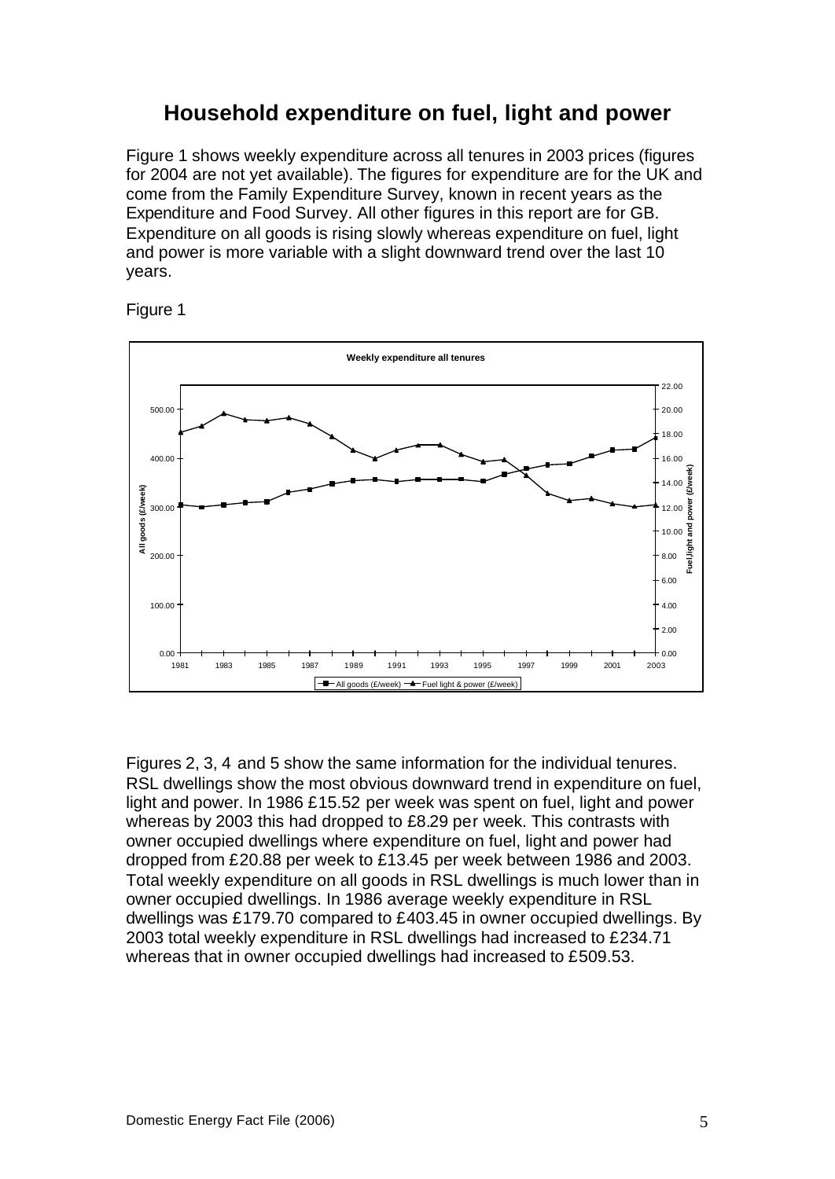# Household expenditure on fuel, light and power

Figure 1 shows weekly expenditure across all tenures in 2003 prices (figures for 2004 are not yet available). The figures for expenditure are for the UK and come from the Family Expenditure Survey, known in recent years as the Expenditure and Food Survey. All other figures in this report are for GB. Expenditure on all goods is rising slowly whereas expenditure on fuel, light and power is more variable with a slight downward trend over the last 10 years.

Figure 1

Figures 2, 3, 4 and 5 show the same information for the individual tenures. RSL dwellings show the most obvious downward trend in expenditure on fuel, light and power. In 1986 £15.52 per week was spent on fuel, light and power whereas by 2003 this had dropped to £8.29 per week. This contrasts with owner occupied dwellings where expenditure on fuel, light and power had dropped from £20.88 per week to £13.45 per week between 1986 and 2003. Total weekly expenditure on all goods in RSL dwellings is much lower than in owner occupied dwellings. In 1986 average weekly expenditure in RSL dwellings was £179.70 compared to £403.45 in owner occupied dwellings. By 2003 total weekly expenditure in RSL dwellings had increased to £234.71 whereas that in owner occupied dwellings had increased to £509.53.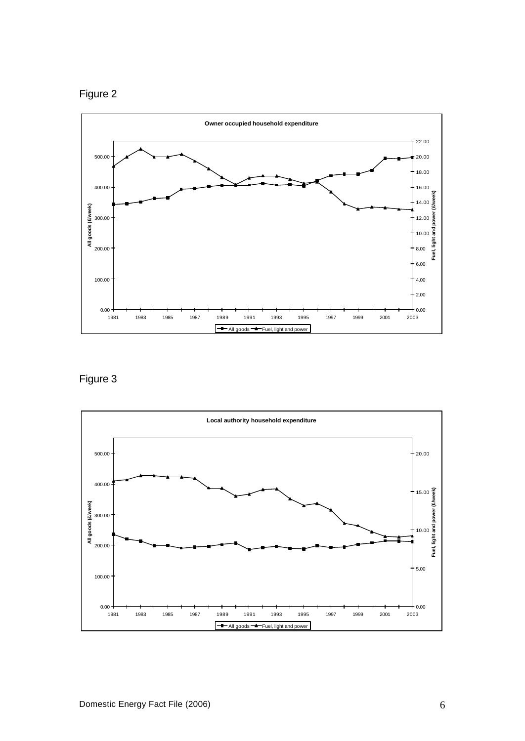Figure 2

Owner occupied household expenditure

Figure 3

Local authority household expenditure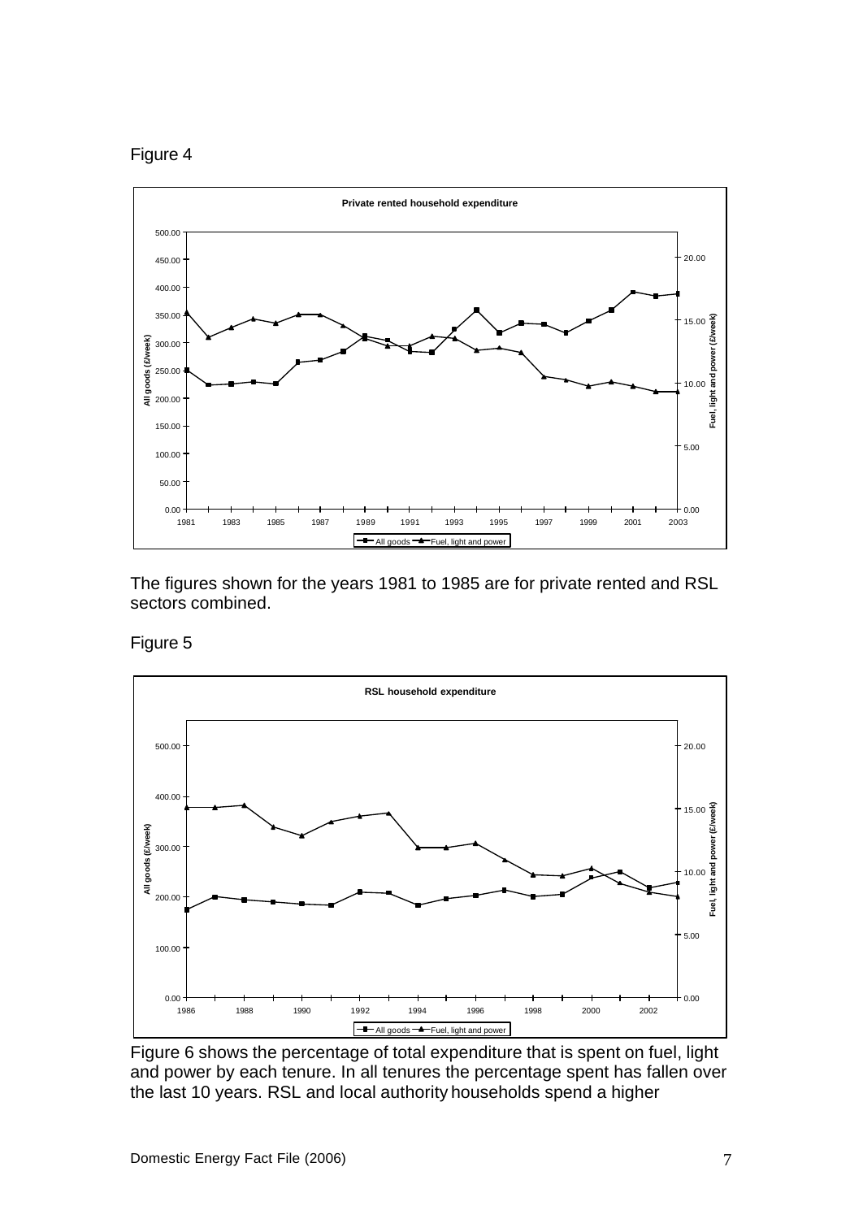Figure 4

The figures shown for the years 1981 to 1985 are for private rented and RSL sectors combined.

Figure 5

Figure 6 shows the percentage of total expenditure that is spent on fuel, light and power by each tenure. In all tenures the percentage spent has fallen over the last 10 years. RSL and local authority households spend a higher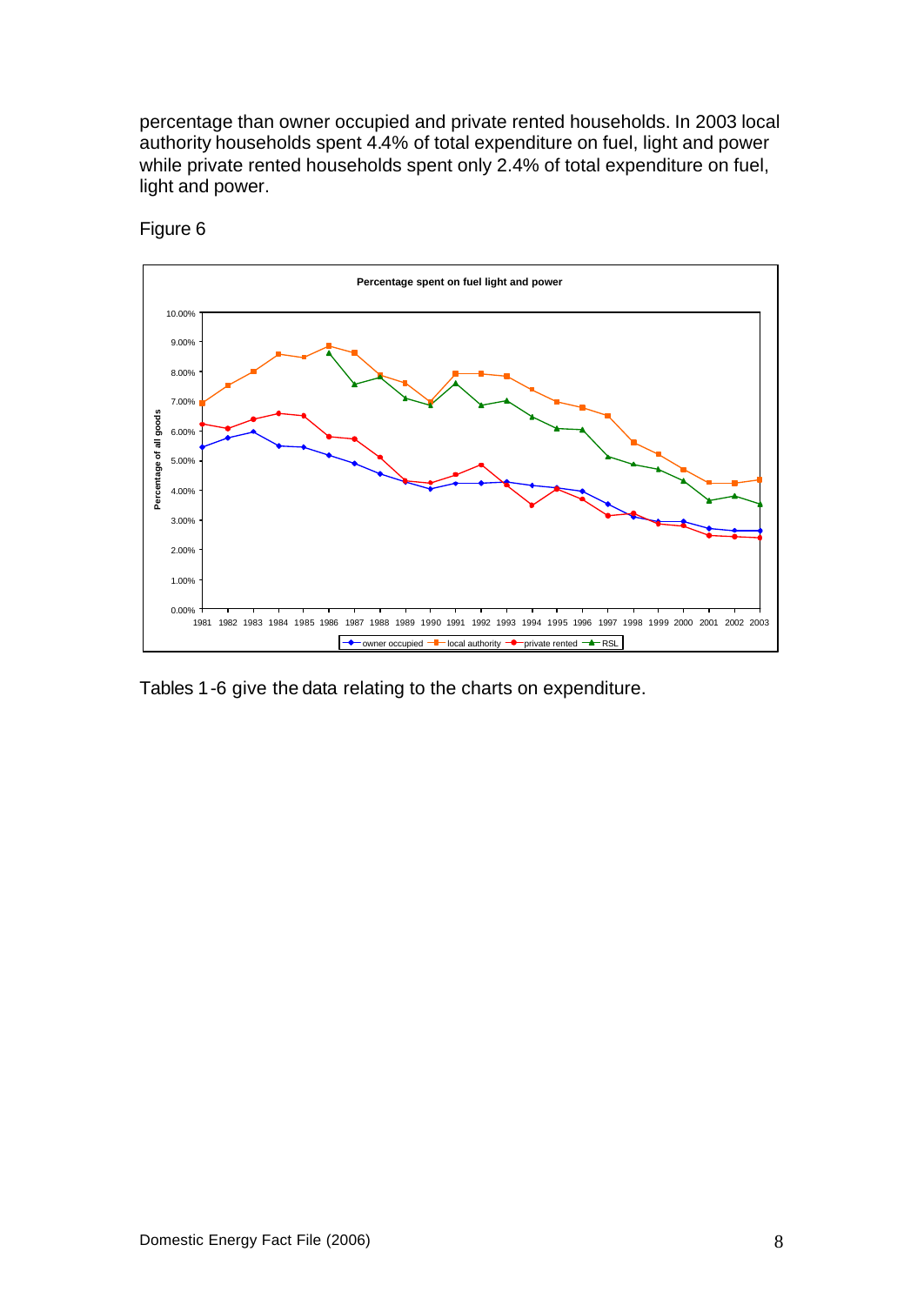percentage than owner occupied and private rented households. In 2003 local authority households spent 4.4% of total expenditure on fuel, light and power while private rented households spent only 2.4% of total expenditure on fuel, light and power.

Figure 6

Tables 1-6 give the data relating to the charts on expenditure.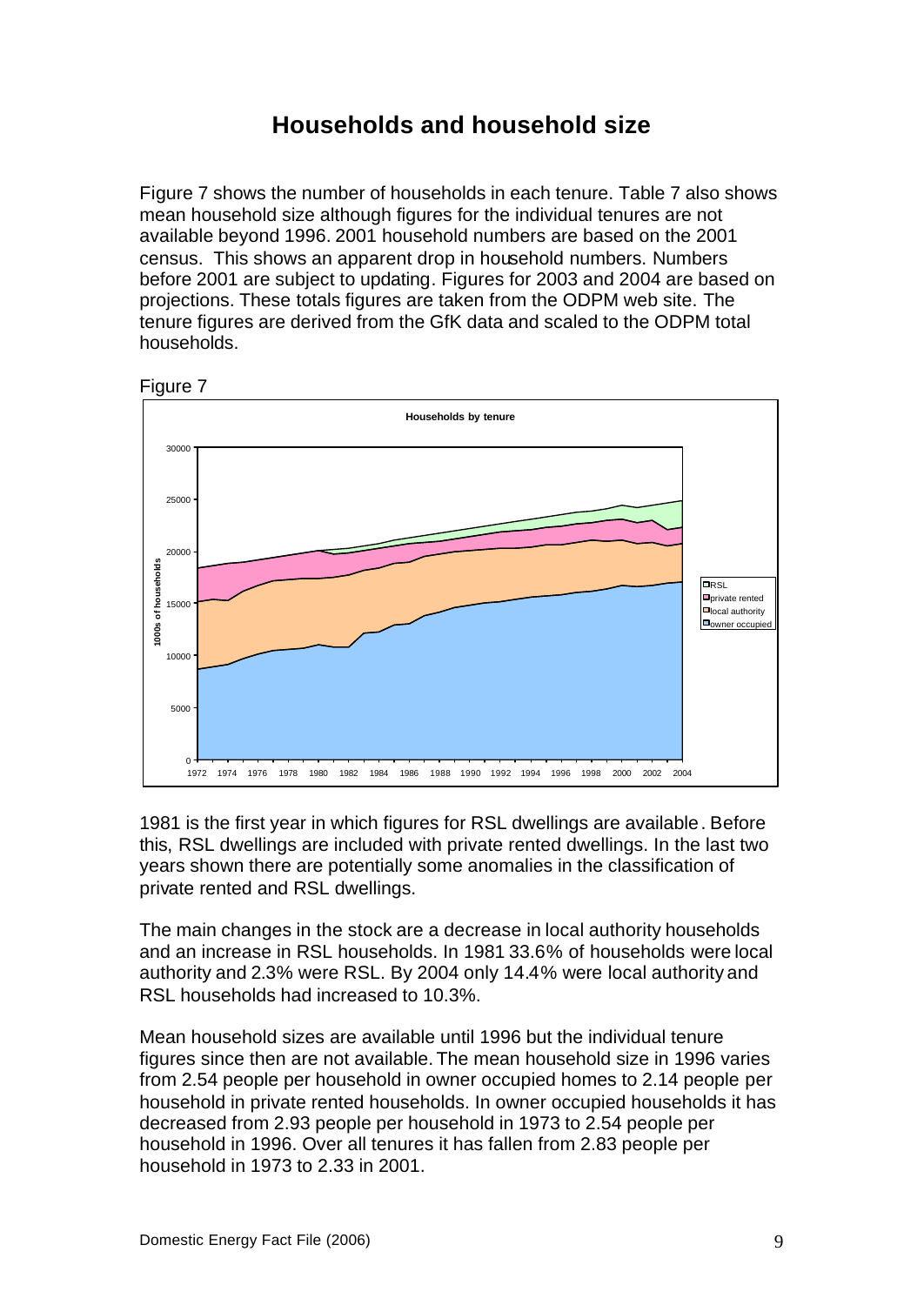# Households and household size

Figure 7 shows the number of households in each tenure. Table 7 also shows mean household size although figures for the individual tenures are not available beyond 1996. 2001 household numbers are based on the 2001 census. This shows an apparent drop in household numbers. Numbers before 2001 are subject to updating. Figures for 2003 and 2004 are based on projections. These totals figures are taken from the ODPM web site. The tenure figures are derived from the GfK data and scaled to the ODPM total households.

Figure 7

1981 is the first year in which figures for RSL dwellings are available. Before this, RSL dwellings are included with private rented dwellings. In the last two years shown there are potentially some anomalies in the classification of private rented and RSL dwellings.

The main changes in the stock are a decrease in local authority households and an increase in RSL households. In 1981 33.6% of households were local authority and 2.3% were RSL. By 2004 only 14.4% were local authority and RSL households had increased to 10.3%.

Mean household sizes are available until 1996 but the individual tenure figures since then are not available. The mean household size in 1996 varies from 2.54 people per household in owner occupied homes to 2.14 people per household in private rented households. In owner occupied households it has decreased from 2.93 people per household in 1973 to 2.54 people per household in 1996. Over all tenures it has fallen from 2.83 people per household in 1973 to 2.33 in 2001.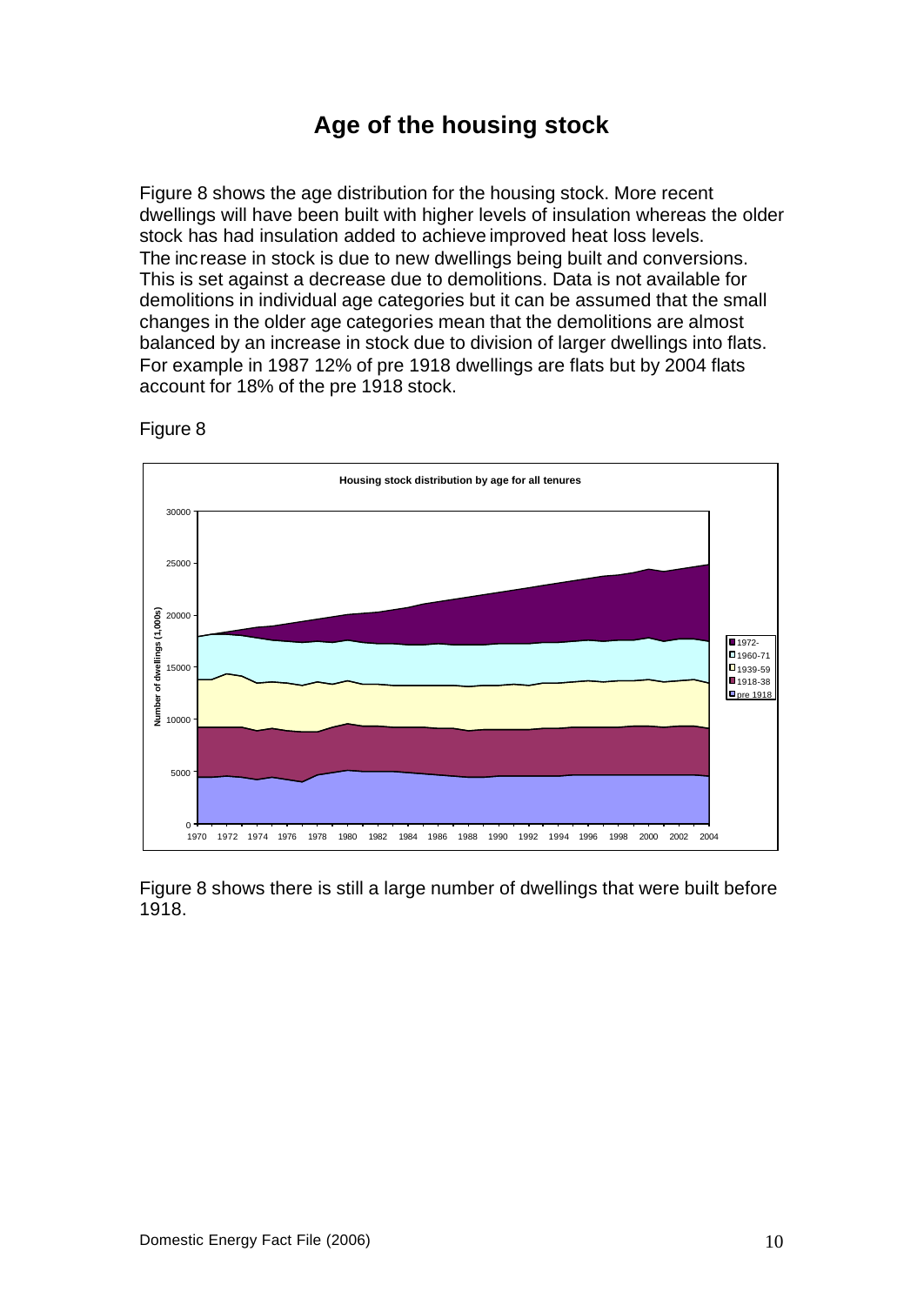# Age of the housing stock

Figure 8 shows the age distribution for the housing stock. More recent dwellings will have been built with higher levels of insulation whereas the older stock has had insulation added to achieve improved heat loss levels. The increase in stock is due to new dwellings being built and conversions. This is set against a decrease due to demolitions. Data is not available for demolitions in individual age categories but it can be assumed that the small changes in the older age categories mean that the demolitions are almost balanced by an increase in stock due to division of larger dwellings into flats. For example in 1987 12% of pre 1918 dwellings are flats but by 2004 flats account for 18% of the pre 1918 stock.

Figure 8

Figure 8 shows there is still a large number of dwellings that were built before 1918.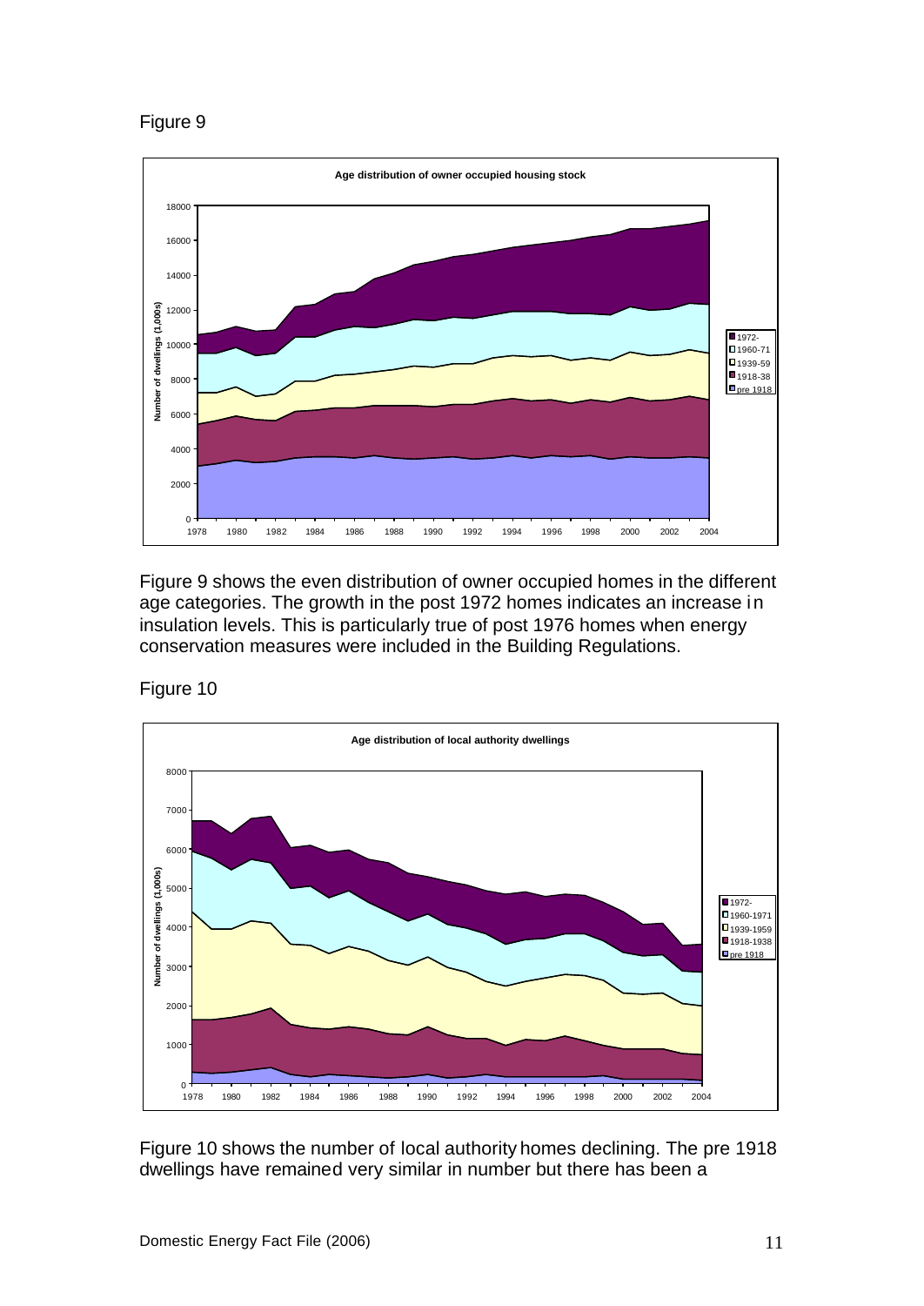Figure 9

Figure 9 shows the even distribution of owner occupied homes in the different age categories. The growth in the post 1972 homes indicates an increase in insulation levels. This is particularly true of post 1976 homes when energy conservation measures were included in the Building Regulations.

Figure 10

Figure 10 shows the number of local authority homes declining. The pre 1918 dwellings have remained very similar in number but there has been a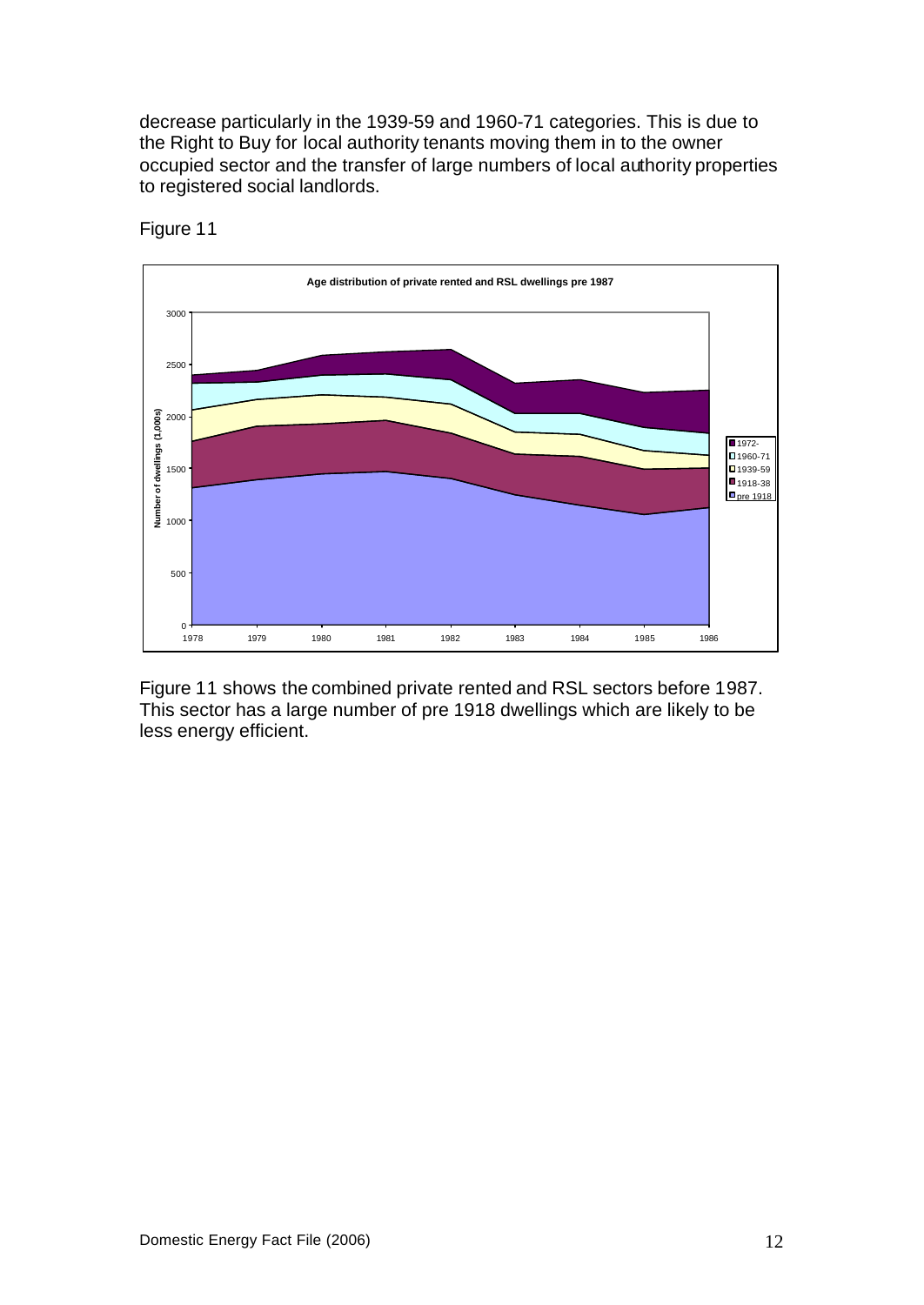decrease particularly in the 1939-59 and 1960-71 categories. This is due to the Right to Buy for local authority tenants moving them in to the owner occupied sector and the transfer of large numbers of local authority properties to registered social landlords.

Figure 11

Figure 11 shows the combined private rented and RSL sectors before 1987. This sector has a large number of pre 1918 dwellings which are likely to be less energy efficient.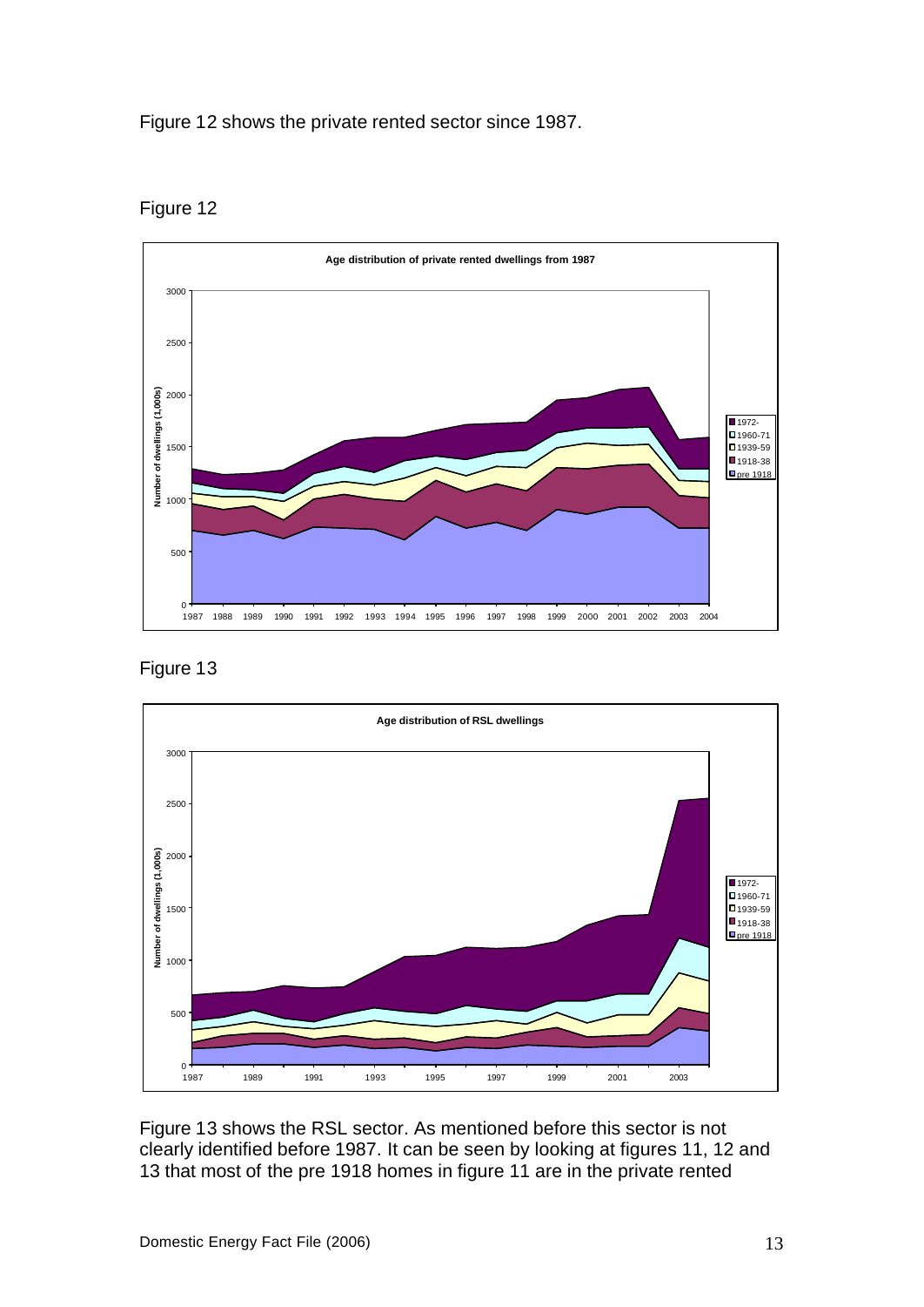Figure 12 shows the private rented sector since 1987.

Figure 12

Figure 13

Figure 13 shows the RSL sector. As mentioned before this sector is not clearly identified before 1987. It can be seen by looking at figures 11, 12 and 13 that most of the pre 1918 homes in figure 11 are in the private rented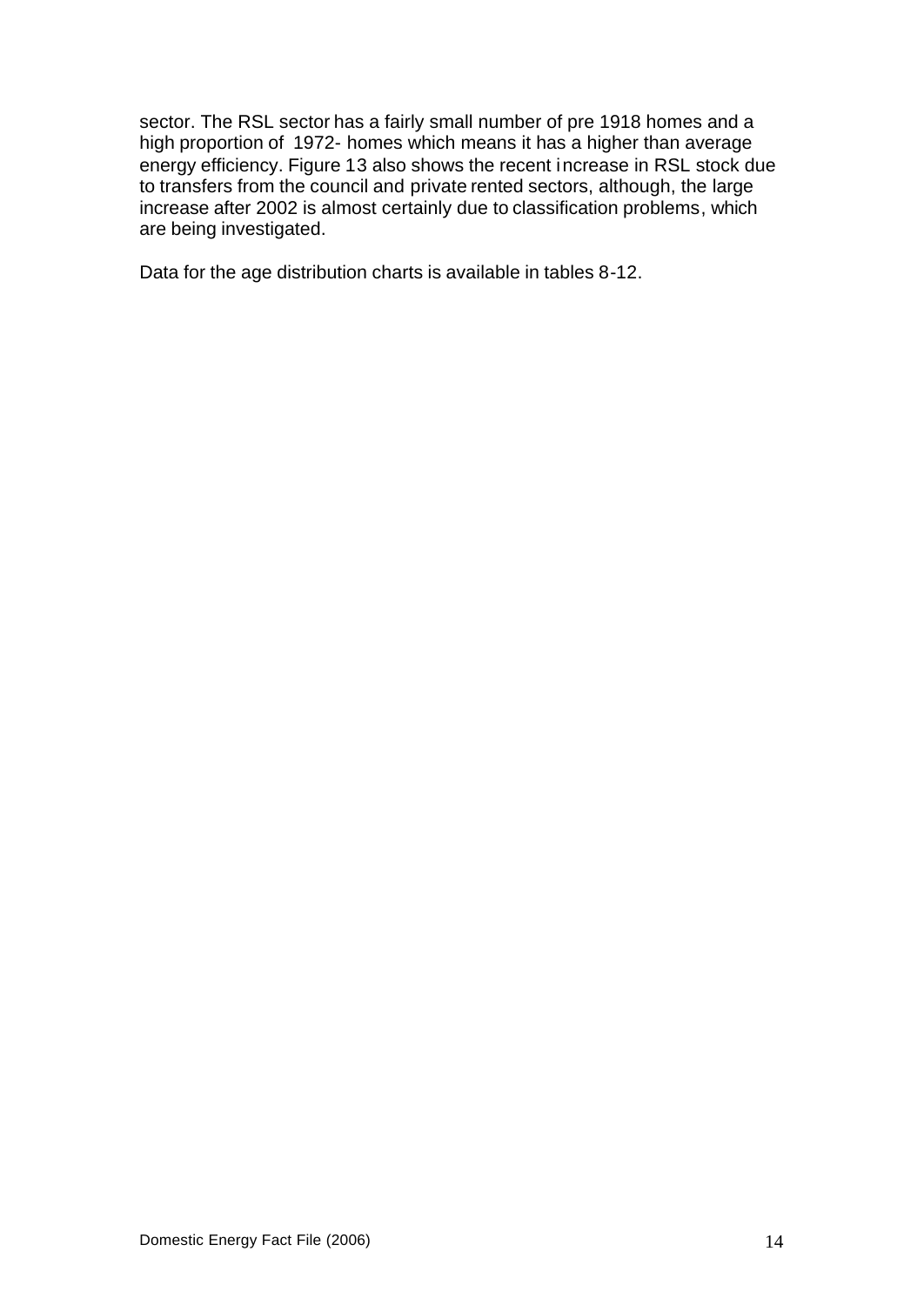sector. The RSL sector has a fairly small number of pre 1918 homes and a high proportion of 1972- homes which means it has a higher than average energy efficiency. Figure 13 also shows the recent increase in RSL stock due to transfers from the council and private rented sectors, although, the large increase after 2002 is almost certainly due to classification problems, which are being investigated.

Data for the age distribution charts is available in tables 8-12.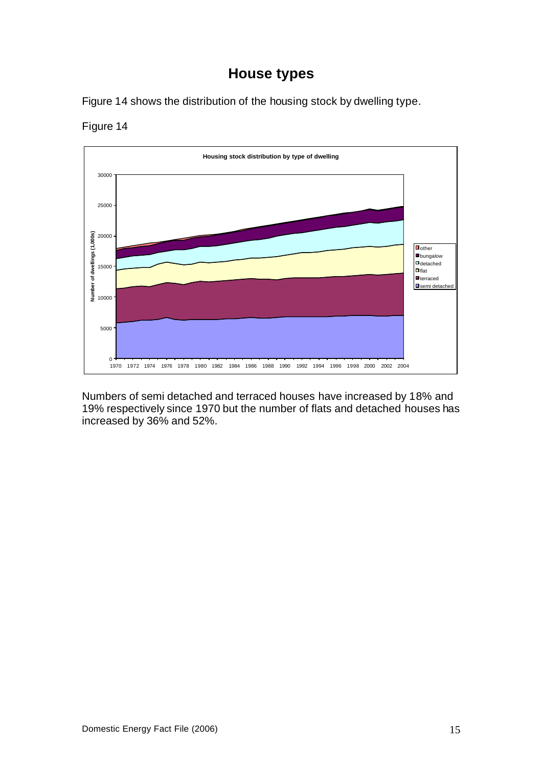# House types

Figure 14 shows the distribution of the housing stock by dwelling type.

Figure 14

Numbers of semi detached and terraced houses have increased by 18% and 19% respectively since 1970 but the number of flats and detached houses has increased by 36% and 52%.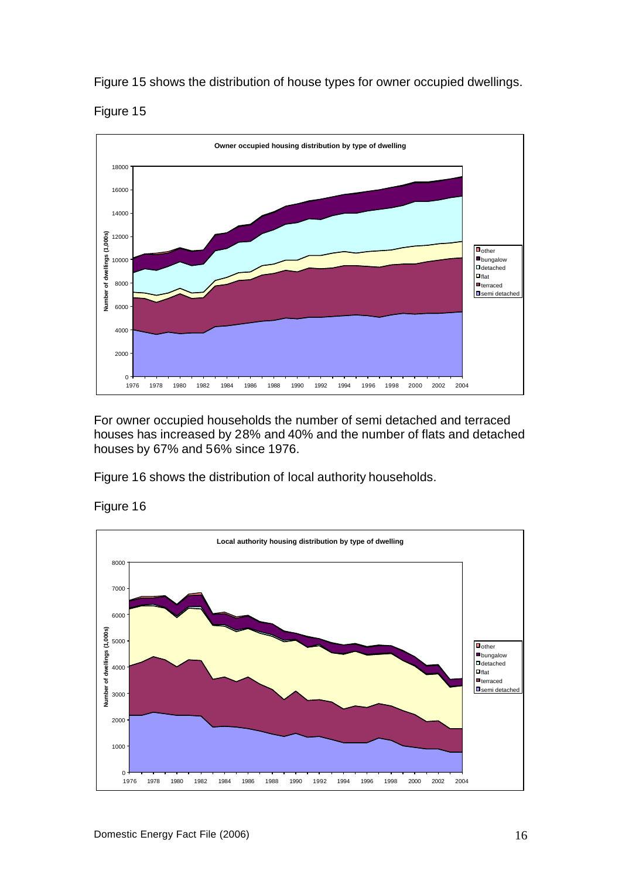Figure 15 shows the distribution of house types for owner occupied dwellings.

Figure 15

For owner occupied households the number of semi detached and terraced houses has increased by 28% and 40% and the number of flats and detached houses by 67% and 56% since 1976.

Figure 16 shows the distribution of local authority households.

Figure 16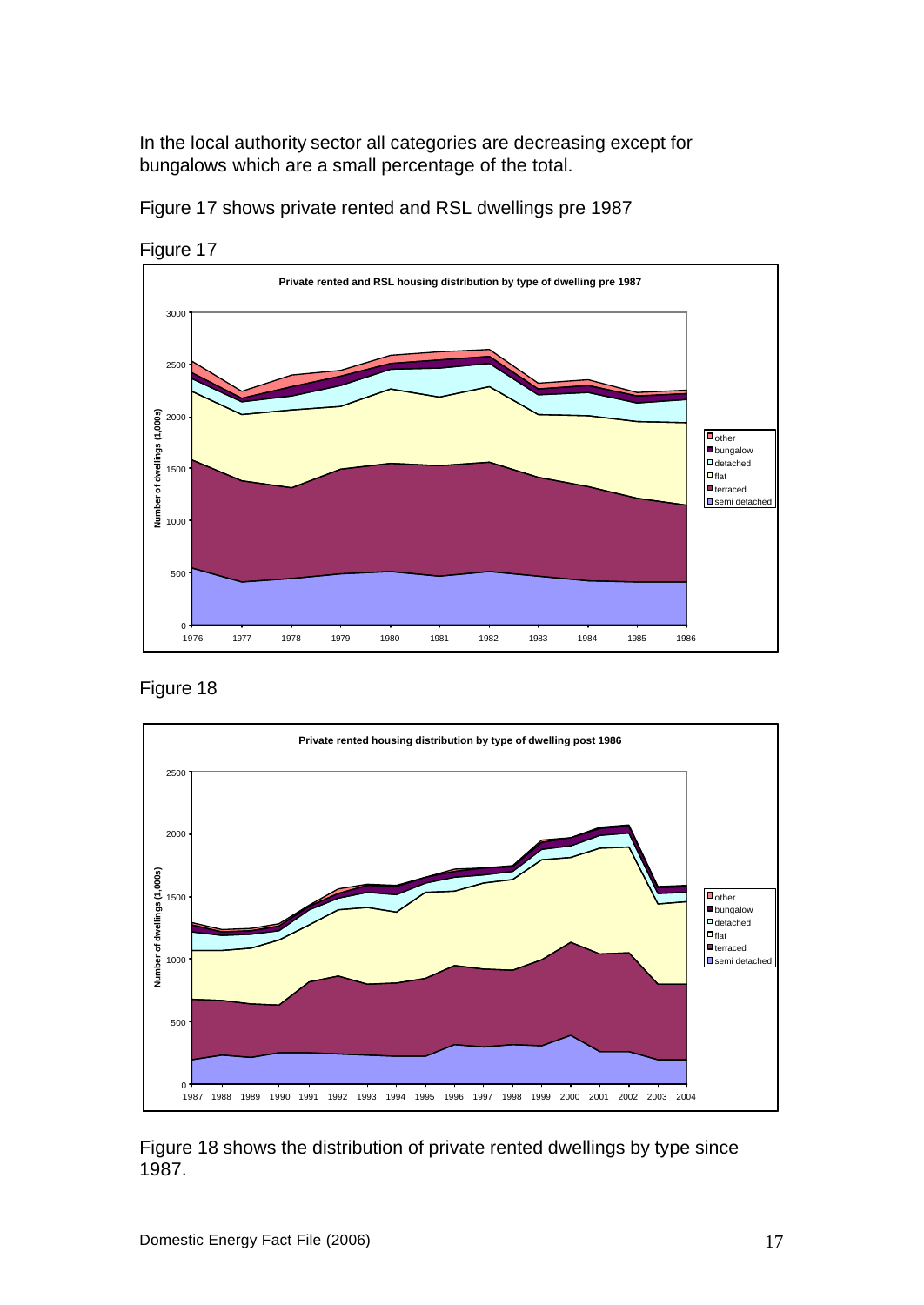In the local authority sector all categories are decreasing except for bungalows which are a small percentage of the total.

Figure 17 shows private rented and RSL dwellings pre 1987

Figure 17

Figure 18

Figure 18 shows the distribution of private rented dwellings by type since 1987.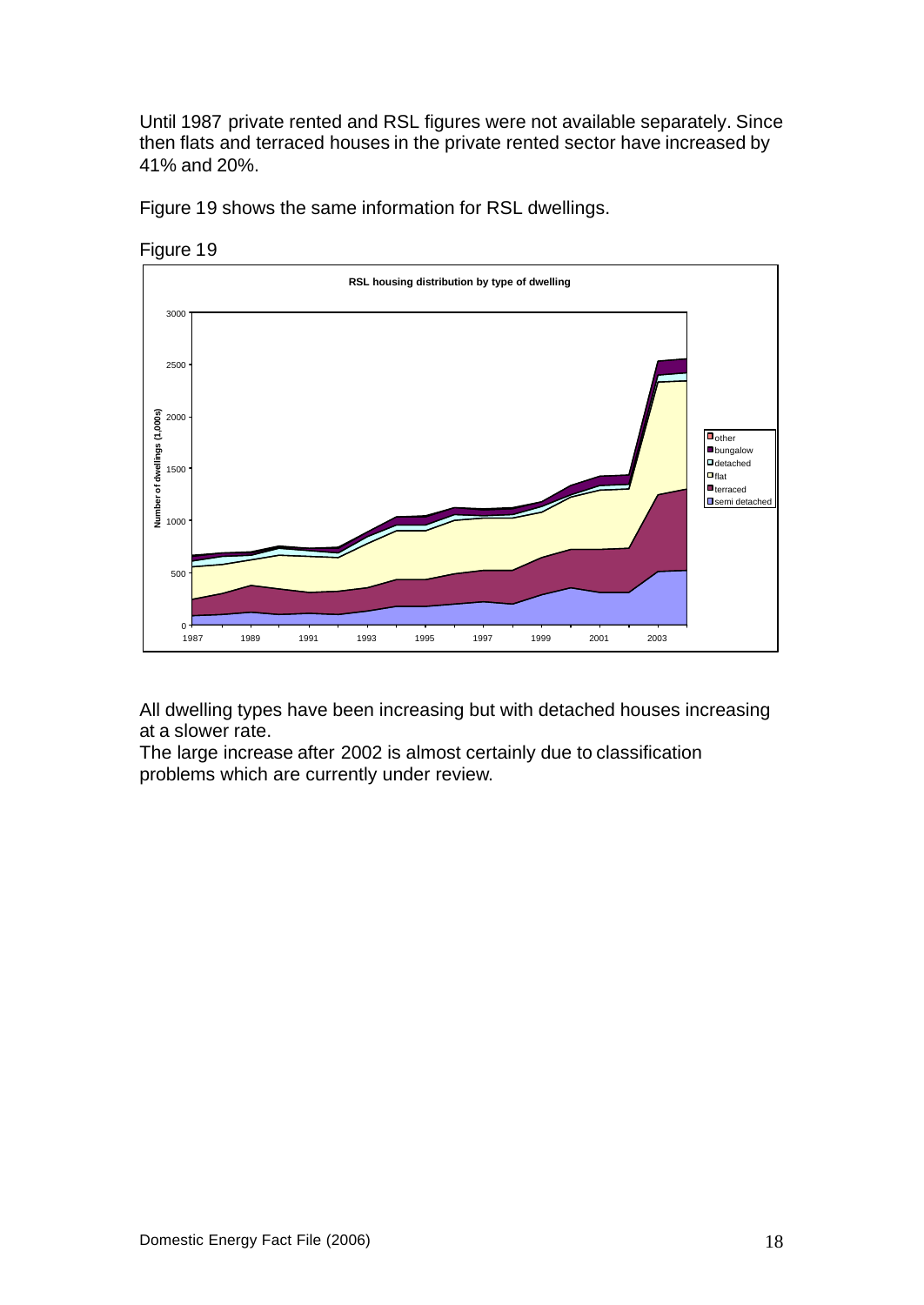Until 1987 private rented and RSL figures were not available separately. Since then flats and terraced houses in the private rented sector have increased by 41% and 20%.

Figure 19 shows the same information for RSL dwellings.

Figure 19

All dwelling types have been increasing but with detached houses increasing at a slower rate.
The large increase after 2002 is almost certainly due to classification problems which are currently under review.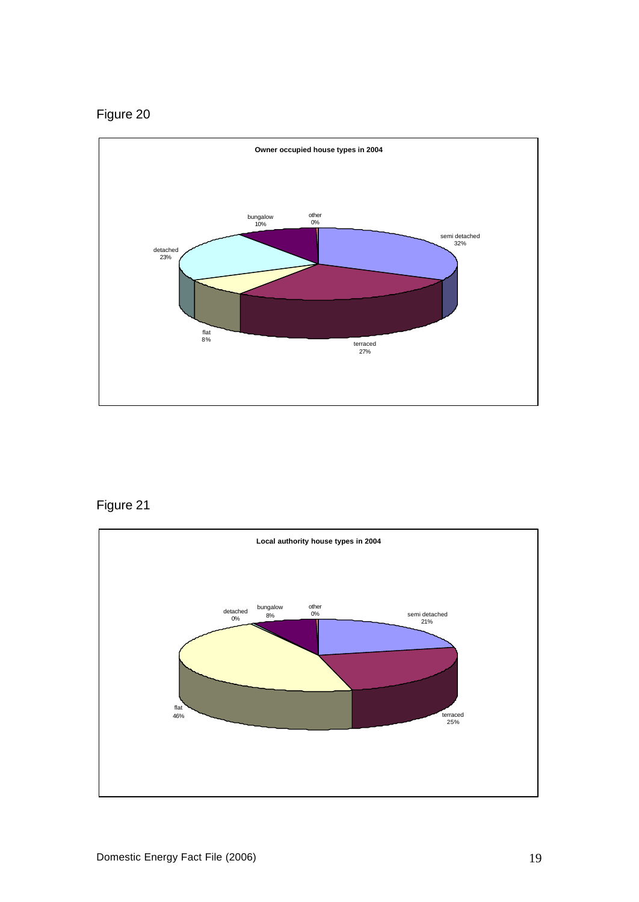Figure 20

**Owner occupied house types in 2004**

| House type | Percentage |
| --- | --- |
| semi detached | 32% |
| terraced | 27% |
| flat | 8% |
| detached | 23% |
| bungalow | 10% |
| other | 0% |

Figure 21

**Local authority house types in 2004**

| House type | Percentage |
| --- | --- |
| semi detached | 21% |
| terraced | 25% |
| flat | 46% |
| detached | 0% |
| bungalow | 8% |
| other | 0% |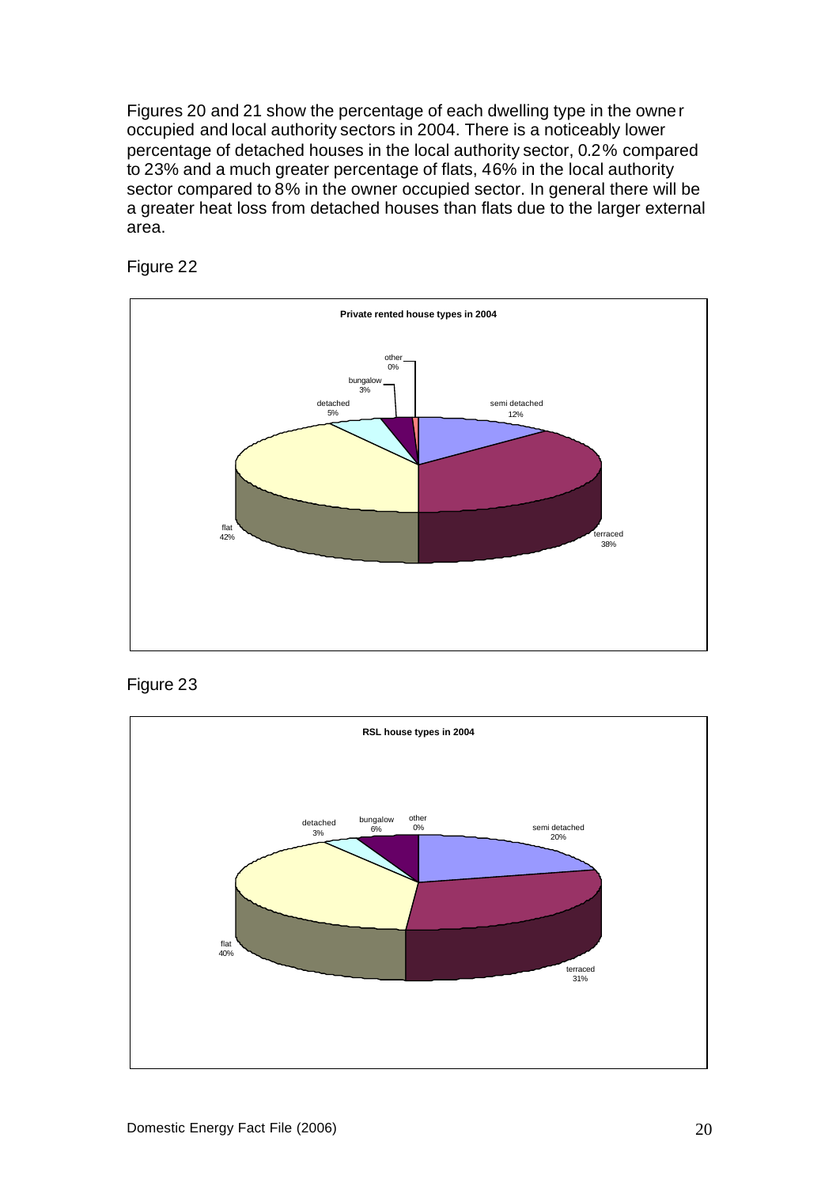Figures 20 and 21 show the percentage of each dwelling type in the owner occupied and local authority sectors in 2004. There is a noticeably lower percentage of detached houses in the local authority sector, 0.2% compared to 23% and a much greater percentage of flats, 46% in the local authority sector compared to 8% in the owner occupied sector. In general there will be a greater heat loss from detached houses than flats due to the larger external area.

Figure 22

**Private rented house types in 2004**

| House type | Percentage |
|---|---|
| semi detached | 12% |
| terraced | 38% |
| flat | 42% |
| detached | 5% |
| bungalow | 3% |
| other | 0% |

Figure 23

**RSL house types in 2004**

| House type | Percentage |
|---|---|
| semi detached | 20% |
| terraced | 31% |
| flat | 40% |
| detached | 3% |
| bungalow | 6% |
| other | 0% |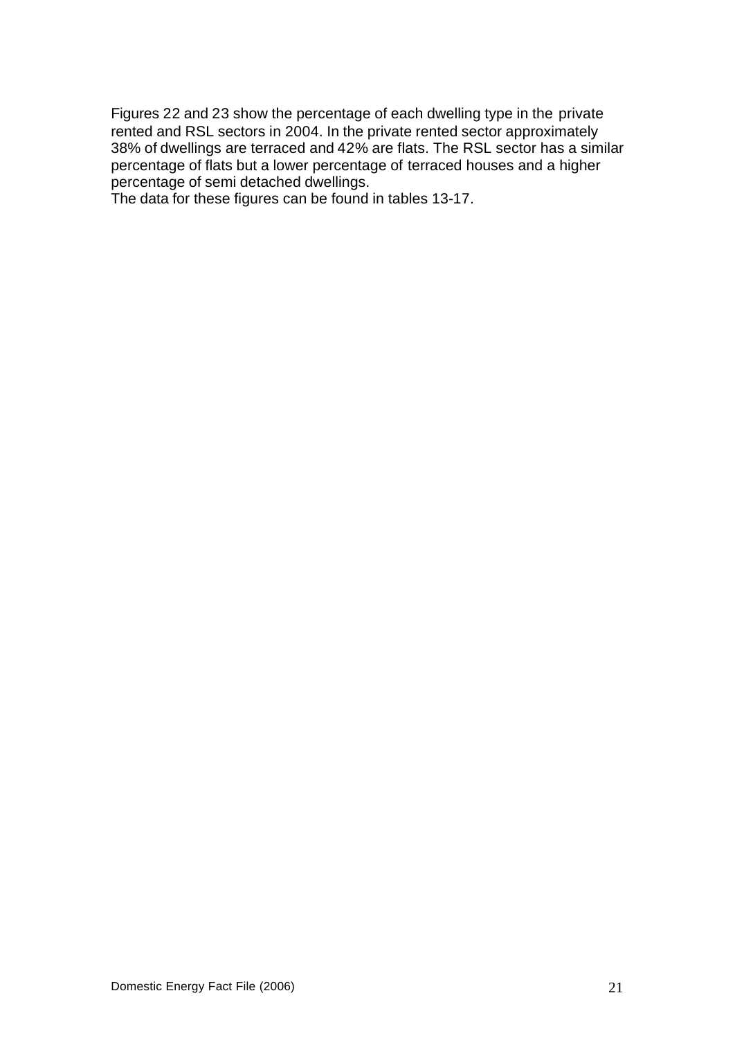Figures 22 and 23 show the percentage of each dwelling type in the private rented and RSL sectors in 2004. In the private rented sector approximately 38% of dwellings are terraced and 42% are flats. The RSL sector has a similar percentage of flats but a lower percentage of terraced houses and a higher percentage of semi detached dwellings.
The data for these figures can be found in tables 13-17.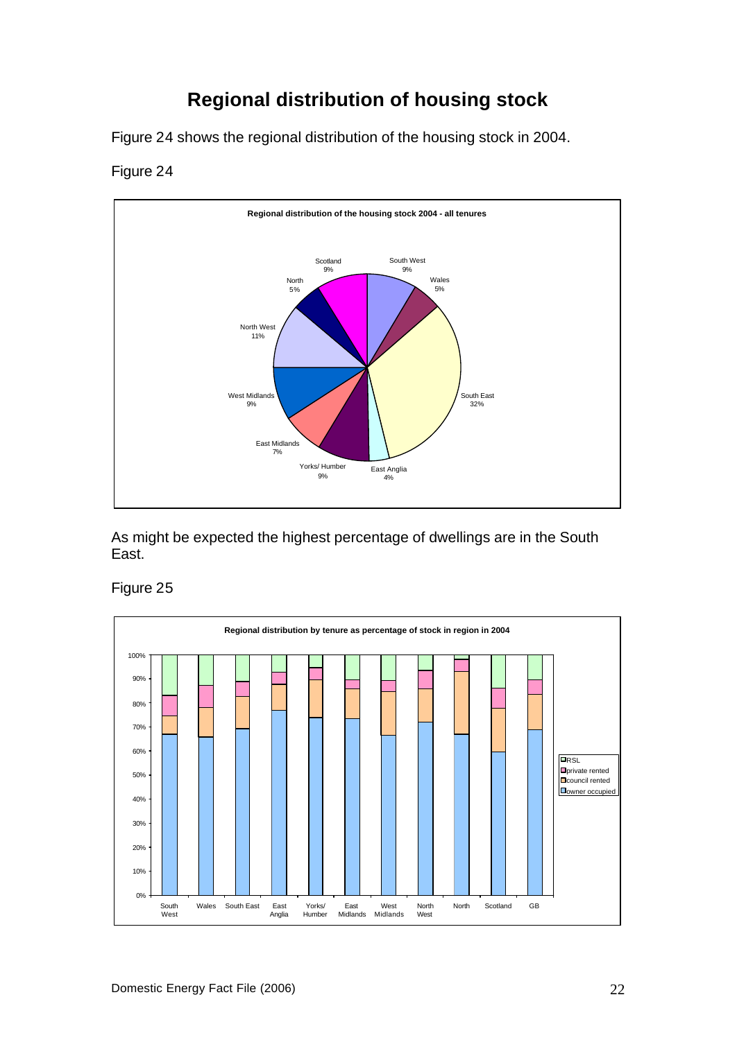# Regional distribution of housing stock

Figure 24 shows the regional distribution of the housing stock in 2004.

Figure 24

As might be expected the highest percentage of dwellings are in the South East.

Figure 25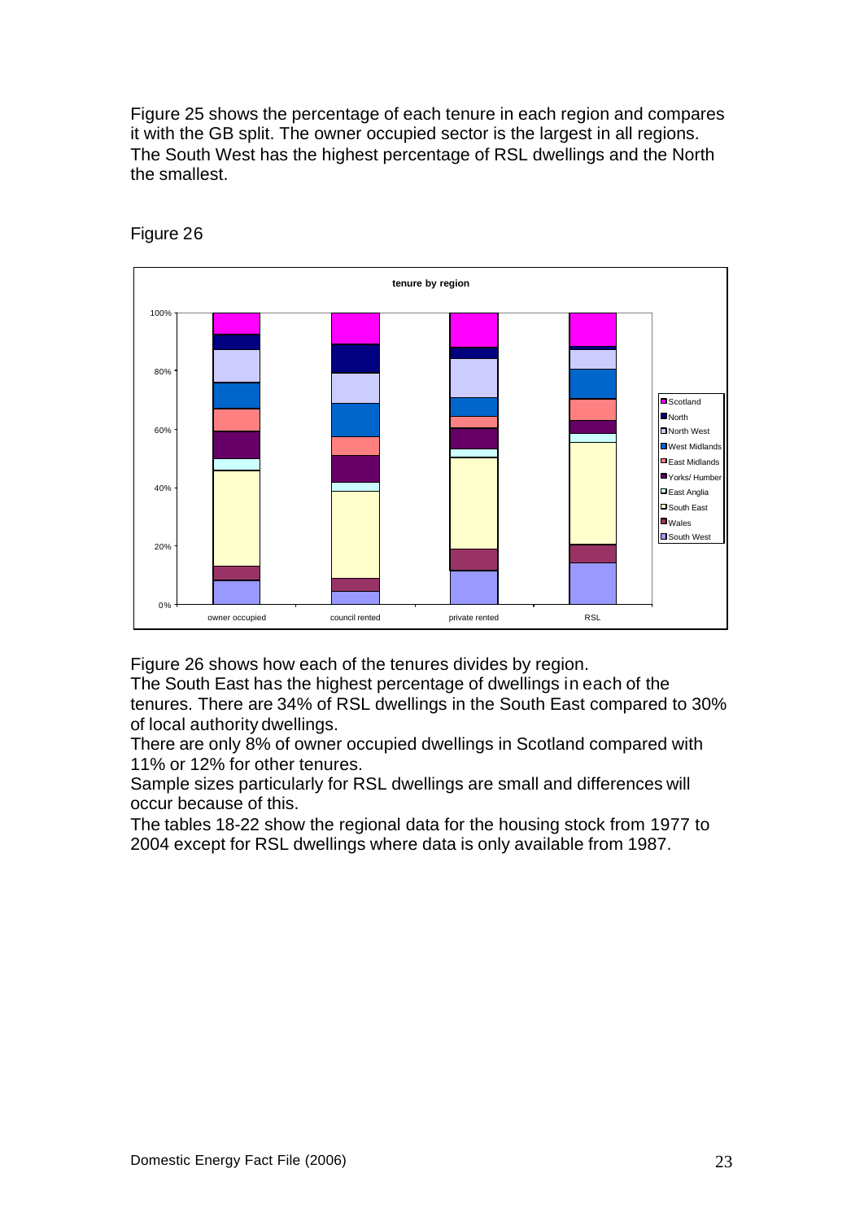Figure 25 shows the percentage of each tenure in each region and compares it with the GB split. The owner occupied sector is the largest in all regions. The South West has the highest percentage of RSL dwellings and the North the smallest.

Figure 26

Figure 26 shows how each of the tenures divides by region.
The South East has the highest percentage of dwellings in each of the tenures. There are 34% of RSL dwellings in the South East compared to 30% of local authority dwellings.
There are only 8% of owner occupied dwellings in Scotland compared with 11% or 12% for other tenures.
Sample sizes particularly for RSL dwellings are small and differences will occur because of this.
The tables 18-22 show the regional data for the housing stock from 1977 to 2004 except for RSL dwellings where data is only available from 1987.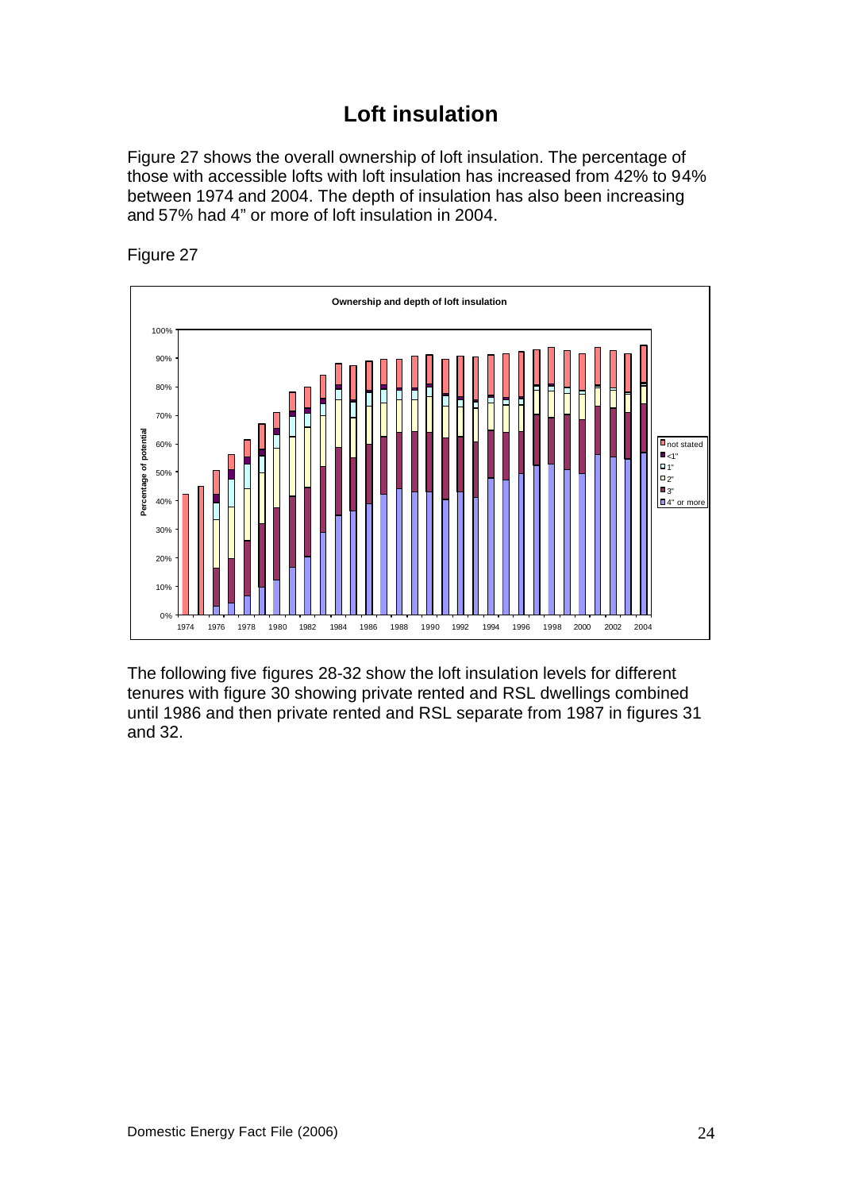# Loft insulation

Figure 27 shows the overall ownership of loft insulation. The percentage of those with accessible lofts with loft insulation has increased from 42% to 94% between 1974 and 2004. The depth of insulation has also been increasing and 57% had 4" or more of loft insulation in 2004.

Figure 27

The following five figures 28-32 show the loft insulation levels for different tenures with figure 30 showing private rented and RSL dwellings combined until 1986 and then private rented and RSL separate from 1987 in figures 31 and 32.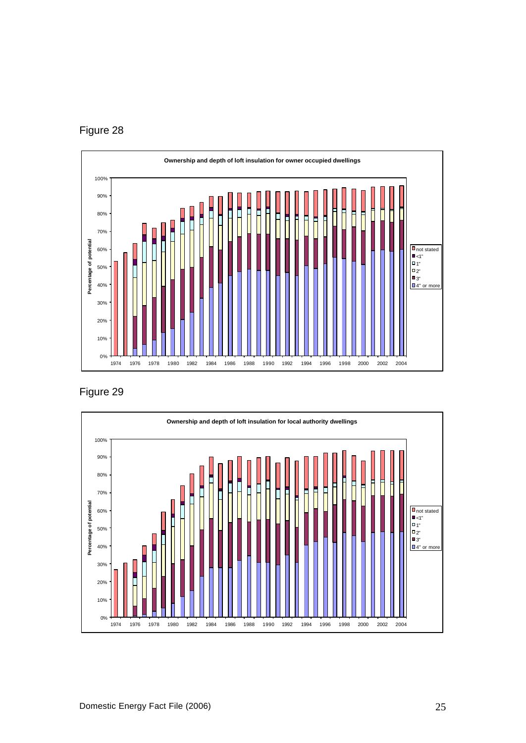Figure 28

**Ownership and depth of loft insulation for owner occupied dwellings**

Figure 29

**Ownership and depth of loft insulation for local authority dwellings**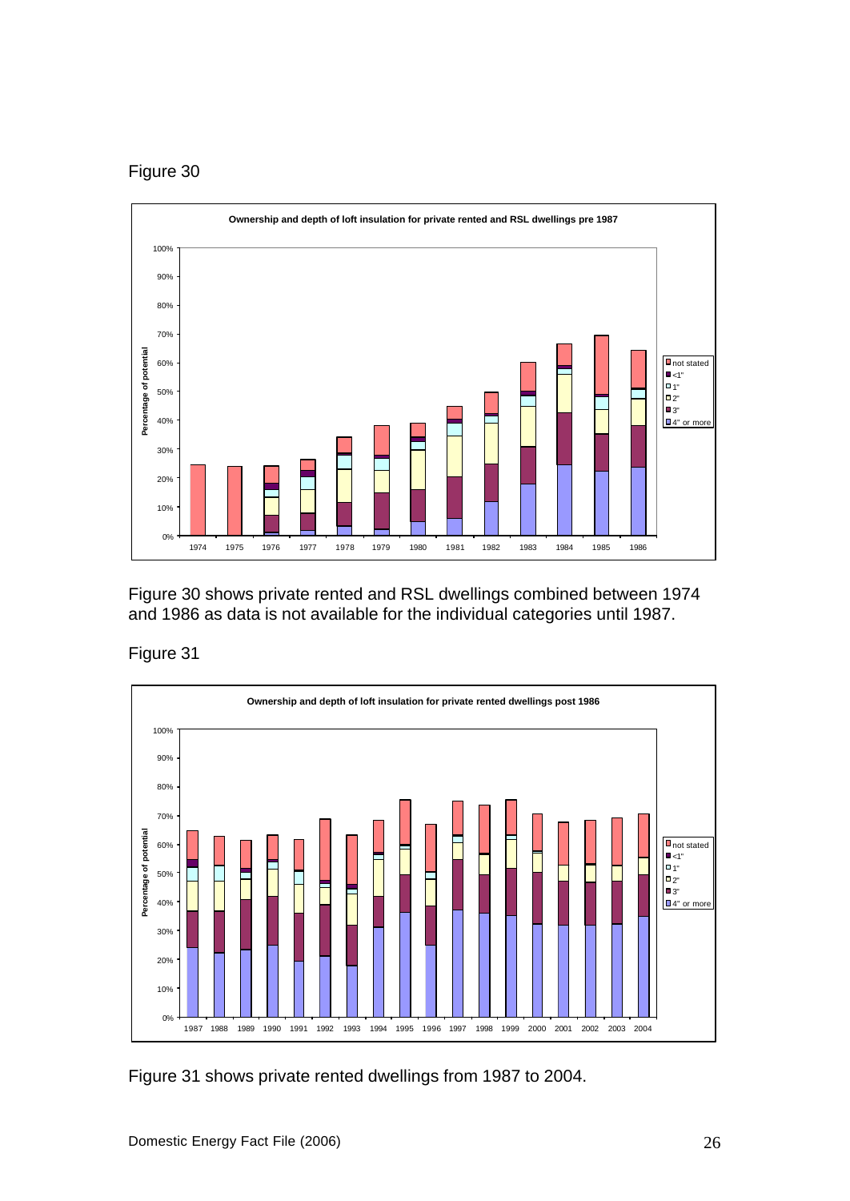Figure 30

Figure 30 shows private rented and RSL dwellings combined between 1974 and 1986 as data is not available for the individual categories until 1987.

Figure 31

Figure 31 shows private rented dwellings from 1987 to 2004.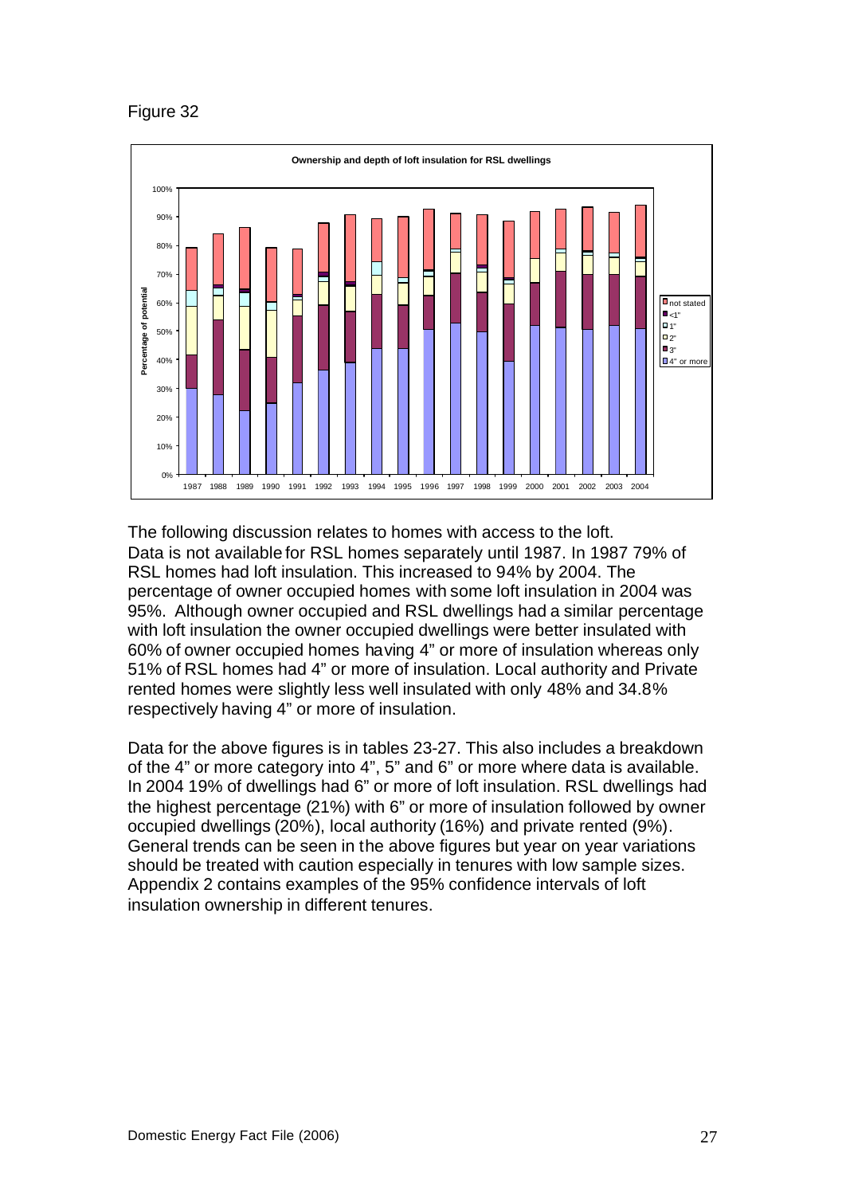Figure 32

The following discussion relates to homes with access to the loft.
Data is not available for RSL homes separately until 1987. In 1987 79% of RSL homes had loft insulation. This increased to 94% by 2004. The percentage of owner occupied homes with some loft insulation in 2004 was 95%. Although owner occupied and RSL dwellings had a similar percentage with loft insulation the owner occupied dwellings were better insulated with 60% of owner occupied homes having 4" or more of insulation whereas only 51% of RSL homes had 4" or more of insulation. Local authority and Private rented homes were slightly less well insulated with only 48% and 34.8% respectively having 4" or more of insulation.

Data for the above figures is in tables 23-27. This also includes a breakdown of the 4" or more category into 4", 5" and 6" or more where data is available. In 2004 19% of dwellings had 6" or more of loft insulation. RSL dwellings had the highest percentage (21%) with 6" or more of insulation followed by owner occupied dwellings (20%), local authority (16%) and private rented (9%). General trends can be seen in the above figures but year on year variations should be treated with caution especially in tenures with low sample sizes. Appendix 2 contains examples of the 95% confidence intervals of loft insulation ownership in different tenures.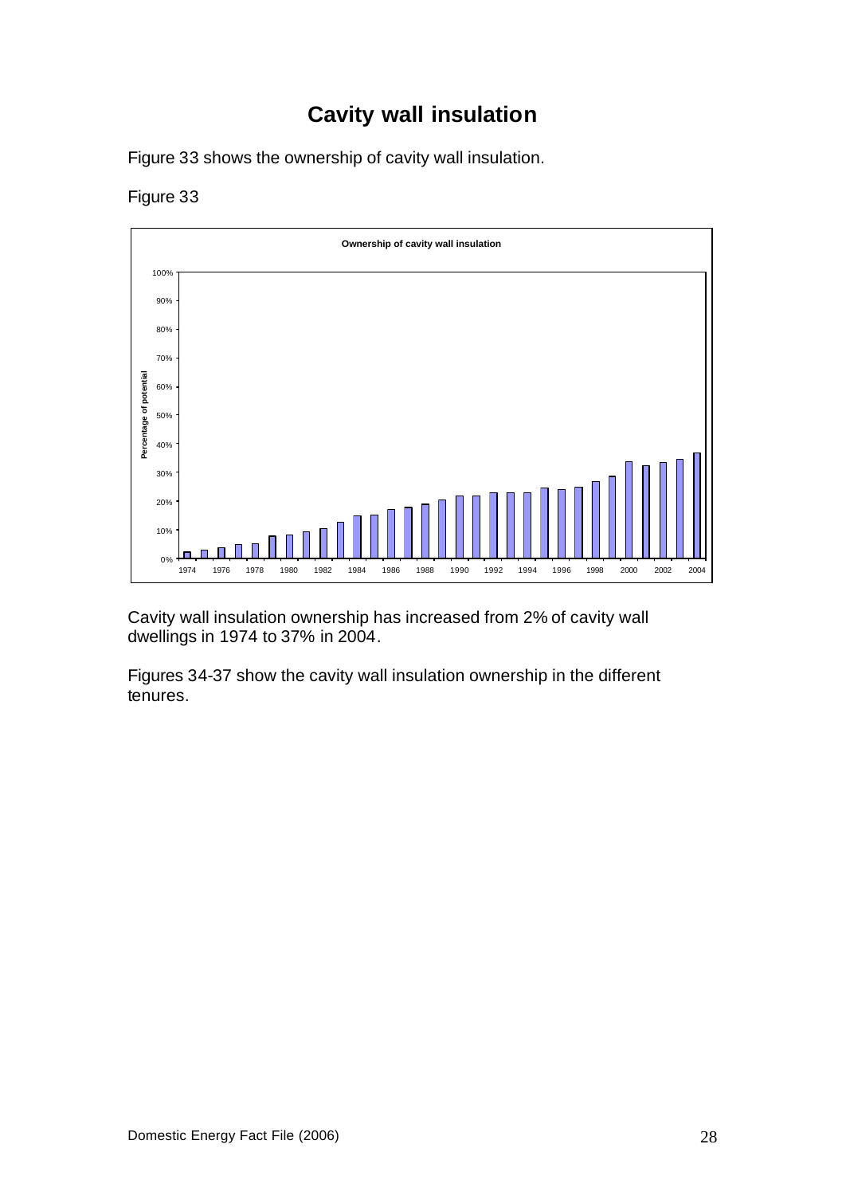# Cavity wall insulation

Figure 33 shows the ownership of cavity wall insulation.

Figure 33

Cavity wall insulation ownership has increased from 2% of cavity wall dwellings in 1974 to 37% in 2004.

Figures 34-37 show the cavity wall insulation ownership in the different tenures.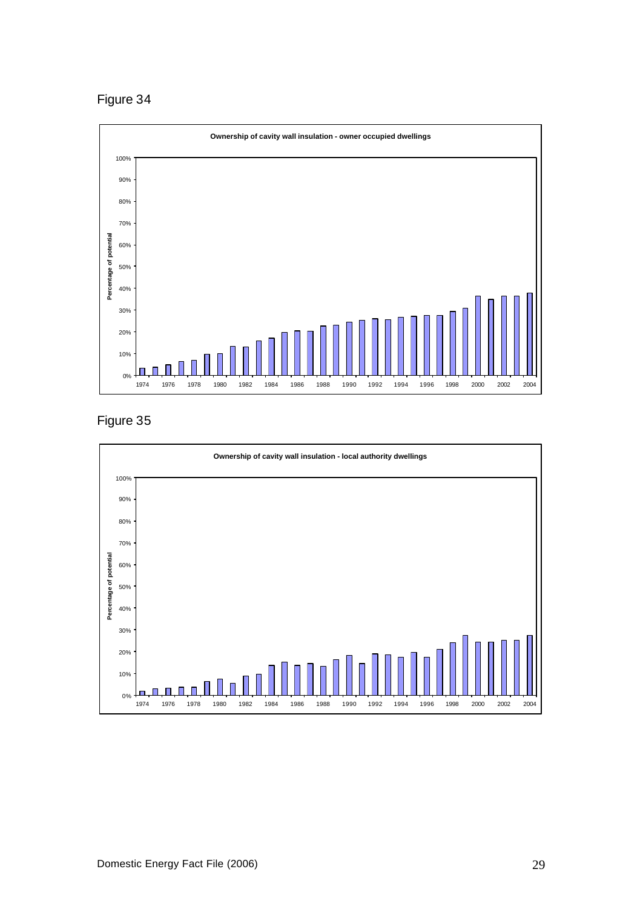Figure 34

**Ownership of cavity wall insulation - owner occupied dwellings**

Figure 35

**Ownership of cavity wall insulation - local authority dwellings**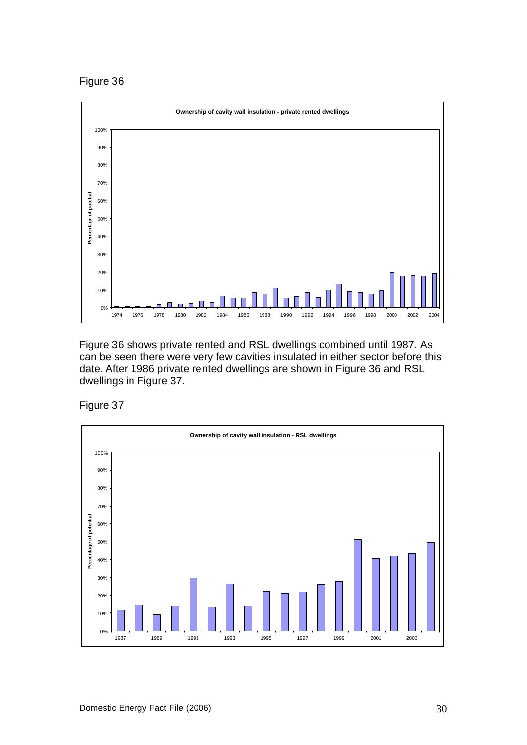Figure 36

Figure 36 shows private rented and RSL dwellings combined until 1987. As can be seen there were very few cavities insulated in either sector before this date. After 1986 private rented dwellings are shown in Figure 36 and RSL dwellings in Figure 37.

Figure 37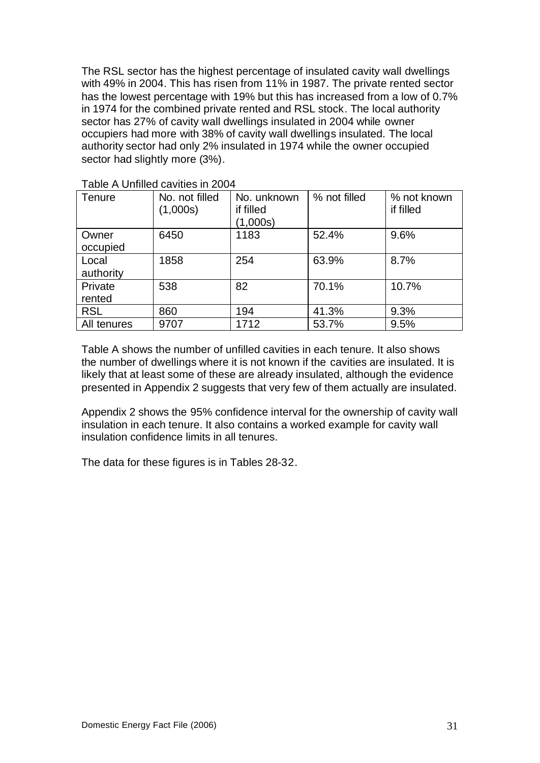The RSL sector has the highest percentage of insulated cavity wall dwellings with 49% in 2004. This has risen from 11% in 1987. The private rented sector has the lowest percentage with 19% but this has increased from a low of 0.7% in 1974 for the combined private rented and RSL stock. The local authority sector has 27% of cavity wall dwellings insulated in 2004 while owner occupiers had more with 38% of cavity wall dwellings insulated. The local authority sector had only 2% insulated in 1974 while the owner occupied sector had slightly more (3%).

Table A Unfilled cavities in 2004

| Tenure | No. not filled (1,000s) | No. unknown if filled (1,000s) | % not filled | % not known if filled |
|---|---|---|---|---|
| Owner occupied | 6450 | 1183 | 52.4% | 9.6% |
| Local authority | 1858 | 254 | 63.9% | 8.7% |
| Private rented | 538 | 82 | 70.1% | 10.7% |
| RSL | 860 | 194 | 41.3% | 9.3% |
| All tenures | 9707 | 1712 | 53.7% | 9.5% |

Table A shows the number of unfilled cavities in each tenure. It also shows the number of dwellings where it is not known if the cavities are insulated. It is likely that at least some of these are already insulated, although the evidence presented in Appendix 2 suggests that very few of them actually are insulated.

Appendix 2 shows the 95% confidence interval for the ownership of cavity wall insulation in each tenure. It also contains a worked example for cavity wall insulation confidence limits in all tenures.

The data for these figures is in Tables 28-32.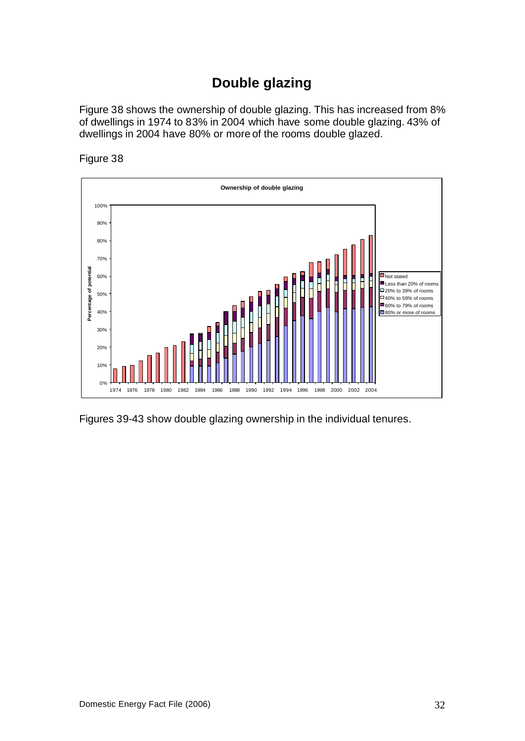# Double glazing

Figure 38 shows the ownership of double glazing. This has increased from 8% of dwellings in 1974 to 83% in 2004 which have some double glazing. 43% of dwellings in 2004 have 80% or more of the rooms double glazed.

Figure 38

Figures 39-43 show double glazing ownership in the individual tenures.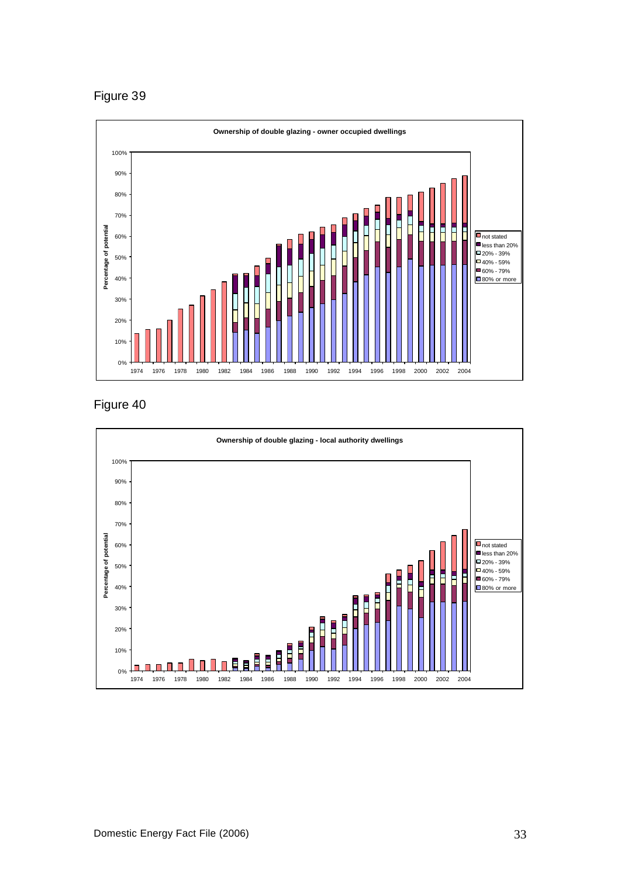Figure 39

**Ownership of double glazing - owner occupied dwellings**

Figure 40

**Ownership of double glazing - local authority dwellings**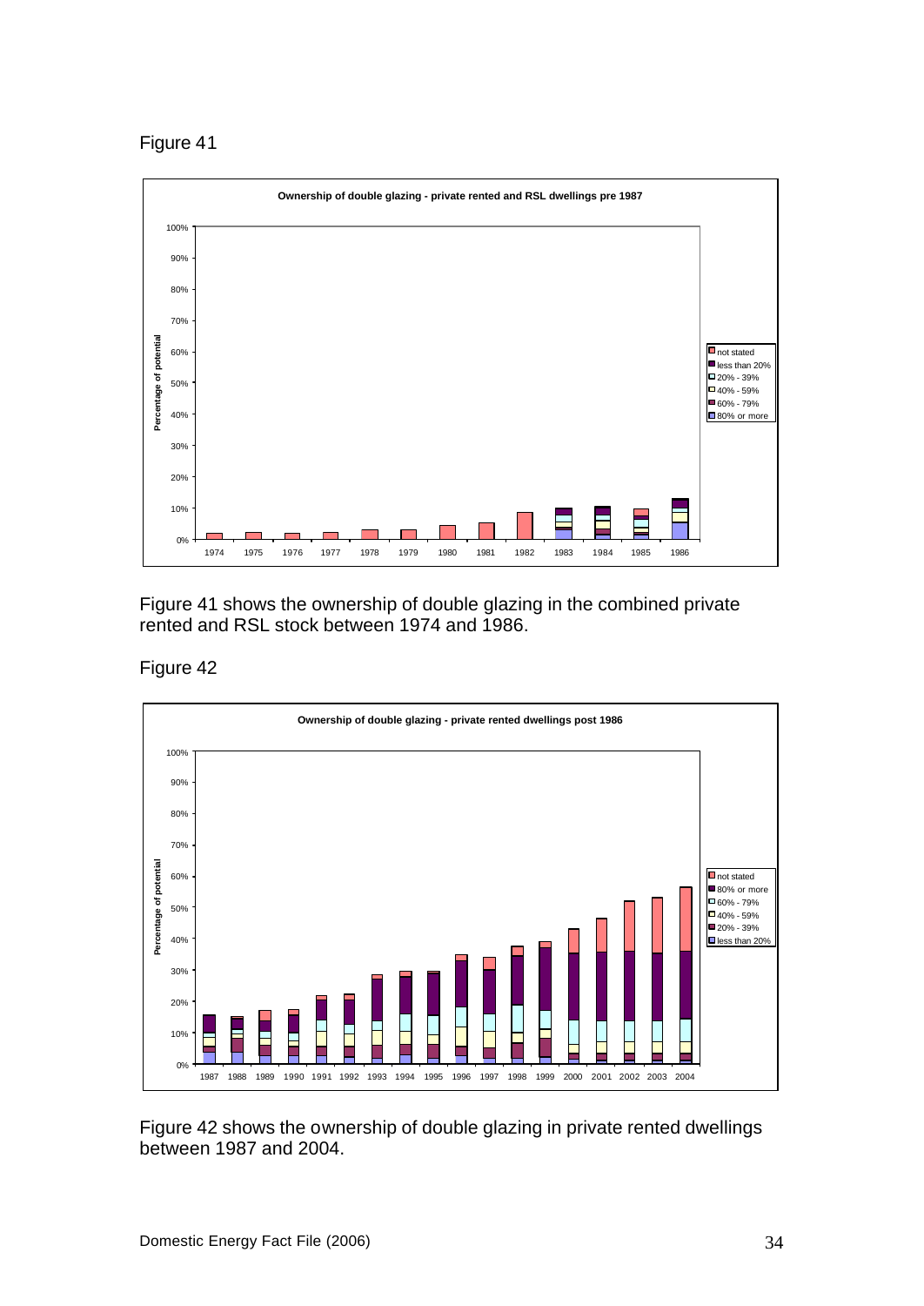Figure 41

Figure 41 shows the ownership of double glazing in the combined private rented and RSL stock between 1974 and 1986.

Figure 42

Figure 42 shows the ownership of double glazing in private rented dwellings between 1987 and 2004.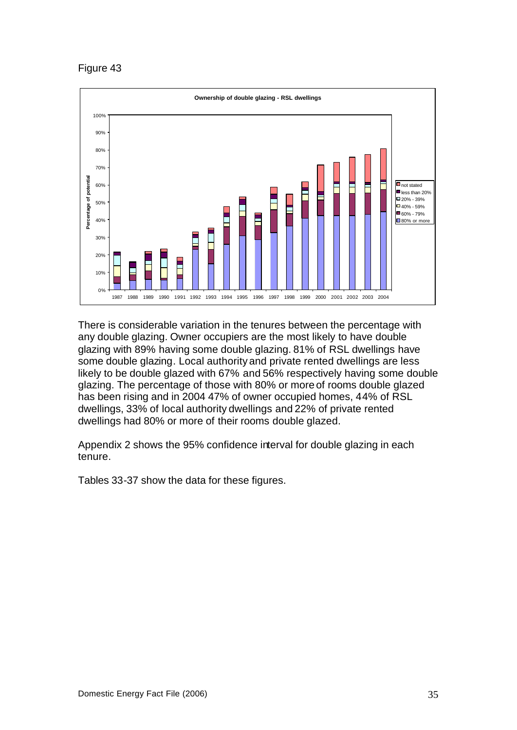Figure 43

There is considerable variation in the tenures between the percentage with any double glazing. Owner occupiers are the most likely to have double glazing with 89% having some double glazing. 81% of RSL dwellings have some double glazing. Local authority and private rented dwellings are less likely to be double glazed with 67% and 56% respectively having some double glazing. The percentage of those with 80% or more of rooms double glazed has been rising and in 2004 47% of owner occupied homes, 44% of RSL dwellings, 33% of local authority dwellings and 22% of private rented dwellings had 80% or more of their rooms double glazed.

Appendix 2 shows the 95% confidence interval for double glazing in each tenure.

Tables 33-37 show the data for these figures.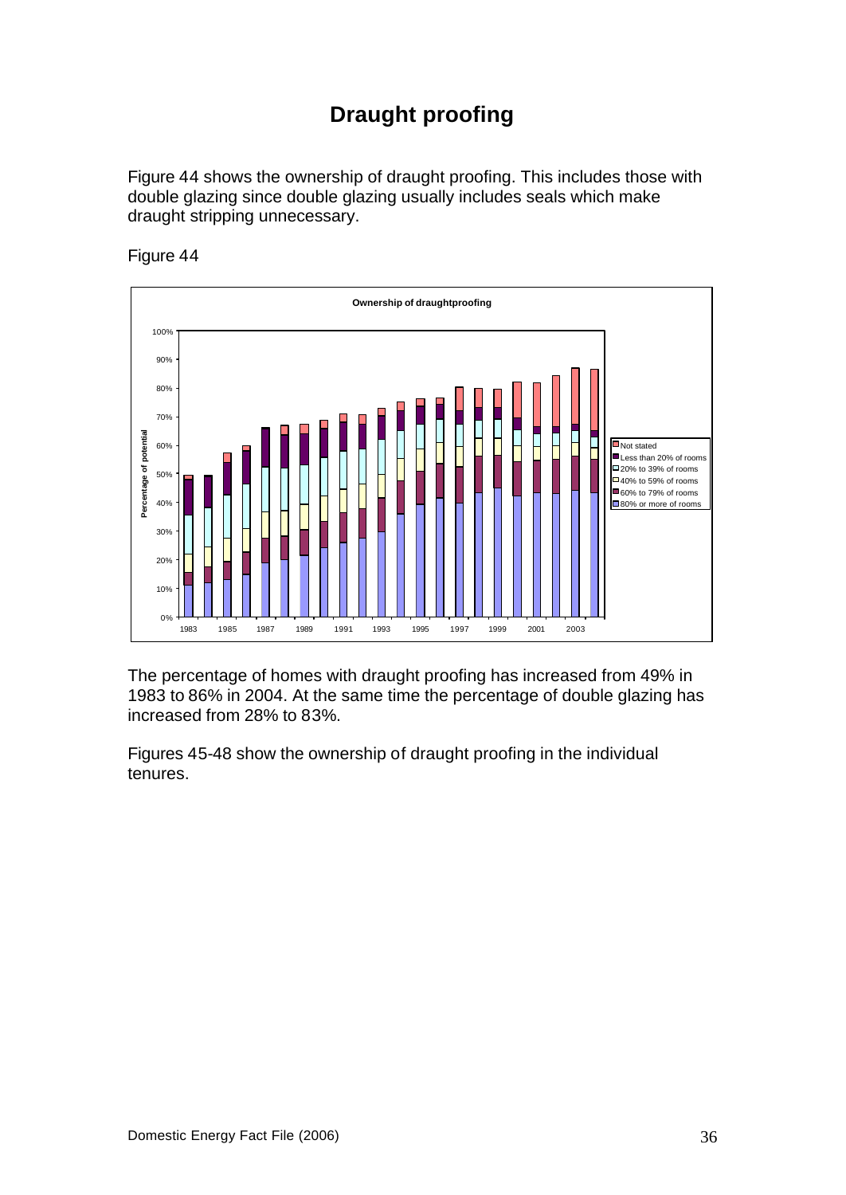# Draught proofing

Figure 44 shows the ownership of draught proofing. This includes those with double glazing since double glazing usually includes seals which make draught stripping unnecessary.

Figure 44

The percentage of homes with draught proofing has increased from 49% in 1983 to 86% in 2004. At the same time the percentage of double glazing has increased from 28% to 83%.

Figures 45-48 show the ownership of draught proofing in the individual tenures.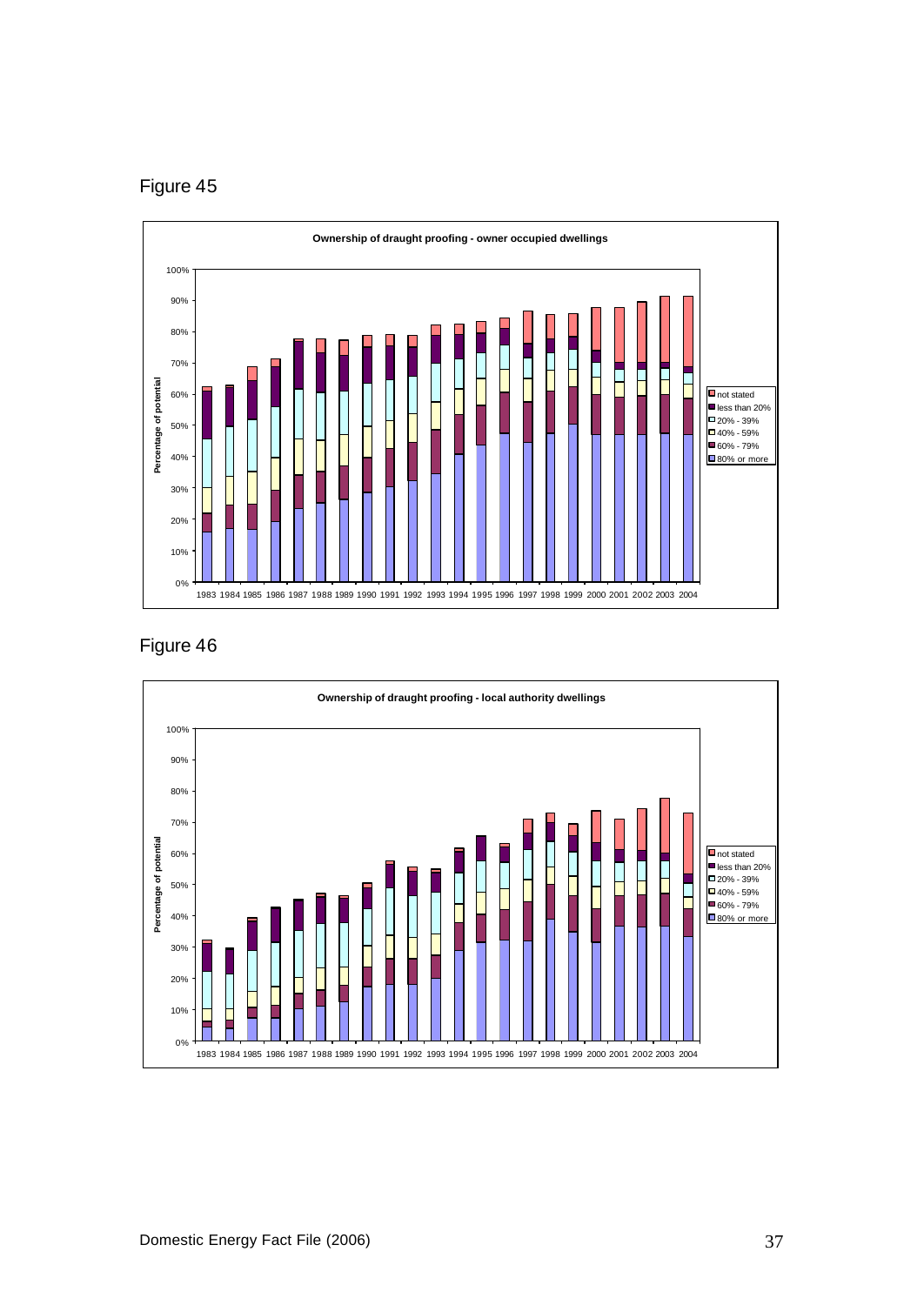Figure 45

**Ownership of draught proofing - owner occupied dwellings**

Percentage of potential

Legend: not stated; less than 20%; 20% - 39%; 40% - 59%; 60% - 79%; 80% or more

1983 1984 1985 1986 1987 1988 1989 1990 1991 1992 1993 1994 1995 1996 1997 1998 1999 2000 2001 2002 2003 2004

Figure 46

**Ownership of draught proofing - local authority dwellings**

Percentage of potential

Legend: not stated; less than 20%; 20% - 39%; 40% - 59%; 60% - 79%; 80% or more

1983 1984 1985 1986 1987 1988 1989 1990 1991 1992 1993 1994 1995 1996 1997 1998 1999 2000 2001 2002 2003 2004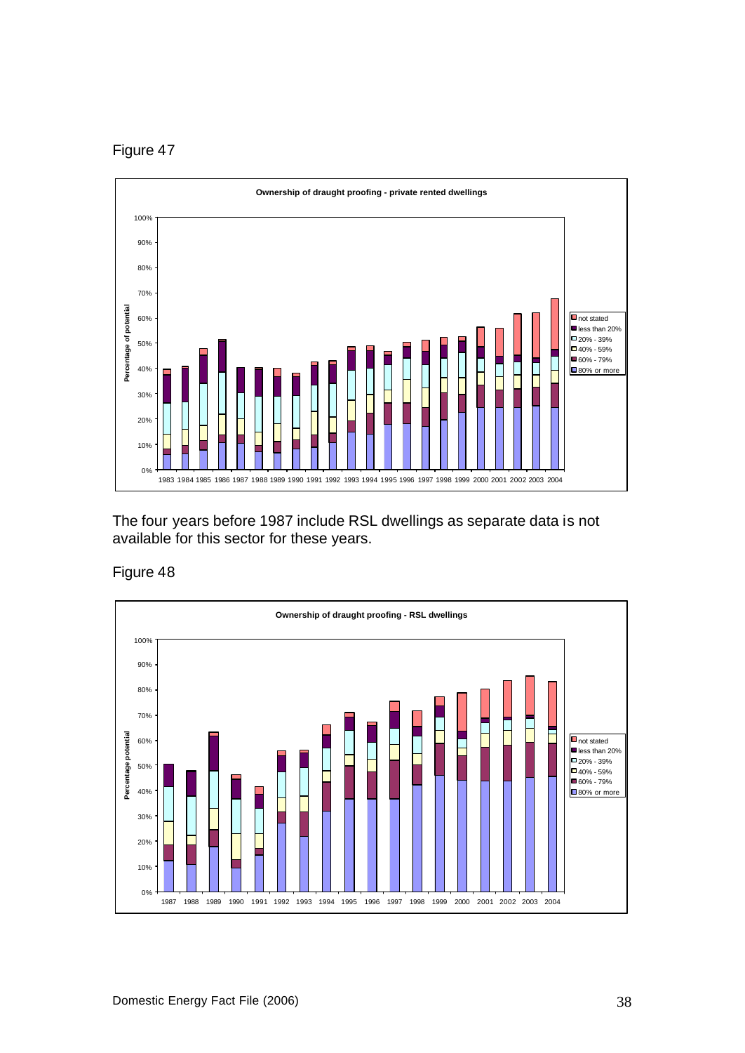Figure 47

The four years before 1987 include RSL dwellings as separate data is not available for this sector for these years.

Figure 48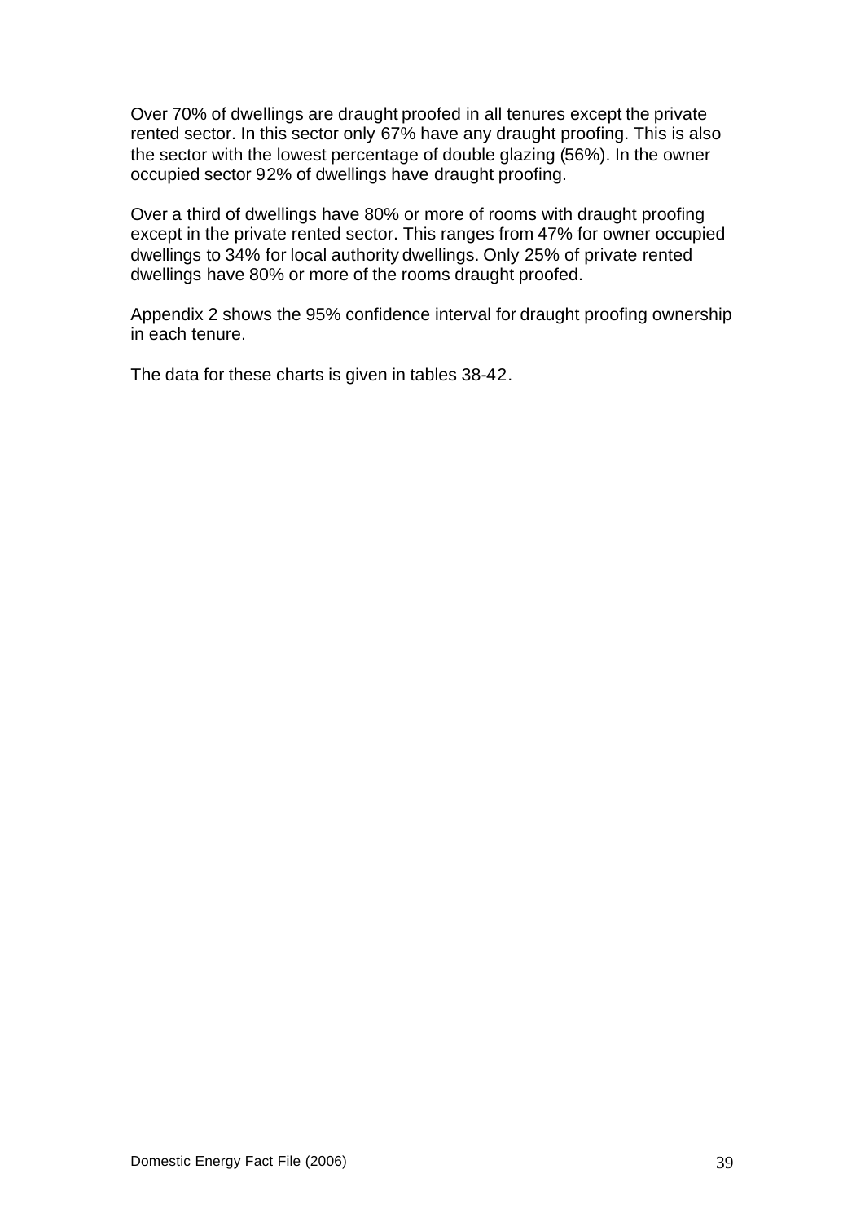Over 70% of dwellings are draught proofed in all tenures except the private rented sector. In this sector only 67% have any draught proofing. This is also the sector with the lowest percentage of double glazing (56%). In the owner occupied sector 92% of dwellings have draught proofing.

Over a third of dwellings have 80% or more of rooms with draught proofing except in the private rented sector. This ranges from 47% for owner occupied dwellings to 34% for local authority dwellings. Only 25% of private rented dwellings have 80% or more of the rooms draught proofed.

Appendix 2 shows the 95% confidence interval for draught proofing ownership in each tenure.

The data for these charts is given in tables 38-42.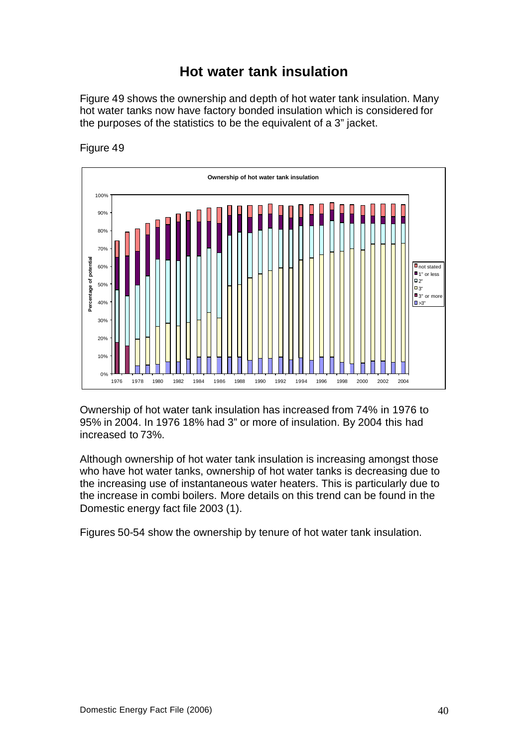# Hot water tank insulation

Figure 49 shows the ownership and depth of hot water tank insulation. Many hot water tanks now have factory bonded insulation which is considered for the purposes of the statistics to be the equivalent of a 3" jacket.

Figure 49

Ownership of hot water tank insulation has increased from 74% in 1976 to 95% in 2004. In 1976 18% had 3" or more of insulation. By 2004 this had increased to 73%.

Although ownership of hot water tank insulation is increasing amongst those who have hot water tanks, ownership of hot water tanks is decreasing due to the increasing use of instantaneous water heaters. This is particularly due to the increase in combi boilers. More details on this trend can be found in the Domestic energy fact file 2003 (1).

Figures 50-54 show the ownership by tenure of hot water tank insulation.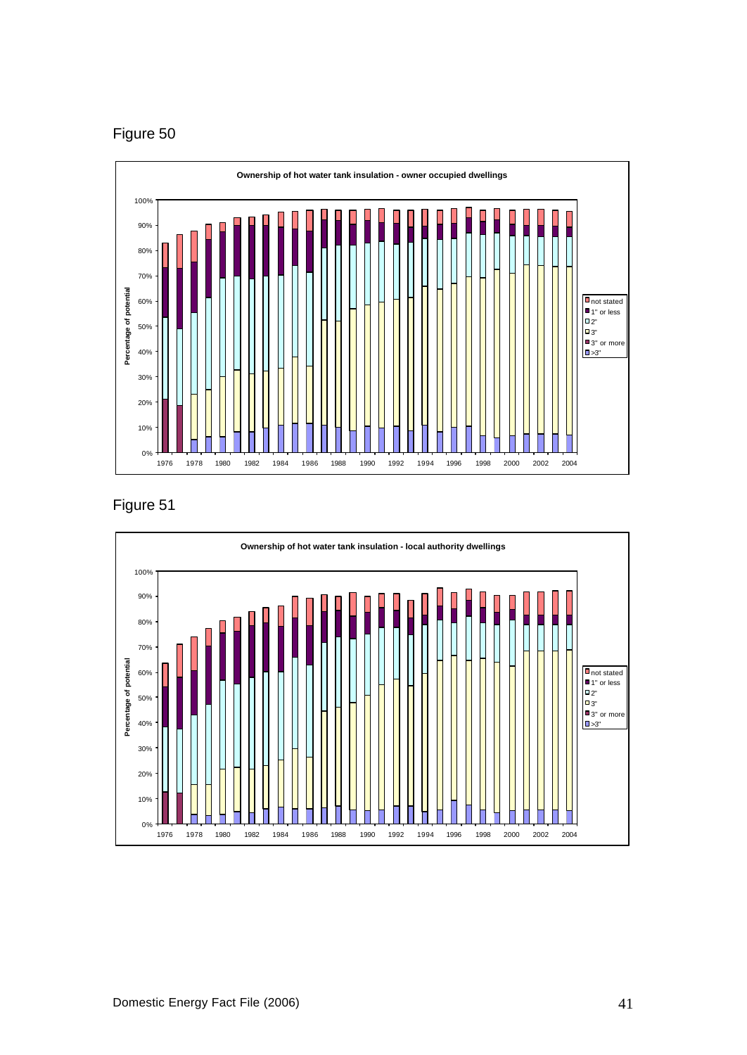Figure 50

**Ownership of hot water tank insulation - owner occupied dwellings**

Figure 51

**Ownership of hot water tank insulation - local authority dwellings**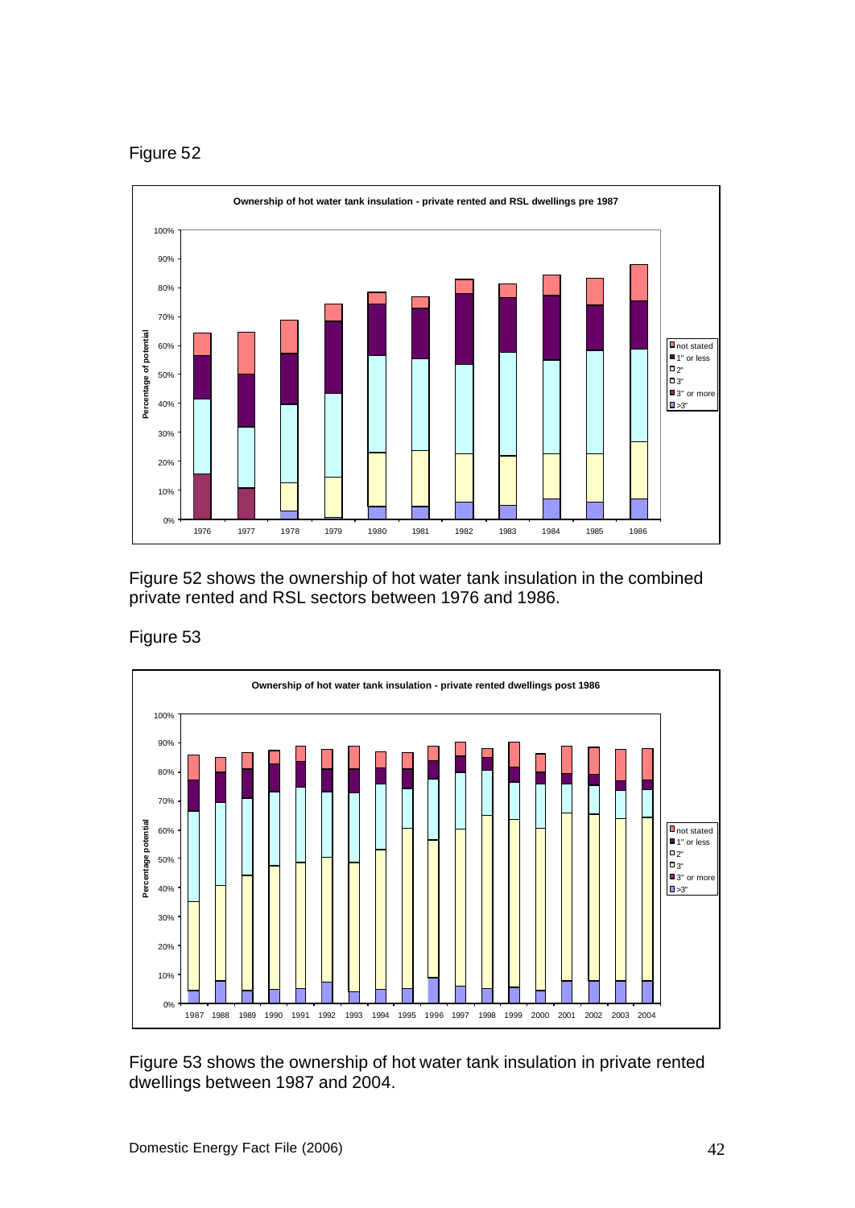Figure 52

Figure 52 shows the ownership of hot water tank insulation in the combined private rented and RSL sectors between 1976 and 1986.

Figure 53

Figure 53 shows the ownership of hot water tank insulation in private rented dwellings between 1987 and 2004.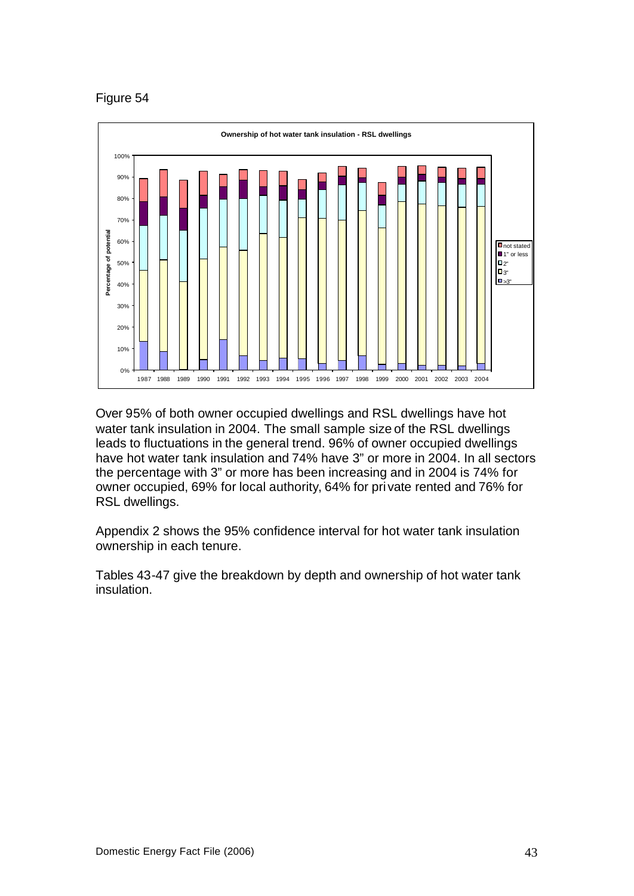Figure 54

Over 95% of both owner occupied dwellings and RSL dwellings have hot water tank insulation in 2004. The small sample size of the RSL dwellings leads to fluctuations in the general trend. 96% of owner occupied dwellings have hot water tank insulation and 74% have 3" or more in 2004. In all sectors the percentage with 3" or more has been increasing and in 2004 is 74% for owner occupied, 69% for local authority, 64% for private rented and 76% for RSL dwellings.

Appendix 2 shows the 95% confidence interval for hot water tank insulation ownership in each tenure.

Tables 43-47 give the breakdown by depth and ownership of hot water tank insulation.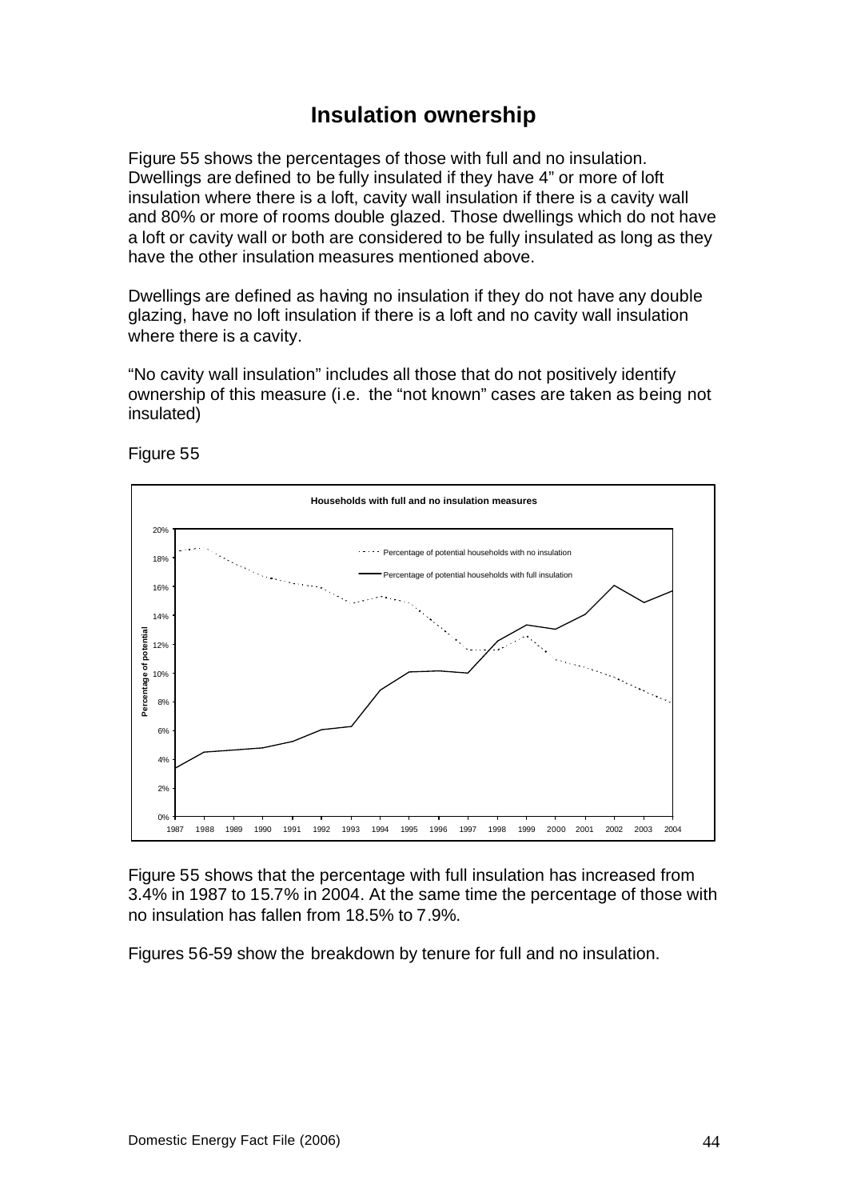# Insulation ownership

Figure 55 shows the percentages of those with full and no insulation. Dwellings are defined to be fully insulated if they have 4" or more of loft insulation where there is a loft, cavity wall insulation if there is a cavity wall and 80% or more of rooms double glazed. Those dwellings which do not have a loft or cavity wall or both are considered to be fully insulated as long as they have the other insulation measures mentioned above.

Dwellings are defined as having no insulation if they do not have any double glazing, have no loft insulation if there is a loft and no cavity wall insulation where there is a cavity.

"No cavity wall insulation" includes all those that do not positively identify ownership of this measure (i.e. the "not known" cases are taken as being not insulated)

Figure 55

Figure 55 shows that the percentage with full insulation has increased from 3.4% in 1987 to 15.7% in 2004. At the same time the percentage of those with no insulation has fallen from 18.5% to 7.9%.

Figures 56-59 show the breakdown by tenure for full and no insulation.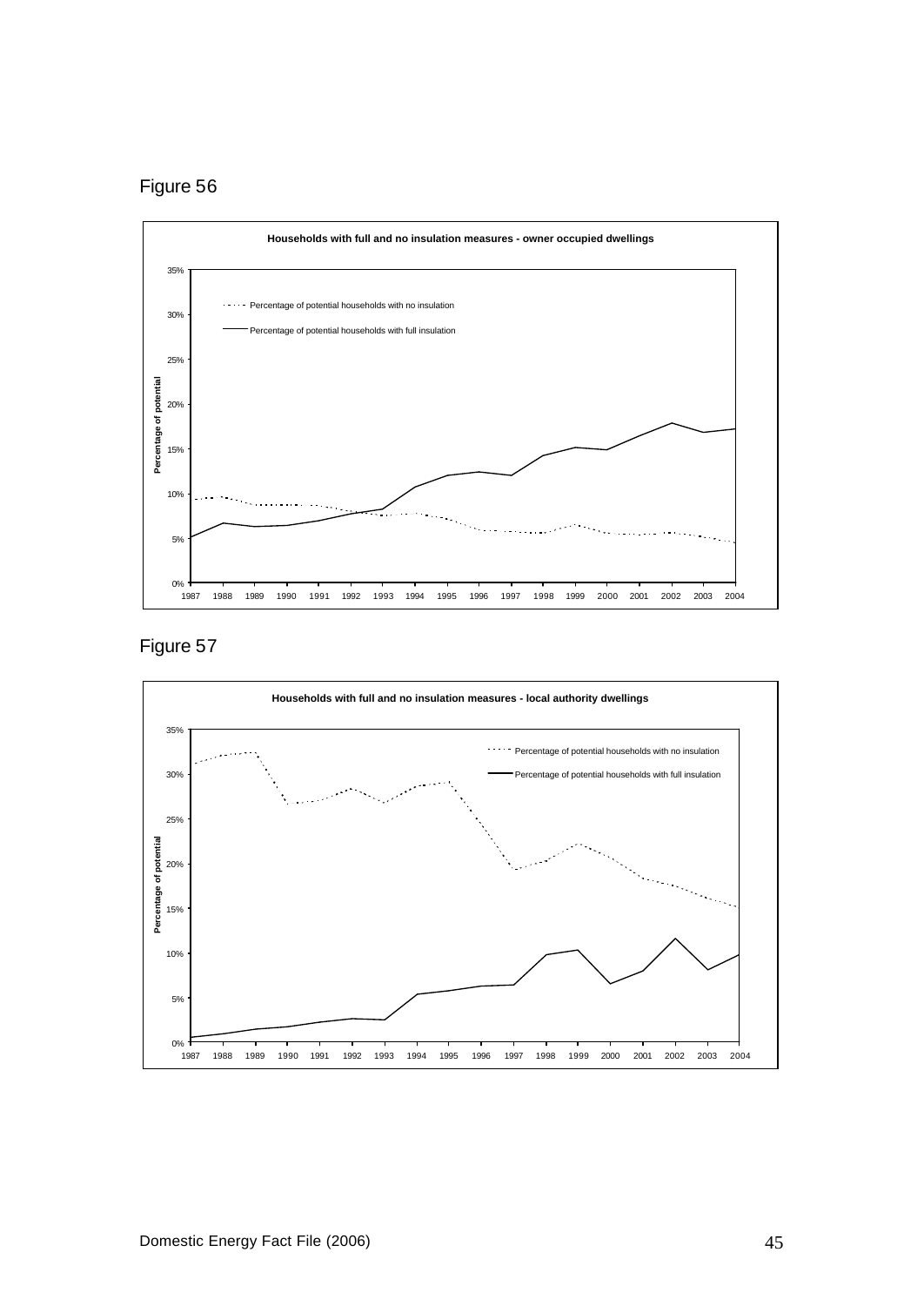Figure 56

**Households with full and no insulation measures - owner occupied dwellings**

Figure 57

**Households with full and no insulation measures - local authority dwellings**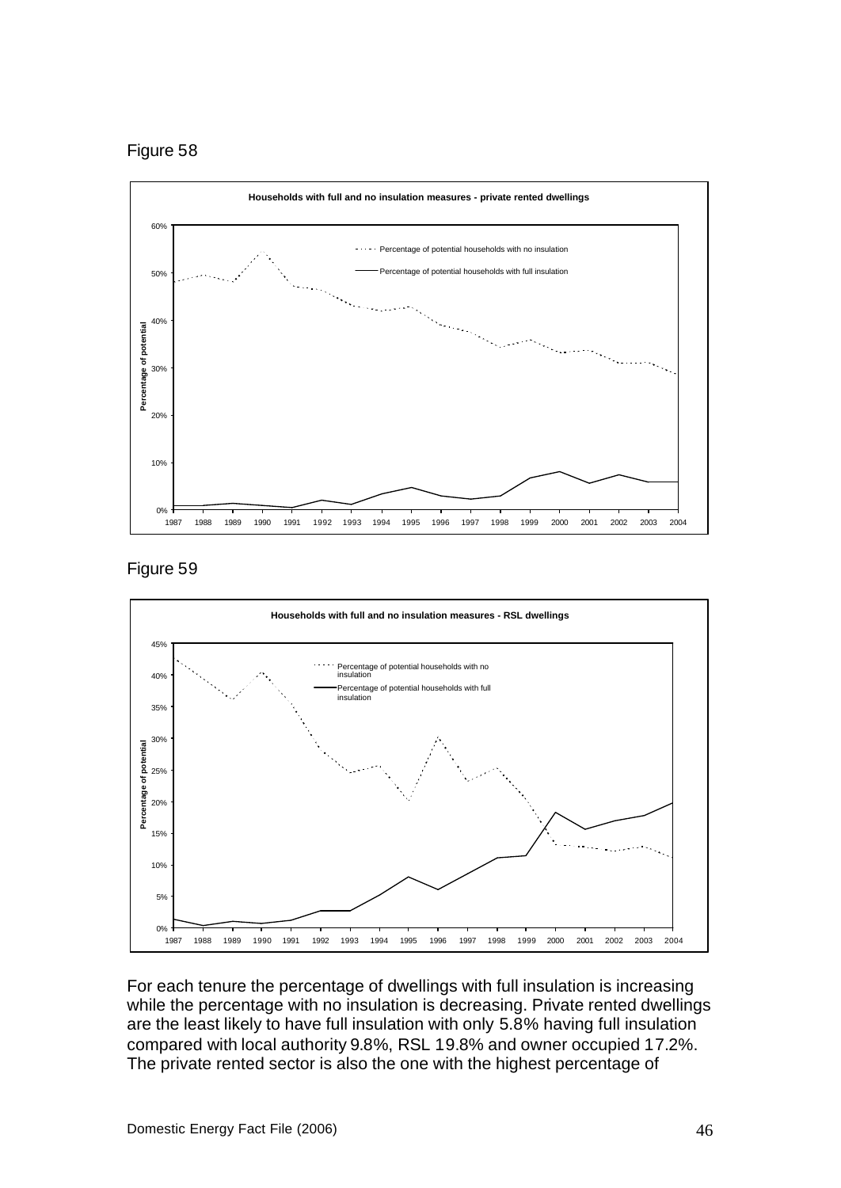Figure 58

Figure 59

For each tenure the percentage of dwellings with full insulation is increasing while the percentage with no insulation is decreasing. Private rented dwellings are the least likely to have full insulation with only 5.8% having full insulation compared with local authority 9.8%, RSL 19.8% and owner occupied 17.2%. The private rented sector is also the one with the highest percentage of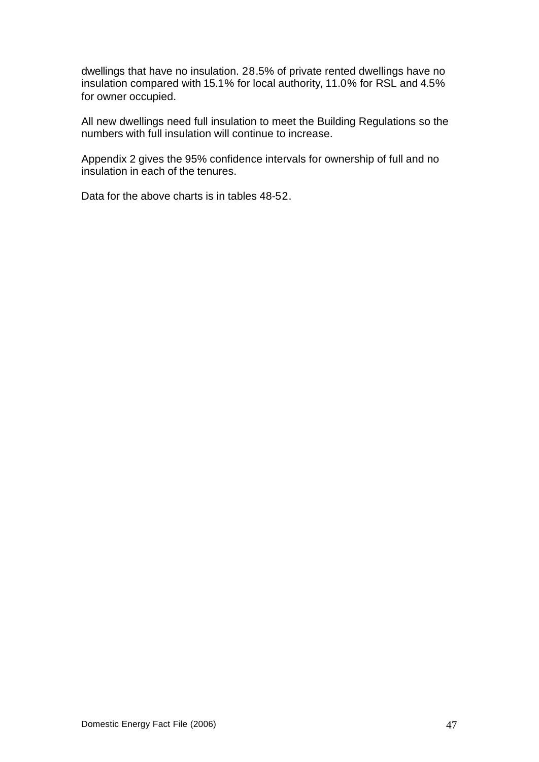dwellings that have no insulation. 28.5% of private rented dwellings have no insulation compared with 15.1% for local authority, 11.0% for RSL and 4.5% for owner occupied.

All new dwellings need full insulation to meet the Building Regulations so the numbers with full insulation will continue to increase.

Appendix 2 gives the 95% confidence intervals for ownership of full and no insulation in each of the tenures.

Data for the above charts is in tables 48-52.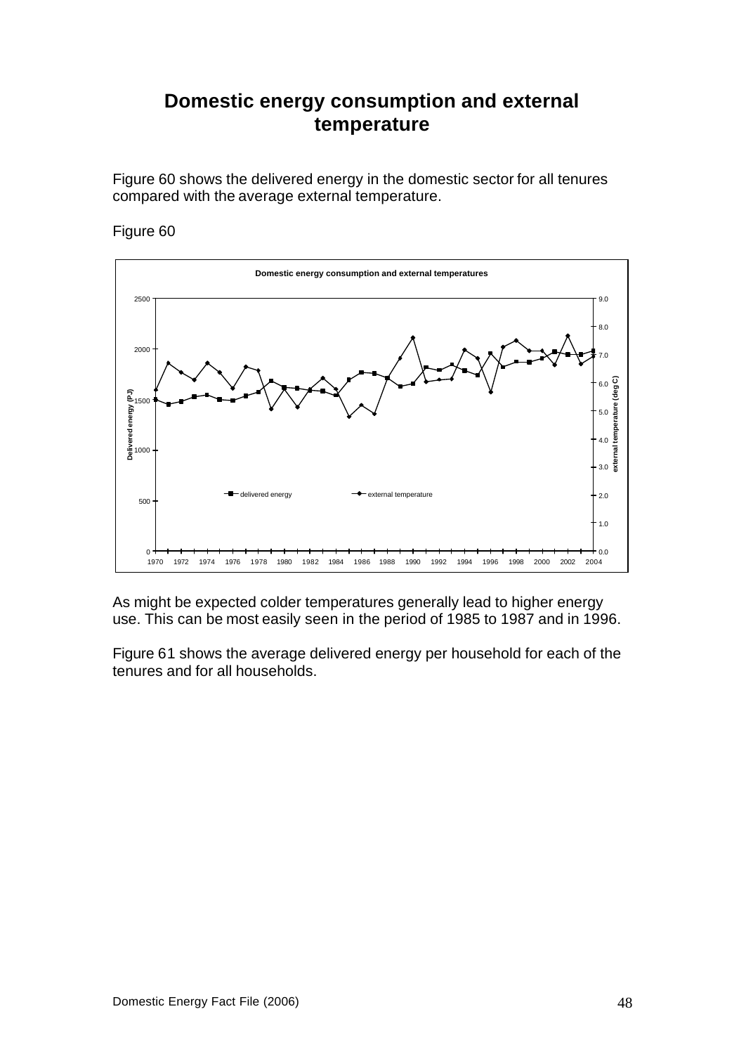# Domestic energy consumption and external temperature

Figure 60 shows the delivered energy in the domestic sector for all tenures compared with the average external temperature.

Figure 60

As might be expected colder temperatures generally lead to higher energy use. This can be most easily seen in the period of 1985 to 1987 and in 1996.

Figure 61 shows the average delivered energy per household for each of the tenures and for all households.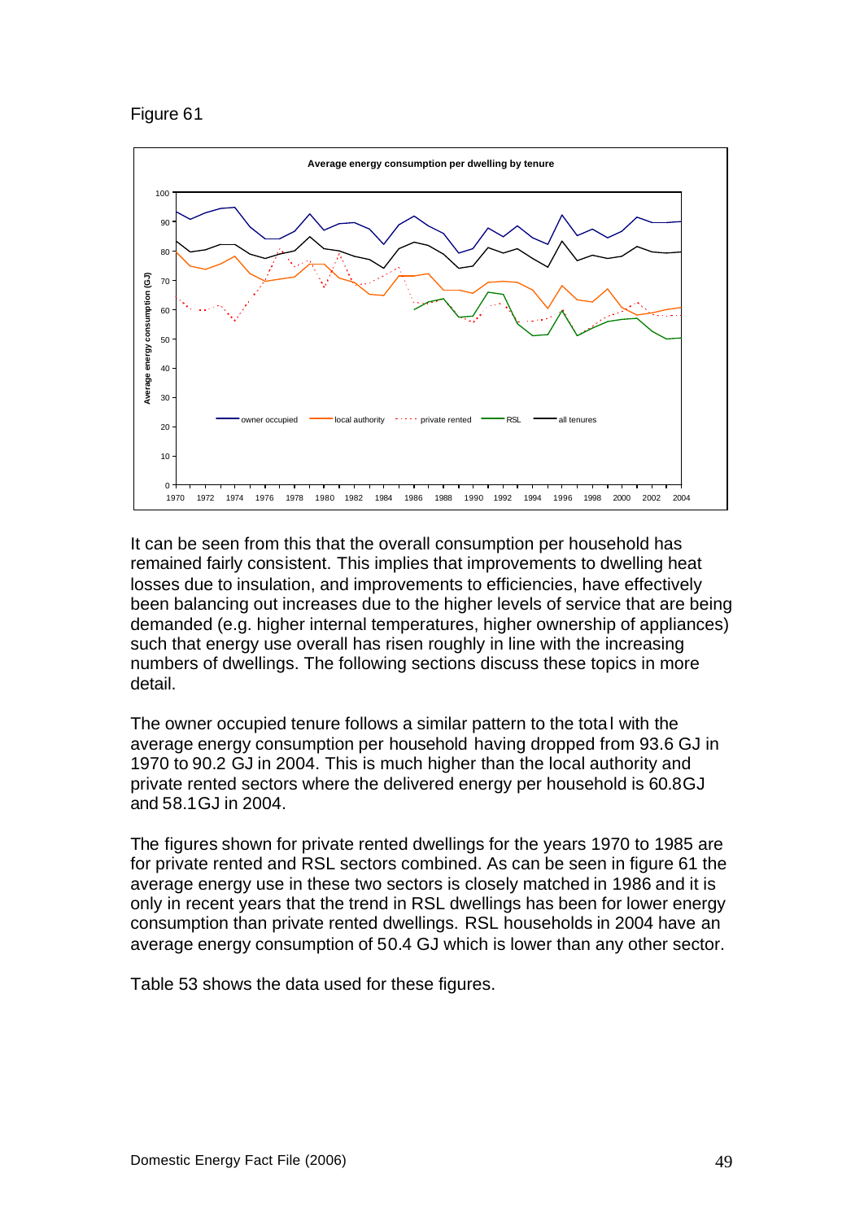Figure 61

It can be seen from this that the overall consumption per household has remained fairly consistent. This implies that improvements to dwelling heat losses due to insulation, and improvements to efficiencies, have effectively been balancing out increases due to the higher levels of service that are being demanded (e.g. higher internal temperatures, higher ownership of appliances) such that energy use overall has risen roughly in line with the increasing numbers of dwellings. The following sections discuss these topics in more detail.

The owner occupied tenure follows a similar pattern to the total with the average energy consumption per household having dropped from 93.6 GJ in 1970 to 90.2 GJ in 2004. This is much higher than the local authority and private rented sectors where the delivered energy per household is 60.8GJ and 58.1GJ in 2004.

The figures shown for private rented dwellings for the years 1970 to 1985 are for private rented and RSL sectors combined. As can be seen in figure 61 the average energy use in these two sectors is closely matched in 1986 and it is only in recent years that the trend in RSL dwellings has been for lower energy consumption than private rented dwellings. RSL households in 2004 have an average energy consumption of 50.4 GJ which is lower than any other sector.

Table 53 shows the data used for these figures.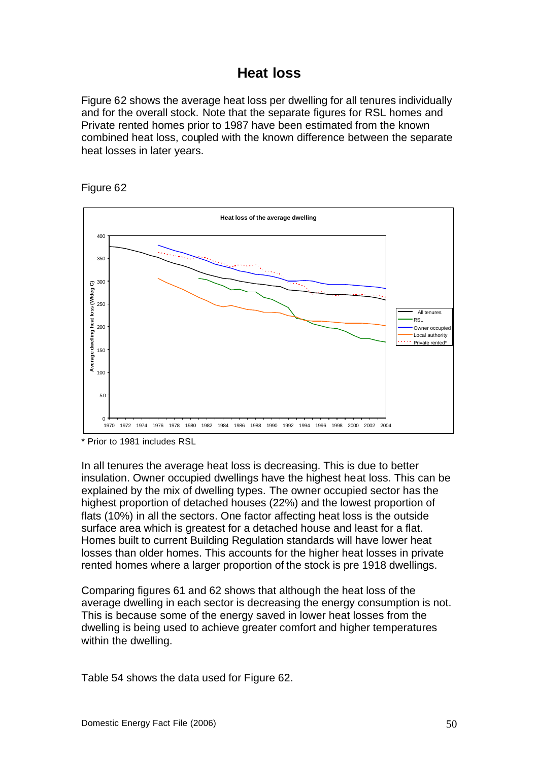# Heat loss

Figure 62 shows the average heat loss per dwelling for all tenures individually and for the overall stock. Note that the separate figures for RSL homes and Private rented homes prior to 1987 have been estimated from the known combined heat loss, coupled with the known difference between the separate heat losses in later years.

Figure 62

* Prior to 1981 includes RSL

In all tenures the average heat loss is decreasing. This is due to better insulation. Owner occupied dwellings have the highest heat loss. This can be explained by the mix of dwelling types. The owner occupied sector has the highest proportion of detached houses (22%) and the lowest proportion of flats (10%) in all the sectors. One factor affecting heat loss is the outside surface area which is greatest for a detached house and least for a flat. Homes built to current Building Regulation standards will have lower heat losses than older homes. This accounts for the higher heat losses in private rented homes where a larger proportion of the stock is pre 1918 dwellings.

Comparing figures 61 and 62 shows that although the heat loss of the average dwelling in each sector is decreasing the energy consumption is not. This is because some of the energy saved in lower heat losses from the dwelling is being used to achieve greater comfort and higher temperatures within the dwelling.

Table 54 shows the data used for Figure 62.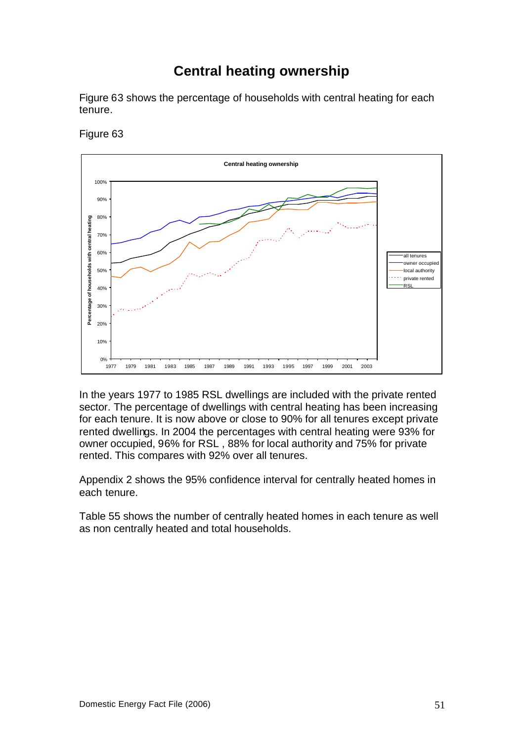# Central heating ownership

Figure 63 shows the percentage of households with central heating for each tenure.

Figure 63

In the years 1977 to 1985 RSL dwellings are included with the private rented sector. The percentage of dwellings with central heating has been increasing for each tenure. It is now above or close to 90% for all tenures except private rented dwellings. In 2004 the percentages with central heating were 93% for owner occupied, 96% for RSL , 88% for local authority and 75% for private rented. This compares with 92% over all tenures.

Appendix 2 shows the 95% confidence interval for centrally heated homes in each tenure.

Table 55 shows the number of centrally heated homes in each tenure as well as non centrally heated and total households.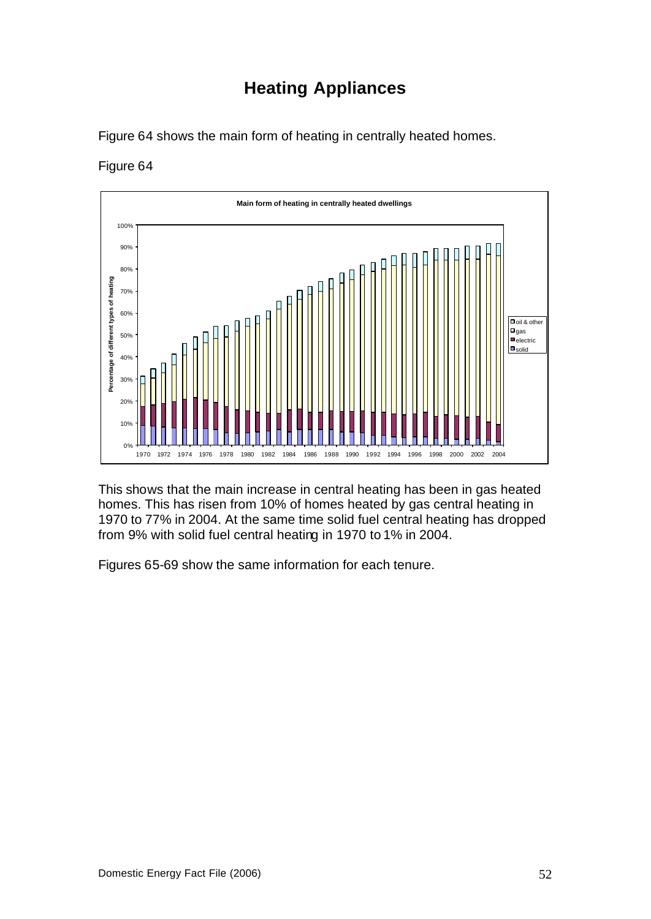# Heating Appliances

Figure 64 shows the main form of heating in centrally heated homes.

Figure 64

This shows that the main increase in central heating has been in gas heated homes. This has risen from 10% of homes heated by gas central heating in 1970 to 77% in 2004. At the same time solid fuel central heating has dropped from 9% with solid fuel central heating in 1970 to 1% in 2004.

Figures 65-69 show the same information for each tenure.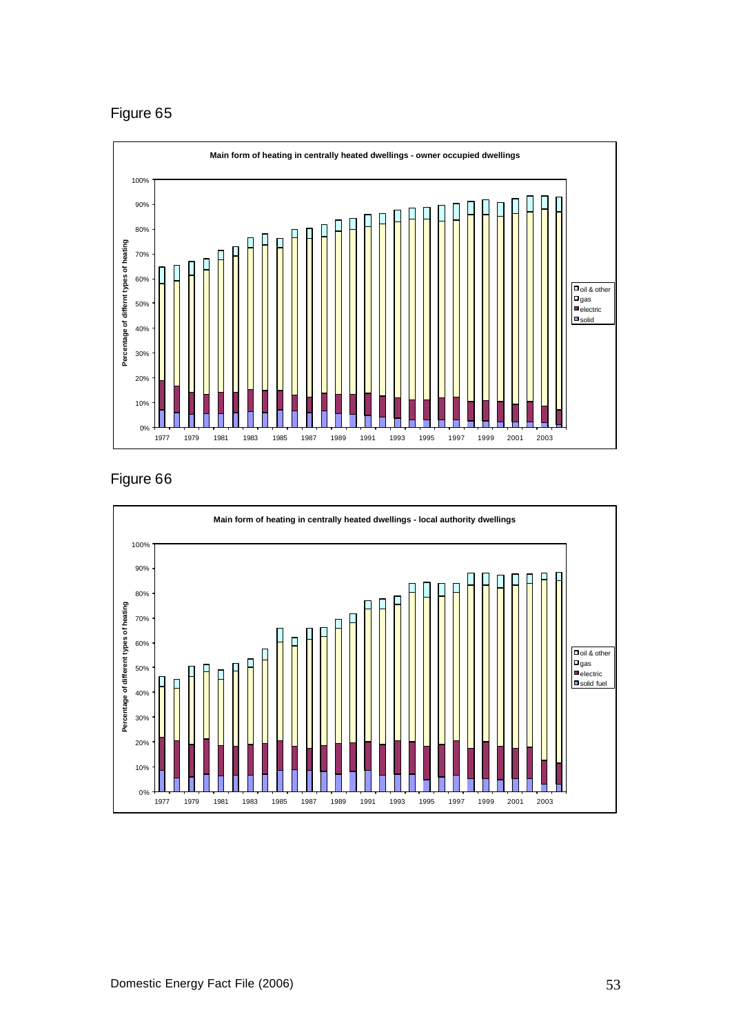Figure 65

**Main form of heating in centrally heated dwellings - owner occupied dwellings**

Figure 66

**Main form of heating in centrally heated dwellings - local authority dwellings**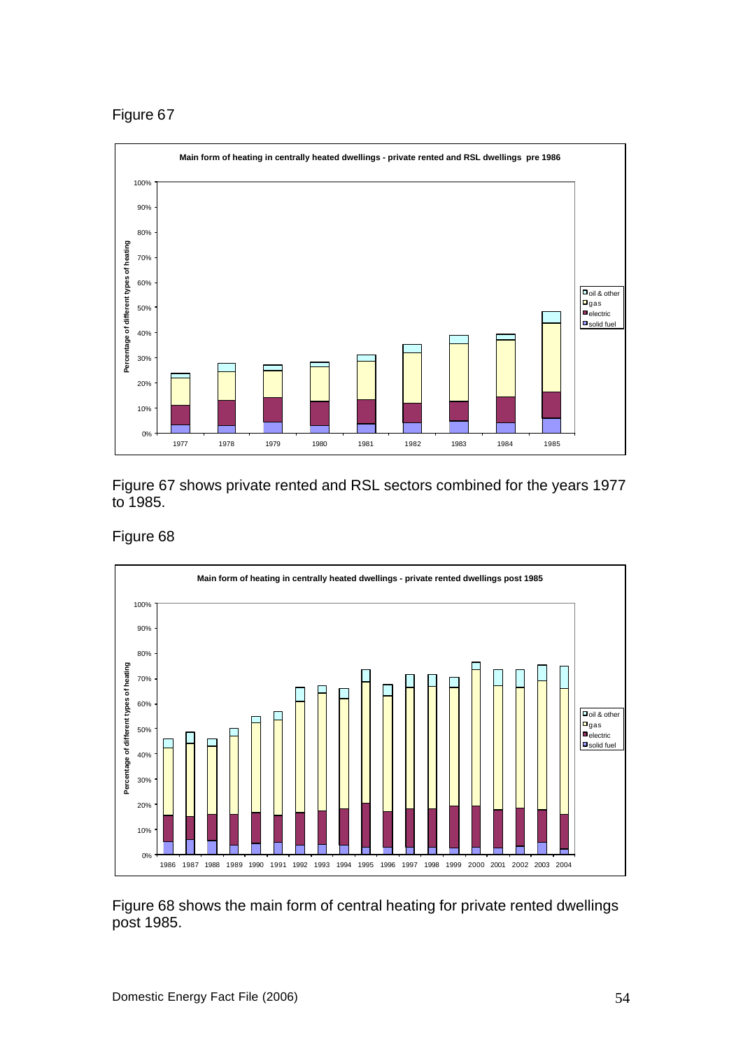Figure 67

Figure 67 shows private rented and RSL sectors combined for the years 1977 to 1985.

Figure 68

Figure 68 shows the main form of central heating for private rented dwellings post 1985.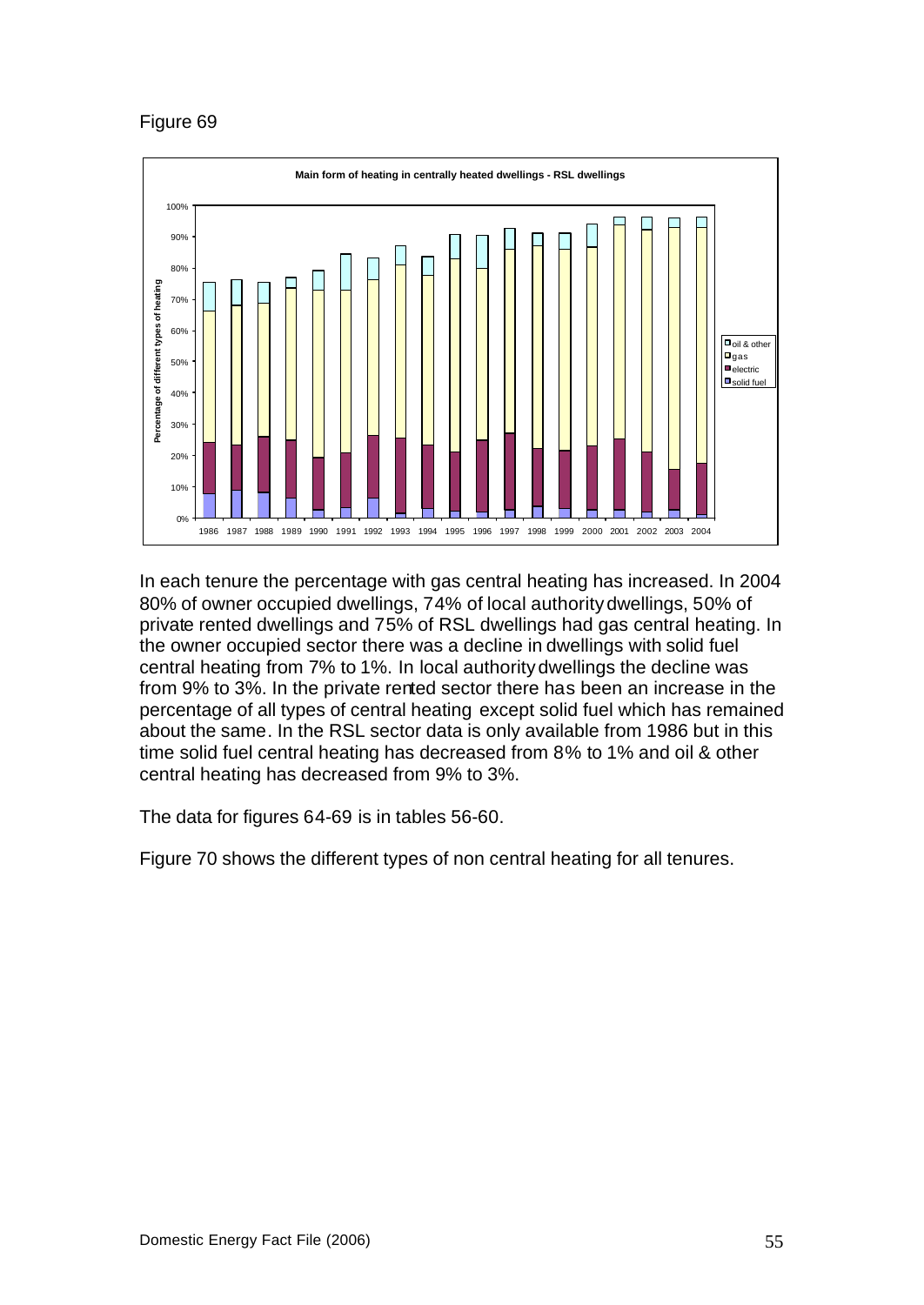Figure 69

In each tenure the percentage with gas central heating has increased. In 2004 80% of owner occupied dwellings, 74% of local authority dwellings, 50% of private rented dwellings and 75% of RSL dwellings had gas central heating. In the owner occupied sector there was a decline in dwellings with solid fuel central heating from 7% to 1%. In local authority dwellings the decline was from 9% to 3%. In the private rented sector there has been an increase in the percentage of all types of central heating except solid fuel which has remained about the same. In the RSL sector data is only available from 1986 but in this time solid fuel central heating has decreased from 8% to 1% and oil & other central heating has decreased from 9% to 3%.

The data for figures 64-69 is in tables 56-60.

Figure 70 shows the different types of non central heating for all tenures.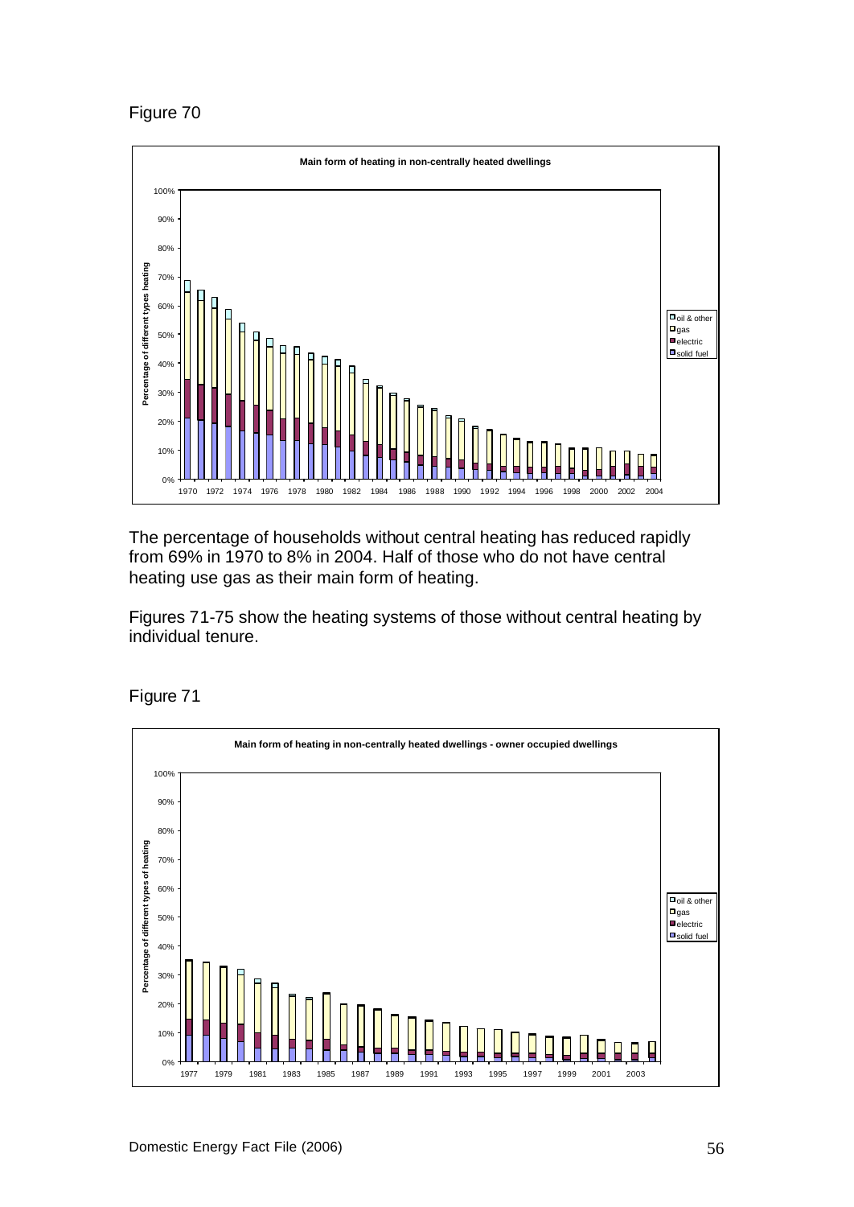Figure 70

The percentage of households without central heating has reduced rapidly from 69% in 1970 to 8% in 2004. Half of those who do not have central heating use gas as their main form of heating.

Figures 71-75 show the heating systems of those without central heating by individual tenure.

Figure 71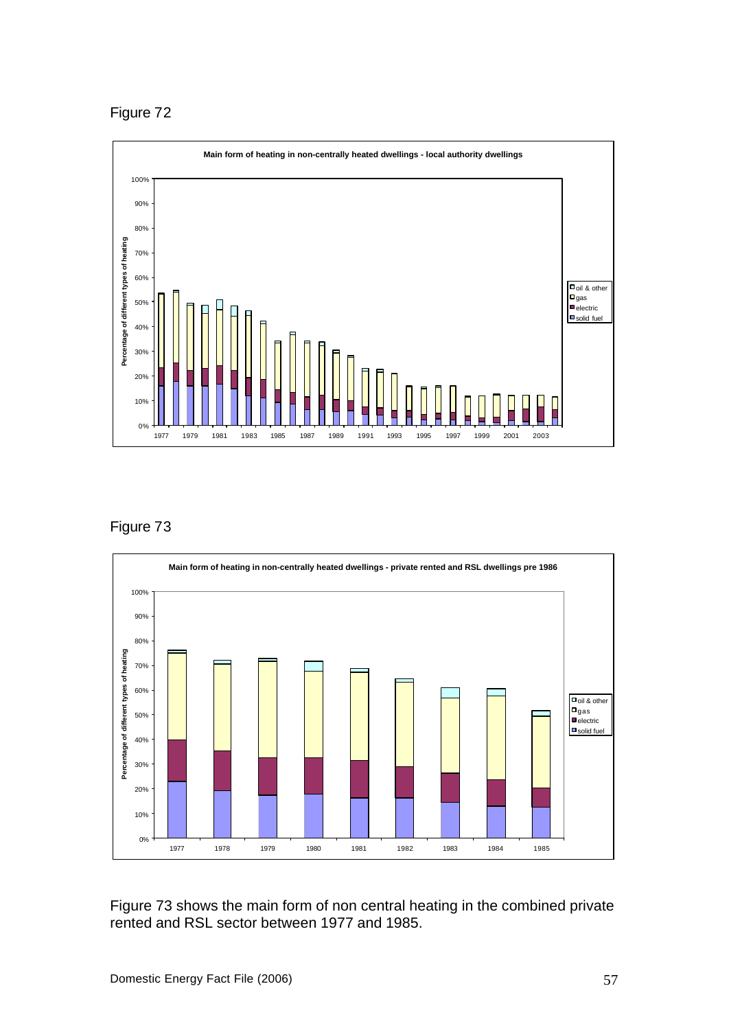Figure 72

Main form of heating in non-centrally heated dwellings - local authority dwellings

Figure 73

Main form of heating in non-centrally heated dwellings - private rented and RSL dwellings pre 1986

Figure 73 shows the main form of non central heating in the combined private rented and RSL sector between 1977 and 1985.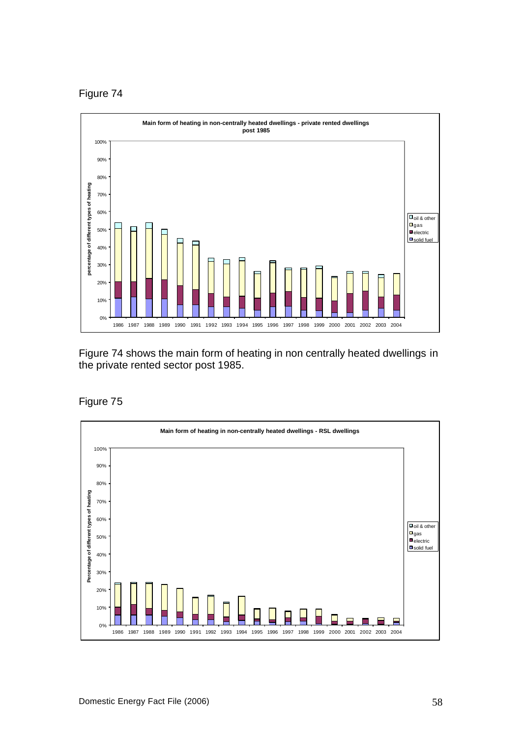Figure 74

Figure 74 shows the main form of heating in non centrally heated dwellings in the private rented sector post 1985.

Figure 75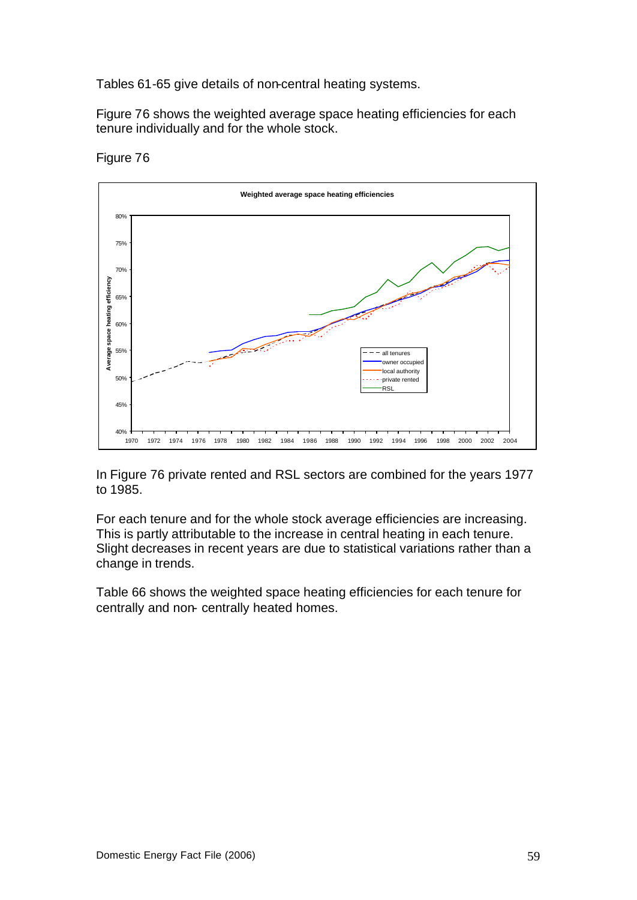Tables 61-65 give details of non-central heating systems.

Figure 76 shows the weighted average space heating efficiencies for each tenure individually and for the whole stock.

Figure 76

In Figure 76 private rented and RSL sectors are combined for the years 1977 to 1985.

For each tenure and for the whole stock average efficiencies are increasing. This is partly attributable to the increase in central heating in each tenure. Slight decreases in recent years are due to statistical variations rather than a change in trends.

Table 66 shows the weighted space heating efficiencies for each tenure for centrally and non- centrally heated homes.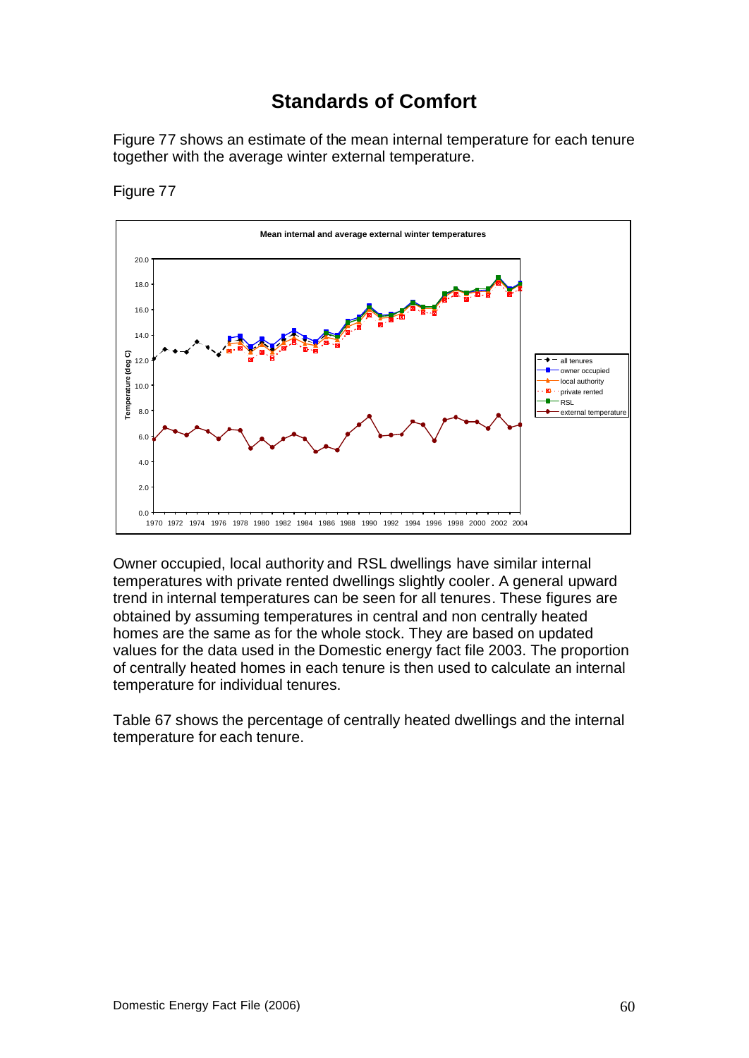# Standards of Comfort

Figure 77 shows an estimate of the mean internal temperature for each tenure together with the average winter external temperature.

Figure 77

Owner occupied, local authority and RSL dwellings have similar internal temperatures with private rented dwellings slightly cooler. A general upward trend in internal temperatures can be seen for all tenures. These figures are obtained by assuming temperatures in central and non centrally heated homes are the same as for the whole stock. They are based on updated values for the data used in the Domestic energy fact file 2003. The proportion of centrally heated homes in each tenure is then used to calculate an internal temperature for individual tenures.

Table 67 shows the percentage of centrally heated dwellings and the internal temperature for each tenure.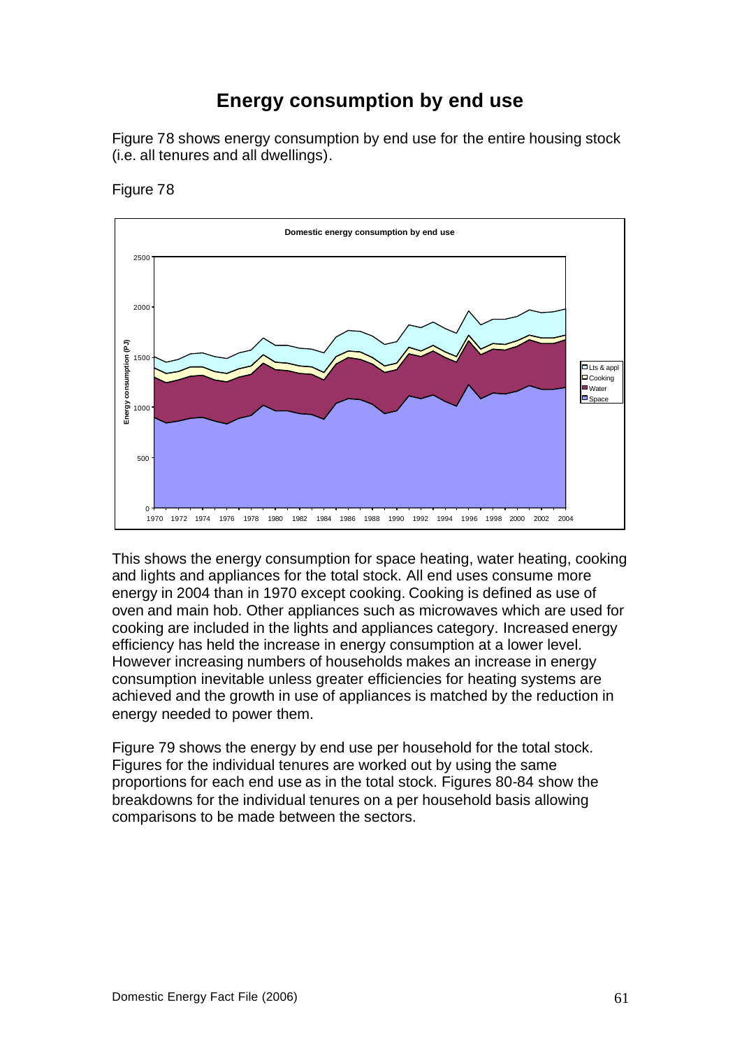# Energy consumption by end use

Figure 78 shows energy consumption by end use for the entire housing stock (i.e. all tenures and all dwellings).

Figure 78

This shows the energy consumption for space heating, water heating, cooking and lights and appliances for the total stock. All end uses consume more energy in 2004 than in 1970 except cooking. Cooking is defined as use of oven and main hob. Other appliances such as microwaves which are used for cooking are included in the lights and appliances category. Increased energy efficiency has held the increase in energy consumption at a lower level. However increasing numbers of households makes an increase in energy consumption inevitable unless greater efficiencies for heating systems are achieved and the growth in use of appliances is matched by the reduction in energy needed to power them.

Figure 79 shows the energy by end use per household for the total stock. Figures for the individual tenures are worked out by using the same proportions for each end use as in the total stock. Figures 80-84 show the breakdowns for the individual tenures on a per household basis allowing comparisons to be made between the sectors.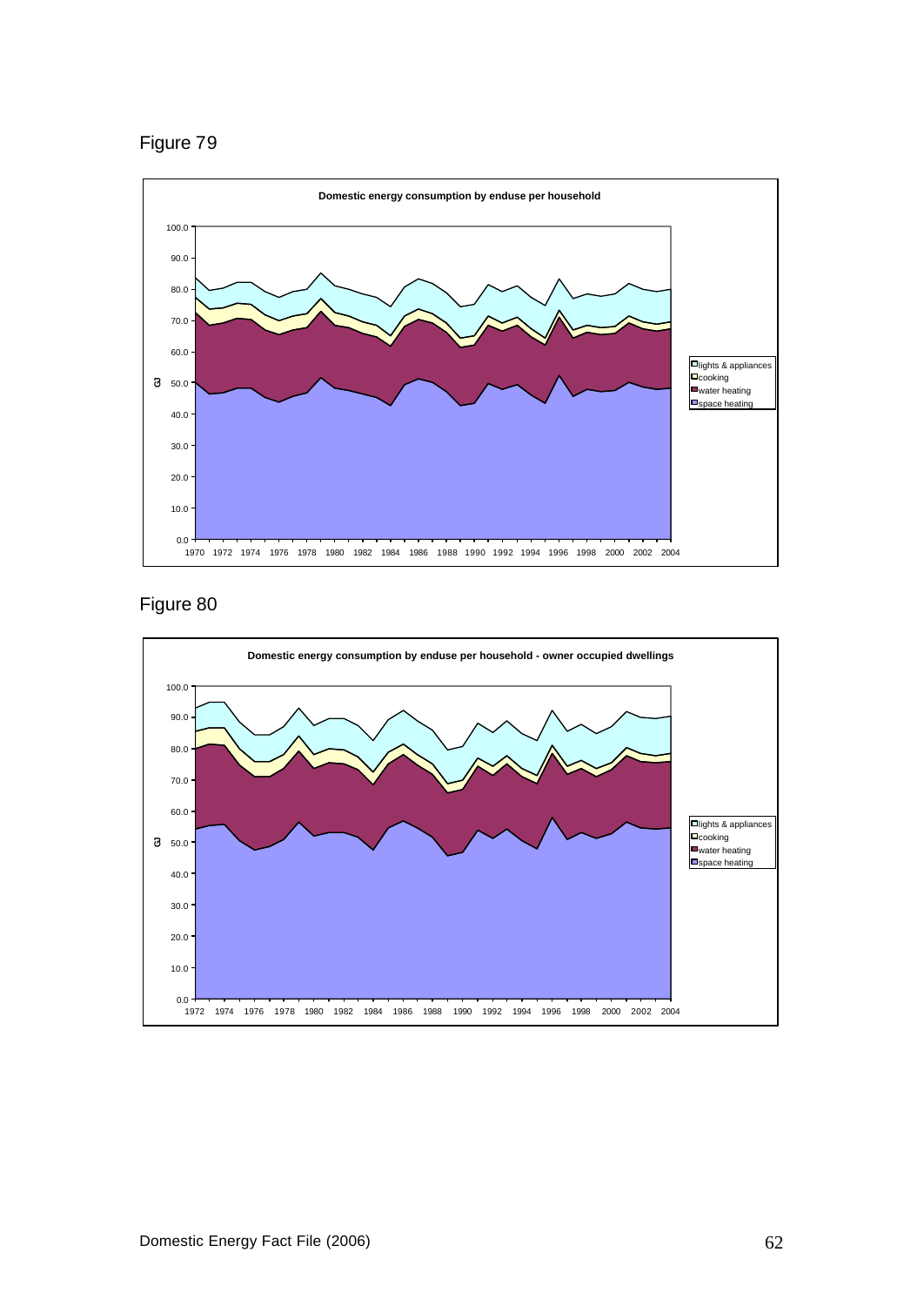Figure 79

**Domestic energy consumption by enduse per household**

Figure 80

**Domestic energy consumption by enduse per household - owner occupied dwellings**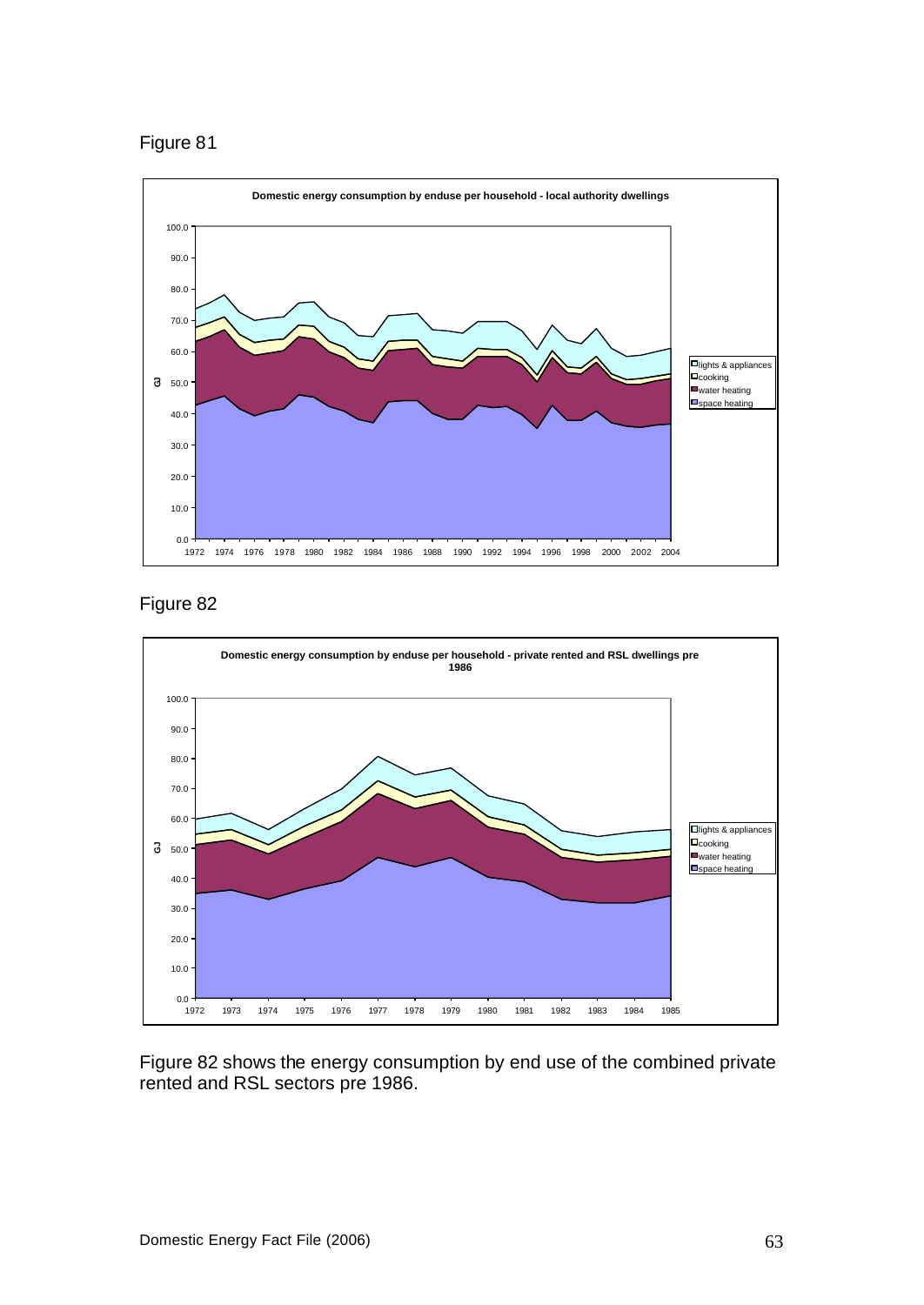Figure 81

Figure 82

Figure 82 shows the energy consumption by end use of the combined private rented and RSL sectors pre 1986.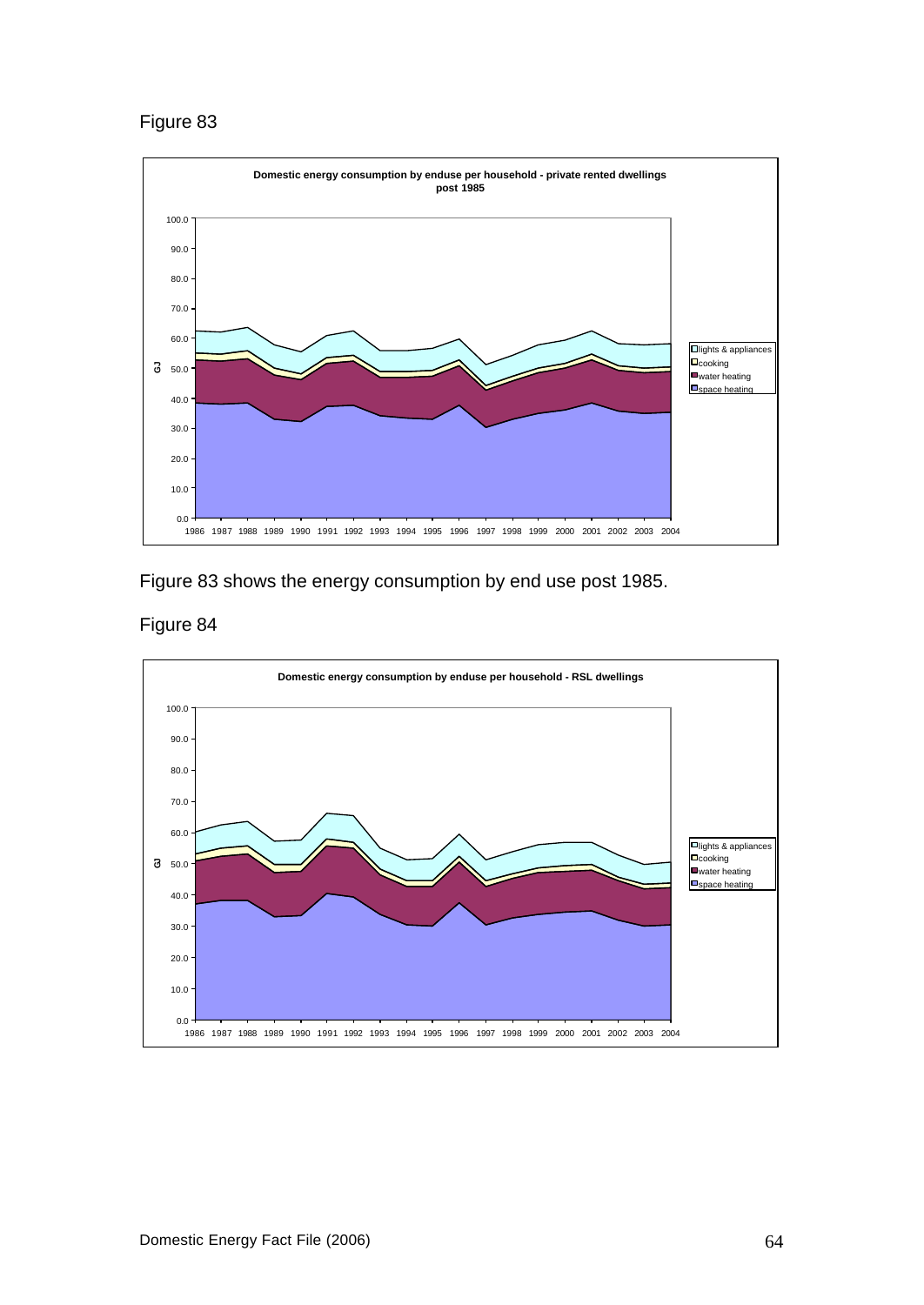Figure 83

Figure 83 shows the energy consumption by end use post 1985.

Figure 84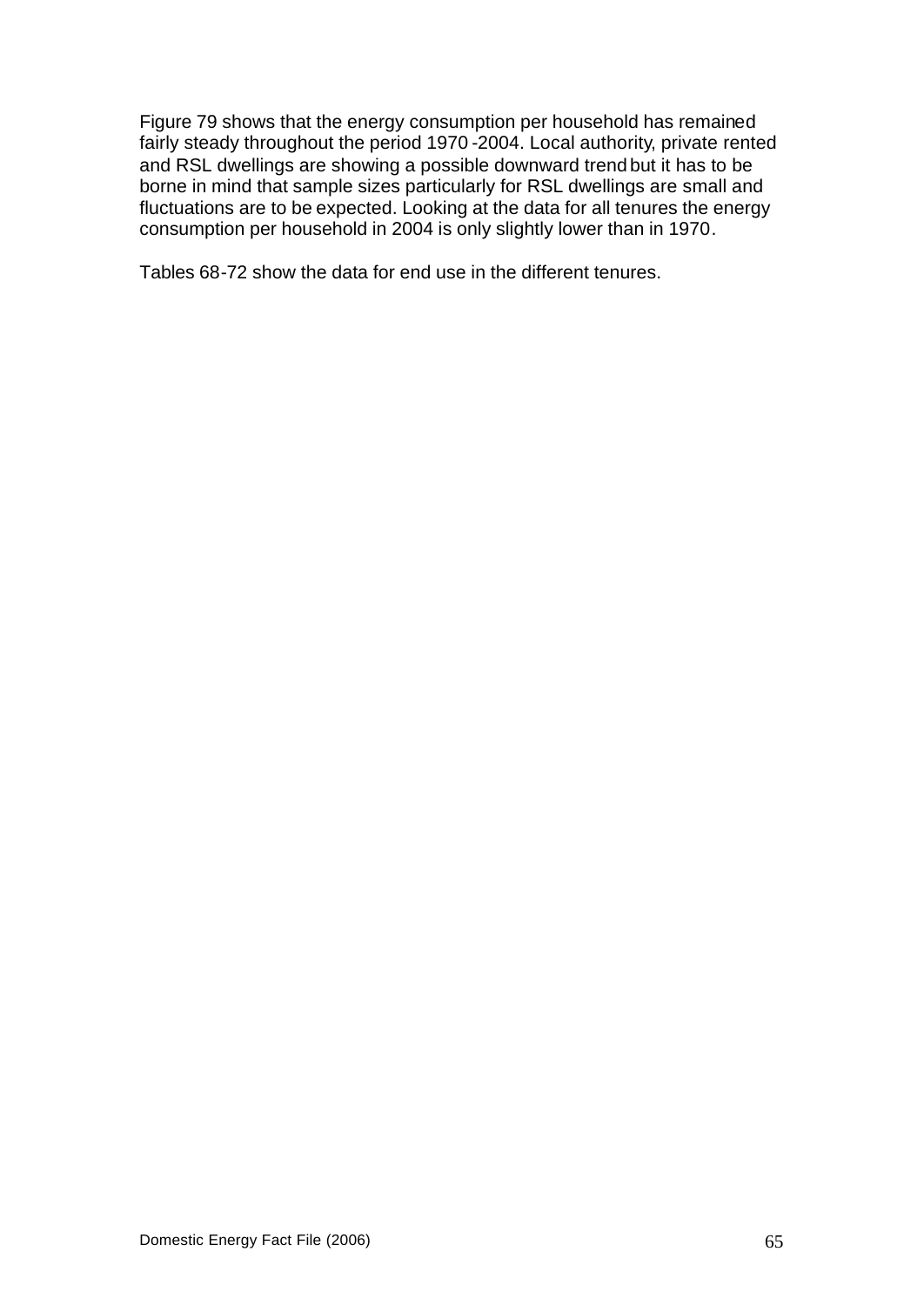Figure 79 shows that the energy consumption per household has remained fairly steady throughout the period 1970 -2004. Local authority, private rented and RSL dwellings are showing a possible downward trend but it has to be borne in mind that sample sizes particularly for RSL dwellings are small and fluctuations are to be expected. Looking at the data for all tenures the energy consumption per household in 2004 is only slightly lower than in 1970.

Tables 68-72 show the data for end use in the different tenures.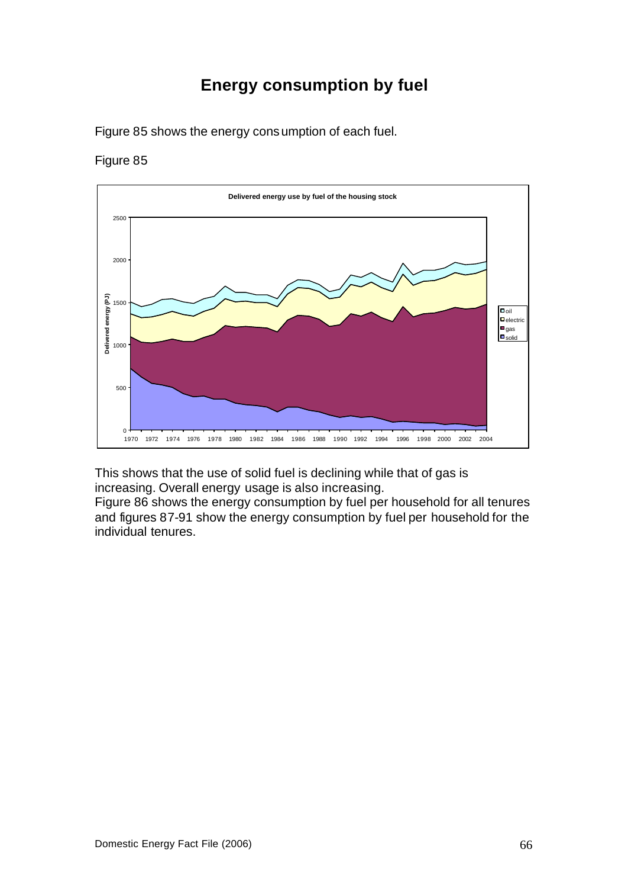# Energy consumption by fuel

Figure 85 shows the energy consumption of each fuel.

Figure 85

This shows that the use of solid fuel is declining while that of gas is increasing. Overall energy usage is also increasing.

Figure 86 shows the energy consumption by fuel per household for all tenures and figures 87-91 show the energy consumption by fuel per household for the individual tenures.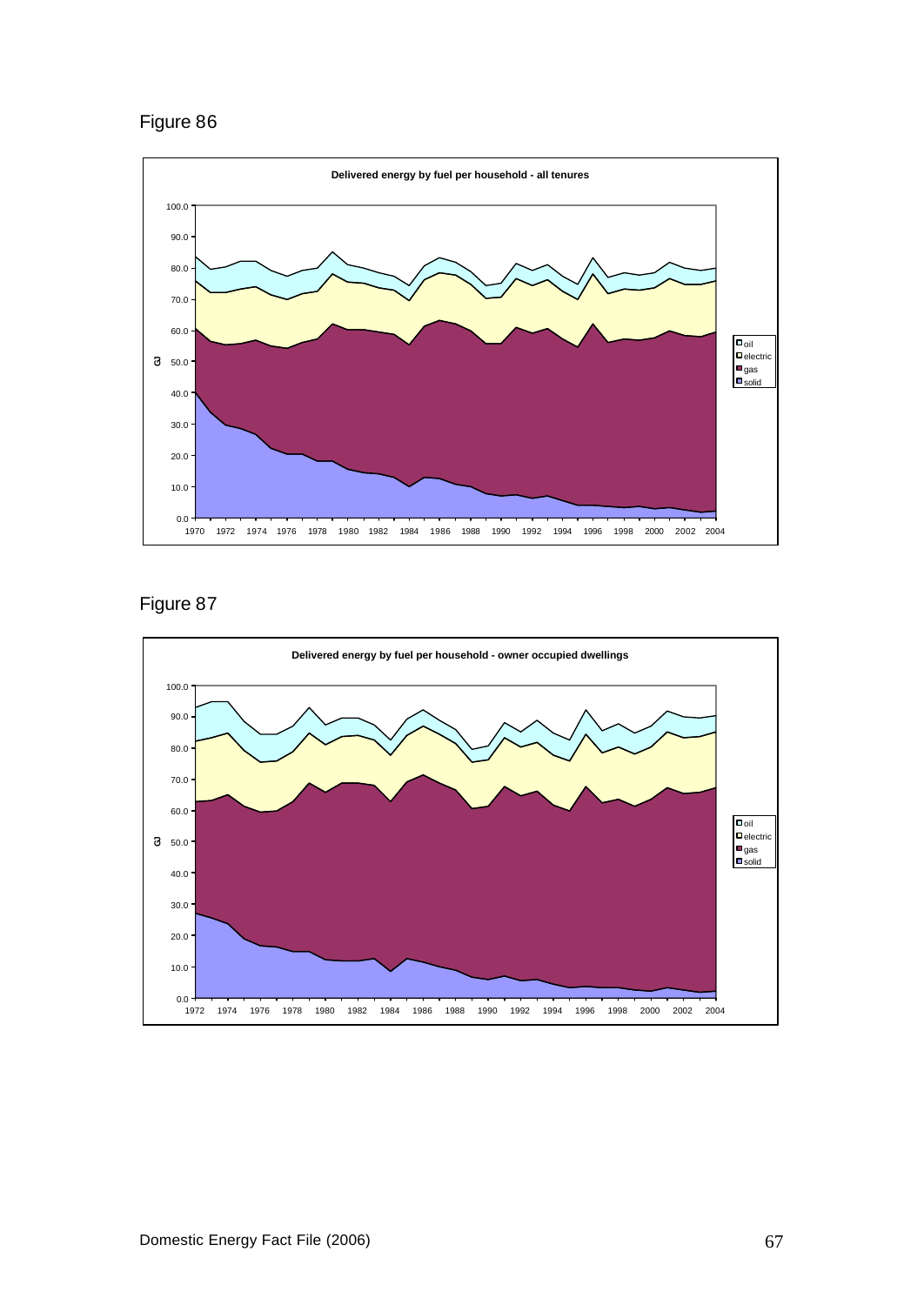Figure 86

**Delivered energy by fuel per household - all tenures**

Figure 87

**Delivered energy by fuel per household - owner occupied dwellings**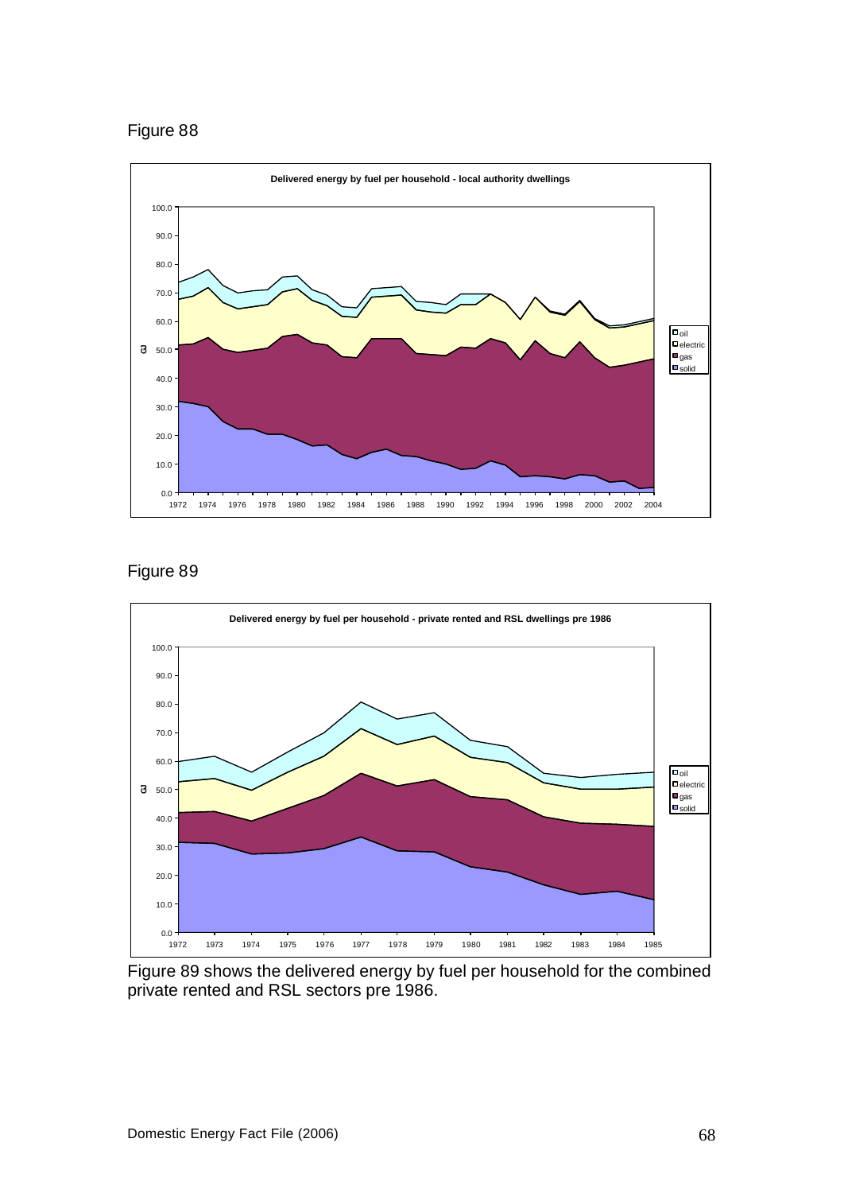Figure 88

Figure 89

Figure 89 shows the delivered energy by fuel per household for the combined private rented and RSL sectors pre 1986.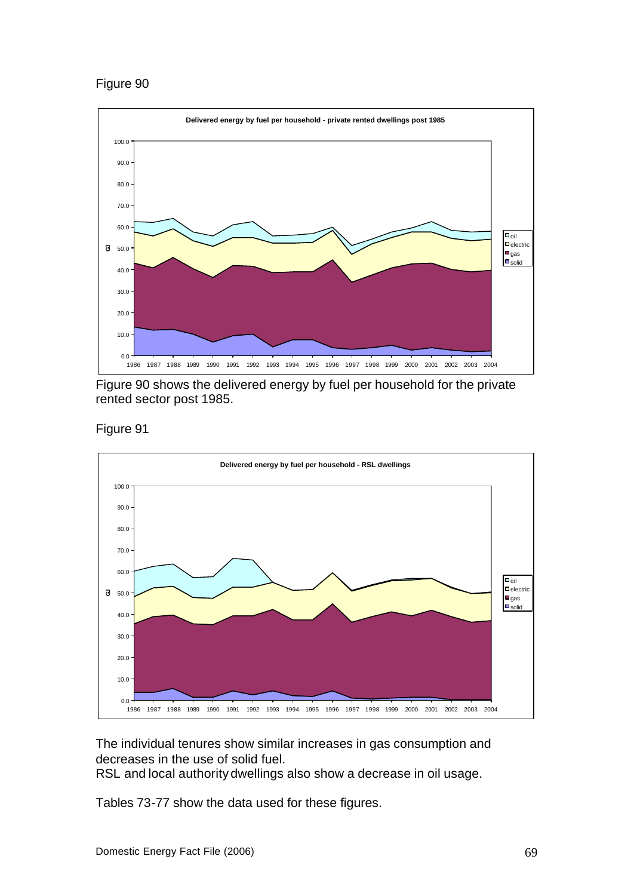Figure 90

Figure 90 shows the delivered energy by fuel per household for the private rented sector post 1985.

Figure 91

The individual tenures show similar increases in gas consumption and decreases in the use of solid fuel.
RSL and local authority dwellings also show a decrease in oil usage.

Tables 73-77 show the data used for these figures.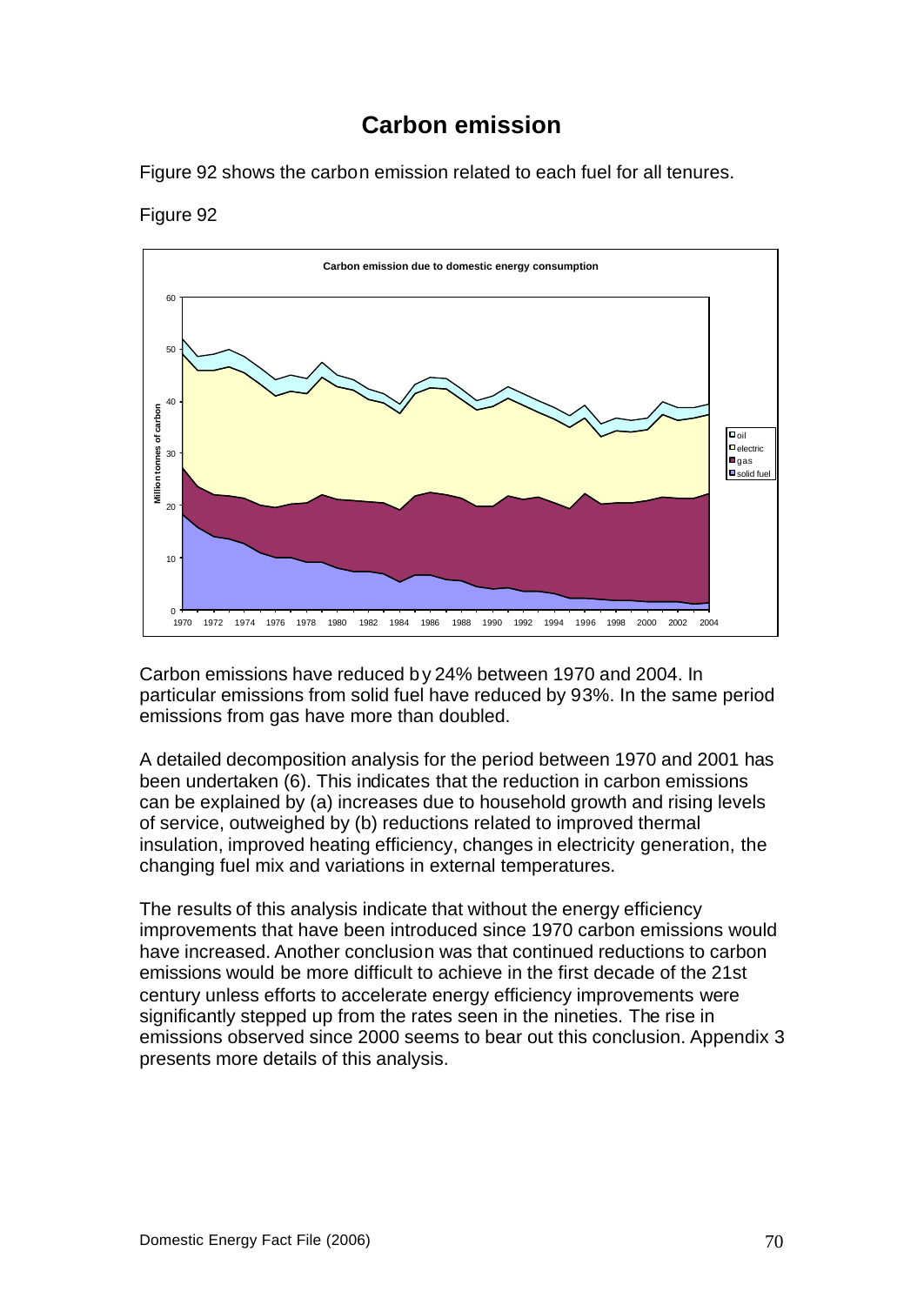# Carbon emission

Figure 92 shows the carbon emission related to each fuel for all tenures.

Figure 92

Carbon emissions have reduced by 24% between 1970 and 2004. In particular emissions from solid fuel have reduced by 93%. In the same period emissions from gas have more than doubled.

A detailed decomposition analysis for the period between 1970 and 2001 has been undertaken (6). This indicates that the reduction in carbon emissions can be explained by (a) increases due to household growth and rising levels of service, outweighed by (b) reductions related to improved thermal insulation, improved heating efficiency, changes in electricity generation, the changing fuel mix and variations in external temperatures.

The results of this analysis indicate that without the energy efficiency improvements that have been introduced since 1970 carbon emissions would have increased. Another conclusion was that continued reductions to carbon emissions would be more difficult to achieve in the first decade of the 21st century unless efforts to accelerate energy efficiency improvements were significantly stepped up from the rates seen in the nineties. The rise in emissions observed since 2000 seems to bear out this conclusion. Appendix 3 presents more details of this analysis.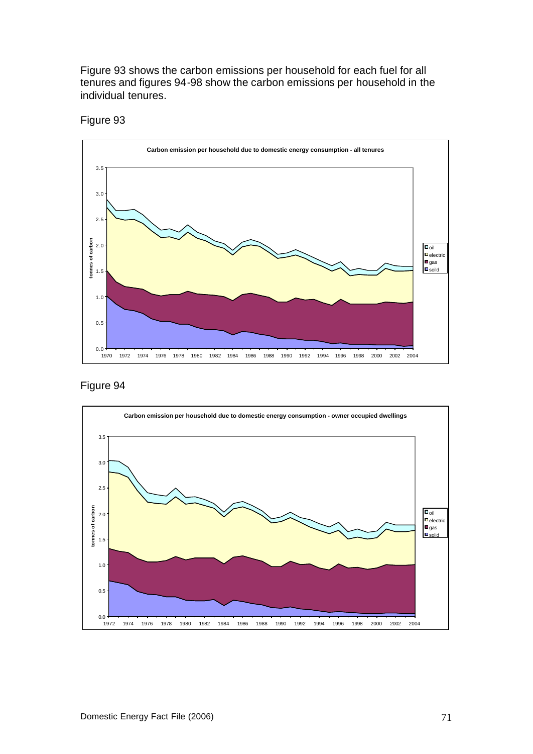Figure 93 shows the carbon emissions per household for each fuel for all tenures and figures 94-98 show the carbon emissions per household in the individual tenures.

Figure 93

Carbon emission per household due to domestic energy consumption - all tenures

Figure 94

Carbon emission per household due to domestic energy consumption - owner occupied dwellings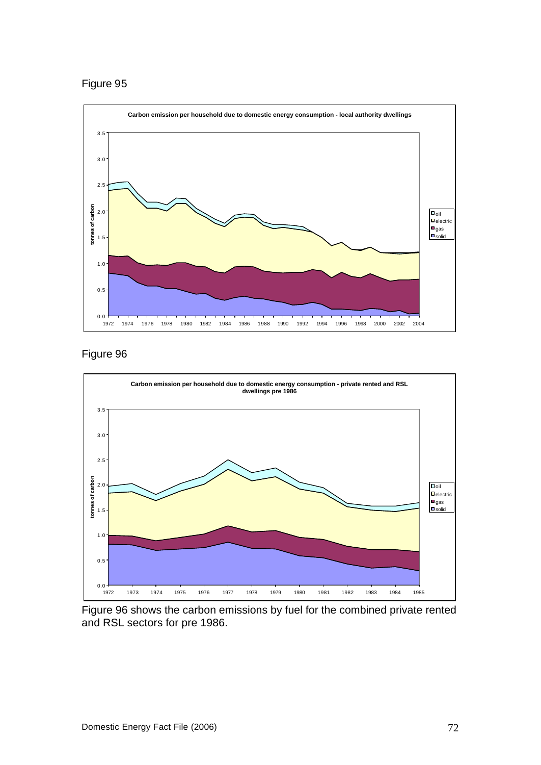Figure 95

Figure 96

Figure 96 shows the carbon emissions by fuel for the combined private rented and RSL sectors for pre 1986.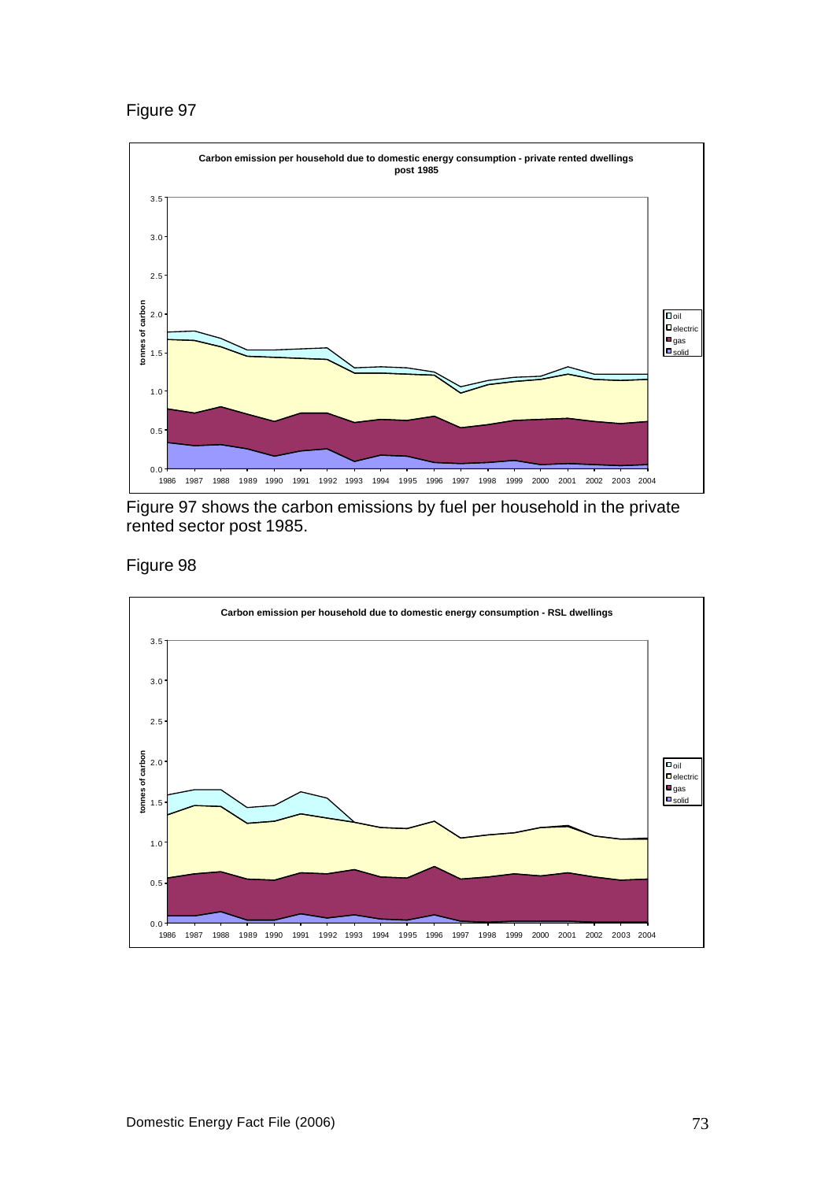Figure 97

**Carbon emission per household due to domestic energy consumption - private rented dwellings post 1985**

Figure 97 shows the carbon emissions by fuel per household in the private rented sector post 1985.

Figure 98

**Carbon emission per household due to domestic energy consumption - RSL dwellings**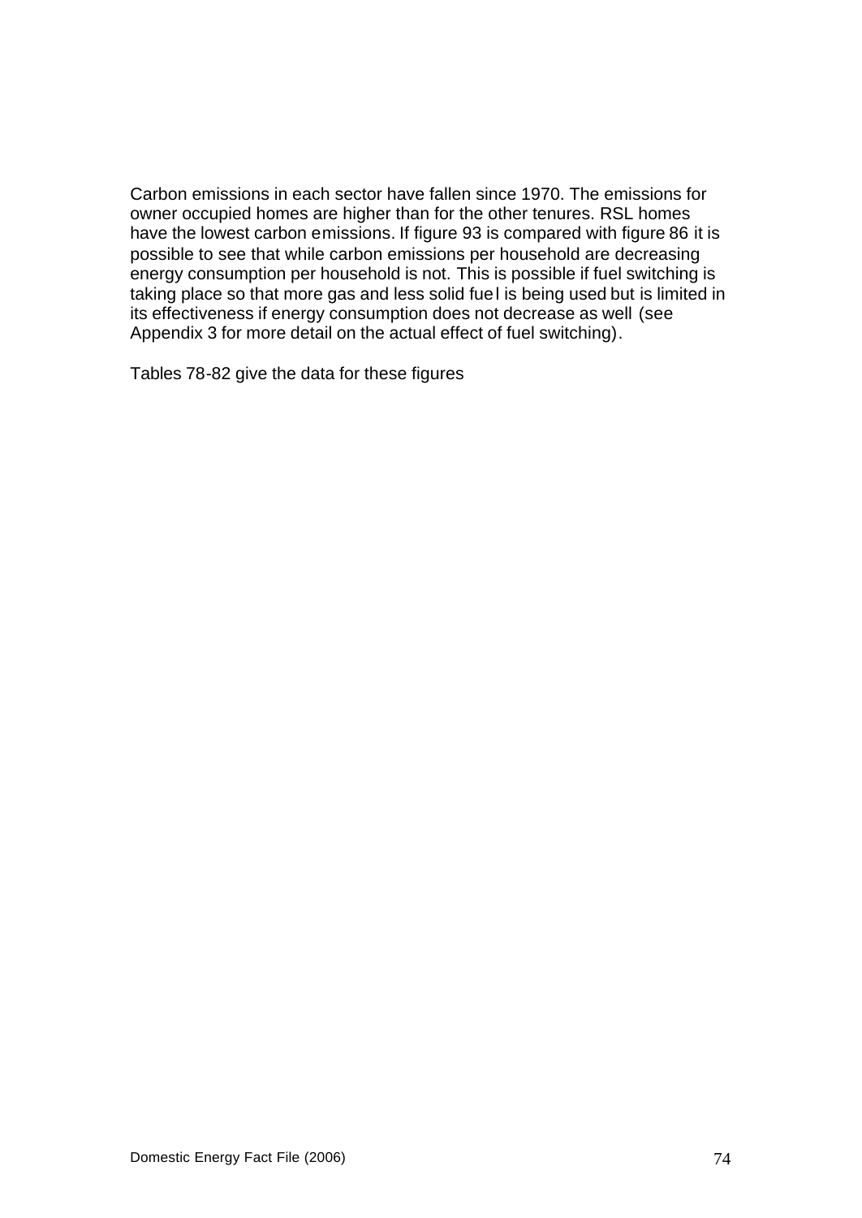Carbon emissions in each sector have fallen since 1970. The emissions for owner occupied homes are higher than for the other tenures. RSL homes have the lowest carbon emissions. If figure 93 is compared with figure 86 it is possible to see that while carbon emissions per household are decreasing energy consumption per household is not. This is possible if fuel switching is taking place so that more gas and less solid fuel is being used but is limited in its effectiveness if energy consumption does not decrease as well (see Appendix 3 for more detail on the actual effect of fuel switching).

Tables 78-82 give the data for these figures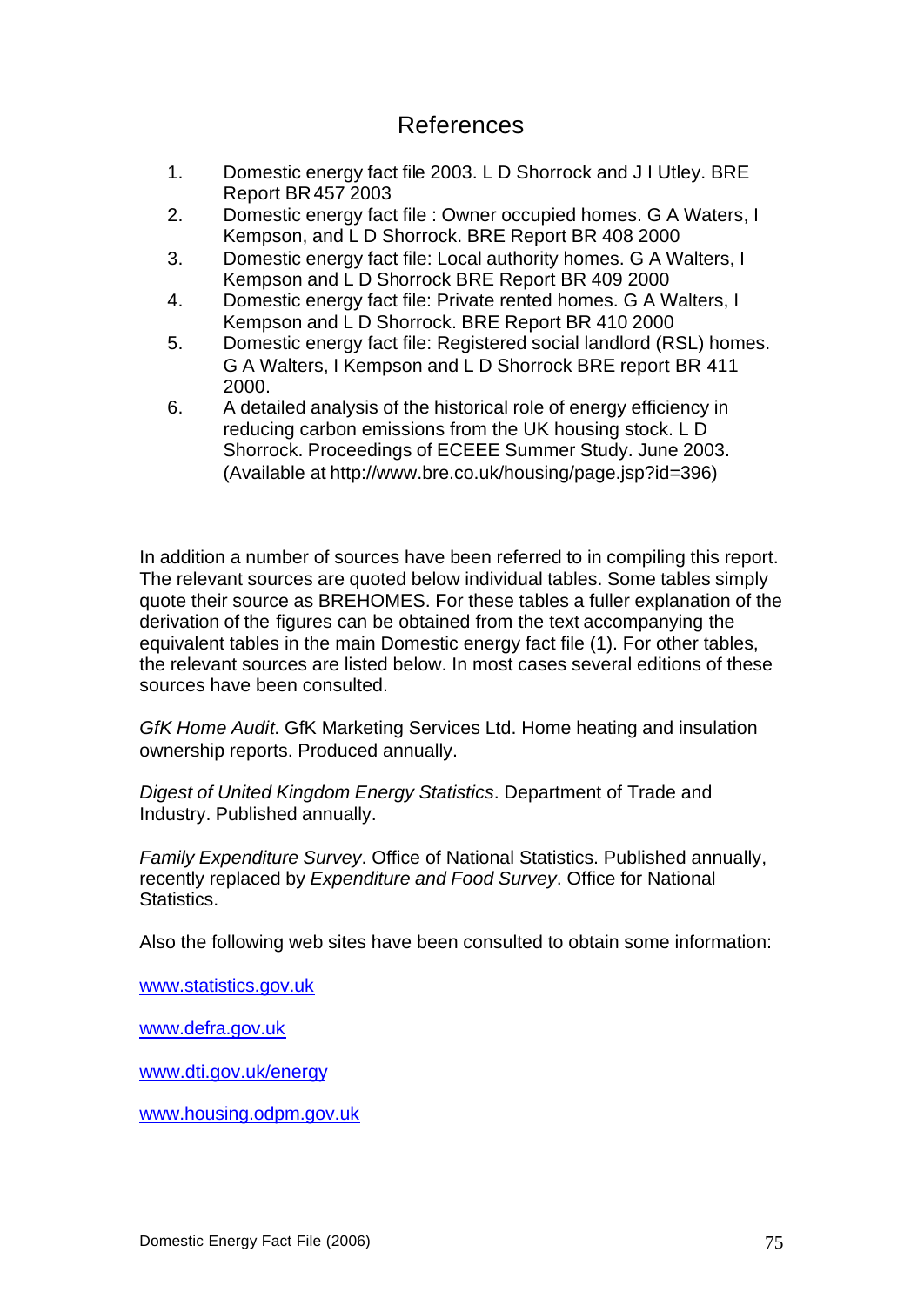# References

1. Domestic energy fact file 2003. L D Shorrock and J I Utley. BRE Report BR 457 2003
2. Domestic energy fact file : Owner occupied homes. G A Waters, I Kempson, and L D Shorrock. BRE Report BR 408 2000
3. Domestic energy fact file: Local authority homes. G A Walters, I Kempson and L D Shorrock BRE Report BR 409 2000
4. Domestic energy fact file: Private rented homes. G A Walters, I Kempson and L D Shorrock. BRE Report BR 410 2000
5. Domestic energy fact file: Registered social landlord (RSL) homes. G A Walters, I Kempson and L D Shorrock BRE report BR 411 2000.
6. A detailed analysis of the historical role of energy efficiency in reducing carbon emissions from the UK housing stock. L D Shorrock. Proceedings of ECEEE Summer Study. June 2003. (Available at http://www.bre.co.uk/housing/page.jsp?id=396)

In addition a number of sources have been referred to in compiling this report. The relevant sources are quoted below individual tables. Some tables simply quote their source as BREHOMES. For these tables a fuller explanation of the derivation of the figures can be obtained from the text accompanying the equivalent tables in the main Domestic energy fact file (1). For other tables, the relevant sources are listed below. In most cases several editions of these sources have been consulted.

*GfK Home Audit*. GfK Marketing Services Ltd. Home heating and insulation ownership reports. Produced annually.

*Digest of United Kingdom Energy Statistics*. Department of Trade and Industry. Published annually.

*Family Expenditure Survey*. Office of National Statistics. Published annually, recently replaced by *Expenditure and Food Survey*. Office for National Statistics.

Also the following web sites have been consulted to obtain some information:

www.statistics.gov.uk

www.defra.gov.uk

www.dti.gov.uk/energy

www.housing.odpm.gov.uk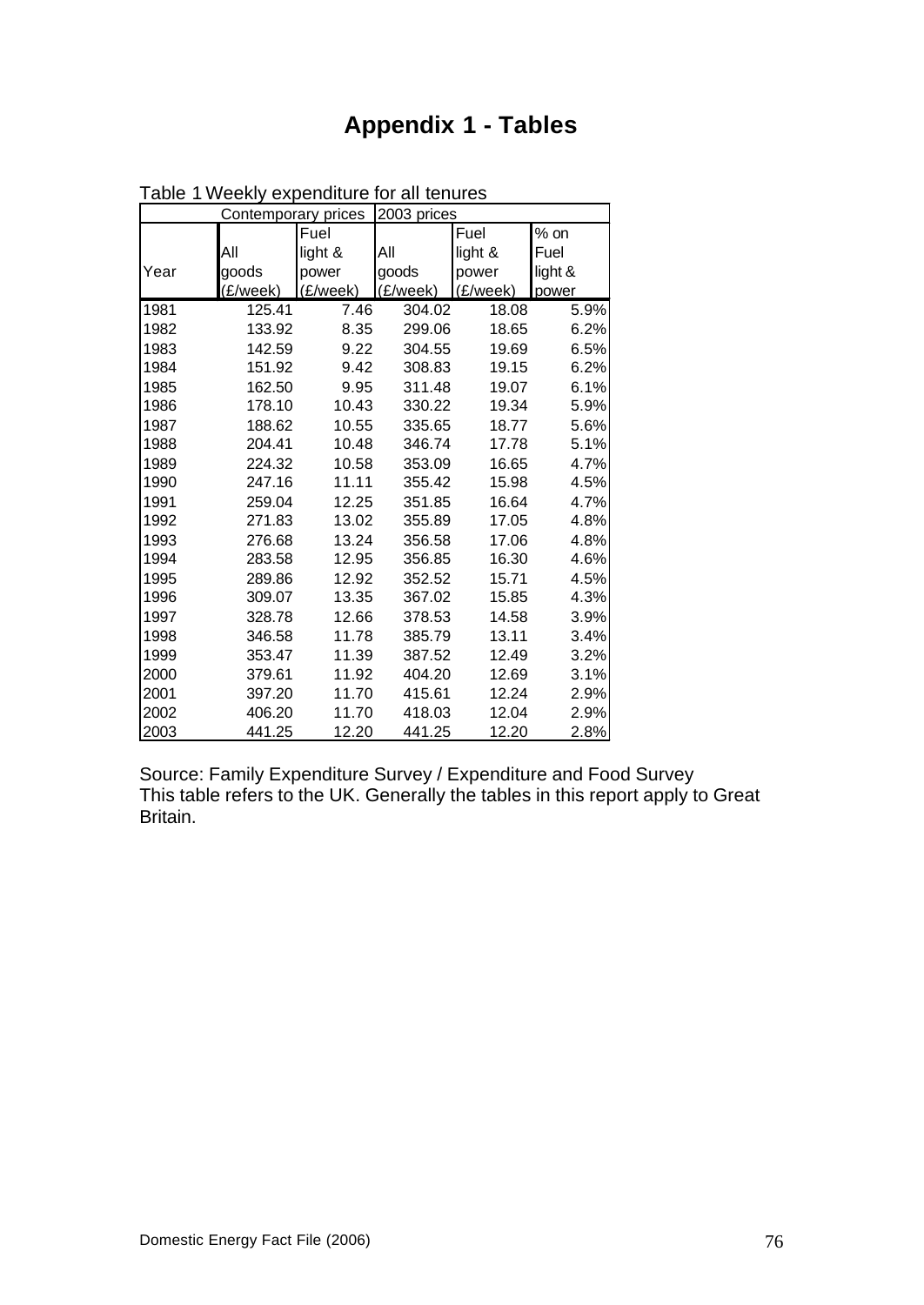# Appendix 1 - Tables

Table 1 Weekly expenditure for all tenures

| | Contemporary prices | | 2003 prices | | |
|---|---|---|---|---|---|
| Year | All goods (£/week) | Fuel light & power (£/week) | All goods (£/week) | Fuel light & power (£/week) | % on Fuel light & power |
| 1981 | 125.41 | 7.46 | 304.02 | 18.08 | 5.9% |
| 1982 | 133.92 | 8.35 | 299.06 | 18.65 | 6.2% |
| 1983 | 142.59 | 9.22 | 304.55 | 19.69 | 6.5% |
| 1984 | 151.92 | 9.42 | 308.83 | 19.15 | 6.2% |
| 1985 | 162.50 | 9.95 | 311.48 | 19.07 | 6.1% |
| 1986 | 178.10 | 10.43 | 330.22 | 19.34 | 5.9% |
| 1987 | 188.62 | 10.55 | 335.65 | 18.77 | 5.6% |
| 1988 | 204.41 | 10.48 | 346.74 | 17.78 | 5.1% |
| 1989 | 224.32 | 10.58 | 353.09 | 16.65 | 4.7% |
| 1990 | 247.16 | 11.11 | 355.42 | 15.98 | 4.5% |
| 1991 | 259.04 | 12.25 | 351.85 | 16.64 | 4.7% |
| 1992 | 271.83 | 13.02 | 355.89 | 17.05 | 4.8% |
| 1993 | 276.68 | 13.24 | 356.58 | 17.06 | 4.8% |
| 1994 | 283.58 | 12.95 | 356.85 | 16.30 | 4.6% |
| 1995 | 289.86 | 12.92 | 352.52 | 15.71 | 4.5% |
| 1996 | 309.07 | 13.35 | 367.02 | 15.85 | 4.3% |
| 1997 | 328.78 | 12.66 | 378.53 | 14.58 | 3.9% |
| 1998 | 346.58 | 11.78 | 385.79 | 13.11 | 3.4% |
| 1999 | 353.47 | 11.39 | 387.52 | 12.49 | 3.2% |
| 2000 | 379.61 | 11.92 | 404.20 | 12.69 | 3.1% |
| 2001 | 397.20 | 11.70 | 415.61 | 12.24 | 2.9% |
| 2002 | 406.20 | 11.70 | 418.03 | 12.04 | 2.9% |
| 2003 | 441.25 | 12.20 | 441.25 | 12.20 | 2.8% |

Source: Family Expenditure Survey / Expenditure and Food Survey
This table refers to the UK. Generally the tables in this report apply to Great Britain.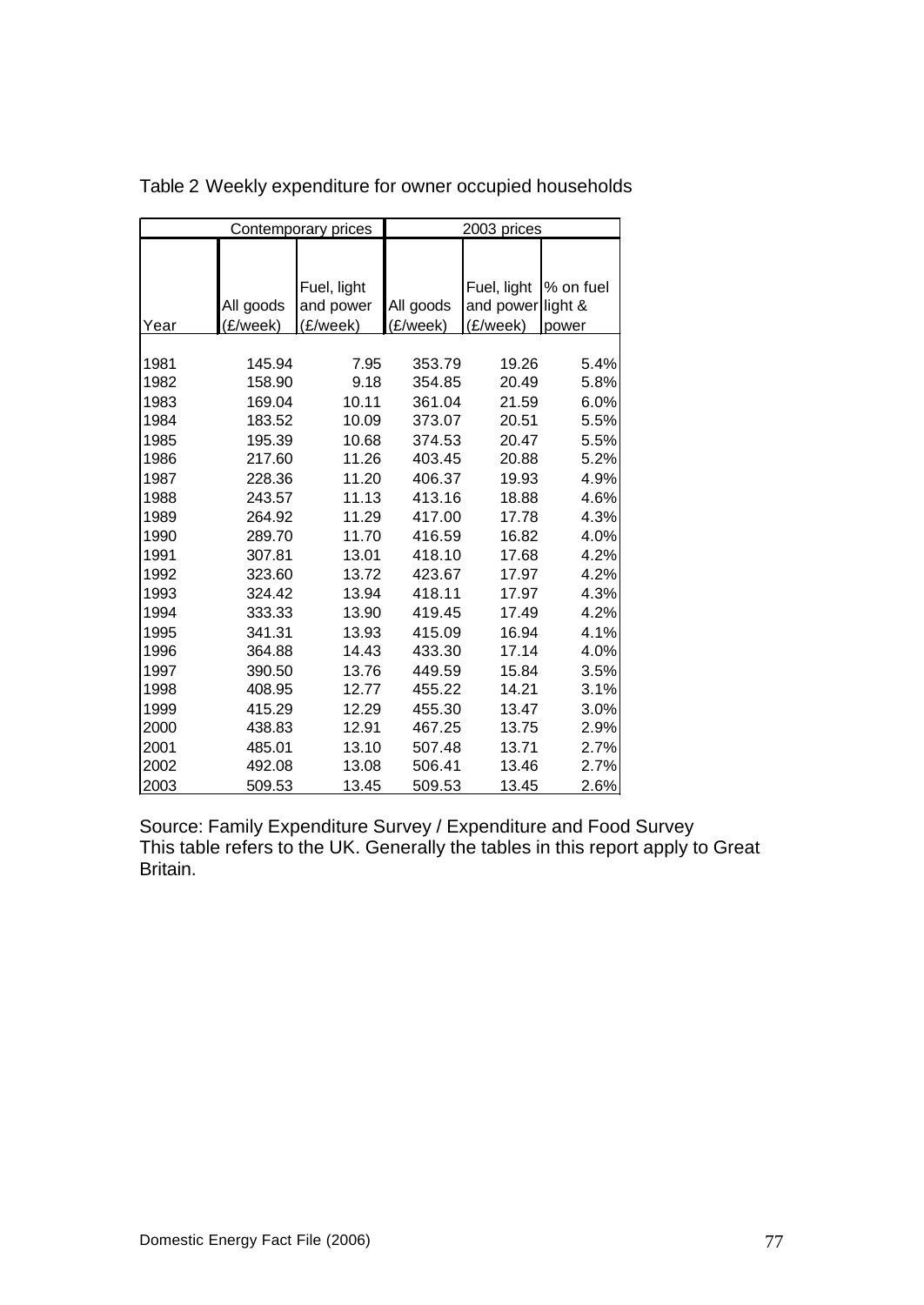Table 2 Weekly expenditure for owner occupied households

| | Contemporary prices | | 2003 prices | | |
|---|---|---|---|---|---|
| Year | All goods (£/week) | Fuel, light and power (£/week) | All goods (£/week) | Fuel, light and power (£/week) | % on fuel light & power |
| 1981 | 145.94 | 7.95 | 353.79 | 19.26 | 5.4% |
| 1982 | 158.90 | 9.18 | 354.85 | 20.49 | 5.8% |
| 1983 | 169.04 | 10.11 | 361.04 | 21.59 | 6.0% |
| 1984 | 183.52 | 10.09 | 373.07 | 20.51 | 5.5% |
| 1985 | 195.39 | 10.68 | 374.53 | 20.47 | 5.5% |
| 1986 | 217.60 | 11.26 | 403.45 | 20.88 | 5.2% |
| 1987 | 228.36 | 11.20 | 406.37 | 19.93 | 4.9% |
| 1988 | 243.57 | 11.13 | 413.16 | 18.88 | 4.6% |
| 1989 | 264.92 | 11.29 | 417.00 | 17.78 | 4.3% |
| 1990 | 289.70 | 11.70 | 416.59 | 16.82 | 4.0% |
| 1991 | 307.81 | 13.01 | 418.10 | 17.68 | 4.2% |
| 1992 | 323.60 | 13.72 | 423.67 | 17.97 | 4.2% |
| 1993 | 324.42 | 13.94 | 418.11 | 17.97 | 4.3% |
| 1994 | 333.33 | 13.90 | 419.45 | 17.49 | 4.2% |
| 1995 | 341.31 | 13.93 | 415.09 | 16.94 | 4.1% |
| 1996 | 364.88 | 14.43 | 433.30 | 17.14 | 4.0% |
| 1997 | 390.50 | 13.76 | 449.59 | 15.84 | 3.5% |
| 1998 | 408.95 | 12.77 | 455.22 | 14.21 | 3.1% |
| 1999 | 415.29 | 12.29 | 455.30 | 13.47 | 3.0% |
| 2000 | 438.83 | 12.91 | 467.25 | 13.75 | 2.9% |
| 2001 | 485.01 | 13.10 | 507.48 | 13.71 | 2.7% |
| 2002 | 492.08 | 13.08 | 506.41 | 13.46 | 2.7% |
| 2003 | 509.53 | 13.45 | 509.53 | 13.45 | 2.6% |

Source: Family Expenditure Survey / Expenditure and Food Survey
This table refers to the UK. Generally the tables in this report apply to Great Britain.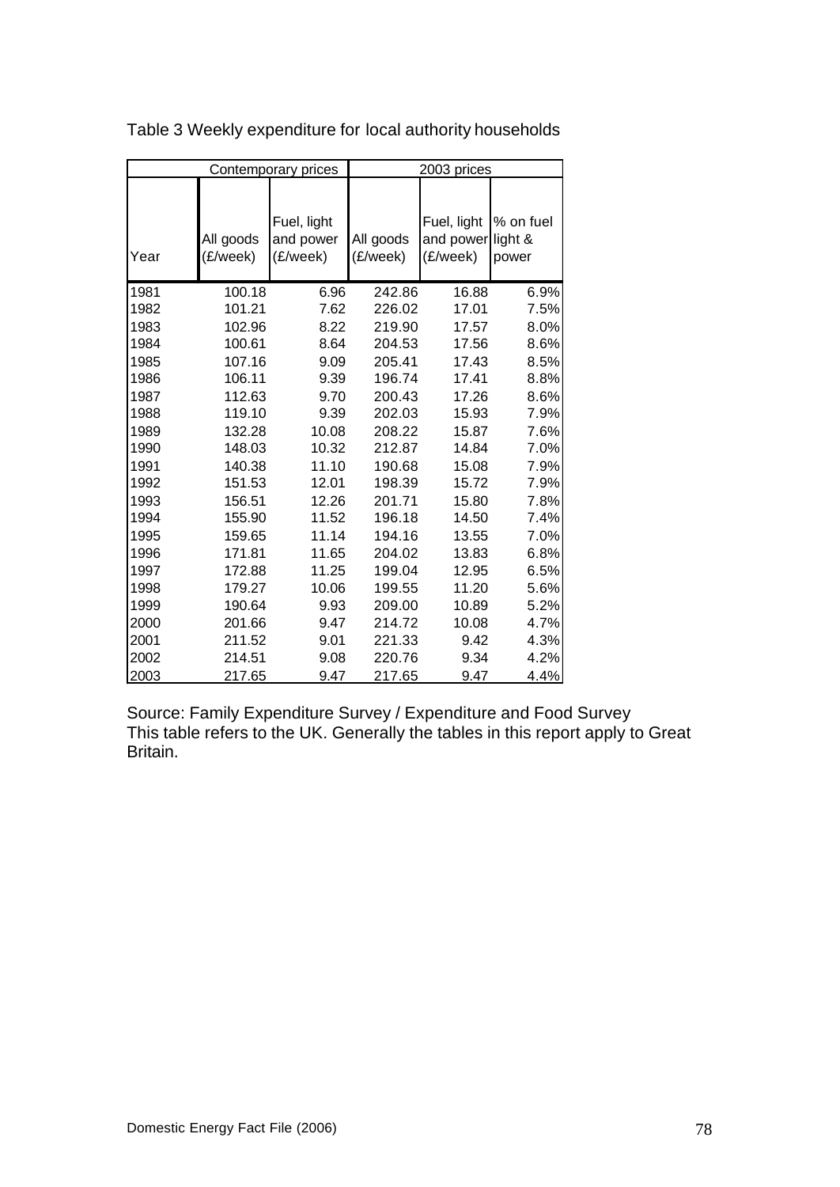Table 3 Weekly expenditure for local authority households

| | Contemporary prices | | 2003 prices | | |
|---|---|---|---|---|---|
| Year | All goods (£/week) | Fuel, light and power (£/week) | All goods (£/week) | Fuel, light and power (£/week) | % on fuel light & power |
| 1981 | 100.18 | 6.96 | 242.86 | 16.88 | 6.9% |
| 1982 | 101.21 | 7.62 | 226.02 | 17.01 | 7.5% |
| 1983 | 102.96 | 8.22 | 219.90 | 17.57 | 8.0% |
| 1984 | 100.61 | 8.64 | 204.53 | 17.56 | 8.6% |
| 1985 | 107.16 | 9.09 | 205.41 | 17.43 | 8.5% |
| 1986 | 106.11 | 9.39 | 196.74 | 17.41 | 8.8% |
| 1987 | 112.63 | 9.70 | 200.43 | 17.26 | 8.6% |
| 1988 | 119.10 | 9.39 | 202.03 | 15.93 | 7.9% |
| 1989 | 132.28 | 10.08 | 208.22 | 15.87 | 7.6% |
| 1990 | 148.03 | 10.32 | 212.87 | 14.84 | 7.0% |
| 1991 | 140.38 | 11.10 | 190.68 | 15.08 | 7.9% |
| 1992 | 151.53 | 12.01 | 198.39 | 15.72 | 7.9% |
| 1993 | 156.51 | 12.26 | 201.71 | 15.80 | 7.8% |
| 1994 | 155.90 | 11.52 | 196.18 | 14.50 | 7.4% |
| 1995 | 159.65 | 11.14 | 194.16 | 13.55 | 7.0% |
| 1996 | 171.81 | 11.65 | 204.02 | 13.83 | 6.8% |
| 1997 | 172.88 | 11.25 | 199.04 | 12.95 | 6.5% |
| 1998 | 179.27 | 10.06 | 199.55 | 11.20 | 5.6% |
| 1999 | 190.64 | 9.93 | 209.00 | 10.89 | 5.2% |
| 2000 | 201.66 | 9.47 | 214.72 | 10.08 | 4.7% |
| 2001 | 211.52 | 9.01 | 221.33 | 9.42 | 4.3% |
| 2002 | 214.51 | 9.08 | 220.76 | 9.34 | 4.2% |
| 2003 | 217.65 | 9.47 | 217.65 | 9.47 | 4.4% |

Source: Family Expenditure Survey / Expenditure and Food Survey
This table refers to the UK. Generally the tables in this report apply to Great Britain.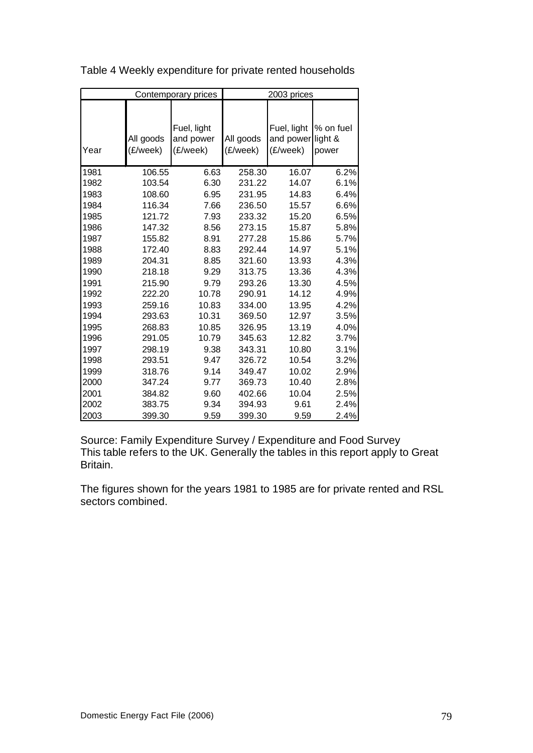Table 4 Weekly expenditure for private rented households

| | Contemporary prices | | 2003 prices | | |
|---|---|---|---|---|---|
| Year | All goods (£/week) | Fuel, light and power (£/week) | All goods (£/week) | Fuel, light and power (£/week) | % on fuel light & power |
| 1981 | 106.55 | 6.63 | 258.30 | 16.07 | 6.2% |
| 1982 | 103.54 | 6.30 | 231.22 | 14.07 | 6.1% |
| 1983 | 108.60 | 6.95 | 231.95 | 14.83 | 6.4% |
| 1984 | 116.34 | 7.66 | 236.50 | 15.57 | 6.6% |
| 1985 | 121.72 | 7.93 | 233.32 | 15.20 | 6.5% |
| 1986 | 147.32 | 8.56 | 273.15 | 15.87 | 5.8% |
| 1987 | 155.82 | 8.91 | 277.28 | 15.86 | 5.7% |
| 1988 | 172.40 | 8.83 | 292.44 | 14.97 | 5.1% |
| 1989 | 204.31 | 8.85 | 321.60 | 13.93 | 4.3% |
| 1990 | 218.18 | 9.29 | 313.75 | 13.36 | 4.3% |
| 1991 | 215.90 | 9.79 | 293.26 | 13.30 | 4.5% |
| 1992 | 222.20 | 10.78 | 290.91 | 14.12 | 4.9% |
| 1993 | 259.16 | 10.83 | 334.00 | 13.95 | 4.2% |
| 1994 | 293.63 | 10.31 | 369.50 | 12.97 | 3.5% |
| 1995 | 268.83 | 10.85 | 326.95 | 13.19 | 4.0% |
| 1996 | 291.05 | 10.79 | 345.63 | 12.82 | 3.7% |
| 1997 | 298.19 | 9.38 | 343.31 | 10.80 | 3.1% |
| 1998 | 293.51 | 9.47 | 326.72 | 10.54 | 3.2% |
| 1999 | 318.76 | 9.14 | 349.47 | 10.02 | 2.9% |
| 2000 | 347.24 | 9.77 | 369.73 | 10.40 | 2.8% |
| 2001 | 384.82 | 9.60 | 402.66 | 10.04 | 2.5% |
| 2002 | 383.75 | 9.34 | 394.93 | 9.61 | 2.4% |
| 2003 | 399.30 | 9.59 | 399.30 | 9.59 | 2.4% |

Source: Family Expenditure Survey / Expenditure and Food Survey
This table refers to the UK. Generally the tables in this report apply to Great Britain.

The figures shown for the years 1981 to 1985 are for private rented and RSL sectors combined.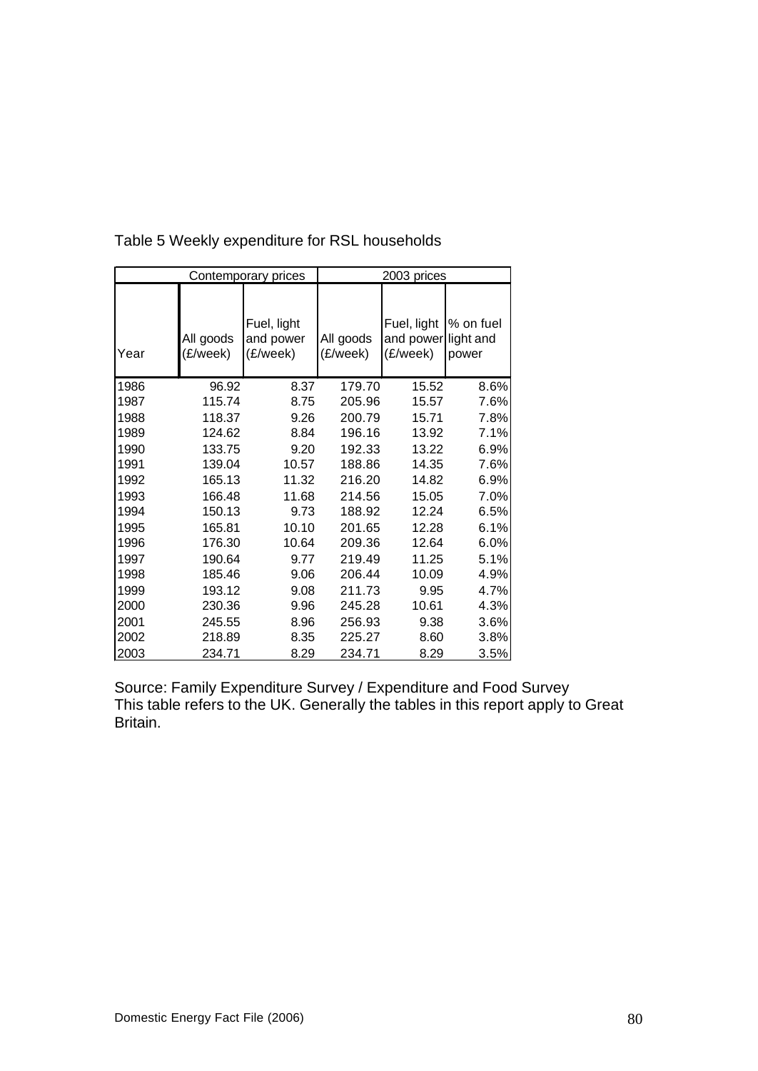Table 5 Weekly expenditure for RSL households

| | Contemporary prices | | 2003 prices | | |
|---|---|---|---|---|---|
| Year | All goods (£/week) | Fuel, light and power (£/week) | All goods (£/week) | Fuel, light and power (£/week) | % on fuel light and power |
| 1986 | 96.92 | 8.37 | 179.70 | 15.52 | 8.6% |
| 1987 | 115.74 | 8.75 | 205.96 | 15.57 | 7.6% |
| 1988 | 118.37 | 9.26 | 200.79 | 15.71 | 7.8% |
| 1989 | 124.62 | 8.84 | 196.16 | 13.92 | 7.1% |
| 1990 | 133.75 | 9.20 | 192.33 | 13.22 | 6.9% |
| 1991 | 139.04 | 10.57 | 188.86 | 14.35 | 7.6% |
| 1992 | 165.13 | 11.32 | 216.20 | 14.82 | 6.9% |
| 1993 | 166.48 | 11.68 | 214.56 | 15.05 | 7.0% |
| 1994 | 150.13 | 9.73 | 188.92 | 12.24 | 6.5% |
| 1995 | 165.81 | 10.10 | 201.65 | 12.28 | 6.1% |
| 1996 | 176.30 | 10.64 | 209.36 | 12.64 | 6.0% |
| 1997 | 190.64 | 9.77 | 219.49 | 11.25 | 5.1% |
| 1998 | 185.46 | 9.06 | 206.44 | 10.09 | 4.9% |
| 1999 | 193.12 | 9.08 | 211.73 | 9.95 | 4.7% |
| 2000 | 230.36 | 9.96 | 245.28 | 10.61 | 4.3% |
| 2001 | 245.55 | 8.96 | 256.93 | 9.38 | 3.6% |
| 2002 | 218.89 | 8.35 | 225.27 | 8.60 | 3.8% |
| 2003 | 234.71 | 8.29 | 234.71 | 8.29 | 3.5% |

Source: Family Expenditure Survey / Expenditure and Food Survey
This table refers to the UK. Generally the tables in this report apply to Great Britain.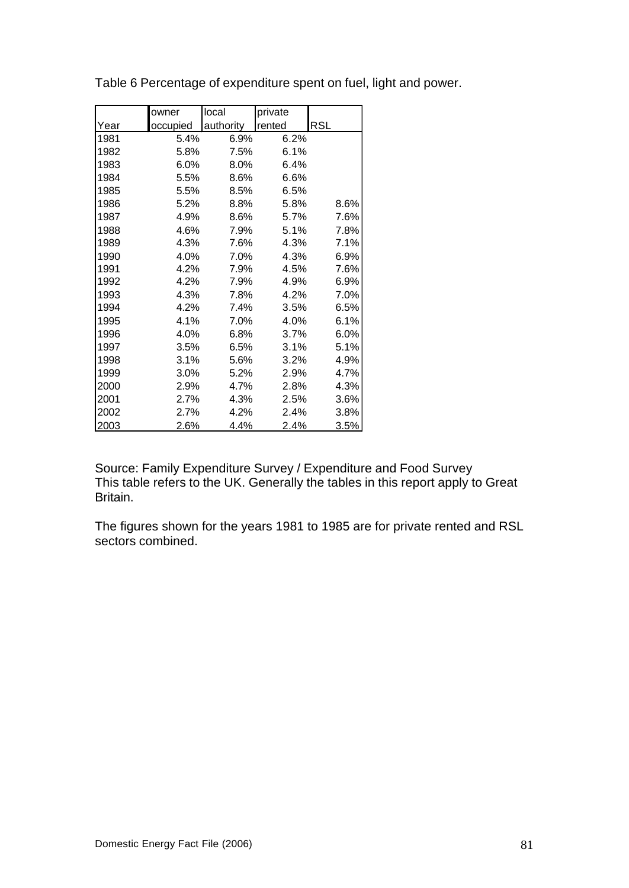Table 6 Percentage of expenditure spent on fuel, light and power.

| Year | owner occupied | local authority | private rented | RSL |
|---|---|---|---|---|
| 1981 | 5.4% | 6.9% | 6.2% | |
| 1982 | 5.8% | 7.5% | 6.1% | |
| 1983 | 6.0% | 8.0% | 6.4% | |
| 1984 | 5.5% | 8.6% | 6.6% | |
| 1985 | 5.5% | 8.5% | 6.5% | |
| 1986 | 5.2% | 8.8% | 5.8% | 8.6% |
| 1987 | 4.9% | 8.6% | 5.7% | 7.6% |
| 1988 | 4.6% | 7.9% | 5.1% | 7.8% |
| 1989 | 4.3% | 7.6% | 4.3% | 7.1% |
| 1990 | 4.0% | 7.0% | 4.3% | 6.9% |
| 1991 | 4.2% | 7.9% | 4.5% | 7.6% |
| 1992 | 4.2% | 7.9% | 4.9% | 6.9% |
| 1993 | 4.3% | 7.8% | 4.2% | 7.0% |
| 1994 | 4.2% | 7.4% | 3.5% | 6.5% |
| 1995 | 4.1% | 7.0% | 4.0% | 6.1% |
| 1996 | 4.0% | 6.8% | 3.7% | 6.0% |
| 1997 | 3.5% | 6.5% | 3.1% | 5.1% |
| 1998 | 3.1% | 5.6% | 3.2% | 4.9% |
| 1999 | 3.0% | 5.2% | 2.9% | 4.7% |
| 2000 | 2.9% | 4.7% | 2.8% | 4.3% |
| 2001 | 2.7% | 4.3% | 2.5% | 3.6% |
| 2002 | 2.7% | 4.2% | 2.4% | 3.8% |
| 2003 | 2.6% | 4.4% | 2.4% | 3.5% |

Source: Family Expenditure Survey / Expenditure and Food Survey
This table refers to the UK. Generally the tables in this report apply to Great Britain.

The figures shown for the years 1981 to 1985 are for private rented and RSL sectors combined.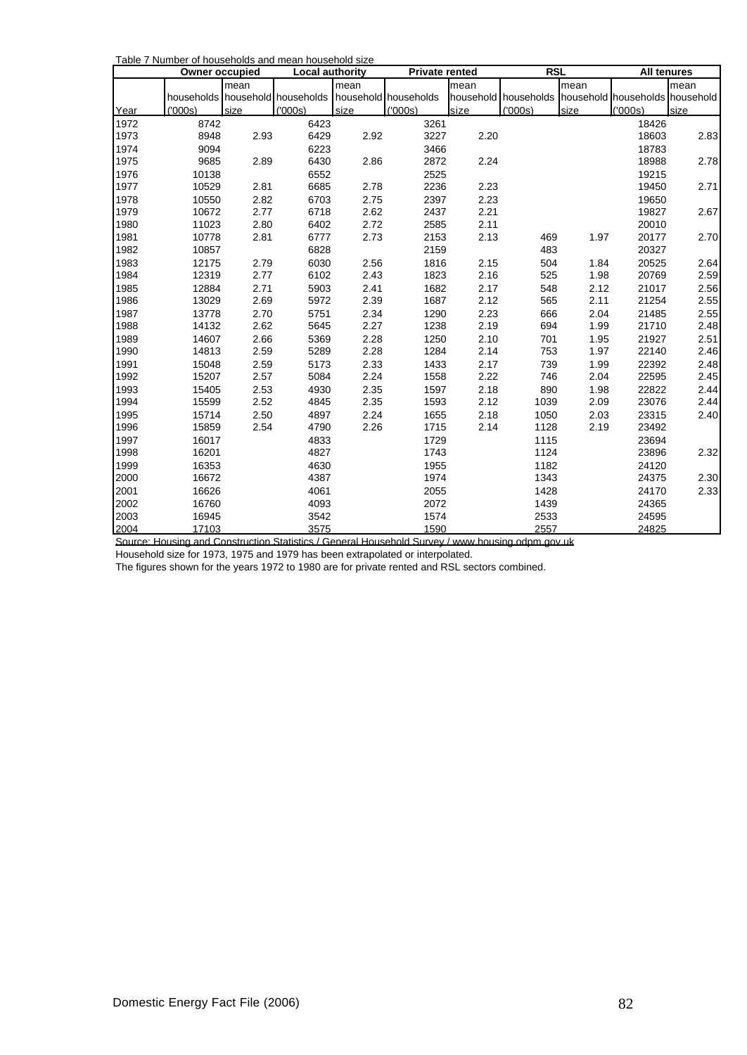Table 7 Number of households and mean household size

| | Owner occupied | | Local authority | | Private rented | | RSL | | All tenures | |
|---|---|---|---|---|---|---|---|---|---|---|
| Year | households ('000s) | mean household size | households ('000s) | mean household size | households ('000s) | mean household size | households ('000s) | mean household size | households ('000s) | mean household size |
| 1972 | 8742 | | 6423 | | 3261 | | | | 18426 | |
| 1973 | 8948 | 2.93 | 6429 | 2.92 | 3227 | 2.20 | | | 18603 | 2.83 |
| 1974 | 9094 | | 6223 | | 3466 | | | | 18783 | |
| 1975 | 9685 | 2.89 | 6430 | 2.86 | 2872 | 2.24 | | | 18988 | 2.78 |
| 1976 | 10138 | | 6552 | | 2525 | | | | 19215 | |
| 1977 | 10529 | 2.81 | 6685 | 2.78 | 2236 | 2.23 | | | 19450 | 2.71 |
| 1978 | 10550 | 2.82 | 6703 | 2.75 | 2397 | 2.23 | | | 19650 | |
| 1979 | 10672 | 2.77 | 6718 | 2.62 | 2437 | 2.21 | | | 19827 | 2.67 |
| 1980 | 11023 | 2.80 | 6402 | 2.72 | 2585 | 2.11 | | | 20010 | |
| 1981 | 10778 | 2.81 | 6777 | 2.73 | 2153 | 2.13 | 469 | 1.97 | 20177 | 2.70 |
| 1982 | 10857 | | 6828 | | 2159 | | 483 | | 20327 | |
| 1983 | 12175 | 2.79 | 6030 | 2.56 | 1816 | 2.15 | 504 | 1.84 | 20525 | 2.64 |
| 1984 | 12319 | 2.77 | 6102 | 2.43 | 1823 | 2.16 | 525 | 1.98 | 20769 | 2.59 |
| 1985 | 12884 | 2.71 | 5903 | 2.41 | 1682 | 2.17 | 548 | 2.12 | 21017 | 2.56 |
| 1986 | 13029 | 2.69 | 5972 | 2.39 | 1687 | 2.12 | 565 | 2.11 | 21254 | 2.55 |
| 1987 | 13778 | 2.70 | 5751 | 2.34 | 1290 | 2.23 | 666 | 2.04 | 21485 | 2.55 |
| 1988 | 14132 | 2.62 | 5645 | 2.27 | 1238 | 2.19 | 694 | 1.99 | 21710 | 2.48 |
| 1989 | 14607 | 2.66 | 5369 | 2.28 | 1250 | 2.10 | 701 | 1.95 | 21927 | 2.51 |
| 1990 | 14813 | 2.59 | 5289 | 2.28 | 1284 | 2.14 | 753 | 1.97 | 22140 | 2.46 |
| 1991 | 15048 | 2.59 | 5173 | 2.33 | 1433 | 2.17 | 739 | 1.99 | 22392 | 2.48 |
| 1992 | 15207 | 2.57 | 5084 | 2.24 | 1558 | 2.22 | 746 | 2.04 | 22595 | 2.45 |
| 1993 | 15405 | 2.53 | 4930 | 2.35 | 1597 | 2.18 | 890 | 1.98 | 22822 | 2.44 |
| 1994 | 15599 | 2.52 | 4845 | 2.35 | 1593 | 2.12 | 1039 | 2.09 | 23076 | 2.44 |
| 1995 | 15714 | 2.50 | 4897 | 2.24 | 1655 | 2.18 | 1050 | 2.03 | 23315 | 2.40 |
| 1996 | 15859 | 2.54 | 4790 | 2.26 | 1715 | 2.14 | 1128 | 2.19 | 23492 | |
| 1997 | 16017 | | 4833 | | 1729 | | 1115 | | 23694 | |
| 1998 | 16201 | | 4827 | | 1743 | | 1124 | | 23896 | 2.32 |
| 1999 | 16353 | | 4630 | | 1955 | | 1182 | | 24120 | |
| 2000 | 16672 | | 4387 | | 1974 | | 1343 | | 24375 | 2.30 |
| 2001 | 16626 | | 4061 | | 2055 | | 1428 | | 24170 | 2.33 |
| 2002 | 16760 | | 4093 | | 2072 | | 1439 | | 24365 | |
| 2003 | 16945 | | 3542 | | 1574 | | 2533 | | 24595 | |
| 2004 | 17103 | | 3575 | | 1590 | | 2557 | | 24825 | |

Source: Housing and Construction Statistics / General Household Survey / www.housing.odpm.gov.uk

Household size for 1973, 1975 and 1979 has been extrapolated or interpolated.

The figures shown for the years 1972 to 1980 are for private rented and RSL sectors combined.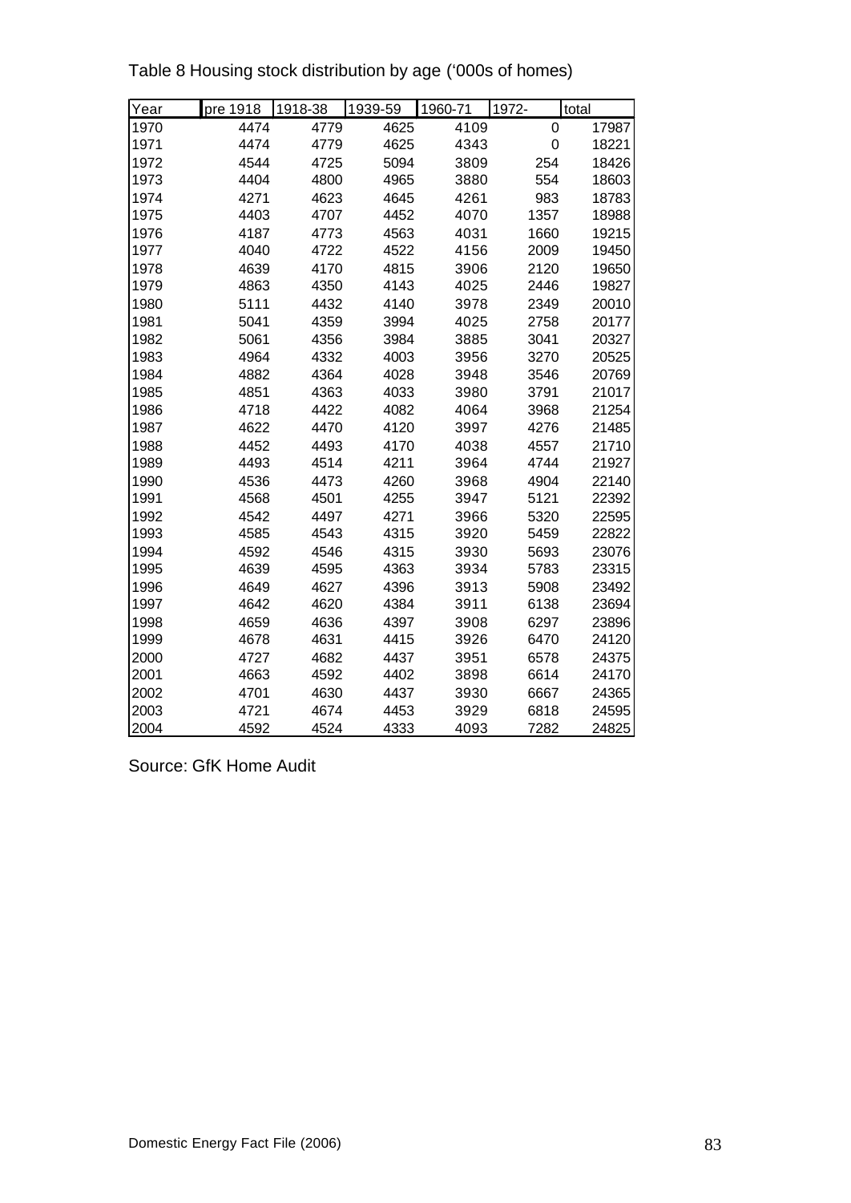Table 8 Housing stock distribution by age ('000s of homes)

| Year | pre 1918 | 1918-38 | 1939-59 | 1960-71 | 1972- | total |
|---|---|---|---|---|---|---|
| 1970 | 4474 | 4779 | 4625 | 4109 | 0 | 17987 |
| 1971 | 4474 | 4779 | 4625 | 4343 | 0 | 18221 |
| 1972 | 4544 | 4725 | 5094 | 3809 | 254 | 18426 |
| 1973 | 4404 | 4800 | 4965 | 3880 | 554 | 18603 |
| 1974 | 4271 | 4623 | 4645 | 4261 | 983 | 18783 |
| 1975 | 4403 | 4707 | 4452 | 4070 | 1357 | 18988 |
| 1976 | 4187 | 4773 | 4563 | 4031 | 1660 | 19215 |
| 1977 | 4040 | 4722 | 4522 | 4156 | 2009 | 19450 |
| 1978 | 4639 | 4170 | 4815 | 3906 | 2120 | 19650 |
| 1979 | 4863 | 4350 | 4143 | 4025 | 2446 | 19827 |
| 1980 | 5111 | 4432 | 4140 | 3978 | 2349 | 20010 |
| 1981 | 5041 | 4359 | 3994 | 4025 | 2758 | 20177 |
| 1982 | 5061 | 4356 | 3984 | 3885 | 3041 | 20327 |
| 1983 | 4964 | 4332 | 4003 | 3956 | 3270 | 20525 |
| 1984 | 4882 | 4364 | 4028 | 3948 | 3546 | 20769 |
| 1985 | 4851 | 4363 | 4033 | 3980 | 3791 | 21017 |
| 1986 | 4718 | 4422 | 4082 | 4064 | 3968 | 21254 |
| 1987 | 4622 | 4470 | 4120 | 3997 | 4276 | 21485 |
| 1988 | 4452 | 4493 | 4170 | 4038 | 4557 | 21710 |
| 1989 | 4493 | 4514 | 4211 | 3964 | 4744 | 21927 |
| 1990 | 4536 | 4473 | 4260 | 3968 | 4904 | 22140 |
| 1991 | 4568 | 4501 | 4255 | 3947 | 5121 | 22392 |
| 1992 | 4542 | 4497 | 4271 | 3966 | 5320 | 22595 |
| 1993 | 4585 | 4543 | 4315 | 3920 | 5459 | 22822 |
| 1994 | 4592 | 4546 | 4315 | 3930 | 5693 | 23076 |
| 1995 | 4639 | 4595 | 4363 | 3934 | 5783 | 23315 |
| 1996 | 4649 | 4627 | 4396 | 3913 | 5908 | 23492 |
| 1997 | 4642 | 4620 | 4384 | 3911 | 6138 | 23694 |
| 1998 | 4659 | 4636 | 4397 | 3908 | 6297 | 23896 |
| 1999 | 4678 | 4631 | 4415 | 3926 | 6470 | 24120 |
| 2000 | 4727 | 4682 | 4437 | 3951 | 6578 | 24375 |
| 2001 | 4663 | 4592 | 4402 | 3898 | 6614 | 24170 |
| 2002 | 4701 | 4630 | 4437 | 3930 | 6667 | 24365 |
| 2003 | 4721 | 4674 | 4453 | 3929 | 6818 | 24595 |
| 2004 | 4592 | 4524 | 4333 | 4093 | 7282 | 24825 |

Source: GfK Home Audit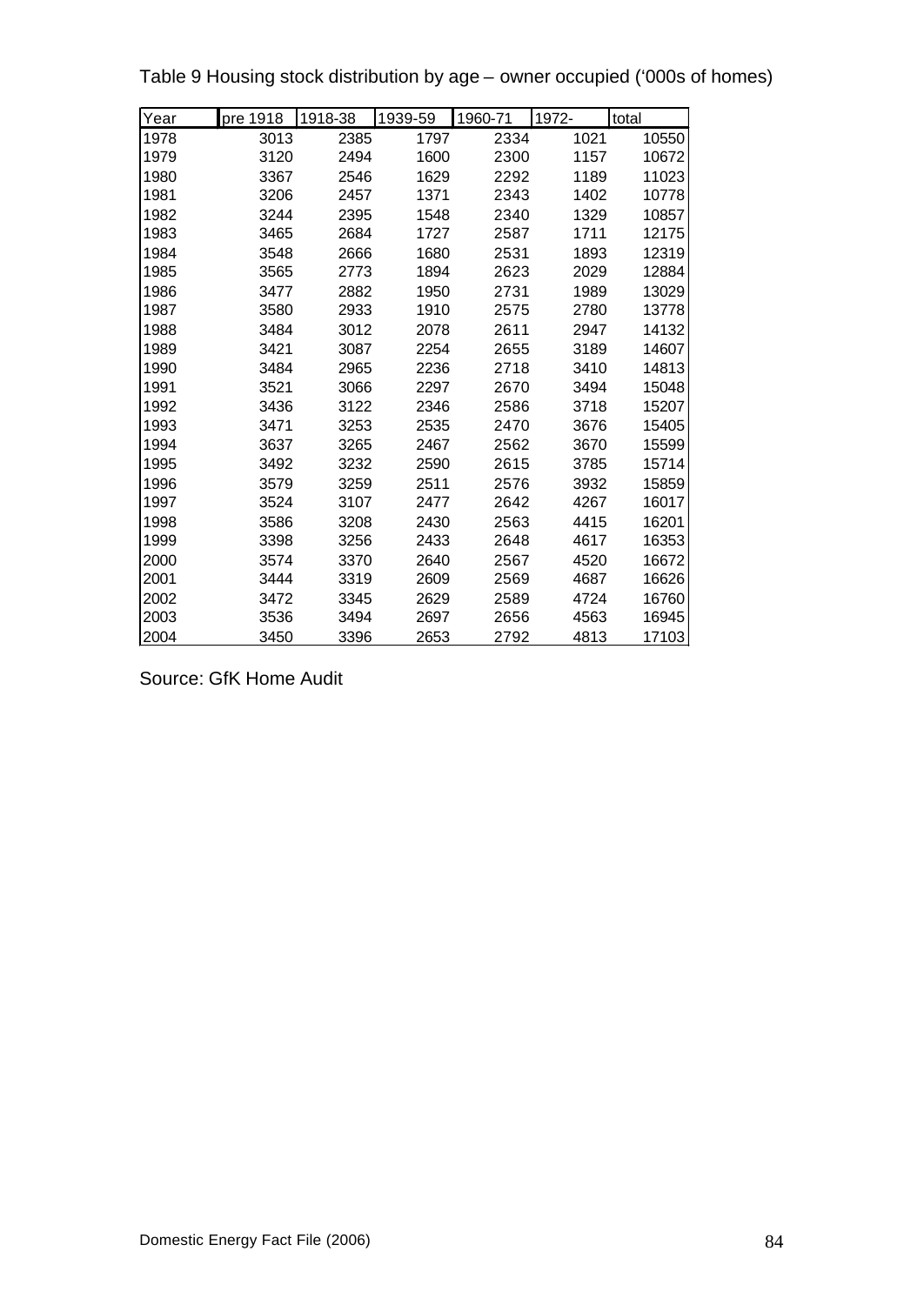Table 9 Housing stock distribution by age – owner occupied ('000s of homes)

| Year | pre 1918 | 1918-38 | 1939-59 | 1960-71 | 1972- | total |
|---|---|---|---|---|---|---|
| 1978 | 3013 | 2385 | 1797 | 2334 | 1021 | 10550 |
| 1979 | 3120 | 2494 | 1600 | 2300 | 1157 | 10672 |
| 1980 | 3367 | 2546 | 1629 | 2292 | 1189 | 11023 |
| 1981 | 3206 | 2457 | 1371 | 2343 | 1402 | 10778 |
| 1982 | 3244 | 2395 | 1548 | 2340 | 1329 | 10857 |
| 1983 | 3465 | 2684 | 1727 | 2587 | 1711 | 12175 |
| 1984 | 3548 | 2666 | 1680 | 2531 | 1893 | 12319 |
| 1985 | 3565 | 2773 | 1894 | 2623 | 2029 | 12884 |
| 1986 | 3477 | 2882 | 1950 | 2731 | 1989 | 13029 |
| 1987 | 3580 | 2933 | 1910 | 2575 | 2780 | 13778 |
| 1988 | 3484 | 3012 | 2078 | 2611 | 2947 | 14132 |
| 1989 | 3421 | 3087 | 2254 | 2655 | 3189 | 14607 |
| 1990 | 3484 | 2965 | 2236 | 2718 | 3410 | 14813 |
| 1991 | 3521 | 3066 | 2297 | 2670 | 3494 | 15048 |
| 1992 | 3436 | 3122 | 2346 | 2586 | 3718 | 15207 |
| 1993 | 3471 | 3253 | 2535 | 2470 | 3676 | 15405 |
| 1994 | 3637 | 3265 | 2467 | 2562 | 3670 | 15599 |
| 1995 | 3492 | 3232 | 2590 | 2615 | 3785 | 15714 |
| 1996 | 3579 | 3259 | 2511 | 2576 | 3932 | 15859 |
| 1997 | 3524 | 3107 | 2477 | 2642 | 4267 | 16017 |
| 1998 | 3586 | 3208 | 2430 | 2563 | 4415 | 16201 |
| 1999 | 3398 | 3256 | 2433 | 2648 | 4617 | 16353 |
| 2000 | 3574 | 3370 | 2640 | 2567 | 4520 | 16672 |
| 2001 | 3444 | 3319 | 2609 | 2569 | 4687 | 16626 |
| 2002 | 3472 | 3345 | 2629 | 2589 | 4724 | 16760 |
| 2003 | 3536 | 3494 | 2697 | 2656 | 4563 | 16945 |
| 2004 | 3450 | 3396 | 2653 | 2792 | 4813 | 17103 |

Source: GfK Home Audit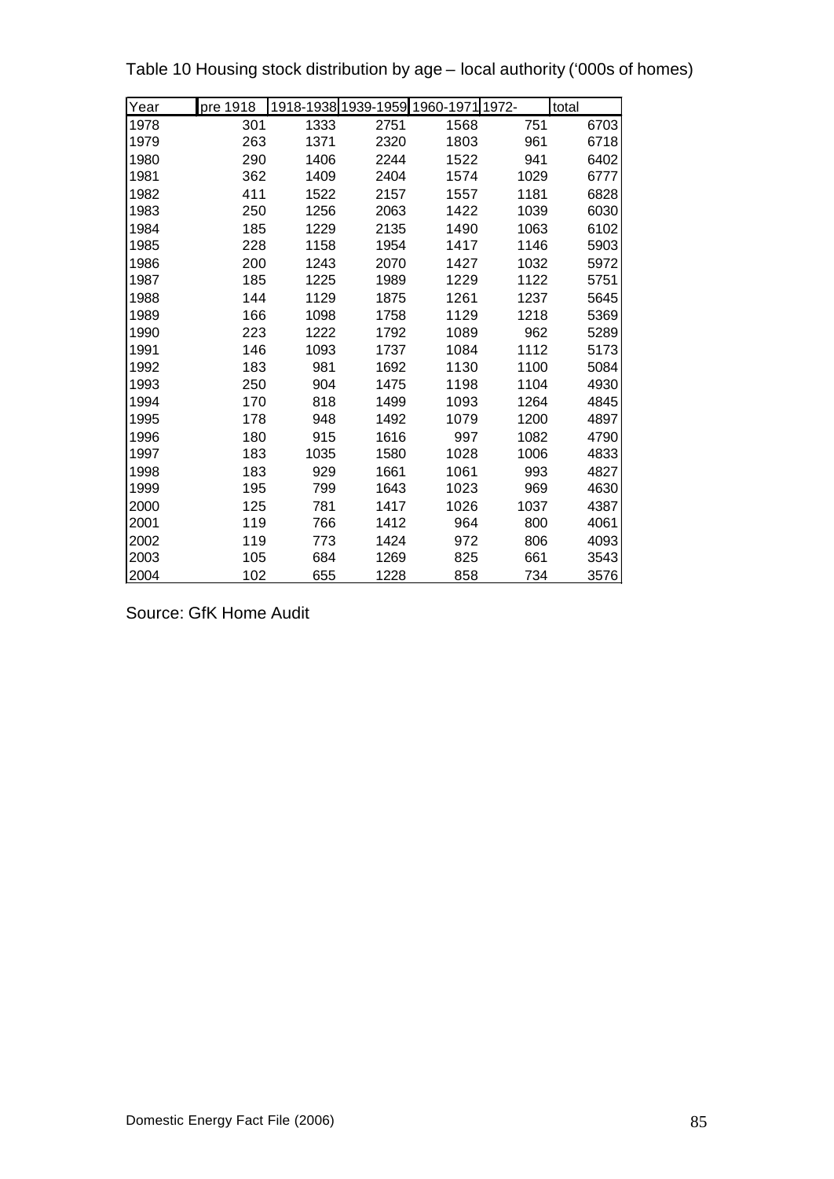Table 10 Housing stock distribution by age – local authority ('000s of homes)

| Year | pre 1918 | 1918-1938 | 1939-1959 | 1960-1971 | 1972- | total |
|---|---|---|---|---|---|---|
| 1978 | 301 | 1333 | 2751 | 1568 | 751 | 6703 |
| 1979 | 263 | 1371 | 2320 | 1803 | 961 | 6718 |
| 1980 | 290 | 1406 | 2244 | 1522 | 941 | 6402 |
| 1981 | 362 | 1409 | 2404 | 1574 | 1029 | 6777 |
| 1982 | 411 | 1522 | 2157 | 1557 | 1181 | 6828 |
| 1983 | 250 | 1256 | 2063 | 1422 | 1039 | 6030 |
| 1984 | 185 | 1229 | 2135 | 1490 | 1063 | 6102 |
| 1985 | 228 | 1158 | 1954 | 1417 | 1146 | 5903 |
| 1986 | 200 | 1243 | 2070 | 1427 | 1032 | 5972 |
| 1987 | 185 | 1225 | 1989 | 1229 | 1122 | 5751 |
| 1988 | 144 | 1129 | 1875 | 1261 | 1237 | 5645 |
| 1989 | 166 | 1098 | 1758 | 1129 | 1218 | 5369 |
| 1990 | 223 | 1222 | 1792 | 1089 | 962 | 5289 |
| 1991 | 146 | 1093 | 1737 | 1084 | 1112 | 5173 |
| 1992 | 183 | 981 | 1692 | 1130 | 1100 | 5084 |
| 1993 | 250 | 904 | 1475 | 1198 | 1104 | 4930 |
| 1994 | 170 | 818 | 1499 | 1093 | 1264 | 4845 |
| 1995 | 178 | 948 | 1492 | 1079 | 1200 | 4897 |
| 1996 | 180 | 915 | 1616 | 997 | 1082 | 4790 |
| 1997 | 183 | 1035 | 1580 | 1028 | 1006 | 4833 |
| 1998 | 183 | 929 | 1661 | 1061 | 993 | 4827 |
| 1999 | 195 | 799 | 1643 | 1023 | 969 | 4630 |
| 2000 | 125 | 781 | 1417 | 1026 | 1037 | 4387 |
| 2001 | 119 | 766 | 1412 | 964 | 800 | 4061 |
| 2002 | 119 | 773 | 1424 | 972 | 806 | 4093 |
| 2003 | 105 | 684 | 1269 | 825 | 661 | 3543 |
| 2004 | 102 | 655 | 1228 | 858 | 734 | 3576 |

Source: GfK Home Audit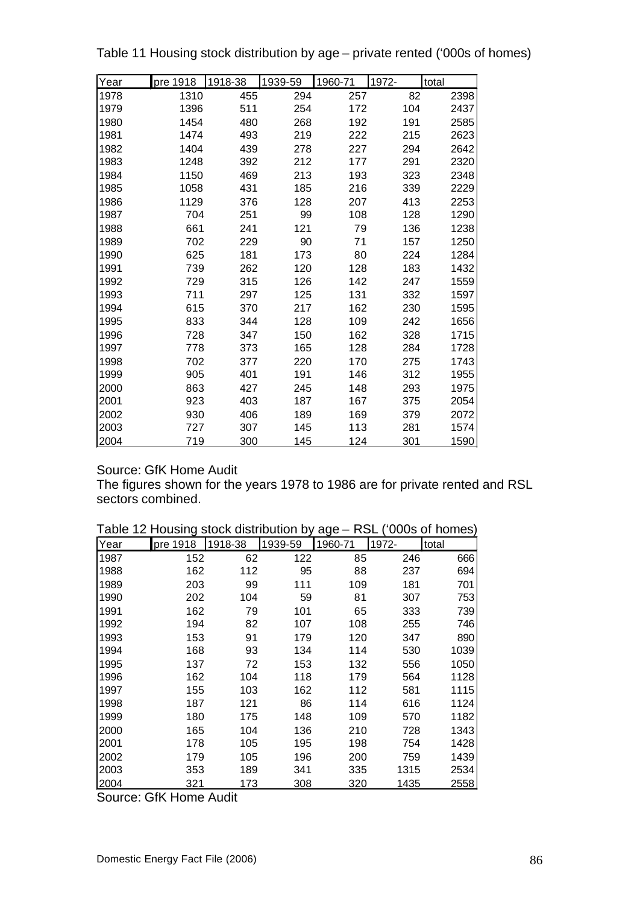Table 11 Housing stock distribution by age – private rented ('000s of homes)

| Year | pre 1918 | 1918-38 | 1939-59 | 1960-71 | 1972- | total |
|---|---|---|---|---|---|---|
| 1978 | 1310 | 455 | 294 | 257 | 82 | 2398 |
| 1979 | 1396 | 511 | 254 | 172 | 104 | 2437 |
| 1980 | 1454 | 480 | 268 | 192 | 191 | 2585 |
| 1981 | 1474 | 493 | 219 | 222 | 215 | 2623 |
| 1982 | 1404 | 439 | 278 | 227 | 294 | 2642 |
| 1983 | 1248 | 392 | 212 | 177 | 291 | 2320 |
| 1984 | 1150 | 469 | 213 | 193 | 323 | 2348 |
| 1985 | 1058 | 431 | 185 | 216 | 339 | 2229 |
| 1986 | 1129 | 376 | 128 | 207 | 413 | 2253 |
| 1987 | 704 | 251 | 99 | 108 | 128 | 1290 |
| 1988 | 661 | 241 | 121 | 79 | 136 | 1238 |
| 1989 | 702 | 229 | 90 | 71 | 157 | 1250 |
| 1990 | 625 | 181 | 173 | 80 | 224 | 1284 |
| 1991 | 739 | 262 | 120 | 128 | 183 | 1432 |
| 1992 | 729 | 315 | 126 | 142 | 247 | 1559 |
| 1993 | 711 | 297 | 125 | 131 | 332 | 1597 |
| 1994 | 615 | 370 | 217 | 162 | 230 | 1595 |
| 1995 | 833 | 344 | 128 | 109 | 242 | 1656 |
| 1996 | 728 | 347 | 150 | 162 | 328 | 1715 |
| 1997 | 778 | 373 | 165 | 128 | 284 | 1728 |
| 1998 | 702 | 377 | 220 | 170 | 275 | 1743 |
| 1999 | 905 | 401 | 191 | 146 | 312 | 1955 |
| 2000 | 863 | 427 | 245 | 148 | 293 | 1975 |
| 2001 | 923 | 403 | 187 | 167 | 375 | 2054 |
| 2002 | 930 | 406 | 189 | 169 | 379 | 2072 |
| 2003 | 727 | 307 | 145 | 113 | 281 | 1574 |
| 2004 | 719 | 300 | 145 | 124 | 301 | 1590 |

Source: GfK Home Audit
The figures shown for the years 1978 to 1986 are for private rented and RSL sectors combined.

Table 12 Housing stock distribution by age – RSL ('000s of homes)

| Year | pre 1918 | 1918-38 | 1939-59 | 1960-71 | 1972- | total |
|---|---|---|---|---|---|---|
| 1987 | 152 | 62 | 122 | 85 | 246 | 666 |
| 1988 | 162 | 112 | 95 | 88 | 237 | 694 |
| 1989 | 203 | 99 | 111 | 109 | 181 | 701 |
| 1990 | 202 | 104 | 59 | 81 | 307 | 753 |
| 1991 | 162 | 79 | 101 | 65 | 333 | 739 |
| 1992 | 194 | 82 | 107 | 108 | 255 | 746 |
| 1993 | 153 | 91 | 179 | 120 | 347 | 890 |
| 1994 | 168 | 93 | 134 | 114 | 530 | 1039 |
| 1995 | 137 | 72 | 153 | 132 | 556 | 1050 |
| 1996 | 162 | 104 | 118 | 179 | 564 | 1128 |
| 1997 | 155 | 103 | 162 | 112 | 581 | 1115 |
| 1998 | 187 | 121 | 86 | 114 | 616 | 1124 |
| 1999 | 180 | 175 | 148 | 109 | 570 | 1182 |
| 2000 | 165 | 104 | 136 | 210 | 728 | 1343 |
| 2001 | 178 | 105 | 195 | 198 | 754 | 1428 |
| 2002 | 179 | 105 | 196 | 200 | 759 | 1439 |
| 2003 | 353 | 189 | 341 | 335 | 1315 | 2534 |
| 2004 | 321 | 173 | 308 | 320 | 1435 | 2558 |

Source: GfK Home Audit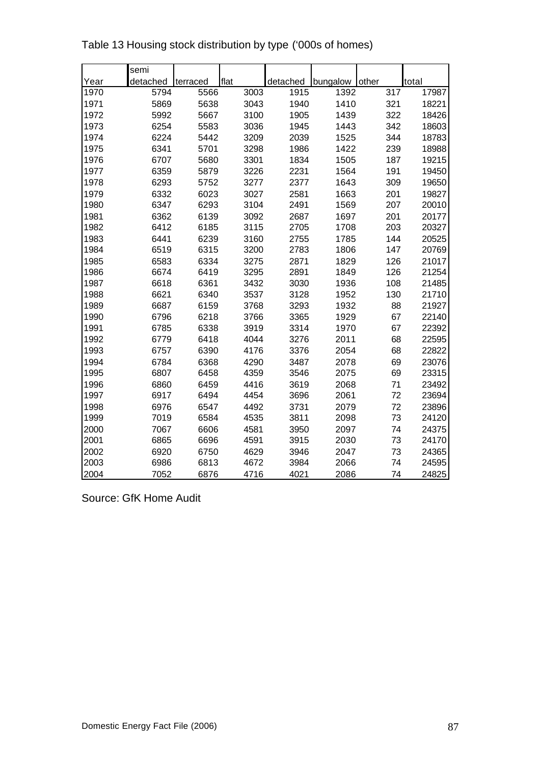Table 13 Housing stock distribution by type ('000s of homes)

| Year | semi detached | terraced | flat | detached | bungalow | other | total |
|---|---|---|---|---|---|---|---|
| 1970 | 5794 | 5566 | 3003 | 1915 | 1392 | 317 | 17987 |
| 1971 | 5869 | 5638 | 3043 | 1940 | 1410 | 321 | 18221 |
| 1972 | 5992 | 5667 | 3100 | 1905 | 1439 | 322 | 18426 |
| 1973 | 6254 | 5583 | 3036 | 1945 | 1443 | 342 | 18603 |
| 1974 | 6224 | 5442 | 3209 | 2039 | 1525 | 344 | 18783 |
| 1975 | 6341 | 5701 | 3298 | 1986 | 1422 | 239 | 18988 |
| 1976 | 6707 | 5680 | 3301 | 1834 | 1505 | 187 | 19215 |
| 1977 | 6359 | 5879 | 3226 | 2231 | 1564 | 191 | 19450 |
| 1978 | 6293 | 5752 | 3277 | 2377 | 1643 | 309 | 19650 |
| 1979 | 6332 | 6023 | 3027 | 2581 | 1663 | 201 | 19827 |
| 1980 | 6347 | 6293 | 3104 | 2491 | 1569 | 207 | 20010 |
| 1981 | 6362 | 6139 | 3092 | 2687 | 1697 | 201 | 20177 |
| 1982 | 6412 | 6185 | 3115 | 2705 | 1708 | 203 | 20327 |
| 1983 | 6441 | 6239 | 3160 | 2755 | 1785 | 144 | 20525 |
| 1984 | 6519 | 6315 | 3200 | 2783 | 1806 | 147 | 20769 |
| 1985 | 6583 | 6334 | 3275 | 2871 | 1829 | 126 | 21017 |
| 1986 | 6674 | 6419 | 3295 | 2891 | 1849 | 126 | 21254 |
| 1987 | 6618 | 6361 | 3432 | 3030 | 1936 | 108 | 21485 |
| 1988 | 6621 | 6340 | 3537 | 3128 | 1952 | 130 | 21710 |
| 1989 | 6687 | 6159 | 3768 | 3293 | 1932 | 88 | 21927 |
| 1990 | 6796 | 6218 | 3766 | 3365 | 1929 | 67 | 22140 |
| 1991 | 6785 | 6338 | 3919 | 3314 | 1970 | 67 | 22392 |
| 1992 | 6779 | 6418 | 4044 | 3276 | 2011 | 68 | 22595 |
| 1993 | 6757 | 6390 | 4176 | 3376 | 2054 | 68 | 22822 |
| 1994 | 6784 | 6368 | 4290 | 3487 | 2078 | 69 | 23076 |
| 1995 | 6807 | 6458 | 4359 | 3546 | 2075 | 69 | 23315 |
| 1996 | 6860 | 6459 | 4416 | 3619 | 2068 | 71 | 23492 |
| 1997 | 6917 | 6494 | 4454 | 3696 | 2061 | 72 | 23694 |
| 1998 | 6976 | 6547 | 4492 | 3731 | 2079 | 72 | 23896 |
| 1999 | 7019 | 6584 | 4535 | 3811 | 2098 | 73 | 24120 |
| 2000 | 7067 | 6606 | 4581 | 3950 | 2097 | 74 | 24375 |
| 2001 | 6865 | 6696 | 4591 | 3915 | 2030 | 73 | 24170 |
| 2002 | 6920 | 6750 | 4629 | 3946 | 2047 | 73 | 24365 |
| 2003 | 6986 | 6813 | 4672 | 3984 | 2066 | 74 | 24595 |
| 2004 | 7052 | 6876 | 4716 | 4021 | 2086 | 74 | 24825 |

Source: GfK Home Audit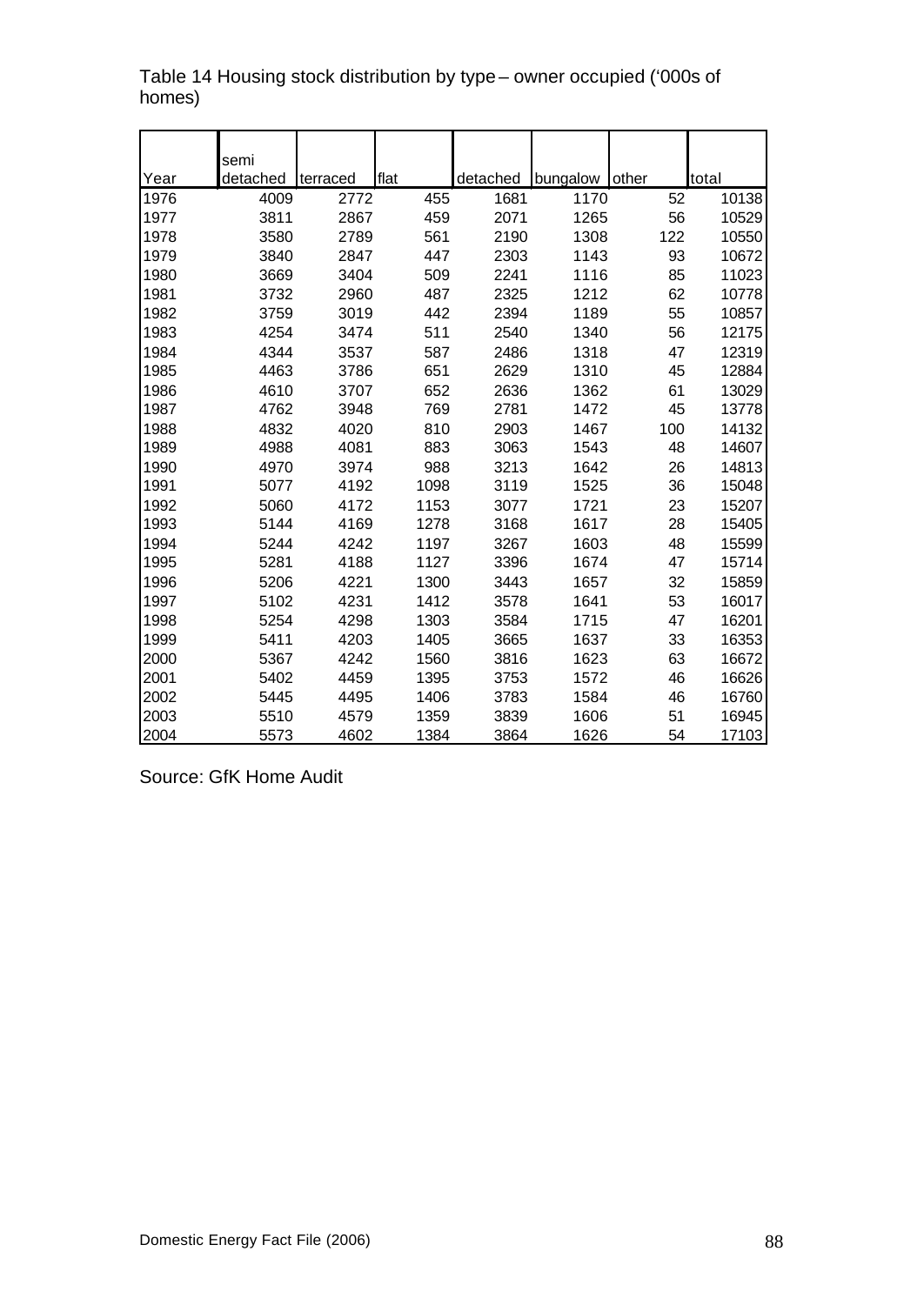Table 14 Housing stock distribution by type – owner occupied ('000s of homes)

| Year | semi detached | terraced | flat | detached | bungalow | other | total |
|---|---|---|---|---|---|---|---|
| 1976 | 4009 | 2772 | 455 | 1681 | 1170 | 52 | 10138 |
| 1977 | 3811 | 2867 | 459 | 2071 | 1265 | 56 | 10529 |
| 1978 | 3580 | 2789 | 561 | 2190 | 1308 | 122 | 10550 |
| 1979 | 3840 | 2847 | 447 | 2303 | 1143 | 93 | 10672 |
| 1980 | 3669 | 3404 | 509 | 2241 | 1116 | 85 | 11023 |
| 1981 | 3732 | 2960 | 487 | 2325 | 1212 | 62 | 10778 |
| 1982 | 3759 | 3019 | 442 | 2394 | 1189 | 55 | 10857 |
| 1983 | 4254 | 3474 | 511 | 2540 | 1340 | 56 | 12175 |
| 1984 | 4344 | 3537 | 587 | 2486 | 1318 | 47 | 12319 |
| 1985 | 4463 | 3786 | 651 | 2629 | 1310 | 45 | 12884 |
| 1986 | 4610 | 3707 | 652 | 2636 | 1362 | 61 | 13029 |
| 1987 | 4762 | 3948 | 769 | 2781 | 1472 | 45 | 13778 |
| 1988 | 4832 | 4020 | 810 | 2903 | 1467 | 100 | 14132 |
| 1989 | 4988 | 4081 | 883 | 3063 | 1543 | 48 | 14607 |
| 1990 | 4970 | 3974 | 988 | 3213 | 1642 | 26 | 14813 |
| 1991 | 5077 | 4192 | 1098 | 3119 | 1525 | 36 | 15048 |
| 1992 | 5060 | 4172 | 1153 | 3077 | 1721 | 23 | 15207 |
| 1993 | 5144 | 4169 | 1278 | 3168 | 1617 | 28 | 15405 |
| 1994 | 5244 | 4242 | 1197 | 3267 | 1603 | 48 | 15599 |
| 1995 | 5281 | 4188 | 1127 | 3396 | 1674 | 47 | 15714 |
| 1996 | 5206 | 4221 | 1300 | 3443 | 1657 | 32 | 15859 |
| 1997 | 5102 | 4231 | 1412 | 3578 | 1641 | 53 | 16017 |
| 1998 | 5254 | 4298 | 1303 | 3584 | 1715 | 47 | 16201 |
| 1999 | 5411 | 4203 | 1405 | 3665 | 1637 | 33 | 16353 |
| 2000 | 5367 | 4242 | 1560 | 3816 | 1623 | 63 | 16672 |
| 2001 | 5402 | 4459 | 1395 | 3753 | 1572 | 46 | 16626 |
| 2002 | 5445 | 4495 | 1406 | 3783 | 1584 | 46 | 16760 |
| 2003 | 5510 | 4579 | 1359 | 3839 | 1606 | 51 | 16945 |
| 2004 | 5573 | 4602 | 1384 | 3864 | 1626 | 54 | 17103 |

Source: GfK Home Audit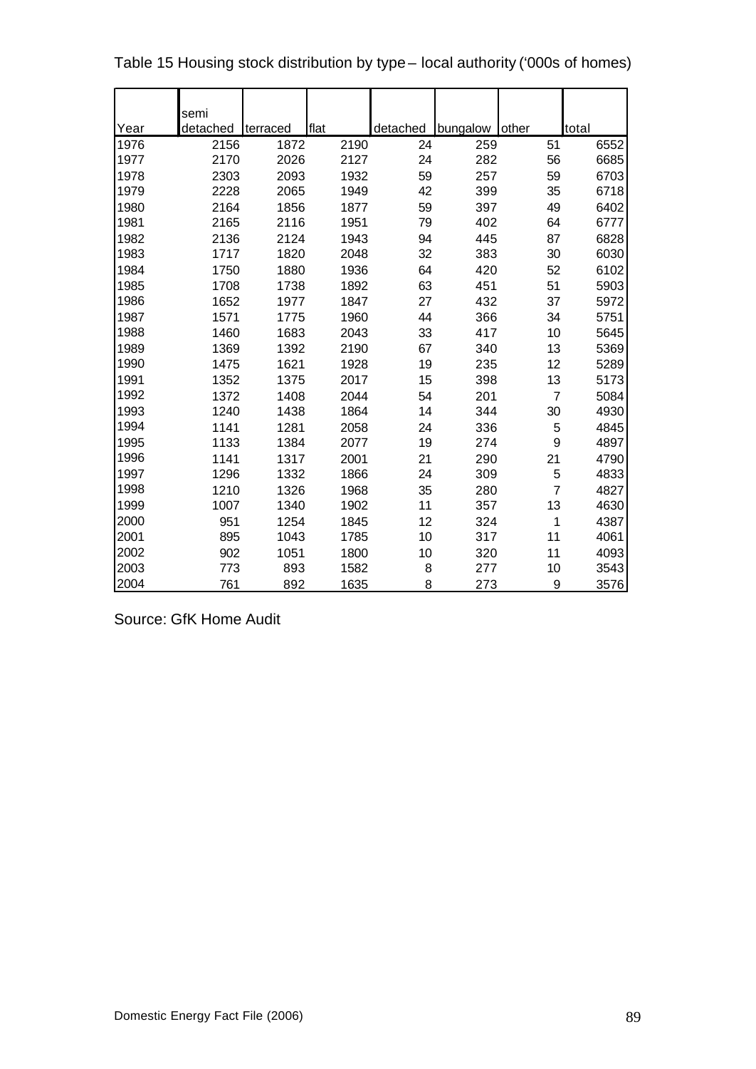Table 15 Housing stock distribution by type – local authority ('000s of homes)

| Year | semi detached | terraced | flat | detached | bungalow | other | total |
|---|---|---|---|---|---|---|---|
| 1976 | 2156 | 1872 | 2190 | 24 | 259 | 51 | 6552 |
| 1977 | 2170 | 2026 | 2127 | 24 | 282 | 56 | 6685 |
| 1978 | 2303 | 2093 | 1932 | 59 | 257 | 59 | 6703 |
| 1979 | 2228 | 2065 | 1949 | 42 | 399 | 35 | 6718 |
| 1980 | 2164 | 1856 | 1877 | 59 | 397 | 49 | 6402 |
| 1981 | 2165 | 2116 | 1951 | 79 | 402 | 64 | 6777 |
| 1982 | 2136 | 2124 | 1943 | 94 | 445 | 87 | 6828 |
| 1983 | 1717 | 1820 | 2048 | 32 | 383 | 30 | 6030 |
| 1984 | 1750 | 1880 | 1936 | 64 | 420 | 52 | 6102 |
| 1985 | 1708 | 1738 | 1892 | 63 | 451 | 51 | 5903 |
| 1986 | 1652 | 1977 | 1847 | 27 | 432 | 37 | 5972 |
| 1987 | 1571 | 1775 | 1960 | 44 | 366 | 34 | 5751 |
| 1988 | 1460 | 1683 | 2043 | 33 | 417 | 10 | 5645 |
| 1989 | 1369 | 1392 | 2190 | 67 | 340 | 13 | 5369 |
| 1990 | 1475 | 1621 | 1928 | 19 | 235 | 12 | 5289 |
| 1991 | 1352 | 1375 | 2017 | 15 | 398 | 13 | 5173 |
| 1992 | 1372 | 1408 | 2044 | 54 | 201 | 7 | 5084 |
| 1993 | 1240 | 1438 | 1864 | 14 | 344 | 30 | 4930 |
| 1994 | 1141 | 1281 | 2058 | 24 | 336 | 5 | 4845 |
| 1995 | 1133 | 1384 | 2077 | 19 | 274 | 9 | 4897 |
| 1996 | 1141 | 1317 | 2001 | 21 | 290 | 21 | 4790 |
| 1997 | 1296 | 1332 | 1866 | 24 | 309 | 5 | 4833 |
| 1998 | 1210 | 1326 | 1968 | 35 | 280 | 7 | 4827 |
| 1999 | 1007 | 1340 | 1902 | 11 | 357 | 13 | 4630 |
| 2000 | 951 | 1254 | 1845 | 12 | 324 | 1 | 4387 |
| 2001 | 895 | 1043 | 1785 | 10 | 317 | 11 | 4061 |
| 2002 | 902 | 1051 | 1800 | 10 | 320 | 11 | 4093 |
| 2003 | 773 | 893 | 1582 | 8 | 277 | 10 | 3543 |
| 2004 | 761 | 892 | 1635 | 8 | 273 | 9 | 3576 |

Source: GfK Home Audit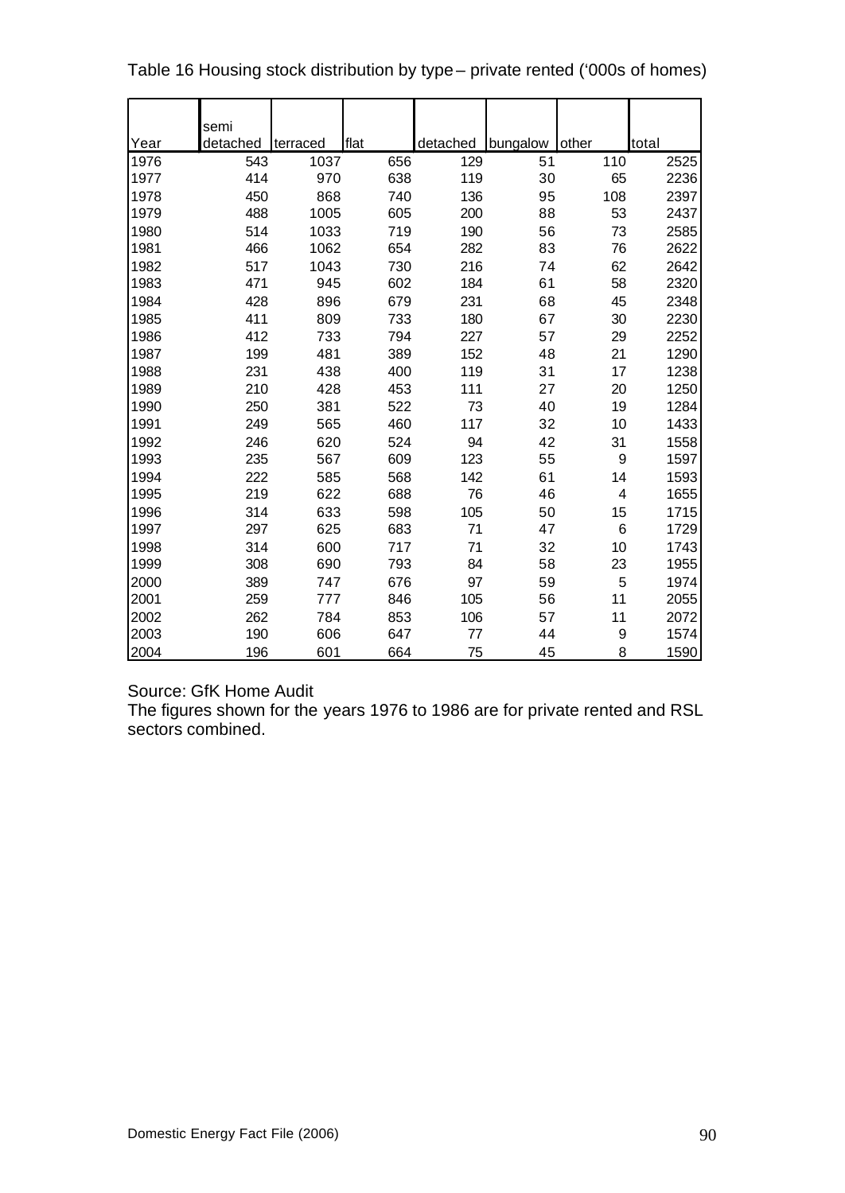Table 16 Housing stock distribution by type – private rented ('000s of homes)

| Year | semi detached | terraced | flat | detached | bungalow | other | total |
|---|---|---|---|---|---|---|---|
| 1976 | 543 | 1037 | 656 | 129 | 51 | 110 | 2525 |
| 1977 | 414 | 970 | 638 | 119 | 30 | 65 | 2236 |
| 1978 | 450 | 868 | 740 | 136 | 95 | 108 | 2397 |
| 1979 | 488 | 1005 | 605 | 200 | 88 | 53 | 2437 |
| 1980 | 514 | 1033 | 719 | 190 | 56 | 73 | 2585 |
| 1981 | 466 | 1062 | 654 | 282 | 83 | 76 | 2622 |
| 1982 | 517 | 1043 | 730 | 216 | 74 | 62 | 2642 |
| 1983 | 471 | 945 | 602 | 184 | 61 | 58 | 2320 |
| 1984 | 428 | 896 | 679 | 231 | 68 | 45 | 2348 |
| 1985 | 411 | 809 | 733 | 180 | 67 | 30 | 2230 |
| 1986 | 412 | 733 | 794 | 227 | 57 | 29 | 2252 |
| 1987 | 199 | 481 | 389 | 152 | 48 | 21 | 1290 |
| 1988 | 231 | 438 | 400 | 119 | 31 | 17 | 1238 |
| 1989 | 210 | 428 | 453 | 111 | 27 | 20 | 1250 |
| 1990 | 250 | 381 | 522 | 73 | 40 | 19 | 1284 |
| 1991 | 249 | 565 | 460 | 117 | 32 | 10 | 1433 |
| 1992 | 246 | 620 | 524 | 94 | 42 | 31 | 1558 |
| 1993 | 235 | 567 | 609 | 123 | 55 | 9 | 1597 |
| 1994 | 222 | 585 | 568 | 142 | 61 | 14 | 1593 |
| 1995 | 219 | 622 | 688 | 76 | 46 | 4 | 1655 |
| 1996 | 314 | 633 | 598 | 105 | 50 | 15 | 1715 |
| 1997 | 297 | 625 | 683 | 71 | 47 | 6 | 1729 |
| 1998 | 314 | 600 | 717 | 71 | 32 | 10 | 1743 |
| 1999 | 308 | 690 | 793 | 84 | 58 | 23 | 1955 |
| 2000 | 389 | 747 | 676 | 97 | 59 | 5 | 1974 |
| 2001 | 259 | 777 | 846 | 105 | 56 | 11 | 2055 |
| 2002 | 262 | 784 | 853 | 106 | 57 | 11 | 2072 |
| 2003 | 190 | 606 | 647 | 77 | 44 | 9 | 1574 |
| 2004 | 196 | 601 | 664 | 75 | 45 | 8 | 1590 |

Source: GfK Home Audit
The figures shown for the years 1976 to 1986 are for private rented and RSL sectors combined.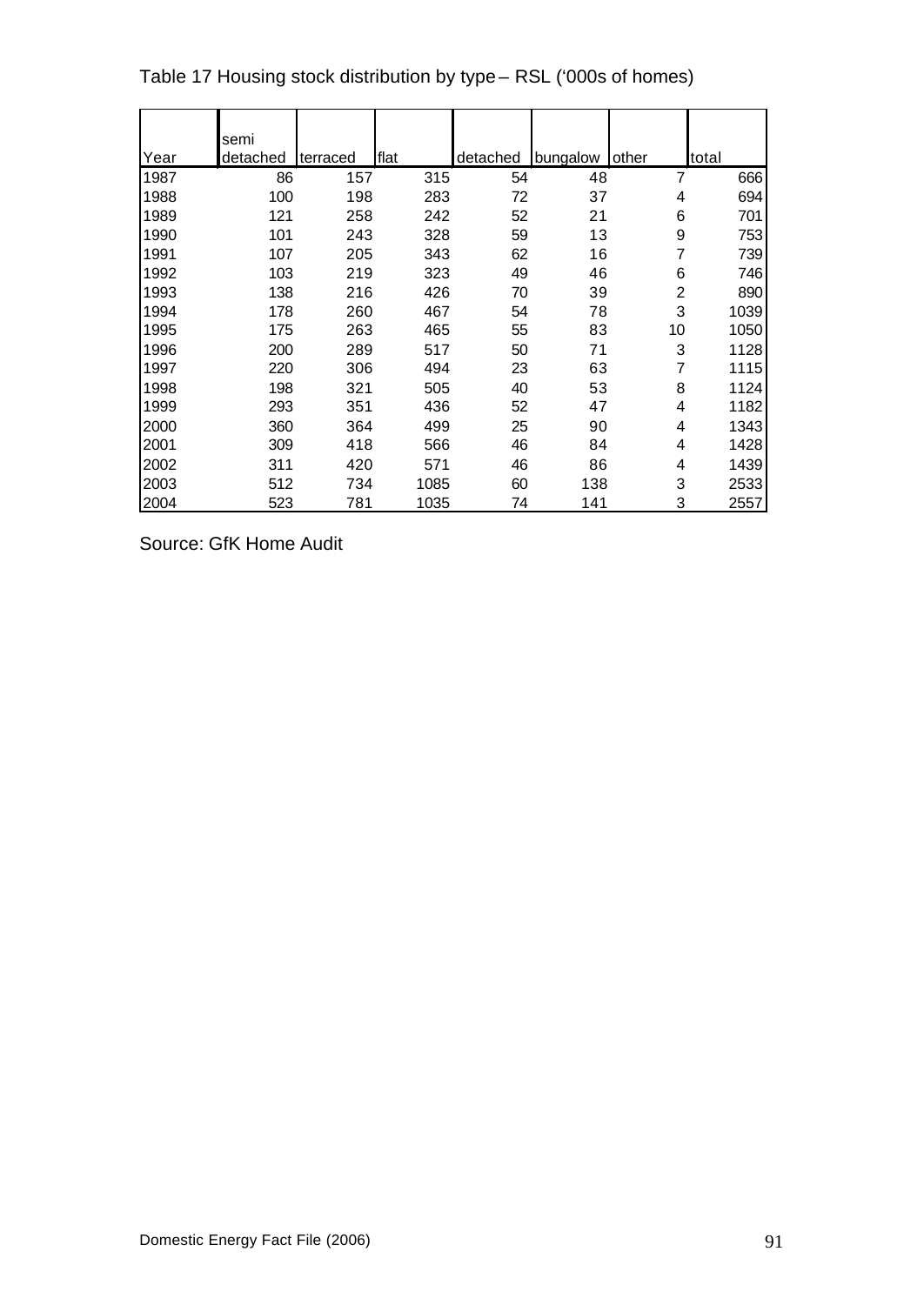Table 17 Housing stock distribution by type – RSL ('000s of homes)

| Year | semi detached | terraced | flat | detached | bungalow | other | total |
|---|---|---|---|---|---|---|---|
| 1987 | 86 | 157 | 315 | 54 | 48 | 7 | 666 |
| 1988 | 100 | 198 | 283 | 72 | 37 | 4 | 694 |
| 1989 | 121 | 258 | 242 | 52 | 21 | 6 | 701 |
| 1990 | 101 | 243 | 328 | 59 | 13 | 9 | 753 |
| 1991 | 107 | 205 | 343 | 62 | 16 | 7 | 739 |
| 1992 | 103 | 219 | 323 | 49 | 46 | 6 | 746 |
| 1993 | 138 | 216 | 426 | 70 | 39 | 2 | 890 |
| 1994 | 178 | 260 | 467 | 54 | 78 | 3 | 1039 |
| 1995 | 175 | 263 | 465 | 55 | 83 | 10 | 1050 |
| 1996 | 200 | 289 | 517 | 50 | 71 | 3 | 1128 |
| 1997 | 220 | 306 | 494 | 23 | 63 | 7 | 1115 |
| 1998 | 198 | 321 | 505 | 40 | 53 | 8 | 1124 |
| 1999 | 293 | 351 | 436 | 52 | 47 | 4 | 1182 |
| 2000 | 360 | 364 | 499 | 25 | 90 | 4 | 1343 |
| 2001 | 309 | 418 | 566 | 46 | 84 | 4 | 1428 |
| 2002 | 311 | 420 | 571 | 46 | 86 | 4 | 1439 |
| 2003 | 512 | 734 | 1085 | 60 | 138 | 3 | 2533 |
| 2004 | 523 | 781 | 1035 | 74 | 141 | 3 | 2557 |

Source: GfK Home Audit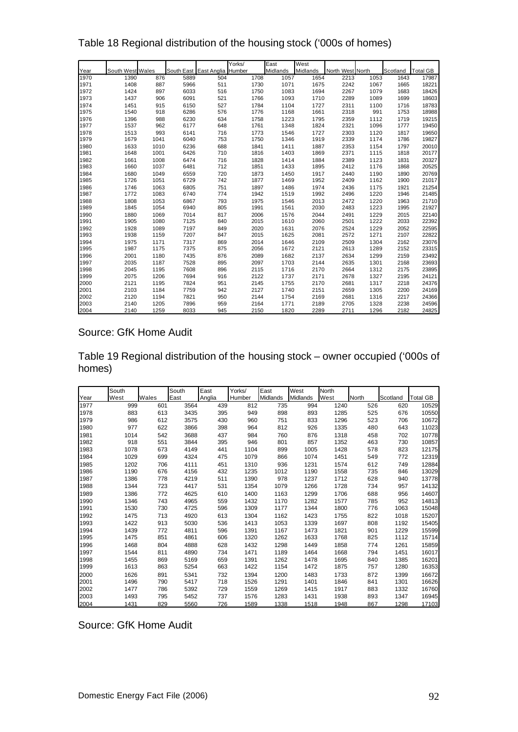# Table 18 Regional distribution of the housing stock ('000s of homes)

| Year | South West | Wales | South East | East Anglia | Yorks/ Humber | East Midlands | West Midlands | North West | North | Scotland | Total GB |
|---|---|---|---|---|---|---|---|---|---|---|---|
| 1970 | 1390 | 876 | 5889 | 504 | 1708 | 1057 | 1654 | 2213 | 1053 | 1643 | 17987 |
| 1971 | 1408 | 887 | 5966 | 511 | 1730 | 1071 | 1675 | 2242 | 1067 | 1665 | 18221 |
| 1972 | 1424 | 897 | 6033 | 516 | 1750 | 1083 | 1694 | 2267 | 1079 | 1683 | 18426 |
| 1973 | 1437 | 906 | 6091 | 521 | 1766 | 1093 | 1710 | 2289 | 1089 | 1699 | 18603 |
| 1974 | 1451 | 915 | 6150 | 527 | 1784 | 1104 | 1727 | 2311 | 1100 | 1716 | 18783 |
| 1975 | 1540 | 918 | 6286 | 576 | 1776 | 1168 | 1661 | 2318 | 991 | 1753 | 18988 |
| 1976 | 1396 | 988 | 6230 | 634 | 1758 | 1223 | 1795 | 2359 | 1112 | 1719 | 19215 |
| 1977 | 1537 | 962 | 6177 | 648 | 1761 | 1348 | 1824 | 2321 | 1096 | 1777 | 19450 |
| 1978 | 1513 | 993 | 6141 | 716 | 1773 | 1546 | 1727 | 2303 | 1120 | 1817 | 19650 |
| 1979 | 1679 | 1041 | 6040 | 753 | 1750 | 1346 | 1919 | 2339 | 1174 | 1786 | 19827 |
| 1980 | 1633 | 1010 | 6236 | 688 | 1841 | 1411 | 1887 | 2353 | 1154 | 1797 | 20010 |
| 1981 | 1648 | 1001 | 6426 | 710 | 1816 | 1403 | 1869 | 2371 | 1115 | 1818 | 20177 |
| 1982 | 1661 | 1008 | 6474 | 716 | 1828 | 1414 | 1884 | 2389 | 1123 | 1831 | 20327 |
| 1983 | 1660 | 1037 | 6481 | 712 | 1851 | 1433 | 1895 | 2412 | 1176 | 1868 | 20525 |
| 1984 | 1680 | 1049 | 6559 | 720 | 1873 | 1450 | 1917 | 2440 | 1190 | 1890 | 20769 |
| 1985 | 1726 | 1051 | 6729 | 742 | 1877 | 1469 | 1952 | 2409 | 1162 | 1900 | 21017 |
| 1986 | 1746 | 1063 | 6805 | 751 | 1897 | 1486 | 1974 | 2436 | 1175 | 1921 | 21254 |
| 1987 | 1772 | 1083 | 6740 | 774 | 1942 | 1519 | 1992 | 2496 | 1220 | 1946 | 21485 |
| 1988 | 1808 | 1053 | 6867 | 793 | 1975 | 1546 | 2013 | 2472 | 1220 | 1963 | 21710 |
| 1989 | 1845 | 1054 | 6940 | 805 | 1991 | 1561 | 2030 | 2483 | 1223 | 1995 | 21927 |
| 1990 | 1880 | 1069 | 7014 | 817 | 2006 | 1576 | 2044 | 2491 | 1229 | 2015 | 22140 |
| 1991 | 1905 | 1080 | 7125 | 840 | 2015 | 1610 | 2060 | 2501 | 1222 | 2033 | 22392 |
| 1992 | 1928 | 1089 | 7197 | 849 | 2020 | 1631 | 2076 | 2524 | 1229 | 2052 | 22595 |
| 1993 | 1938 | 1159 | 7207 | 847 | 2015 | 1625 | 2081 | 2572 | 1271 | 2107 | 22822 |
| 1994 | 1975 | 1171 | 7317 | 869 | 2014 | 1646 | 2109 | 2509 | 1304 | 2162 | 23076 |
| 1995 | 1987 | 1175 | 7375 | 875 | 2056 | 1672 | 2121 | 2613 | 1289 | 2152 | 23315 |
| 1996 | 2001 | 1180 | 7435 | 876 | 2089 | 1682 | 2137 | 2634 | 1299 | 2159 | 23492 |
| 1997 | 2035 | 1187 | 7528 | 895 | 2097 | 1703 | 2144 | 2635 | 1301 | 2168 | 23693 |
| 1998 | 2045 | 1195 | 7608 | 896 | 2115 | 1716 | 2170 | 2664 | 1312 | 2175 | 23895 |
| 1999 | 2075 | 1206 | 7694 | 916 | 2122 | 1737 | 2171 | 2678 | 1327 | 2195 | 24121 |
| 2000 | 2121 | 1195 | 7824 | 951 | 2145 | 1755 | 2170 | 2681 | 1317 | 2218 | 24376 |
| 2001 | 2103 | 1184 | 7759 | 942 | 2127 | 1740 | 2151 | 2659 | 1305 | 2200 | 24169 |
| 2002 | 2120 | 1194 | 7821 | 950 | 2144 | 1754 | 2169 | 2681 | 1316 | 2217 | 24366 |
| 2003 | 2140 | 1205 | 7896 | 959 | 2164 | 1771 | 2189 | 2705 | 1328 | 2238 | 24596 |
| 2004 | 2140 | 1259 | 8033 | 945 | 2150 | 1820 | 2289 | 2711 | 1296 | 2182 | 24825 |

Source: GfK Home Audit

# Table 19 Regional distribution of the housing stock – owner occupied ('000s of homes)

| Year | South West | Wales | South East | East Anglia | Yorks/ Humber | East Midlands | West Midlands | North West | North | Scotland | Total GB |
|---|---|---|---|---|---|---|---|---|---|---|---|
| 1977 | 999 | 601 | 3564 | 439 | 812 | 735 | 994 | 1240 | 526 | 620 | 10529 |
| 1978 | 883 | 613 | 3435 | 395 | 949 | 898 | 893 | 1285 | 525 | 676 | 10550 |
| 1979 | 986 | 612 | 3575 | 430 | 960 | 751 | 833 | 1296 | 523 | 706 | 10672 |
| 1980 | 977 | 622 | 3866 | 398 | 964 | 812 | 926 | 1335 | 480 | 643 | 11023 |
| 1981 | 1014 | 542 | 3688 | 437 | 984 | 760 | 876 | 1318 | 458 | 702 | 10778 |
| 1982 | 918 | 551 | 3844 | 395 | 946 | 801 | 857 | 1352 | 463 | 730 | 10857 |
| 1983 | 1078 | 673 | 4149 | 441 | 1104 | 899 | 1005 | 1428 | 578 | 823 | 12175 |
| 1984 | 1029 | 699 | 4324 | 475 | 1079 | 866 | 1074 | 1451 | 549 | 772 | 12319 |
| 1985 | 1202 | 706 | 4111 | 451 | 1310 | 936 | 1231 | 1574 | 612 | 749 | 12884 |
| 1986 | 1190 | 676 | 4156 | 432 | 1235 | 1012 | 1190 | 1558 | 735 | 846 | 13029 |
| 1987 | 1386 | 778 | 4219 | 511 | 1390 | 978 | 1237 | 1712 | 628 | 940 | 13778 |
| 1988 | 1344 | 723 | 4417 | 531 | 1354 | 1079 | 1266 | 1728 | 734 | 957 | 14132 |
| 1989 | 1386 | 772 | 4625 | 610 | 1400 | 1163 | 1299 | 1706 | 688 | 956 | 14607 |
| 1990 | 1346 | 743 | 4965 | 559 | 1432 | 1170 | 1282 | 1577 | 785 | 952 | 14813 |
| 1991 | 1530 | 730 | 4725 | 596 | 1309 | 1177 | 1344 | 1800 | 776 | 1063 | 15048 |
| 1992 | 1475 | 713 | 4920 | 613 | 1304 | 1162 | 1423 | 1755 | 822 | 1018 | 15207 |
| 1993 | 1422 | 913 | 5030 | 536 | 1413 | 1053 | 1339 | 1697 | 808 | 1192 | 15405 |
| 1994 | 1439 | 772 | 4811 | 596 | 1391 | 1167 | 1473 | 1821 | 901 | 1229 | 15599 |
| 1995 | 1475 | 851 | 4861 | 606 | 1320 | 1262 | 1633 | 1768 | 825 | 1112 | 15714 |
| 1996 | 1468 | 804 | 4888 | 628 | 1432 | 1298 | 1449 | 1858 | 774 | 1261 | 15859 |
| 1997 | 1544 | 811 | 4890 | 734 | 1471 | 1189 | 1464 | 1668 | 794 | 1451 | 16017 |
| 1998 | 1455 | 869 | 5169 | 659 | 1391 | 1262 | 1478 | 1695 | 840 | 1385 | 16201 |
| 1999 | 1613 | 863 | 5254 | 663 | 1422 | 1154 | 1472 | 1875 | 757 | 1280 | 16353 |
| 2000 | 1626 | 891 | 5341 | 732 | 1394 | 1200 | 1483 | 1733 | 872 | 1399 | 16672 |
| 2001 | 1496 | 790 | 5417 | 718 | 1526 | 1291 | 1401 | 1846 | 841 | 1301 | 16626 |
| 2002 | 1477 | 786 | 5392 | 729 | 1559 | 1269 | 1415 | 1917 | 883 | 1332 | 16760 |
| 2003 | 1493 | 795 | 5452 | 737 | 1576 | 1283 | 1431 | 1938 | 893 | 1347 | 16945 |
| 2004 | 1431 | 829 | 5560 | 726 | 1589 | 1338 | 1518 | 1948 | 867 | 1298 | 17103 |

Source: GfK Home Audit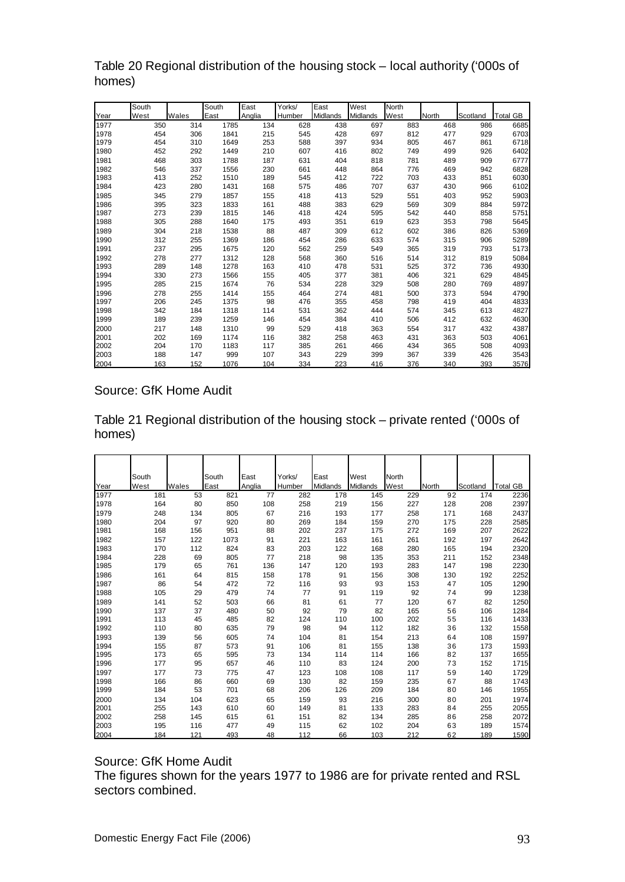Table 20 Regional distribution of the housing stock – local authority ('000s of homes)

| Year | South West | Wales | South East | East Anglia | Yorks/ Humber | East Midlands | West Midlands | North West | North | Scotland | Total GB |
|---|---|---|---|---|---|---|---|---|---|---|---|
| 1977 | 350 | 314 | 1785 | 134 | 628 | 438 | 697 | 883 | 468 | 986 | 6685 |
| 1978 | 454 | 306 | 1841 | 215 | 545 | 428 | 697 | 812 | 477 | 929 | 6703 |
| 1979 | 454 | 310 | 1649 | 253 | 588 | 397 | 934 | 805 | 467 | 861 | 6718 |
| 1980 | 452 | 292 | 1449 | 210 | 607 | 416 | 802 | 749 | 499 | 926 | 6402 |
| 1981 | 468 | 303 | 1788 | 187 | 631 | 404 | 818 | 781 | 489 | 909 | 6777 |
| 1982 | 546 | 337 | 1556 | 230 | 661 | 448 | 864 | 776 | 469 | 942 | 6828 |
| 1983 | 413 | 252 | 1510 | 189 | 545 | 412 | 722 | 703 | 433 | 851 | 6030 |
| 1984 | 423 | 280 | 1431 | 168 | 575 | 486 | 707 | 637 | 430 | 966 | 6102 |
| 1985 | 345 | 279 | 1857 | 155 | 418 | 413 | 529 | 551 | 403 | 952 | 5903 |
| 1986 | 395 | 323 | 1833 | 161 | 488 | 383 | 629 | 569 | 309 | 884 | 5972 |
| 1987 | 273 | 239 | 1815 | 146 | 418 | 424 | 595 | 542 | 440 | 858 | 5751 |
| 1988 | 305 | 288 | 1640 | 175 | 493 | 351 | 619 | 623 | 353 | 798 | 5645 |
| 1989 | 304 | 218 | 1538 | 88 | 487 | 309 | 612 | 602 | 386 | 826 | 5369 |
| 1990 | 312 | 255 | 1369 | 186 | 454 | 286 | 633 | 574 | 315 | 906 | 5289 |
| 1991 | 237 | 295 | 1675 | 120 | 562 | 259 | 549 | 365 | 319 | 793 | 5173 |
| 1992 | 278 | 277 | 1312 | 128 | 568 | 360 | 516 | 514 | 312 | 819 | 5084 |
| 1993 | 289 | 148 | 1278 | 163 | 410 | 478 | 531 | 525 | 372 | 736 | 4930 |
| 1994 | 330 | 273 | 1566 | 155 | 405 | 377 | 381 | 406 | 321 | 629 | 4845 |
| 1995 | 285 | 215 | 1674 | 76 | 534 | 228 | 329 | 508 | 280 | 769 | 4897 |
| 1996 | 278 | 255 | 1414 | 155 | 464 | 274 | 481 | 500 | 373 | 594 | 4790 |
| 1997 | 206 | 245 | 1375 | 98 | 476 | 355 | 458 | 798 | 419 | 404 | 4833 |
| 1998 | 342 | 184 | 1318 | 114 | 531 | 362 | 444 | 574 | 345 | 613 | 4827 |
| 1999 | 189 | 239 | 1259 | 146 | 454 | 384 | 410 | 506 | 412 | 632 | 4630 |
| 2000 | 217 | 148 | 1310 | 99 | 529 | 418 | 363 | 554 | 317 | 432 | 4387 |
| 2001 | 202 | 169 | 1174 | 116 | 382 | 258 | 463 | 431 | 363 | 503 | 4061 |
| 2002 | 204 | 170 | 1183 | 117 | 385 | 261 | 466 | 434 | 365 | 508 | 4093 |
| 2003 | 188 | 147 | 999 | 107 | 343 | 229 | 399 | 367 | 339 | 426 | 3543 |
| 2004 | 163 | 152 | 1076 | 104 | 334 | 223 | 416 | 376 | 340 | 393 | 3576 |

Source: GfK Home Audit

Table 21 Regional distribution of the housing stock – private rented ('000s of homes)

| Year | South West | Wales | South East | East Anglia | Yorks/ Humber | East Midlands | West Midlands | North West | North | Scotland | Total GB |
|---|---|---|---|---|---|---|---|---|---|---|---|
| 1977 | 181 | 53 | 821 | 77 | 282 | 178 | 145 | 229 | 92 | 174 | 2236 |
| 1978 | 164 | 80 | 850 | 108 | 258 | 219 | 156 | 227 | 128 | 208 | 2397 |
| 1979 | 248 | 134 | 805 | 67 | 216 | 193 | 177 | 258 | 171 | 168 | 2437 |
| 1980 | 204 | 97 | 920 | 80 | 269 | 184 | 159 | 270 | 175 | 228 | 2585 |
| 1981 | 168 | 156 | 951 | 88 | 202 | 237 | 175 | 272 | 169 | 207 | 2622 |
| 1982 | 157 | 122 | 1073 | 91 | 221 | 163 | 161 | 261 | 192 | 197 | 2642 |
| 1983 | 170 | 112 | 824 | 83 | 203 | 122 | 168 | 280 | 165 | 194 | 2320 |
| 1984 | 228 | 69 | 805 | 77 | 218 | 98 | 135 | 353 | 211 | 152 | 2348 |
| 1985 | 179 | 65 | 761 | 136 | 147 | 120 | 193 | 283 | 147 | 198 | 2230 |
| 1986 | 161 | 64 | 815 | 158 | 178 | 91 | 156 | 308 | 130 | 192 | 2252 |
| 1987 | 86 | 54 | 472 | 72 | 116 | 93 | 93 | 153 | 47 | 105 | 1290 |
| 1988 | 105 | 29 | 479 | 74 | 77 | 91 | 119 | 92 | 74 | 99 | 1238 |
| 1989 | 141 | 52 | 503 | 66 | 81 | 61 | 77 | 120 | 67 | 82 | 1250 |
| 1990 | 137 | 37 | 480 | 50 | 92 | 79 | 82 | 165 | 56 | 106 | 1284 |
| 1991 | 113 | 45 | 485 | 82 | 124 | 110 | 100 | 202 | 55 | 116 | 1433 |
| 1992 | 110 | 80 | 635 | 79 | 98 | 94 | 112 | 182 | 36 | 132 | 1558 |
| 1993 | 139 | 56 | 605 | 74 | 104 | 81 | 154 | 213 | 64 | 108 | 1597 |
| 1994 | 155 | 87 | 573 | 91 | 106 | 81 | 155 | 138 | 36 | 173 | 1593 |
| 1995 | 173 | 65 | 595 | 73 | 134 | 114 | 114 | 166 | 82 | 137 | 1655 |
| 1996 | 177 | 95 | 657 | 46 | 110 | 83 | 124 | 200 | 73 | 152 | 1715 |
| 1997 | 177 | 73 | 775 | 47 | 123 | 108 | 108 | 117 | 59 | 140 | 1729 |
| 1998 | 166 | 86 | 660 | 69 | 130 | 82 | 159 | 235 | 67 | 88 | 1743 |
| 1999 | 184 | 53 | 701 | 68 | 206 | 126 | 209 | 184 | 80 | 146 | 1955 |
| 2000 | 134 | 104 | 623 | 65 | 159 | 93 | 216 | 300 | 80 | 201 | 1974 |
| 2001 | 255 | 143 | 610 | 60 | 149 | 81 | 133 | 283 | 84 | 255 | 2055 |
| 2002 | 258 | 145 | 615 | 61 | 151 | 82 | 134 | 285 | 86 | 258 | 2072 |
| 2003 | 195 | 116 | 477 | 49 | 115 | 62 | 102 | 204 | 63 | 189 | 1574 |
| 2004 | 184 | 121 | 493 | 48 | 112 | 66 | 103 | 212 | 62 | 189 | 1590 |

Source: GfK Home Audit

The figures shown for the years 1977 to 1986 are for private rented and RSL sectors combined.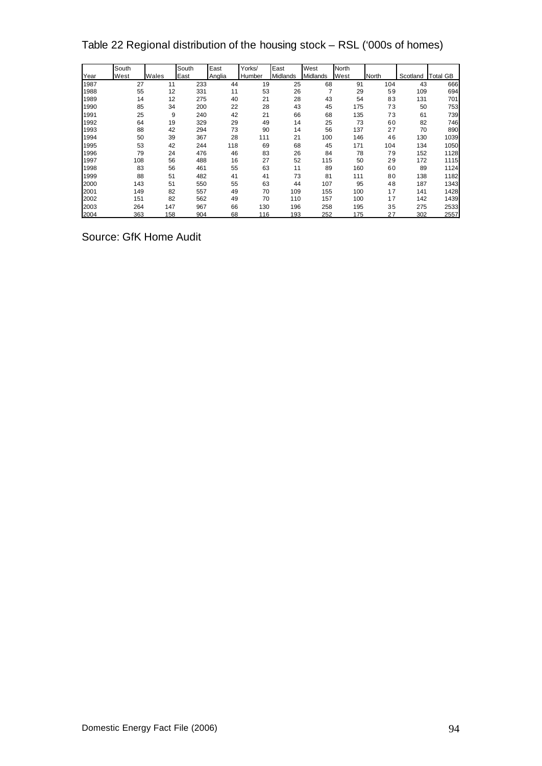# Table 22 Regional distribution of the housing stock – RSL ('000s of homes)

| Year | South West | Wales | South East | East Anglia | Yorks/ Humber | East Midlands | West Midlands | North West | North | Scotland | Total GB |
|---|---|---|---|---|---|---|---|---|---|---|---|
| 1987 | 27 | 11 | 233 | 44 | 19 | 25 | 68 | 91 | 104 | 43 | 666 |
| 1988 | 55 | 12 | 331 | 11 | 53 | 26 | 7 | 29 | 59 | 109 | 694 |
| 1989 | 14 | 12 | 275 | 40 | 21 | 28 | 43 | 54 | 83 | 131 | 701 |
| 1990 | 85 | 34 | 200 | 22 | 28 | 43 | 45 | 175 | 73 | 50 | 753 |
| 1991 | 25 | 9 | 240 | 42 | 21 | 66 | 68 | 135 | 73 | 61 | 739 |
| 1992 | 64 | 19 | 329 | 29 | 49 | 14 | 25 | 73 | 60 | 82 | 746 |
| 1993 | 88 | 42 | 294 | 73 | 90 | 14 | 56 | 137 | 27 | 70 | 890 |
| 1994 | 50 | 39 | 367 | 28 | 111 | 21 | 100 | 146 | 46 | 130 | 1039 |
| 1995 | 53 | 42 | 244 | 118 | 69 | 68 | 45 | 171 | 104 | 134 | 1050 |
| 1996 | 79 | 24 | 476 | 46 | 83 | 26 | 84 | 78 | 79 | 152 | 1128 |
| 1997 | 108 | 56 | 488 | 16 | 27 | 52 | 115 | 50 | 29 | 172 | 1115 |
| 1998 | 83 | 56 | 461 | 55 | 63 | 11 | 89 | 160 | 60 | 89 | 1124 |
| 1999 | 88 | 51 | 482 | 41 | 41 | 73 | 81 | 111 | 80 | 138 | 1182 |
| 2000 | 143 | 51 | 550 | 55 | 63 | 44 | 107 | 95 | 48 | 187 | 1343 |
| 2001 | 149 | 82 | 557 | 49 | 70 | 109 | 155 | 100 | 17 | 141 | 1428 |
| 2002 | 151 | 82 | 562 | 49 | 70 | 110 | 157 | 100 | 17 | 142 | 1439 |
| 2003 | 264 | 147 | 967 | 66 | 130 | 196 | 258 | 195 | 35 | 275 | 2533 |
| 2004 | 363 | 158 | 904 | 68 | 116 | 193 | 252 | 175 | 27 | 302 | 2557 |

Source: GfK Home Audit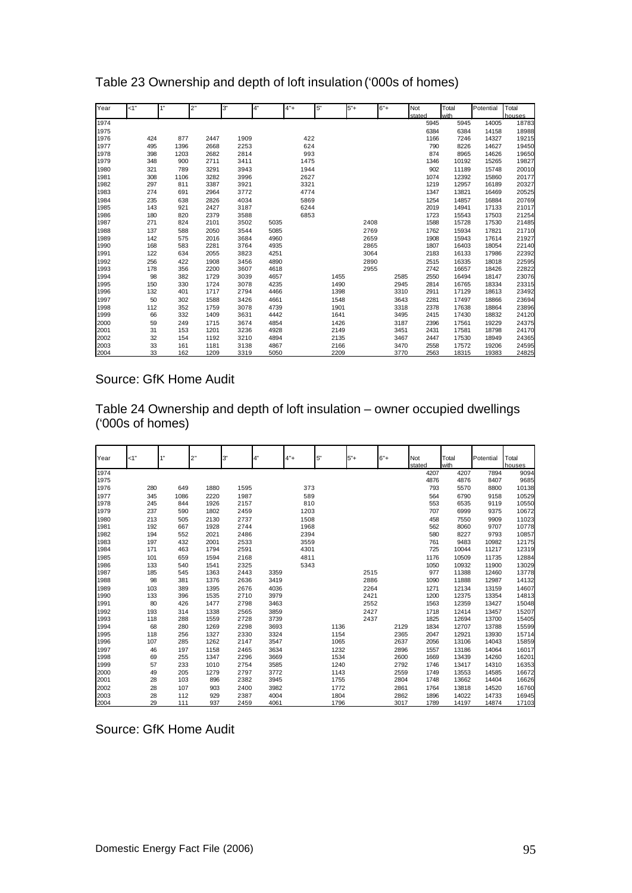Table 23 Ownership and depth of loft insulation ('000s of homes)

| Year | <1" | 1" | 2" | 3" | 4" | 4"+ | 5" | 5"+ | 6"+ | Not stated | Total with | Potential | Total houses |
|---|---|---|---|---|---|---|---|---|---|---|---|---|---|
| 1974 | | | | | | | | | | 5945 | 5945 | 14005 | 18783 |
| 1975 | | | | | | | | | | 6384 | 6384 | 14158 | 18988 |
| 1976 | 424 | 877 | 2447 | 1909 | | 422 | | | | 1166 | 7246 | 14327 | 19215 |
| 1977 | 495 | 1396 | 2668 | 2253 | | 624 | | | | 790 | 8226 | 14627 | 19450 |
| 1978 | 398 | 1203 | 2682 | 2814 | | 993 | | | | 874 | 8965 | 14626 | 19650 |
| 1979 | 348 | 900 | 2711 | 3411 | | 1475 | | | | 1346 | 10192 | 15265 | 19827 |
| 1980 | 321 | 789 | 3291 | 3943 | | 1944 | | | | 902 | 11189 | 15748 | 20010 |
| 1981 | 308 | 1106 | 3282 | 3996 | | 2627 | | | | 1074 | 12392 | 15860 | 20177 |
| 1982 | 297 | 811 | 3387 | 3921 | | 3321 | | | | 1219 | 12957 | 16189 | 20327 |
| 1983 | 274 | 691 | 2964 | 3772 | | 4774 | | | | 1347 | 13821 | 16469 | 20525 |
| 1984 | 235 | 638 | 2826 | 4034 | | 5869 | | | | 1254 | 14857 | 16884 | 20769 |
| 1985 | 143 | 921 | 2427 | 3187 | | 6244 | | | | 2019 | 14941 | 17133 | 21017 |
| 1986 | 180 | 820 | 2379 | 3588 | | 6853 | | | | 1723 | 15543 | 17503 | 21254 |
| 1987 | 271 | 824 | 2101 | 3502 | 5035 | | | 2408 | | 1588 | 15728 | 17530 | 21485 |
| 1988 | 137 | 588 | 2050 | 3544 | 5085 | | | 2769 | | 1762 | 15934 | 17821 | 21710 |
| 1989 | 142 | 575 | 2016 | 3684 | 4960 | | | 2659 | | 1908 | 15943 | 17614 | 21927 |
| 1990 | 168 | 583 | 2281 | 3764 | 4935 | | | 2865 | | 1807 | 16403 | 18054 | 22140 |
| 1991 | 122 | 634 | 2055 | 3823 | 4251 | | | 3064 | | 2183 | 16133 | 17986 | 22392 |
| 1992 | 256 | 422 | 1908 | 3456 | 4890 | | | 2890 | | 2515 | 16335 | 18018 | 22595 |
| 1993 | 178 | 356 | 2200 | 3607 | 4618 | | | 2955 | | 2742 | 16657 | 18426 | 22822 |
| 1994 | 98 | 382 | 1729 | 3039 | 4657 | | 1455 | | 2585 | 2550 | 16494 | 18147 | 23076 |
| 1995 | 150 | 330 | 1724 | 3078 | 4235 | | 1490 | | 2945 | 2814 | 16765 | 18334 | 23315 |
| 1996 | 132 | 401 | 1717 | 2794 | 4466 | | 1398 | | 3310 | 2911 | 17129 | 18613 | 23492 |
| 1997 | 50 | 302 | 1588 | 3426 | 4661 | | 1548 | | 3643 | 2281 | 17497 | 18866 | 23694 |
| 1998 | 112 | 352 | 1759 | 3078 | 4739 | | 1901 | | 3318 | 2378 | 17638 | 18864 | 23896 |
| 1999 | 66 | 332 | 1409 | 3631 | 4442 | | 1641 | | 3495 | 2415 | 17430 | 18832 | 24120 |
| 2000 | 59 | 249 | 1715 | 3674 | 4854 | | 1426 | | 3187 | 2396 | 17561 | 19229 | 24375 |
| 2001 | 31 | 153 | 1201 | 3236 | 4928 | | 2149 | | 3451 | 2431 | 17581 | 18798 | 24170 |
| 2002 | 32 | 154 | 1192 | 3210 | 4894 | | 2135 | | 3467 | 2447 | 17530 | 18949 | 24365 |
| 2003 | 33 | 161 | 1181 | 3138 | 4867 | | 2166 | | 3470 | 2558 | 17572 | 19206 | 24595 |
| 2004 | 33 | 162 | 1209 | 3319 | 5050 | | 2209 | | 3770 | 2563 | 18315 | 19383 | 24825 |

Source: GfK Home Audit

Table 24 Ownership and depth of loft insulation – owner occupied dwellings ('000s of homes)

| Year | <1" | 1" | 2" | 3" | 4" | 4"+ | 5" | 5"+ | 6"+ | Not stated | Total with | Potential | Total houses |
|---|---|---|---|---|---|---|---|---|---|---|---|---|---|
| 1974 | | | | | | | | | | 4207 | 4207 | 7894 | 9094 |
| 1975 | | | | | | | | | | 4876 | 4876 | 8407 | 9685 |
| 1976 | 280 | 649 | 1880 | 1595 | | 373 | | | | 793 | 5570 | 8800 | 10138 |
| 1977 | 345 | 1086 | 2220 | 1987 | | 589 | | | | 564 | 6790 | 9158 | 10529 |
| 1978 | 245 | 844 | 1926 | 2157 | | 810 | | | | 553 | 6535 | 9119 | 10550 |
| 1979 | 237 | 590 | 1802 | 2459 | | 1203 | | | | 707 | 6999 | 9375 | 10672 |
| 1980 | 213 | 505 | 2130 | 2737 | | 1508 | | | | 458 | 7550 | 9909 | 11023 |
| 1981 | 192 | 667 | 1928 | 2744 | | 1968 | | | | 562 | 8060 | 9707 | 10778 |
| 1982 | 194 | 552 | 2021 | 2486 | | 2394 | | | | 580 | 8227 | 9793 | 10857 |
| 1983 | 197 | 432 | 2001 | 2533 | | 3559 | | | | 761 | 9483 | 10982 | 12175 |
| 1984 | 171 | 463 | 1794 | 2591 | | 4301 | | | | 725 | 10044 | 11217 | 12319 |
| 1985 | 101 | 659 | 1594 | 2168 | | 4811 | | | | 1176 | 10509 | 11735 | 12884 |
| 1986 | 133 | 540 | 1541 | 2325 | | 5343 | | | | 1050 | 10932 | 11900 | 13029 |
| 1987 | 185 | 545 | 1363 | 2443 | 3359 | | | 2515 | | 977 | 11388 | 12460 | 13778 |
| 1988 | 98 | 381 | 1376 | 2636 | 3419 | | | 2886 | | 1090 | 11888 | 12987 | 14132 |
| 1989 | 103 | 389 | 1395 | 2676 | 4036 | | | 2264 | | 1271 | 12134 | 13159 | 14607 |
| 1990 | 133 | 396 | 1535 | 2710 | 3979 | | | 2421 | | 1200 | 12375 | 13354 | 14813 |
| 1991 | 80 | 426 | 1477 | 2798 | 3463 | | | 2552 | | 1563 | 12359 | 13427 | 15048 |
| 1992 | 193 | 314 | 1338 | 2565 | 3859 | | | 2427 | | 1718 | 12414 | 13457 | 15207 |
| 1993 | 118 | 288 | 1559 | 2728 | 3739 | | | 2437 | | 1825 | 12694 | 13700 | 15405 |
| 1994 | 68 | 280 | 1269 | 2298 | 3693 | | 1136 | | 2129 | 1834 | 12707 | 13788 | 15599 |
| 1995 | 118 | 256 | 1327 | 2330 | 3324 | | 1154 | | 2365 | 2047 | 12921 | 13930 | 15714 |
| 1996 | 107 | 285 | 1262 | 2147 | 3547 | | 1065 | | 2637 | 2056 | 13106 | 14043 | 15859 |
| 1997 | 46 | 197 | 1158 | 2465 | 3634 | | 1232 | | 2896 | 1557 | 13186 | 14064 | 16017 |
| 1998 | 69 | 255 | 1347 | 2296 | 3669 | | 1534 | | 2600 | 1669 | 13439 | 14260 | 16201 |
| 1999 | 57 | 233 | 1010 | 2754 | 3585 | | 1240 | | 2792 | 1746 | 13417 | 14310 | 16353 |
| 2000 | 49 | 205 | 1279 | 2797 | 3772 | | 1143 | | 2559 | 1749 | 13553 | 14585 | 16672 |
| 2001 | 28 | 103 | 896 | 2382 | 3945 | | 1755 | | 2804 | 1748 | 13662 | 14404 | 16626 |
| 2002 | 28 | 107 | 903 | 2400 | 3982 | | 1772 | | 2861 | 1764 | 13818 | 14520 | 16760 |
| 2003 | 28 | 112 | 929 | 2387 | 4004 | | 1804 | | 2862 | 1896 | 14022 | 14733 | 16945 |
| 2004 | 29 | 111 | 937 | 2459 | 4061 | | 1796 | | 3017 | 1789 | 14197 | 14874 | 17103 |

Source: GfK Home Audit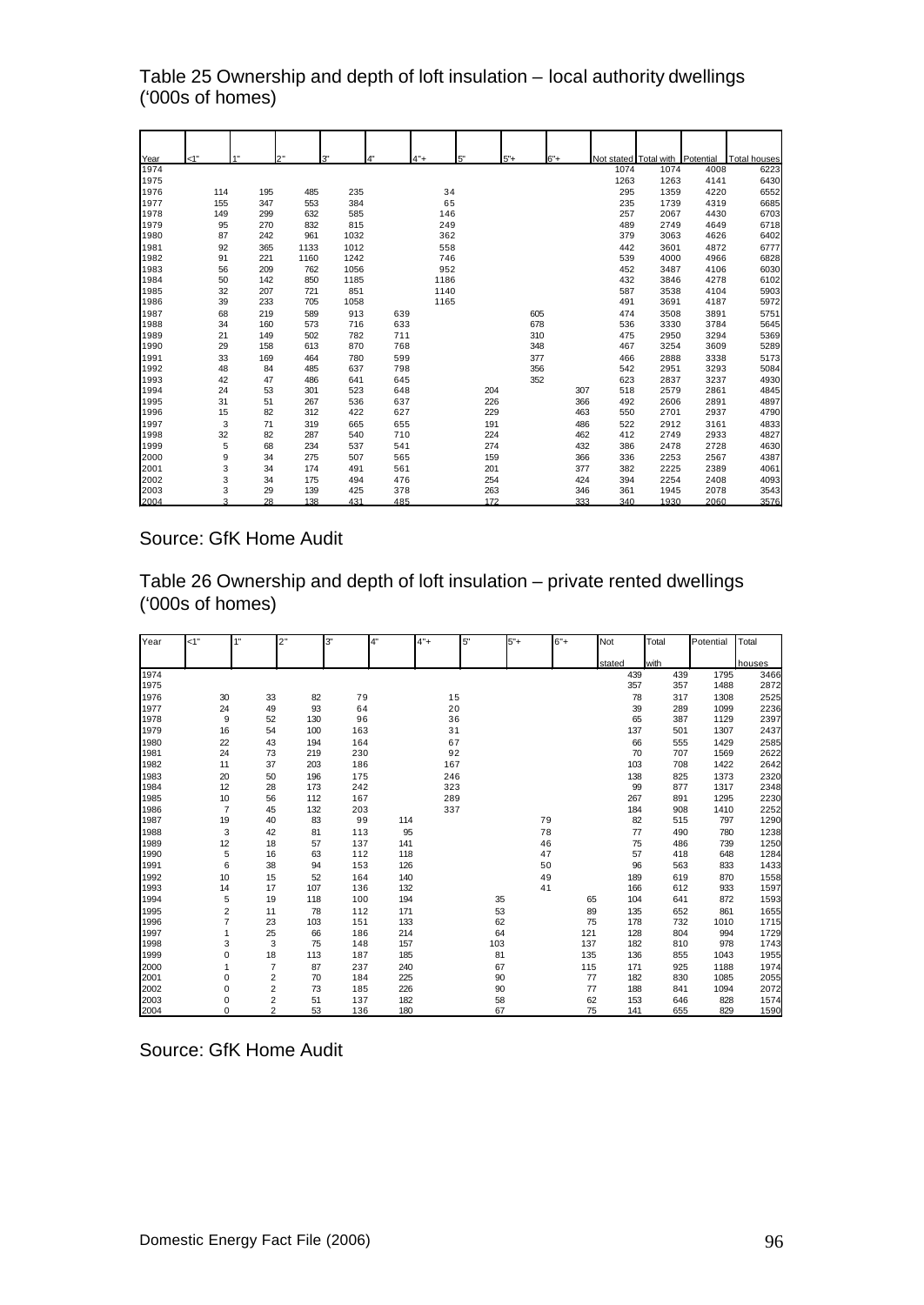Table 25 Ownership and depth of loft insulation – local authority dwellings ('000s of homes)

| Year | <1" | 1" | 2" | 3" | 4" | 4"+ | 5" | 5"+ | 6"+ | Not stated | Total with | Potential | Total houses |
|---|---|---|---|---|---|---|---|---|---|---|---|---|---|
| 1974 | | | | | | | | | | 1074 | 1074 | 4008 | 6223 |
| 1975 | | | | | | | | | | 1263 | 1263 | 4141 | 6430 |
| 1976 | 114 | 195 | 485 | 235 | | 34 | | | | 295 | 1359 | 4220 | 6552 |
| 1977 | 155 | 347 | 553 | 384 | | 65 | | | | 235 | 1739 | 4319 | 6685 |
| 1978 | 149 | 299 | 632 | 585 | | 146 | | | | 257 | 2067 | 4430 | 6703 |
| 1979 | 95 | 270 | 832 | 815 | | 249 | | | | 489 | 2749 | 4649 | 6718 |
| 1980 | 87 | 242 | 961 | 1032 | | 362 | | | | 379 | 3063 | 4626 | 6402 |
| 1981 | 92 | 365 | 1133 | 1012 | | 558 | | | | 442 | 3601 | 4872 | 6777 |
| 1982 | 91 | 221 | 1160 | 1242 | | 746 | | | | 539 | 4000 | 4966 | 6828 |
| 1983 | 56 | 209 | 762 | 1056 | | 952 | | | | 452 | 3487 | 4106 | 6030 |
| 1984 | 50 | 142 | 850 | 1185 | | 1186 | | | | 432 | 3846 | 4278 | 6102 |
| 1985 | 32 | 207 | 721 | 851 | | 1140 | | | | 587 | 3538 | 4104 | 5903 |
| 1986 | 39 | 233 | 705 | 1058 | | 1165 | | | | 491 | 3691 | 4187 | 5972 |
| 1987 | 68 | 219 | 589 | 913 | 639 | | | 605 | | 474 | 3508 | 3891 | 5751 |
| 1988 | 34 | 160 | 573 | 716 | 633 | | | 678 | | 536 | 3330 | 3784 | 5645 |
| 1989 | 21 | 149 | 502 | 782 | 711 | | | 310 | | 475 | 2950 | 3294 | 5369 |
| 1990 | 29 | 158 | 613 | 870 | 768 | | | 348 | | 467 | 3254 | 3609 | 5289 |
| 1991 | 33 | 169 | 464 | 780 | 599 | | | 377 | | 466 | 2888 | 3338 | 5173 |
| 1992 | 48 | 84 | 485 | 637 | 798 | | | 356 | | 542 | 2951 | 3293 | 5084 |
| 1993 | 42 | 47 | 486 | 641 | 645 | | | 352 | | 623 | 2837 | 3237 | 4930 |
| 1994 | 24 | 53 | 301 | 523 | 648 | | 204 | | 307 | 518 | 2579 | 2861 | 4845 |
| 1995 | 31 | 51 | 267 | 536 | 637 | | 226 | | 366 | 492 | 2606 | 2891 | 4897 |
| 1996 | 15 | 82 | 312 | 422 | 627 | | 229 | | 463 | 550 | 2701 | 2937 | 4790 |
| 1997 | 3 | 71 | 319 | 665 | 655 | | 191 | | 486 | 522 | 2912 | 3161 | 4833 |
| 1998 | 32 | 82 | 287 | 540 | 710 | | 224 | | 462 | 412 | 2749 | 2933 | 4827 |
| 1999 | 5 | 68 | 234 | 537 | 541 | | 274 | | 432 | 386 | 2478 | 2728 | 4630 |
| 2000 | 9 | 34 | 275 | 507 | 565 | | 159 | | 366 | 336 | 2253 | 2567 | 4387 |
| 2001 | 3 | 34 | 174 | 491 | 561 | | 201 | | 377 | 382 | 2225 | 2389 | 4061 |
| 2002 | 3 | 34 | 175 | 494 | 476 | | 254 | | 424 | 394 | 2254 | 2408 | 4093 |
| 2003 | 3 | 29 | 139 | 425 | 378 | | 263 | | 346 | 361 | 1945 | 2078 | 3543 |
| 2004 | 3 | 28 | 138 | 431 | 485 | | 172 | | 333 | 340 | 1930 | 2060 | 3576 |

Source: GfK Home Audit

Table 26 Ownership and depth of loft insulation – private rented dwellings ('000s of homes)

| Year | <1" | 1" | 2" | 3" | 4" | 4"+ | 5" | 5"+ | 6"+ | Not stated | Total with | Potential | Total houses |
|---|---|---|---|---|---|---|---|---|---|---|---|---|---|
| 1974 | | | | | | | | | | 439 | 439 | 1795 | 3466 |
| 1975 | | | | | | | | | | 357 | 357 | 1488 | 2872 |
| 1976 | 30 | 33 | 82 | 79 | | 15 | | | | 78 | 317 | 1308 | 2525 |
| 1977 | 24 | 49 | 93 | 64 | | 20 | | | | 39 | 289 | 1099 | 2236 |
| 1978 | 9 | 52 | 130 | 96 | | 36 | | | | 65 | 387 | 1129 | 2397 |
| 1979 | 16 | 54 | 100 | 163 | | 31 | | | | 137 | 501 | 1307 | 2437 |
| 1980 | 22 | 43 | 194 | 164 | | 67 | | | | 66 | 555 | 1429 | 2585 |
| 1981 | 24 | 73 | 219 | 230 | | 92 | | | | 70 | 707 | 1569 | 2622 |
| 1982 | 11 | 37 | 203 | 186 | | 167 | | | | 103 | 708 | 1422 | 2642 |
| 1983 | 20 | 50 | 196 | 175 | | 246 | | | | 138 | 825 | 1373 | 2320 |
| 1984 | 12 | 28 | 173 | 242 | | 323 | | | | 99 | 877 | 1317 | 2348 |
| 1985 | 10 | 56 | 112 | 167 | | 289 | | | | 267 | 891 | 1295 | 2230 |
| 1986 | 7 | 45 | 132 | 203 | | 337 | | | | 184 | 908 | 1410 | 2252 |
| 1987 | 19 | 40 | 83 | 99 | 114 | | | 79 | | 82 | 515 | 797 | 1290 |
| 1988 | 3 | 42 | 81 | 113 | 95 | | | 78 | | 77 | 490 | 780 | 1238 |
| 1989 | 12 | 18 | 57 | 137 | 141 | | | 46 | | 75 | 486 | 739 | 1250 |
| 1990 | 5 | 16 | 63 | 112 | 118 | | | 47 | | 57 | 418 | 648 | 1284 |
| 1991 | 6 | 38 | 94 | 153 | 126 | | | 50 | | 96 | 563 | 833 | 1433 |
| 1992 | 10 | 15 | 52 | 164 | 140 | | | 49 | | 189 | 619 | 870 | 1558 |
| 1993 | 14 | 17 | 107 | 136 | 132 | | | 41 | | 166 | 612 | 933 | 1597 |
| 1994 | 5 | 19 | 118 | 100 | 194 | | 35 | | 65 | 104 | 641 | 872 | 1593 |
| 1995 | 2 | 11 | 78 | 112 | 171 | | 53 | | 89 | 135 | 652 | 861 | 1655 |
| 1996 | 7 | 23 | 103 | 151 | 133 | | 62 | | 75 | 178 | 732 | 1010 | 1715 |
| 1997 | 1 | 25 | 66 | 186 | 214 | | 64 | | 121 | 128 | 804 | 994 | 1729 |
| 1998 | 3 | 3 | 75 | 148 | 157 | | 103 | | 137 | 182 | 810 | 978 | 1743 |
| 1999 | 0 | 18 | 113 | 187 | 185 | | 81 | | 135 | 136 | 855 | 1043 | 1955 |
| 2000 | 1 | 7 | 87 | 237 | 240 | | 67 | | 115 | 171 | 925 | 1188 | 1974 |
| 2001 | 0 | 2 | 70 | 184 | 225 | | 90 | | 77 | 182 | 830 | 1085 | 2055 |
| 2002 | 0 | 2 | 73 | 185 | 226 | | 90 | | 77 | 188 | 841 | 1094 | 2072 |
| 2003 | 0 | 2 | 51 | 137 | 182 | | 58 | | 62 | 153 | 646 | 828 | 1574 |
| 2004 | 0 | 2 | 53 | 136 | 180 | | 67 | | 75 | 141 | 655 | 829 | 1590 |

Source: GfK Home Audit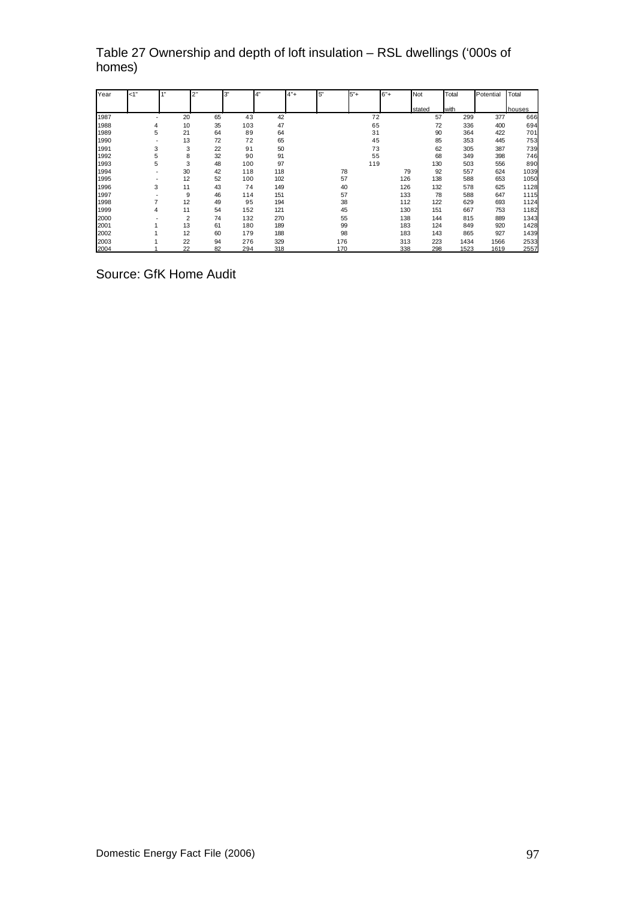Table 27 Ownership and depth of loft insulation – RSL dwellings ('000s of homes)

| Year | <1" | 1" | 2" | 3" | 4" | 4"+ | 5" | 5"+ | 6"+ | Not stated | Total with | Potential | Total houses |
|---|---|---|---|---|---|---|---|---|---|---|---|---|---|
| 1987 | - | 20 | 65 | 43 | 42 | | | 72 | | 57 | 299 | 377 | 666 |
| 1988 | 4 | 10 | 35 | 103 | 47 | | | 65 | | 72 | 336 | 400 | 694 |
| 1989 | 5 | 21 | 64 | 89 | 64 | | | 31 | | 90 | 364 | 422 | 701 |
| 1990 | - | 13 | 72 | 72 | 65 | | | 45 | | 85 | 353 | 445 | 753 |
| 1991 | 3 | 3 | 22 | 91 | 50 | | | 73 | | 62 | 305 | 387 | 739 |
| 1992 | 5 | 8 | 32 | 90 | 91 | | | 55 | | 68 | 349 | 398 | 746 |
| 1993 | 5 | 3 | 48 | 100 | 97 | | | 119 | | 130 | 503 | 556 | 890 |
| 1994 | - | 30 | 42 | 118 | 118 | | 78 | | 79 | 92 | 557 | 624 | 1039 |
| 1995 | - | 12 | 52 | 100 | 102 | | 57 | | 126 | 138 | 588 | 653 | 1050 |
| 1996 | 3 | 11 | 43 | 74 | 149 | | 40 | | 126 | 132 | 578 | 625 | 1128 |
| 1997 | - | 9 | 46 | 114 | 151 | | 57 | | 133 | 78 | 588 | 647 | 1115 |
| 1998 | 7 | 12 | 49 | 95 | 194 | | 38 | | 112 | 122 | 629 | 693 | 1124 |
| 1999 | 4 | 11 | 54 | 152 | 121 | | 45 | | 130 | 151 | 667 | 753 | 1182 |
| 2000 | - | 2 | 74 | 132 | 270 | | 55 | | 138 | 144 | 815 | 889 | 1343 |
| 2001 | 1 | 13 | 61 | 180 | 189 | | 99 | | 183 | 124 | 849 | 920 | 1428 |
| 2002 | 1 | 12 | 60 | 179 | 188 | | 98 | | 183 | 143 | 865 | 927 | 1439 |
| 2003 | 1 | 22 | 94 | 276 | 329 | | 176 | | 313 | 223 | 1434 | 1566 | 2533 |
| 2004 | 1 | 22 | 82 | 294 | 318 | | 170 | | 338 | 298 | 1523 | 1619 | 2557 |

Source: GfK Home Audit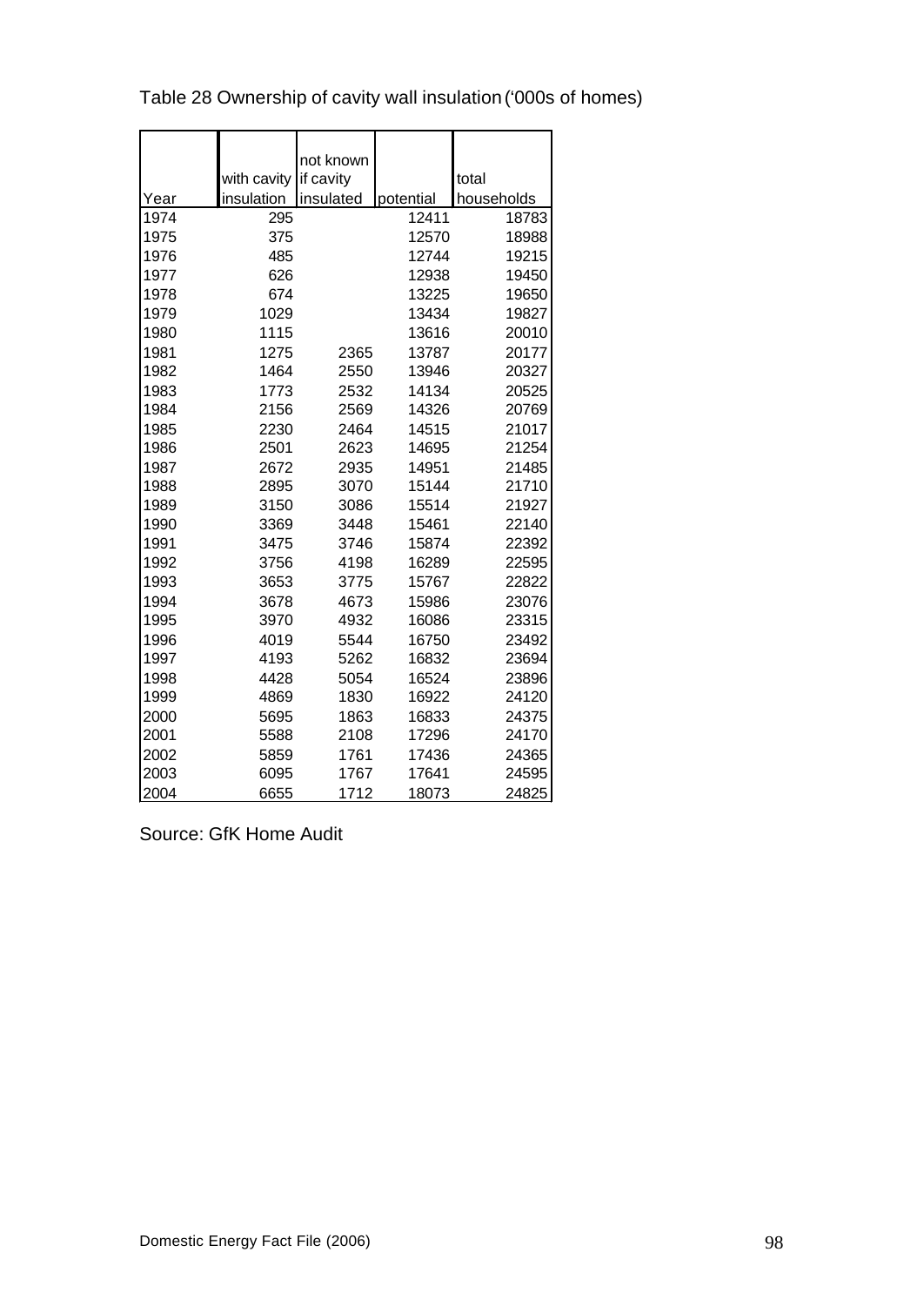Table 28 Ownership of cavity wall insulation ('000s of homes)

| Year | with cavity insulation | not known if cavity insulated | potential | total households |
|---|---|---|---|---|
| 1974 | 295 | | 12411 | 18783 |
| 1975 | 375 | | 12570 | 18988 |
| 1976 | 485 | | 12744 | 19215 |
| 1977 | 626 | | 12938 | 19450 |
| 1978 | 674 | | 13225 | 19650 |
| 1979 | 1029 | | 13434 | 19827 |
| 1980 | 1115 | | 13616 | 20010 |
| 1981 | 1275 | 2365 | 13787 | 20177 |
| 1982 | 1464 | 2550 | 13946 | 20327 |
| 1983 | 1773 | 2532 | 14134 | 20525 |
| 1984 | 2156 | 2569 | 14326 | 20769 |
| 1985 | 2230 | 2464 | 14515 | 21017 |
| 1986 | 2501 | 2623 | 14695 | 21254 |
| 1987 | 2672 | 2935 | 14951 | 21485 |
| 1988 | 2895 | 3070 | 15144 | 21710 |
| 1989 | 3150 | 3086 | 15514 | 21927 |
| 1990 | 3369 | 3448 | 15461 | 22140 |
| 1991 | 3475 | 3746 | 15874 | 22392 |
| 1992 | 3756 | 4198 | 16289 | 22595 |
| 1993 | 3653 | 3775 | 15767 | 22822 |
| 1994 | 3678 | 4673 | 15986 | 23076 |
| 1995 | 3970 | 4932 | 16086 | 23315 |
| 1996 | 4019 | 5544 | 16750 | 23492 |
| 1997 | 4193 | 5262 | 16832 | 23694 |
| 1998 | 4428 | 5054 | 16524 | 23896 |
| 1999 | 4869 | 1830 | 16922 | 24120 |
| 2000 | 5695 | 1863 | 16833 | 24375 |
| 2001 | 5588 | 2108 | 17296 | 24170 |
| 2002 | 5859 | 1761 | 17436 | 24365 |
| 2003 | 6095 | 1767 | 17641 | 24595 |
| 2004 | 6655 | 1712 | 18073 | 24825 |

Source: GfK Home Audit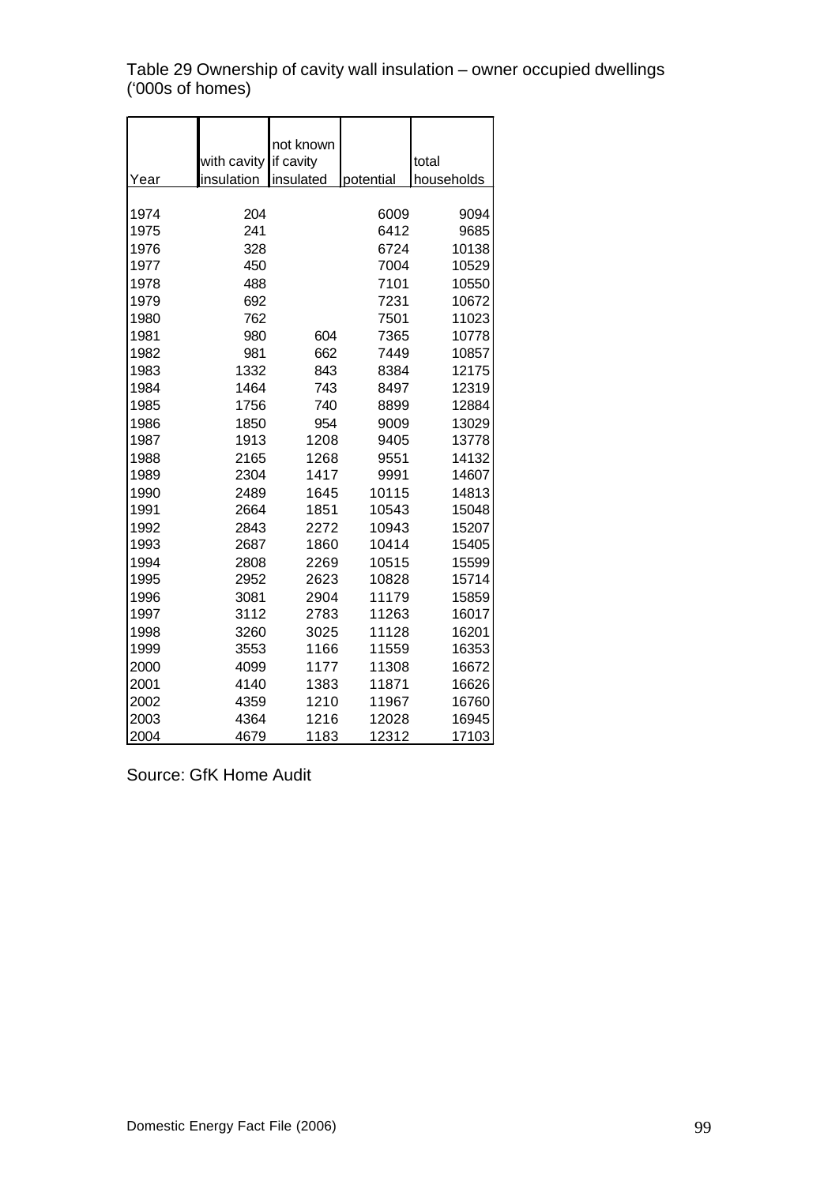Table 29 Ownership of cavity wall insulation – owner occupied dwellings ('000s of homes)

| Year | with cavity insulation | not known if cavity insulated | potential | total households |
|---|---|---|---|---|
| 1974 | 204 | | 6009 | 9094 |
| 1975 | 241 | | 6412 | 9685 |
| 1976 | 328 | | 6724 | 10138 |
| 1977 | 450 | | 7004 | 10529 |
| 1978 | 488 | | 7101 | 10550 |
| 1979 | 692 | | 7231 | 10672 |
| 1980 | 762 | | 7501 | 11023 |
| 1981 | 980 | 604 | 7365 | 10778 |
| 1982 | 981 | 662 | 7449 | 10857 |
| 1983 | 1332 | 843 | 8384 | 12175 |
| 1984 | 1464 | 743 | 8497 | 12319 |
| 1985 | 1756 | 740 | 8899 | 12884 |
| 1986 | 1850 | 954 | 9009 | 13029 |
| 1987 | 1913 | 1208 | 9405 | 13778 |
| 1988 | 2165 | 1268 | 9551 | 14132 |
| 1989 | 2304 | 1417 | 9991 | 14607 |
| 1990 | 2489 | 1645 | 10115 | 14813 |
| 1991 | 2664 | 1851 | 10543 | 15048 |
| 1992 | 2843 | 2272 | 10943 | 15207 |
| 1993 | 2687 | 1860 | 10414 | 15405 |
| 1994 | 2808 | 2269 | 10515 | 15599 |
| 1995 | 2952 | 2623 | 10828 | 15714 |
| 1996 | 3081 | 2904 | 11179 | 15859 |
| 1997 | 3112 | 2783 | 11263 | 16017 |
| 1998 | 3260 | 3025 | 11128 | 16201 |
| 1999 | 3553 | 1166 | 11559 | 16353 |
| 2000 | 4099 | 1177 | 11308 | 16672 |
| 2001 | 4140 | 1383 | 11871 | 16626 |
| 2002 | 4359 | 1210 | 11967 | 16760 |
| 2003 | 4364 | 1216 | 12028 | 16945 |
| 2004 | 4679 | 1183 | 12312 | 17103 |

Source: GfK Home Audit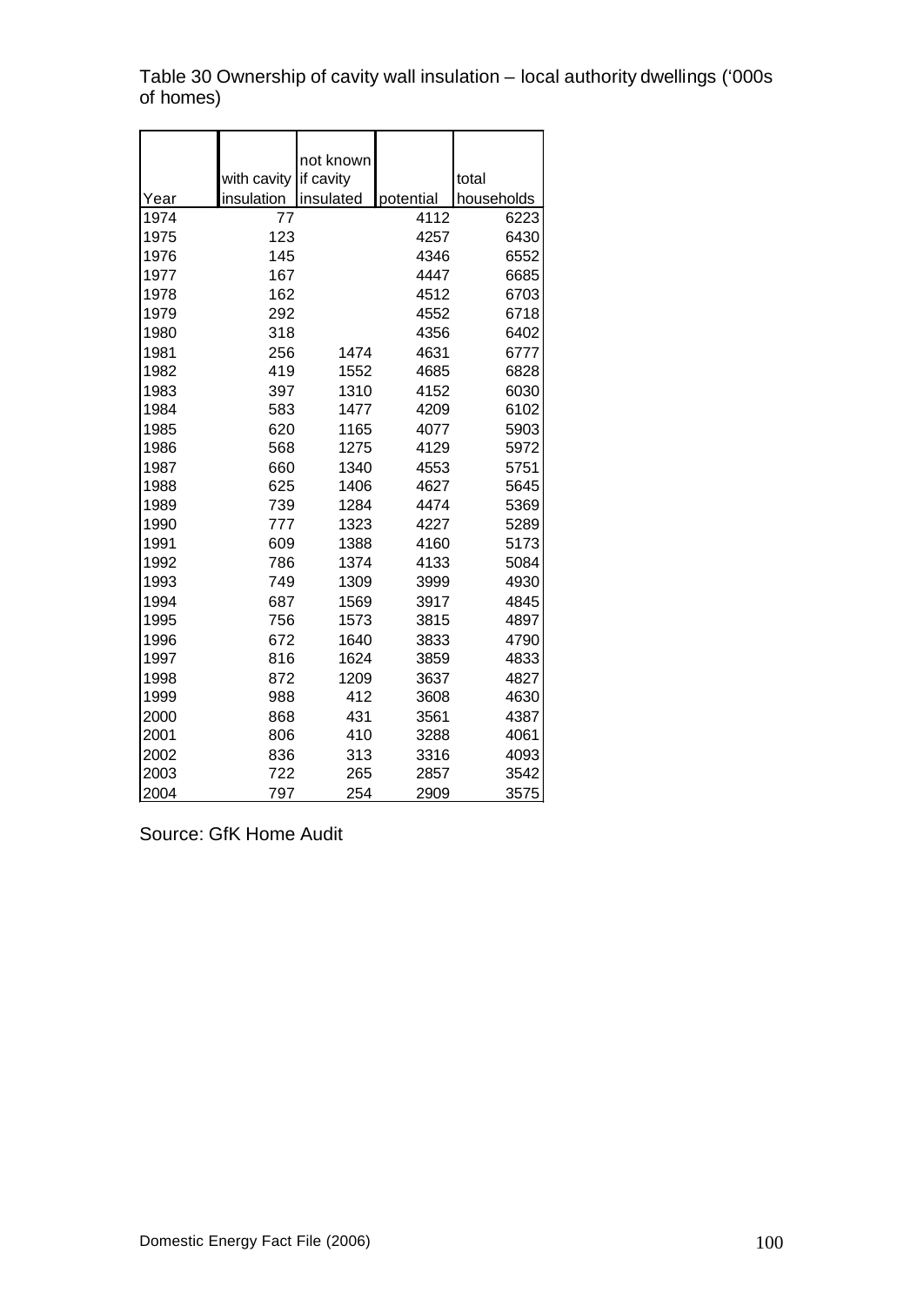Table 30 Ownership of cavity wall insulation – local authority dwellings ('000s of homes)

| Year | with cavity insulation | not known if cavity insulated | potential | total households |
|---|---|---|---|---|
| 1974 | 77 | | 4112 | 6223 |
| 1975 | 123 | | 4257 | 6430 |
| 1976 | 145 | | 4346 | 6552 |
| 1977 | 167 | | 4447 | 6685 |
| 1978 | 162 | | 4512 | 6703 |
| 1979 | 292 | | 4552 | 6718 |
| 1980 | 318 | | 4356 | 6402 |
| 1981 | 256 | 1474 | 4631 | 6777 |
| 1982 | 419 | 1552 | 4685 | 6828 |
| 1983 | 397 | 1310 | 4152 | 6030 |
| 1984 | 583 | 1477 | 4209 | 6102 |
| 1985 | 620 | 1165 | 4077 | 5903 |
| 1986 | 568 | 1275 | 4129 | 5972 |
| 1987 | 660 | 1340 | 4553 | 5751 |
| 1988 | 625 | 1406 | 4627 | 5645 |
| 1989 | 739 | 1284 | 4474 | 5369 |
| 1990 | 777 | 1323 | 4227 | 5289 |
| 1991 | 609 | 1388 | 4160 | 5173 |
| 1992 | 786 | 1374 | 4133 | 5084 |
| 1993 | 749 | 1309 | 3999 | 4930 |
| 1994 | 687 | 1569 | 3917 | 4845 |
| 1995 | 756 | 1573 | 3815 | 4897 |
| 1996 | 672 | 1640 | 3833 | 4790 |
| 1997 | 816 | 1624 | 3859 | 4833 |
| 1998 | 872 | 1209 | 3637 | 4827 |
| 1999 | 988 | 412 | 3608 | 4630 |
| 2000 | 868 | 431 | 3561 | 4387 |
| 2001 | 806 | 410 | 3288 | 4061 |
| 2002 | 836 | 313 | 3316 | 4093 |
| 2003 | 722 | 265 | 2857 | 3542 |
| 2004 | 797 | 254 | 2909 | 3575 |

Source: GfK Home Audit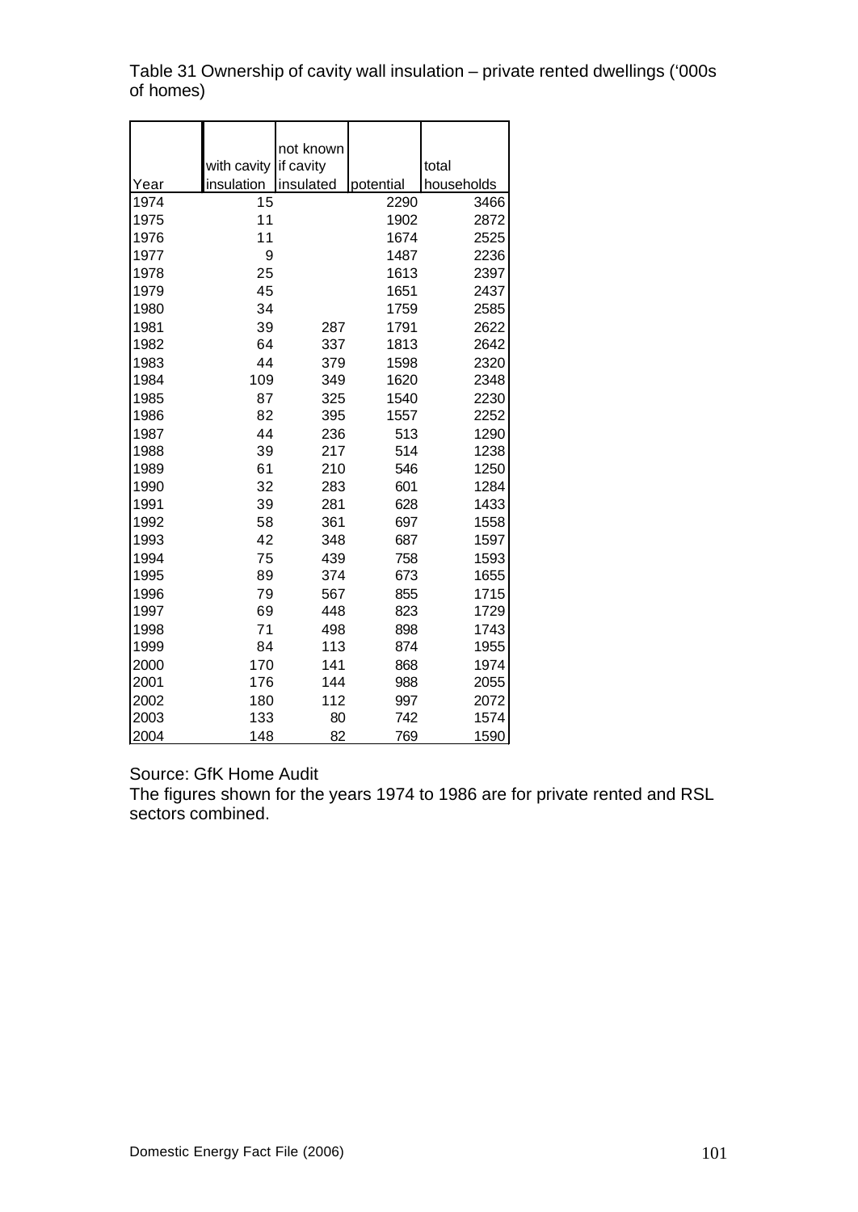Table 31 Ownership of cavity wall insulation – private rented dwellings ('000s of homes)

| Year | with cavity insulation | not known if cavity insulated | potential | total households |
|---|---|---|---|---|
| 1974 | 15 | | 2290 | 3466 |
| 1975 | 11 | | 1902 | 2872 |
| 1976 | 11 | | 1674 | 2525 |
| 1977 | 9 | | 1487 | 2236 |
| 1978 | 25 | | 1613 | 2397 |
| 1979 | 45 | | 1651 | 2437 |
| 1980 | 34 | | 1759 | 2585 |
| 1981 | 39 | 287 | 1791 | 2622 |
| 1982 | 64 | 337 | 1813 | 2642 |
| 1983 | 44 | 379 | 1598 | 2320 |
| 1984 | 109 | 349 | 1620 | 2348 |
| 1985 | 87 | 325 | 1540 | 2230 |
| 1986 | 82 | 395 | 1557 | 2252 |
| 1987 | 44 | 236 | 513 | 1290 |
| 1988 | 39 | 217 | 514 | 1238 |
| 1989 | 61 | 210 | 546 | 1250 |
| 1990 | 32 | 283 | 601 | 1284 |
| 1991 | 39 | 281 | 628 | 1433 |
| 1992 | 58 | 361 | 697 | 1558 |
| 1993 | 42 | 348 | 687 | 1597 |
| 1994 | 75 | 439 | 758 | 1593 |
| 1995 | 89 | 374 | 673 | 1655 |
| 1996 | 79 | 567 | 855 | 1715 |
| 1997 | 69 | 448 | 823 | 1729 |
| 1998 | 71 | 498 | 898 | 1743 |
| 1999 | 84 | 113 | 874 | 1955 |
| 2000 | 170 | 141 | 868 | 1974 |
| 2001 | 176 | 144 | 988 | 2055 |
| 2002 | 180 | 112 | 997 | 2072 |
| 2003 | 133 | 80 | 742 | 1574 |
| 2004 | 148 | 82 | 769 | 1590 |

Source: GfK Home Audit
The figures shown for the years 1974 to 1986 are for private rented and RSL sectors combined.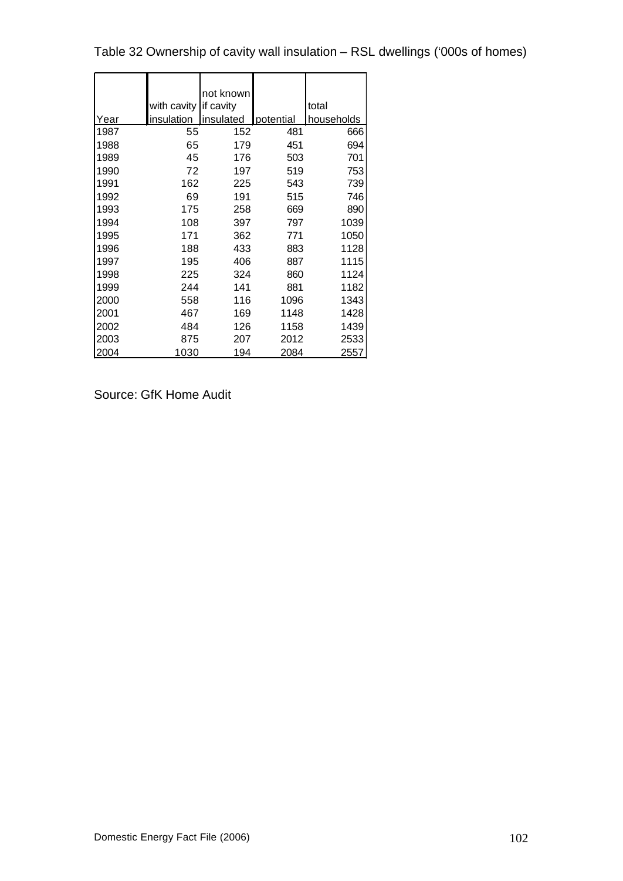Table 32 Ownership of cavity wall insulation – RSL dwellings ('000s of homes)

| Year | with cavity insulation | not known if cavity insulated | potential | total households |
|---|---|---|---|---|
| 1987 | 55 | 152 | 481 | 666 |
| 1988 | 65 | 179 | 451 | 694 |
| 1989 | 45 | 176 | 503 | 701 |
| 1990 | 72 | 197 | 519 | 753 |
| 1991 | 162 | 225 | 543 | 739 |
| 1992 | 69 | 191 | 515 | 746 |
| 1993 | 175 | 258 | 669 | 890 |
| 1994 | 108 | 397 | 797 | 1039 |
| 1995 | 171 | 362 | 771 | 1050 |
| 1996 | 188 | 433 | 883 | 1128 |
| 1997 | 195 | 406 | 887 | 1115 |
| 1998 | 225 | 324 | 860 | 1124 |
| 1999 | 244 | 141 | 881 | 1182 |
| 2000 | 558 | 116 | 1096 | 1343 |
| 2001 | 467 | 169 | 1148 | 1428 |
| 2002 | 484 | 126 | 1158 | 1439 |
| 2003 | 875 | 207 | 2012 | 2533 |
| 2004 | 1030 | 194 | 2084 | 2557 |

Source: GfK Home Audit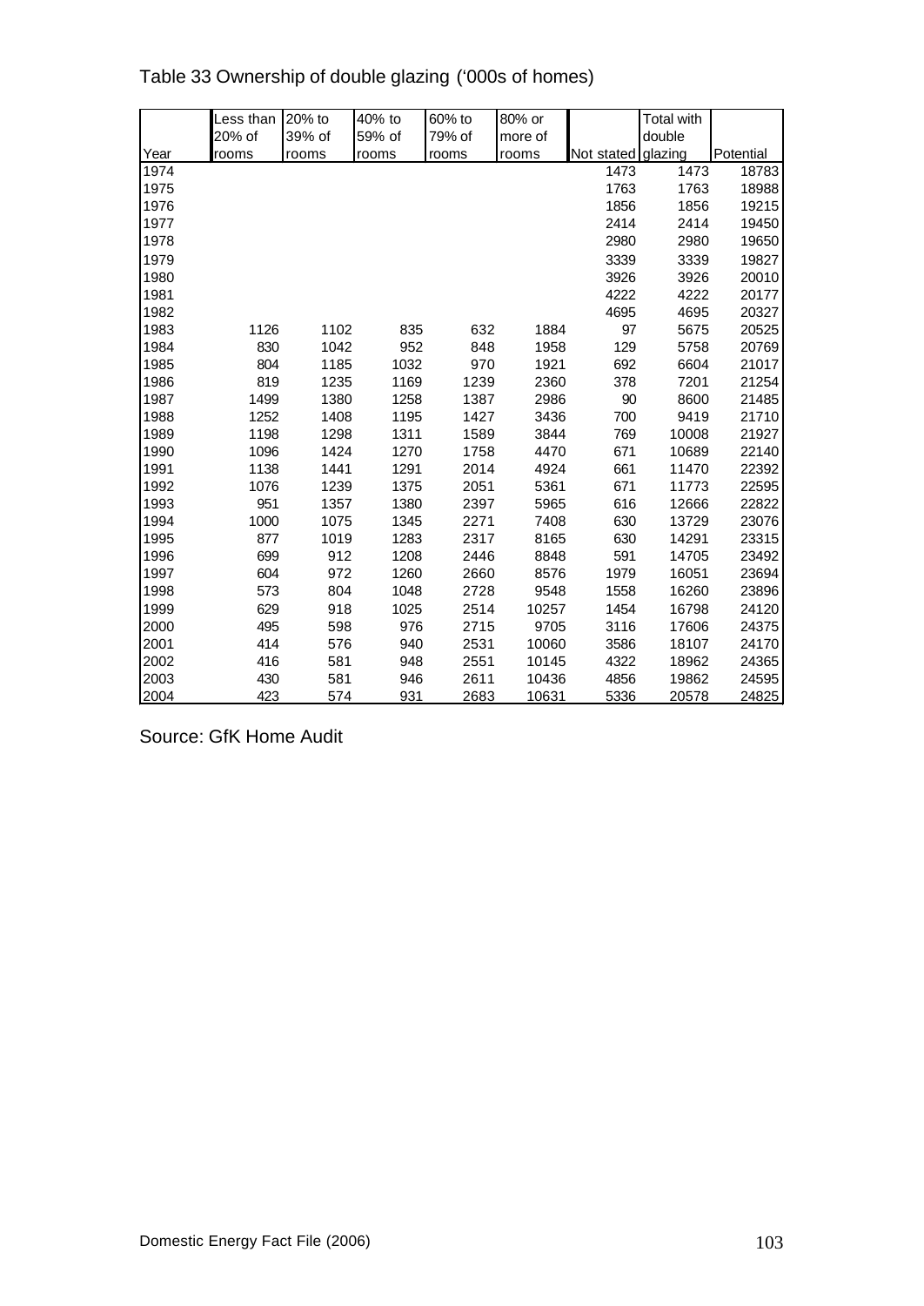Table 33 Ownership of double glazing ('000s of homes)

| Year | Less than 20% of rooms | 20% to 39% of rooms | 40% to 59% of rooms | 60% to 79% of rooms | 80% or more of rooms | Not stated | Total with double glazing | Potential |
|---|---|---|---|---|---|---|---|---|
| 1974 | | | | | | 1473 | 1473 | 18783 |
| 1975 | | | | | | 1763 | 1763 | 18988 |
| 1976 | | | | | | 1856 | 1856 | 19215 |
| 1977 | | | | | | 2414 | 2414 | 19450 |
| 1978 | | | | | | 2980 | 2980 | 19650 |
| 1979 | | | | | | 3339 | 3339 | 19827 |
| 1980 | | | | | | 3926 | 3926 | 20010 |
| 1981 | | | | | | 4222 | 4222 | 20177 |
| 1982 | | | | | | 4695 | 4695 | 20327 |
| 1983 | 1126 | 1102 | 835 | 632 | 1884 | 97 | 5675 | 20525 |
| 1984 | 830 | 1042 | 952 | 848 | 1958 | 129 | 5758 | 20769 |
| 1985 | 804 | 1185 | 1032 | 970 | 1921 | 692 | 6604 | 21017 |
| 1986 | 819 | 1235 | 1169 | 1239 | 2360 | 378 | 7201 | 21254 |
| 1987 | 1499 | 1380 | 1258 | 1387 | 2986 | 90 | 8600 | 21485 |
| 1988 | 1252 | 1408 | 1195 | 1427 | 3436 | 700 | 9419 | 21710 |
| 1989 | 1198 | 1298 | 1311 | 1589 | 3844 | 769 | 10008 | 21927 |
| 1990 | 1096 | 1424 | 1270 | 1758 | 4470 | 671 | 10689 | 22140 |
| 1991 | 1138 | 1441 | 1291 | 2014 | 4924 | 661 | 11470 | 22392 |
| 1992 | 1076 | 1239 | 1375 | 2051 | 5361 | 671 | 11773 | 22595 |
| 1993 | 951 | 1357 | 1380 | 2397 | 5965 | 616 | 12666 | 22822 |
| 1994 | 1000 | 1075 | 1345 | 2271 | 7408 | 630 | 13729 | 23076 |
| 1995 | 877 | 1019 | 1283 | 2317 | 8165 | 630 | 14291 | 23315 |
| 1996 | 699 | 912 | 1208 | 2446 | 8848 | 591 | 14705 | 23492 |
| 1997 | 604 | 972 | 1260 | 2660 | 8576 | 1979 | 16051 | 23694 |
| 1998 | 573 | 804 | 1048 | 2728 | 9548 | 1558 | 16260 | 23896 |
| 1999 | 629 | 918 | 1025 | 2514 | 10257 | 1454 | 16798 | 24120 |
| 2000 | 495 | 598 | 976 | 2715 | 9705 | 3116 | 17606 | 24375 |
| 2001 | 414 | 576 | 940 | 2531 | 10060 | 3586 | 18107 | 24170 |
| 2002 | 416 | 581 | 948 | 2551 | 10145 | 4322 | 18962 | 24365 |
| 2003 | 430 | 581 | 946 | 2611 | 10436 | 4856 | 19862 | 24595 |
| 2004 | 423 | 574 | 931 | 2683 | 10631 | 5336 | 20578 | 24825 |

Source: GfK Home Audit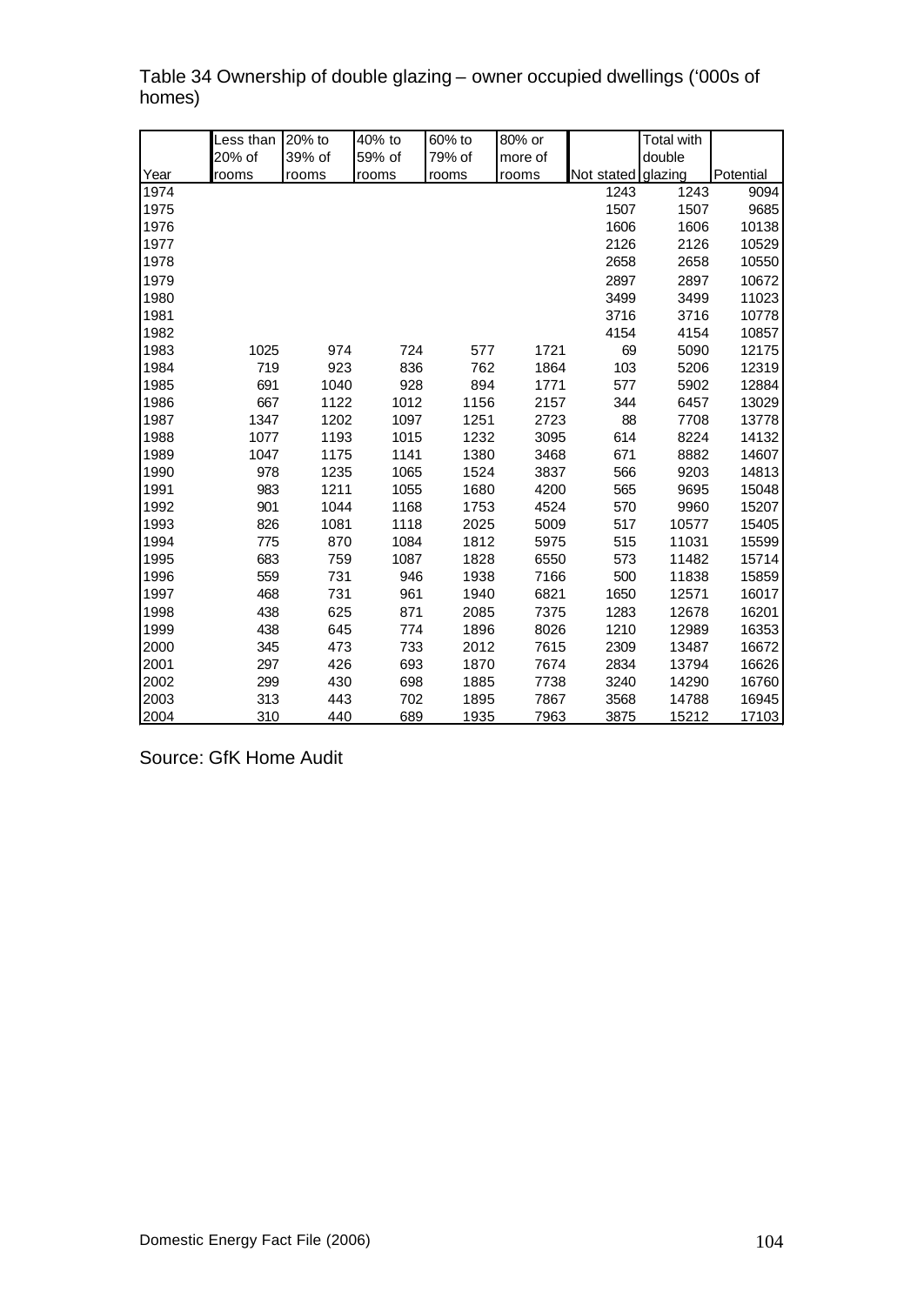Table 34 Ownership of double glazing – owner occupied dwellings ('000s of homes)

| Year | Less than 20% of rooms | 20% to 39% of rooms | 40% to 59% of rooms | 60% to 79% of rooms | 80% or more of rooms | Not stated | Total with double glazing | Potential |
|---|---|---|---|---|---|---|---|---|
| 1974 | | | | | | 1243 | 1243 | 9094 |
| 1975 | | | | | | 1507 | 1507 | 9685 |
| 1976 | | | | | | 1606 | 1606 | 10138 |
| 1977 | | | | | | 2126 | 2126 | 10529 |
| 1978 | | | | | | 2658 | 2658 | 10550 |
| 1979 | | | | | | 2897 | 2897 | 10672 |
| 1980 | | | | | | 3499 | 3499 | 11023 |
| 1981 | | | | | | 3716 | 3716 | 10778 |
| 1982 | | | | | | 4154 | 4154 | 10857 |
| 1983 | 1025 | 974 | 724 | 577 | 1721 | 69 | 5090 | 12175 |
| 1984 | 719 | 923 | 836 | 762 | 1864 | 103 | 5206 | 12319 |
| 1985 | 691 | 1040 | 928 | 894 | 1771 | 577 | 5902 | 12884 |
| 1986 | 667 | 1122 | 1012 | 1156 | 2157 | 344 | 6457 | 13029 |
| 1987 | 1347 | 1202 | 1097 | 1251 | 2723 | 88 | 7708 | 13778 |
| 1988 | 1077 | 1193 | 1015 | 1232 | 3095 | 614 | 8224 | 14132 |
| 1989 | 1047 | 1175 | 1141 | 1380 | 3468 | 671 | 8882 | 14607 |
| 1990 | 978 | 1235 | 1065 | 1524 | 3837 | 566 | 9203 | 14813 |
| 1991 | 983 | 1211 | 1055 | 1680 | 4200 | 565 | 9695 | 15048 |
| 1992 | 901 | 1044 | 1168 | 1753 | 4524 | 570 | 9960 | 15207 |
| 1993 | 826 | 1081 | 1118 | 2025 | 5009 | 517 | 10577 | 15405 |
| 1994 | 775 | 870 | 1084 | 1812 | 5975 | 515 | 11031 | 15599 |
| 1995 | 683 | 759 | 1087 | 1828 | 6550 | 573 | 11482 | 15714 |
| 1996 | 559 | 731 | 946 | 1938 | 7166 | 500 | 11838 | 15859 |
| 1997 | 468 | 731 | 961 | 1940 | 6821 | 1650 | 12571 | 16017 |
| 1998 | 438 | 625 | 871 | 2085 | 7375 | 1283 | 12678 | 16201 |
| 1999 | 438 | 645 | 774 | 1896 | 8026 | 1210 | 12989 | 16353 |
| 2000 | 345 | 473 | 733 | 2012 | 7615 | 2309 | 13487 | 16672 |
| 2001 | 297 | 426 | 693 | 1870 | 7674 | 2834 | 13794 | 16626 |
| 2002 | 299 | 430 | 698 | 1885 | 7738 | 3240 | 14290 | 16760 |
| 2003 | 313 | 443 | 702 | 1895 | 7867 | 3568 | 14788 | 16945 |
| 2004 | 310 | 440 | 689 | 1935 | 7963 | 3875 | 15212 | 17103 |

Source: GfK Home Audit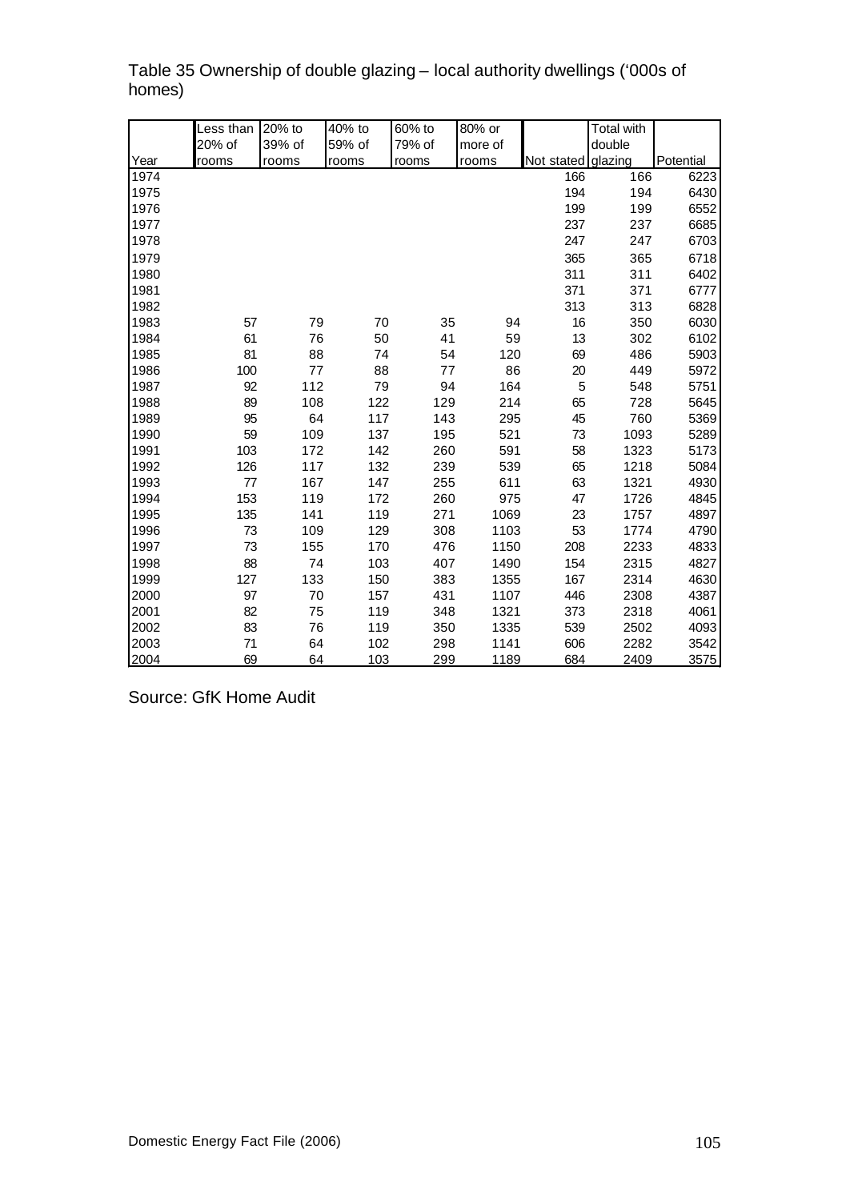Table 35 Ownership of double glazing – local authority dwellings ('000s of homes)

| Year | Less than 20% of rooms | 20% to 39% of rooms | 40% to 59% of rooms | 60% to 79% of rooms | 80% or more of rooms | Not stated | Total with double glazing | Potential |
|---|---|---|---|---|---|---|---|---|
| 1974 | | | | | | 166 | 166 | 6223 |
| 1975 | | | | | | 194 | 194 | 6430 |
| 1976 | | | | | | 199 | 199 | 6552 |
| 1977 | | | | | | 237 | 237 | 6685 |
| 1978 | | | | | | 247 | 247 | 6703 |
| 1979 | | | | | | 365 | 365 | 6718 |
| 1980 | | | | | | 311 | 311 | 6402 |
| 1981 | | | | | | 371 | 371 | 6777 |
| 1982 | | | | | | 313 | 313 | 6828 |
| 1983 | 57 | 79 | 70 | 35 | 94 | 16 | 350 | 6030 |
| 1984 | 61 | 76 | 50 | 41 | 59 | 13 | 302 | 6102 |
| 1985 | 81 | 88 | 74 | 54 | 120 | 69 | 486 | 5903 |
| 1986 | 100 | 77 | 88 | 77 | 86 | 20 | 449 | 5972 |
| 1987 | 92 | 112 | 79 | 94 | 164 | 5 | 548 | 5751 |
| 1988 | 89 | 108 | 122 | 129 | 214 | 65 | 728 | 5645 |
| 1989 | 95 | 64 | 117 | 143 | 295 | 45 | 760 | 5369 |
| 1990 | 59 | 109 | 137 | 195 | 521 | 73 | 1093 | 5289 |
| 1991 | 103 | 172 | 142 | 260 | 591 | 58 | 1323 | 5173 |
| 1992 | 126 | 117 | 132 | 239 | 539 | 65 | 1218 | 5084 |
| 1993 | 77 | 167 | 147 | 255 | 611 | 63 | 1321 | 4930 |
| 1994 | 153 | 119 | 172 | 260 | 975 | 47 | 1726 | 4845 |
| 1995 | 135 | 141 | 119 | 271 | 1069 | 23 | 1757 | 4897 |
| 1996 | 73 | 109 | 129 | 308 | 1103 | 53 | 1774 | 4790 |
| 1997 | 73 | 155 | 170 | 476 | 1150 | 208 | 2233 | 4833 |
| 1998 | 88 | 74 | 103 | 407 | 1490 | 154 | 2315 | 4827 |
| 1999 | 127 | 133 | 150 | 383 | 1355 | 167 | 2314 | 4630 |
| 2000 | 97 | 70 | 157 | 431 | 1107 | 446 | 2308 | 4387 |
| 2001 | 82 | 75 | 119 | 348 | 1321 | 373 | 2318 | 4061 |
| 2002 | 83 | 76 | 119 | 350 | 1335 | 539 | 2502 | 4093 |
| 2003 | 71 | 64 | 102 | 298 | 1141 | 606 | 2282 | 3542 |
| 2004 | 69 | 64 | 103 | 299 | 1189 | 684 | 2409 | 3575 |

Source: GfK Home Audit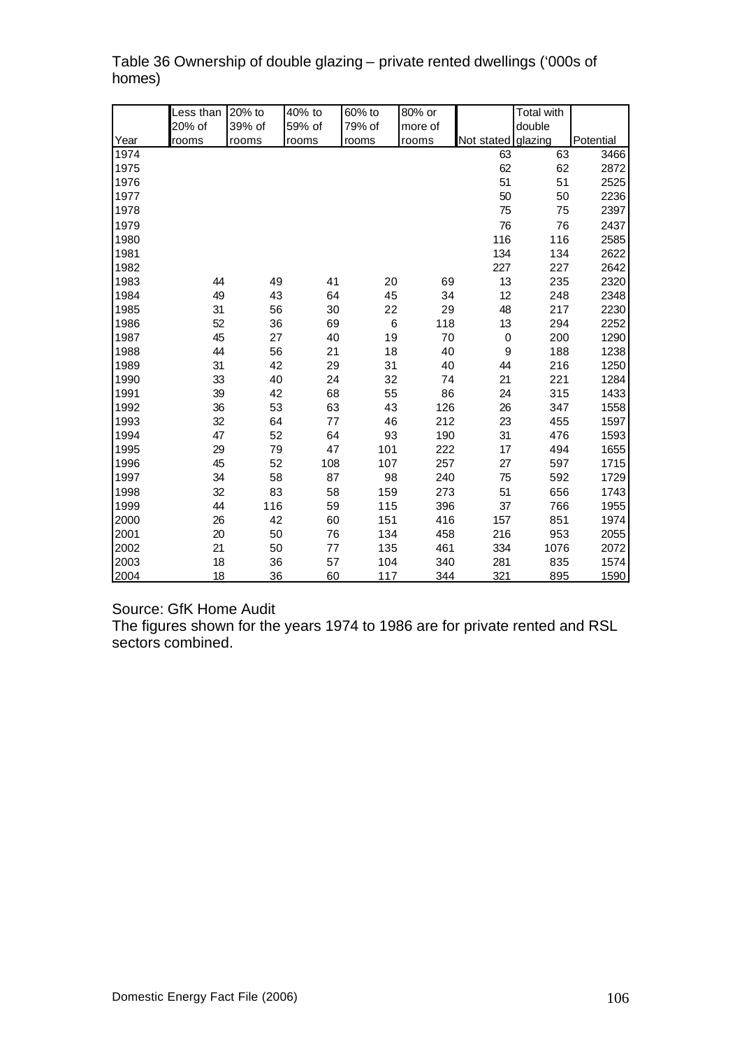Table 36 Ownership of double glazing – private rented dwellings ('000s of homes)

| Year | Less than 20% of rooms | 20% to 39% of rooms | 40% to 59% of rooms | 60% to 79% of rooms | 80% or more of rooms | Not stated | Total with double glazing | Potential |
|---|---|---|---|---|---|---|---|---|
| 1974 | | | | | | 63 | 63 | 3466 |
| 1975 | | | | | | 62 | 62 | 2872 |
| 1976 | | | | | | 51 | 51 | 2525 |
| 1977 | | | | | | 50 | 50 | 2236 |
| 1978 | | | | | | 75 | 75 | 2397 |
| 1979 | | | | | | 76 | 76 | 2437 |
| 1980 | | | | | | 116 | 116 | 2585 |
| 1981 | | | | | | 134 | 134 | 2622 |
| 1982 | | | | | | 227 | 227 | 2642 |
| 1983 | 44 | 49 | 41 | 20 | 69 | 13 | 235 | 2320 |
| 1984 | 49 | 43 | 64 | 45 | 34 | 12 | 248 | 2348 |
| 1985 | 31 | 56 | 30 | 22 | 29 | 48 | 217 | 2230 |
| 1986 | 52 | 36 | 69 | 6 | 118 | 13 | 294 | 2252 |
| 1987 | 45 | 27 | 40 | 19 | 70 | 0 | 200 | 1290 |
| 1988 | 44 | 56 | 21 | 18 | 40 | 9 | 188 | 1238 |
| 1989 | 31 | 42 | 29 | 31 | 40 | 44 | 216 | 1250 |
| 1990 | 33 | 40 | 24 | 32 | 74 | 21 | 221 | 1284 |
| 1991 | 39 | 42 | 68 | 55 | 86 | 24 | 315 | 1433 |
| 1992 | 36 | 53 | 63 | 43 | 126 | 26 | 347 | 1558 |
| 1993 | 32 | 64 | 77 | 46 | 212 | 23 | 455 | 1597 |
| 1994 | 47 | 52 | 64 | 93 | 190 | 31 | 476 | 1593 |
| 1995 | 29 | 79 | 47 | 101 | 222 | 17 | 494 | 1655 |
| 1996 | 45 | 52 | 108 | 107 | 257 | 27 | 597 | 1715 |
| 1997 | 34 | 58 | 87 | 98 | 240 | 75 | 592 | 1729 |
| 1998 | 32 | 83 | 58 | 159 | 273 | 51 | 656 | 1743 |
| 1999 | 44 | 116 | 59 | 115 | 396 | 37 | 766 | 1955 |
| 2000 | 26 | 42 | 60 | 151 | 416 | 157 | 851 | 1974 |
| 2001 | 20 | 50 | 76 | 134 | 458 | 216 | 953 | 2055 |
| 2002 | 21 | 50 | 77 | 135 | 461 | 334 | 1076 | 2072 |
| 2003 | 18 | 36 | 57 | 104 | 340 | 281 | 835 | 1574 |
| 2004 | 18 | 36 | 60 | 117 | 344 | 321 | 895 | 1590 |

Source: GfK Home Audit

The figures shown for the years 1974 to 1986 are for private rented and RSL sectors combined.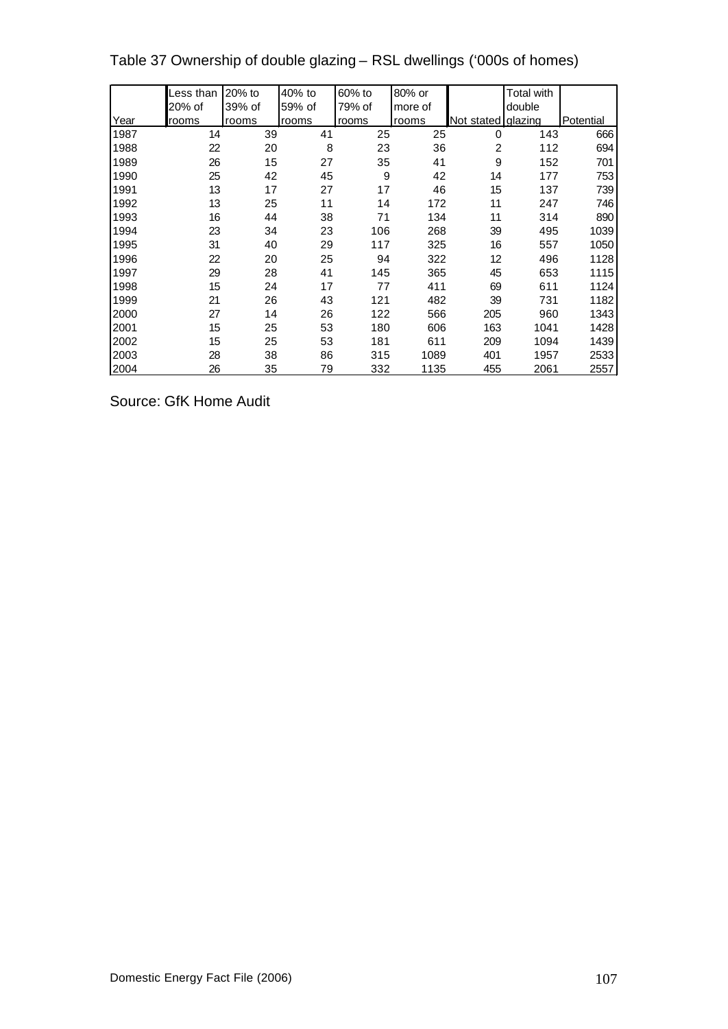Table 37 Ownership of double glazing – RSL dwellings ('000s of homes)

| Year | Less than 20% of rooms | 20% to 39% of rooms | 40% to 59% of rooms | 60% to 79% of rooms | 80% or more of rooms | Not stated | Total with double glazing | Potential |
|---|---|---|---|---|---|---|---|---|
| 1987 | 14 | 39 | 41 | 25 | 25 | 0 | 143 | 666 |
| 1988 | 22 | 20 | 8 | 23 | 36 | 2 | 112 | 694 |
| 1989 | 26 | 15 | 27 | 35 | 41 | 9 | 152 | 701 |
| 1990 | 25 | 42 | 45 | 9 | 42 | 14 | 177 | 753 |
| 1991 | 13 | 17 | 27 | 17 | 46 | 15 | 137 | 739 |
| 1992 | 13 | 25 | 11 | 14 | 172 | 11 | 247 | 746 |
| 1993 | 16 | 44 | 38 | 71 | 134 | 11 | 314 | 890 |
| 1994 | 23 | 34 | 23 | 106 | 268 | 39 | 495 | 1039 |
| 1995 | 31 | 40 | 29 | 117 | 325 | 16 | 557 | 1050 |
| 1996 | 22 | 20 | 25 | 94 | 322 | 12 | 496 | 1128 |
| 1997 | 29 | 28 | 41 | 145 | 365 | 45 | 653 | 1115 |
| 1998 | 15 | 24 | 17 | 77 | 411 | 69 | 611 | 1124 |
| 1999 | 21 | 26 | 43 | 121 | 482 | 39 | 731 | 1182 |
| 2000 | 27 | 14 | 26 | 122 | 566 | 205 | 960 | 1343 |
| 2001 | 15 | 25 | 53 | 180 | 606 | 163 | 1041 | 1428 |
| 2002 | 15 | 25 | 53 | 181 | 611 | 209 | 1094 | 1439 |
| 2003 | 28 | 38 | 86 | 315 | 1089 | 401 | 1957 | 2533 |
| 2004 | 26 | 35 | 79 | 332 | 1135 | 455 | 2061 | 2557 |

Source: GfK Home Audit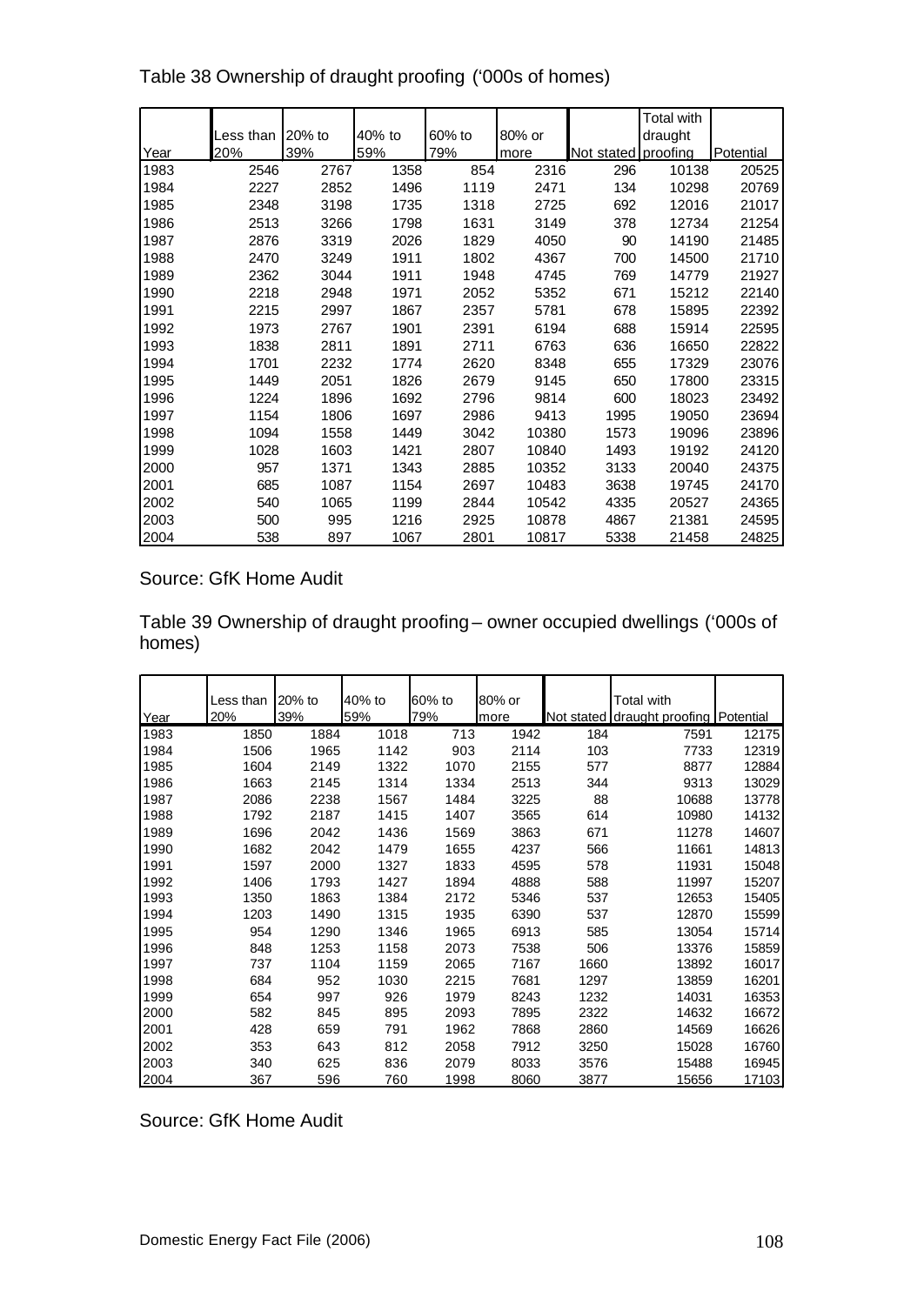Table 38 Ownership of draught proofing ('000s of homes)

| Year | Less than 20% | 20% to 39% | 40% to 59% | 60% to 79% | 80% or more | Not stated | Total with draught proofing | Potential |
|---|---|---|---|---|---|---|---|---|
| 1983 | 2546 | 2767 | 1358 | 854 | 2316 | 296 | 10138 | 20525 |
| 1984 | 2227 | 2852 | 1496 | 1119 | 2471 | 134 | 10298 | 20769 |
| 1985 | 2348 | 3198 | 1735 | 1318 | 2725 | 692 | 12016 | 21017 |
| 1986 | 2513 | 3266 | 1798 | 1631 | 3149 | 378 | 12734 | 21254 |
| 1987 | 2876 | 3319 | 2026 | 1829 | 4050 | 90 | 14190 | 21485 |
| 1988 | 2470 | 3249 | 1911 | 1802 | 4367 | 700 | 14500 | 21710 |
| 1989 | 2362 | 3044 | 1911 | 1948 | 4745 | 769 | 14779 | 21927 |
| 1990 | 2218 | 2948 | 1971 | 2052 | 5352 | 671 | 15212 | 22140 |
| 1991 | 2215 | 2997 | 1867 | 2357 | 5781 | 678 | 15895 | 22392 |
| 1992 | 1973 | 2767 | 1901 | 2391 | 6194 | 688 | 15914 | 22595 |
| 1993 | 1838 | 2811 | 1891 | 2711 | 6763 | 636 | 16650 | 22822 |
| 1994 | 1701 | 2232 | 1774 | 2620 | 8348 | 655 | 17329 | 23076 |
| 1995 | 1449 | 2051 | 1826 | 2679 | 9145 | 650 | 17800 | 23315 |
| 1996 | 1224 | 1896 | 1692 | 2796 | 9814 | 600 | 18023 | 23492 |
| 1997 | 1154 | 1806 | 1697 | 2986 | 9413 | 1995 | 19050 | 23694 |
| 1998 | 1094 | 1558 | 1449 | 3042 | 10380 | 1573 | 19096 | 23896 |
| 1999 | 1028 | 1603 | 1421 | 2807 | 10840 | 1493 | 19192 | 24120 |
| 2000 | 957 | 1371 | 1343 | 2885 | 10352 | 3133 | 20040 | 24375 |
| 2001 | 685 | 1087 | 1154 | 2697 | 10483 | 3638 | 19745 | 24170 |
| 2002 | 540 | 1065 | 1199 | 2844 | 10542 | 4335 | 20527 | 24365 |
| 2003 | 500 | 995 | 1216 | 2925 | 10878 | 4867 | 21381 | 24595 |
| 2004 | 538 | 897 | 1067 | 2801 | 10817 | 5338 | 21458 | 24825 |

Source: GfK Home Audit

Table 39 Ownership of draught proofing – owner occupied dwellings ('000s of homes)

| Year | Less than 20% | 20% to 39% | 40% to 59% | 60% to 79% | 80% or more | Not stated | Total with draught proofing | Potential |
|---|---|---|---|---|---|---|---|---|
| 1983 | 1850 | 1884 | 1018 | 713 | 1942 | 184 | 7591 | 12175 |
| 1984 | 1506 | 1965 | 1142 | 903 | 2114 | 103 | 7733 | 12319 |
| 1985 | 1604 | 2149 | 1322 | 1070 | 2155 | 577 | 8877 | 12884 |
| 1986 | 1663 | 2145 | 1314 | 1334 | 2513 | 344 | 9313 | 13029 |
| 1987 | 2086 | 2238 | 1567 | 1484 | 3225 | 88 | 10688 | 13778 |
| 1988 | 1792 | 2187 | 1415 | 1407 | 3565 | 614 | 10980 | 14132 |
| 1989 | 1696 | 2042 | 1436 | 1569 | 3863 | 671 | 11278 | 14607 |
| 1990 | 1682 | 2042 | 1479 | 1655 | 4237 | 566 | 11661 | 14813 |
| 1991 | 1597 | 2000 | 1327 | 1833 | 4595 | 578 | 11931 | 15048 |
| 1992 | 1406 | 1793 | 1427 | 1894 | 4888 | 588 | 11997 | 15207 |
| 1993 | 1350 | 1863 | 1384 | 2172 | 5346 | 537 | 12653 | 15405 |
| 1994 | 1203 | 1490 | 1315 | 1935 | 6390 | 537 | 12870 | 15599 |
| 1995 | 954 | 1290 | 1346 | 1965 | 6913 | 585 | 13054 | 15714 |
| 1996 | 848 | 1253 | 1158 | 2073 | 7538 | 506 | 13376 | 15859 |
| 1997 | 737 | 1104 | 1159 | 2065 | 7167 | 1660 | 13892 | 16017 |
| 1998 | 684 | 952 | 1030 | 2215 | 7681 | 1297 | 13859 | 16201 |
| 1999 | 654 | 997 | 926 | 1979 | 8243 | 1232 | 14031 | 16353 |
| 2000 | 582 | 845 | 895 | 2093 | 7895 | 2322 | 14632 | 16672 |
| 2001 | 428 | 659 | 791 | 1962 | 7868 | 2860 | 14569 | 16626 |
| 2002 | 353 | 643 | 812 | 2058 | 7912 | 3250 | 15028 | 16760 |
| 2003 | 340 | 625 | 836 | 2079 | 8033 | 3576 | 15488 | 16945 |
| 2004 | 367 | 596 | 760 | 1998 | 8060 | 3877 | 15656 | 17103 |

Source: GfK Home Audit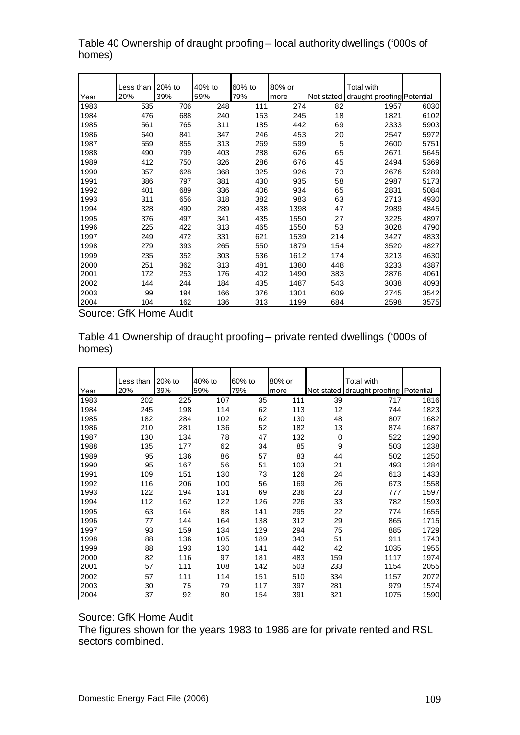Table 40 Ownership of draught proofing – local authority dwellings ('000s of homes)

| Year | Less than 20% | 20% to 39% | 40% to 59% | 60% to 79% | 80% or more | Not stated | Total with draught proofing | Potential |
|---|---|---|---|---|---|---|---|---|
| 1983 | 535 | 706 | 248 | 111 | 274 | 82 | 1957 | 6030 |
| 1984 | 476 | 688 | 240 | 153 | 245 | 18 | 1821 | 6102 |
| 1985 | 561 | 765 | 311 | 185 | 442 | 69 | 2333 | 5903 |
| 1986 | 640 | 841 | 347 | 246 | 453 | 20 | 2547 | 5972 |
| 1987 | 559 | 855 | 313 | 269 | 599 | 5 | 2600 | 5751 |
| 1988 | 490 | 799 | 403 | 288 | 626 | 65 | 2671 | 5645 |
| 1989 | 412 | 750 | 326 | 286 | 676 | 45 | 2494 | 5369 |
| 1990 | 357 | 628 | 368 | 325 | 926 | 73 | 2676 | 5289 |
| 1991 | 386 | 797 | 381 | 430 | 935 | 58 | 2987 | 5173 |
| 1992 | 401 | 689 | 336 | 406 | 934 | 65 | 2831 | 5084 |
| 1993 | 311 | 656 | 318 | 382 | 983 | 63 | 2713 | 4930 |
| 1994 | 328 | 490 | 289 | 438 | 1398 | 47 | 2989 | 4845 |
| 1995 | 376 | 497 | 341 | 435 | 1550 | 27 | 3225 | 4897 |
| 1996 | 225 | 422 | 313 | 465 | 1550 | 53 | 3028 | 4790 |
| 1997 | 249 | 472 | 331 | 621 | 1539 | 214 | 3427 | 4833 |
| 1998 | 279 | 393 | 265 | 550 | 1879 | 154 | 3520 | 4827 |
| 1999 | 235 | 352 | 303 | 536 | 1612 | 174 | 3213 | 4630 |
| 2000 | 251 | 362 | 313 | 481 | 1380 | 448 | 3233 | 4387 |
| 2001 | 172 | 253 | 176 | 402 | 1490 | 383 | 2876 | 4061 |
| 2002 | 144 | 244 | 184 | 435 | 1487 | 543 | 3038 | 4093 |
| 2003 | 99 | 194 | 166 | 376 | 1301 | 609 | 2745 | 3542 |
| 2004 | 104 | 162 | 136 | 313 | 1199 | 684 | 2598 | 3575 |

Source: GfK Home Audit

Table 41 Ownership of draught proofing – private rented dwellings ('000s of homes)

| Year | Less than 20% | 20% to 39% | 40% to 59% | 60% to 79% | 80% or more | Not stated | Total with draught proofing | Potential |
|---|---|---|---|---|---|---|---|---|
| 1983 | 202 | 225 | 107 | 35 | 111 | 39 | 717 | 1816 |
| 1984 | 245 | 198 | 114 | 62 | 113 | 12 | 744 | 1823 |
| 1985 | 182 | 284 | 102 | 62 | 130 | 48 | 807 | 1682 |
| 1986 | 210 | 281 | 136 | 52 | 182 | 13 | 874 | 1687 |
| 1987 | 130 | 134 | 78 | 47 | 132 | 0 | 522 | 1290 |
| 1988 | 135 | 177 | 62 | 34 | 85 | 9 | 503 | 1238 |
| 1989 | 95 | 136 | 86 | 57 | 83 | 44 | 502 | 1250 |
| 1990 | 95 | 167 | 56 | 51 | 103 | 21 | 493 | 1284 |
| 1991 | 109 | 151 | 130 | 73 | 126 | 24 | 613 | 1433 |
| 1992 | 116 | 206 | 100 | 56 | 169 | 26 | 673 | 1558 |
| 1993 | 122 | 194 | 131 | 69 | 236 | 23 | 777 | 1597 |
| 1994 | 112 | 162 | 122 | 126 | 226 | 33 | 782 | 1593 |
| 1995 | 63 | 164 | 88 | 141 | 295 | 22 | 774 | 1655 |
| 1996 | 77 | 144 | 164 | 138 | 312 | 29 | 865 | 1715 |
| 1997 | 93 | 159 | 134 | 129 | 294 | 75 | 885 | 1729 |
| 1998 | 88 | 136 | 105 | 189 | 343 | 51 | 911 | 1743 |
| 1999 | 88 | 193 | 130 | 141 | 442 | 42 | 1035 | 1955 |
| 2000 | 82 | 116 | 97 | 181 | 483 | 159 | 1117 | 1974 |
| 2001 | 57 | 111 | 108 | 142 | 503 | 233 | 1154 | 2055 |
| 2002 | 57 | 111 | 114 | 151 | 510 | 334 | 1157 | 2072 |
| 2003 | 30 | 75 | 79 | 117 | 397 | 281 | 979 | 1574 |
| 2004 | 37 | 92 | 80 | 154 | 391 | 321 | 1075 | 1590 |

Source: GfK Home Audit

The figures shown for the years 1983 to 1986 are for private rented and RSL sectors combined.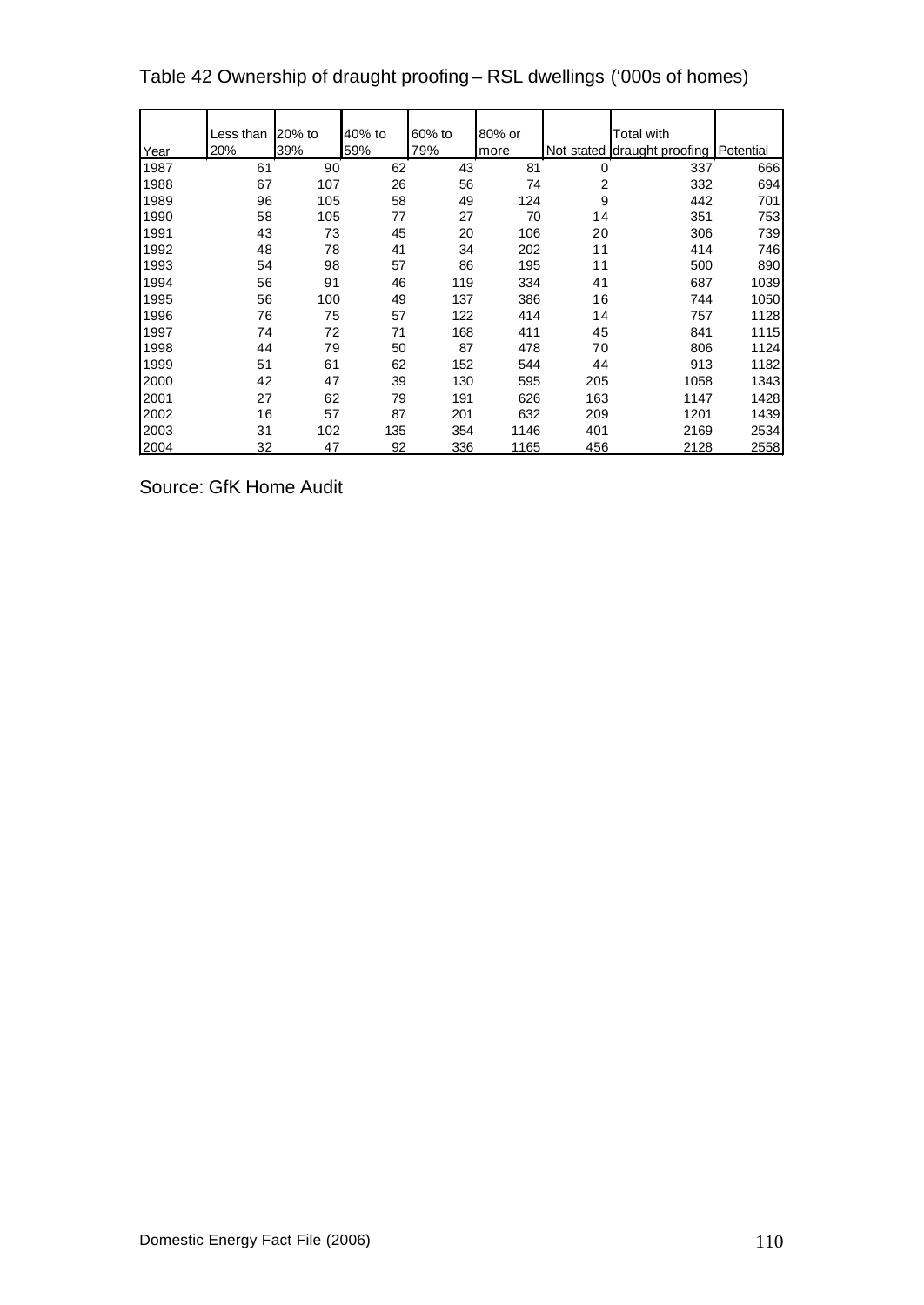Table 42 Ownership of draught proofing – RSL dwellings ('000s of homes)

| Year | Less than 20% | 20% to 39% | 40% to 59% | 60% to 79% | 80% or more | Not stated | Total with draught proofing | Potential |
|---|---|---|---|---|---|---|---|---|
| 1987 | 61 | 90 | 62 | 43 | 81 | 0 | 337 | 666 |
| 1988 | 67 | 107 | 26 | 56 | 74 | 2 | 332 | 694 |
| 1989 | 96 | 105 | 58 | 49 | 124 | 9 | 442 | 701 |
| 1990 | 58 | 105 | 77 | 27 | 70 | 14 | 351 | 753 |
| 1991 | 43 | 73 | 45 | 20 | 106 | 20 | 306 | 739 |
| 1992 | 48 | 78 | 41 | 34 | 202 | 11 | 414 | 746 |
| 1993 | 54 | 98 | 57 | 86 | 195 | 11 | 500 | 890 |
| 1994 | 56 | 91 | 46 | 119 | 334 | 41 | 687 | 1039 |
| 1995 | 56 | 100 | 49 | 137 | 386 | 16 | 744 | 1050 |
| 1996 | 76 | 75 | 57 | 122 | 414 | 14 | 757 | 1128 |
| 1997 | 74 | 72 | 71 | 168 | 411 | 45 | 841 | 1115 |
| 1998 | 44 | 79 | 50 | 87 | 478 | 70 | 806 | 1124 |
| 1999 | 51 | 61 | 62 | 152 | 544 | 44 | 913 | 1182 |
| 2000 | 42 | 47 | 39 | 130 | 595 | 205 | 1058 | 1343 |
| 2001 | 27 | 62 | 79 | 191 | 626 | 163 | 1147 | 1428 |
| 2002 | 16 | 57 | 87 | 201 | 632 | 209 | 1201 | 1439 |
| 2003 | 31 | 102 | 135 | 354 | 1146 | 401 | 2169 | 2534 |
| 2004 | 32 | 47 | 92 | 336 | 1165 | 456 | 2128 | 2558 |

Source: GfK Home Audit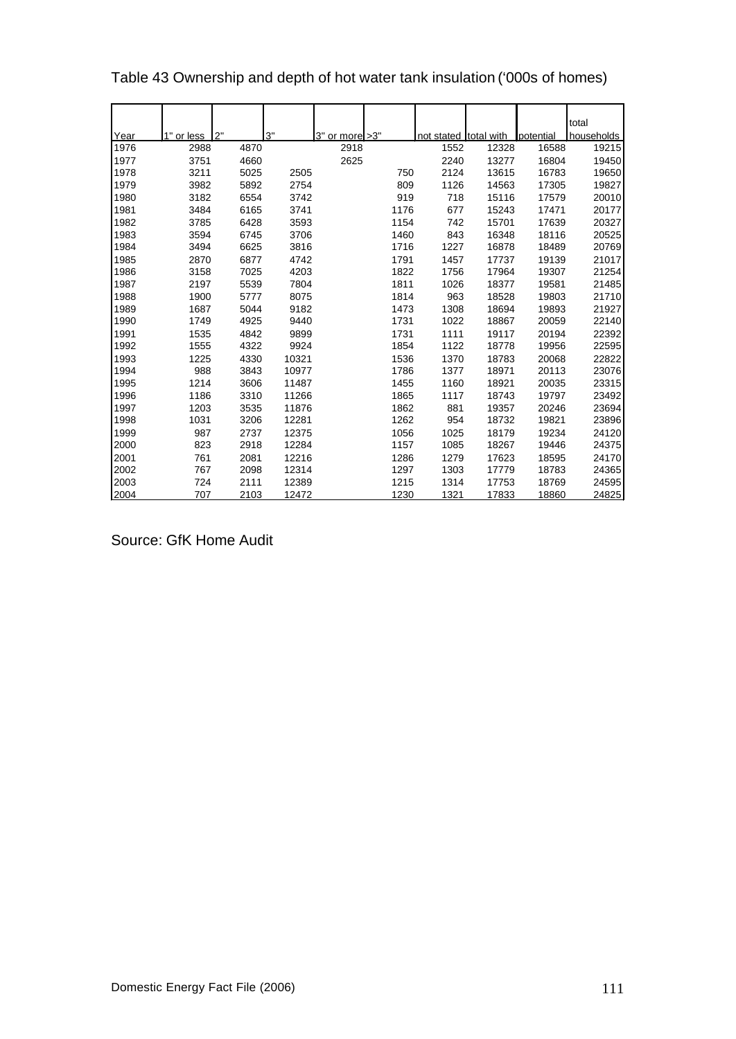Table 43 Ownership and depth of hot water tank insulation ('000s of homes)

| Year | 1" or less | 2" | 3" | 3" or more | >3" | not stated | total with | potential | total households |
|---|---|---|---|---|---|---|---|---|---|
| 1976 | 2988 | 4870 | | 2918 | | 1552 | 12328 | 16588 | 19215 |
| 1977 | 3751 | 4660 | | 2625 | | 2240 | 13277 | 16804 | 19450 |
| 1978 | 3211 | 5025 | 2505 | | 750 | 2124 | 13615 | 16783 | 19650 |
| 1979 | 3982 | 5892 | 2754 | | 809 | 1126 | 14563 | 17305 | 19827 |
| 1980 | 3182 | 6554 | 3742 | | 919 | 718 | 15116 | 17579 | 20010 |
| 1981 | 3484 | 6165 | 3741 | | 1176 | 677 | 15243 | 17471 | 20177 |
| 1982 | 3785 | 6428 | 3593 | | 1154 | 742 | 15701 | 17639 | 20327 |
| 1983 | 3594 | 6745 | 3706 | | 1460 | 843 | 16348 | 18116 | 20525 |
| 1984 | 3494 | 6625 | 3816 | | 1716 | 1227 | 16878 | 18489 | 20769 |
| 1985 | 2870 | 6877 | 4742 | | 1791 | 1457 | 17737 | 19139 | 21017 |
| 1986 | 3158 | 7025 | 4203 | | 1822 | 1756 | 17964 | 19307 | 21254 |
| 1987 | 2197 | 5539 | 7804 | | 1811 | 1026 | 18377 | 19581 | 21485 |
| 1988 | 1900 | 5777 | 8075 | | 1814 | 963 | 18528 | 19803 | 21710 |
| 1989 | 1687 | 5044 | 9182 | | 1473 | 1308 | 18694 | 19893 | 21927 |
| 1990 | 1749 | 4925 | 9440 | | 1731 | 1022 | 18867 | 20059 | 22140 |
| 1991 | 1535 | 4842 | 9899 | | 1731 | 1111 | 19117 | 20194 | 22392 |
| 1992 | 1555 | 4322 | 9924 | | 1854 | 1122 | 18778 | 19956 | 22595 |
| 1993 | 1225 | 4330 | 10321 | | 1536 | 1370 | 18783 | 20068 | 22822 |
| 1994 | 988 | 3843 | 10977 | | 1786 | 1377 | 18971 | 20113 | 23076 |
| 1995 | 1214 | 3606 | 11487 | | 1455 | 1160 | 18921 | 20035 | 23315 |
| 1996 | 1186 | 3310 | 11266 | | 1865 | 1117 | 18743 | 19797 | 23492 |
| 1997 | 1203 | 3535 | 11876 | | 1862 | 881 | 19357 | 20246 | 23694 |
| 1998 | 1031 | 3206 | 12281 | | 1262 | 954 | 18732 | 19821 | 23896 |
| 1999 | 987 | 2737 | 12375 | | 1056 | 1025 | 18179 | 19234 | 24120 |
| 2000 | 823 | 2918 | 12284 | | 1157 | 1085 | 18267 | 19446 | 24375 |
| 2001 | 761 | 2081 | 12216 | | 1286 | 1279 | 17623 | 18595 | 24170 |
| 2002 | 767 | 2098 | 12314 | | 1297 | 1303 | 17779 | 18783 | 24365 |
| 2003 | 724 | 2111 | 12389 | | 1215 | 1314 | 17753 | 18769 | 24595 |
| 2004 | 707 | 2103 | 12472 | | 1230 | 1321 | 17833 | 18860 | 24825 |

Source: GfK Home Audit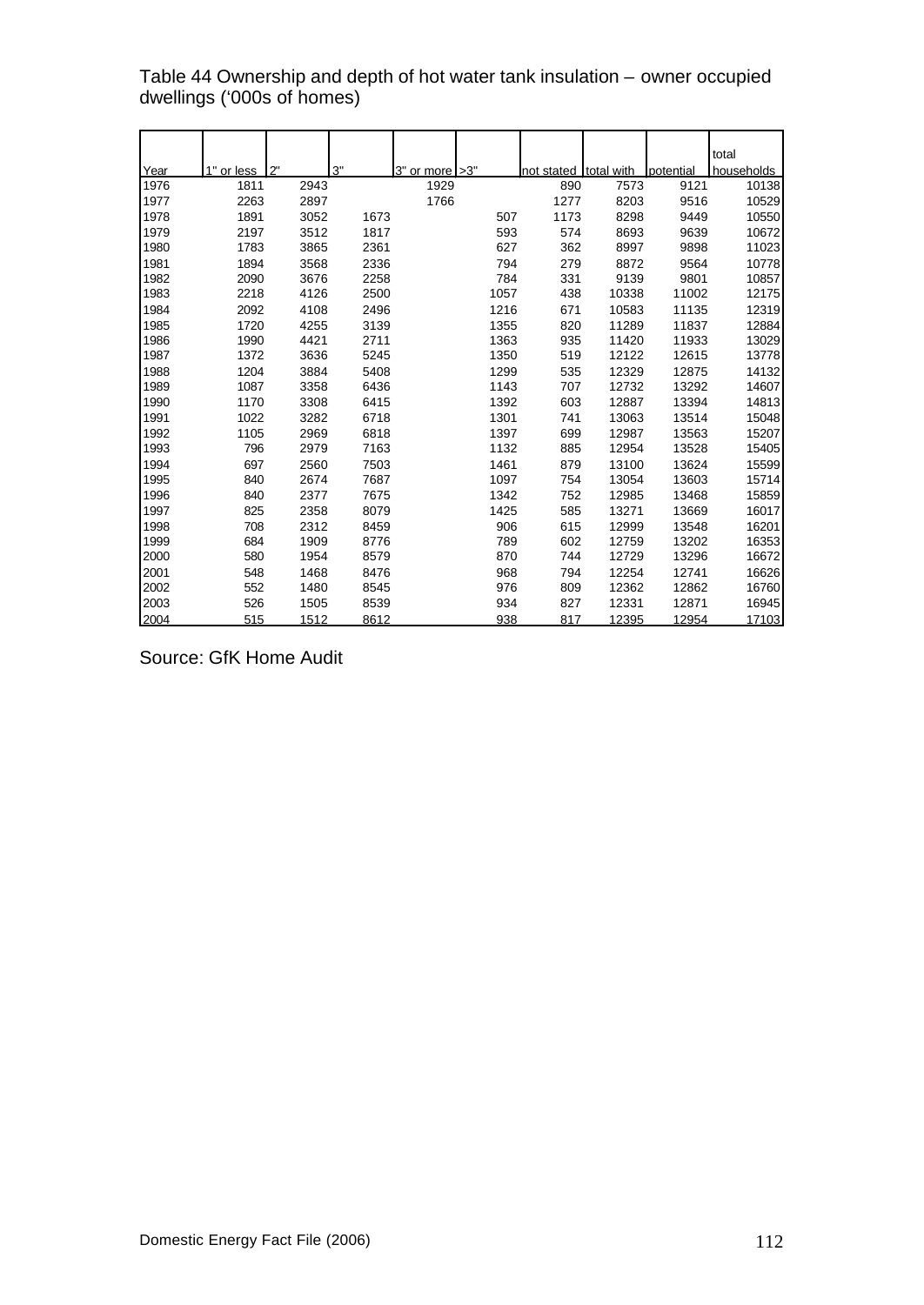Table 44 Ownership and depth of hot water tank insulation – owner occupied dwellings ('000s of homes)

| Year | 1" or less | 2" | 3" | 3" or more | >3" | not stated | total with | potential | total households |
|---|---|---|---|---|---|---|---|---|---|
| 1976 | 1811 | 2943 | | 1929 | | 890 | 7573 | 9121 | 10138 |
| 1977 | 2263 | 2897 | | 1766 | | 1277 | 8203 | 9516 | 10529 |
| 1978 | 1891 | 3052 | 1673 | | 507 | 1173 | 8298 | 9449 | 10550 |
| 1979 | 2197 | 3512 | 1817 | | 593 | 574 | 8693 | 9639 | 10672 |
| 1980 | 1783 | 3865 | 2361 | | 627 | 362 | 8997 | 9898 | 11023 |
| 1981 | 1894 | 3568 | 2336 | | 794 | 279 | 8872 | 9564 | 10778 |
| 1982 | 2090 | 3676 | 2258 | | 784 | 331 | 9139 | 9801 | 10857 |
| 1983 | 2218 | 4126 | 2500 | | 1057 | 438 | 10338 | 11002 | 12175 |
| 1984 | 2092 | 4108 | 2496 | | 1216 | 671 | 10583 | 11135 | 12319 |
| 1985 | 1720 | 4255 | 3139 | | 1355 | 820 | 11289 | 11837 | 12884 |
| 1986 | 1990 | 4421 | 2711 | | 1363 | 935 | 11420 | 11933 | 13029 |
| 1987 | 1372 | 3636 | 5245 | | 1350 | 519 | 12122 | 12615 | 13778 |
| 1988 | 1204 | 3884 | 5408 | | 1299 | 535 | 12329 | 12875 | 14132 |
| 1989 | 1087 | 3358 | 6436 | | 1143 | 707 | 12732 | 13292 | 14607 |
| 1990 | 1170 | 3308 | 6415 | | 1392 | 603 | 12887 | 13394 | 14813 |
| 1991 | 1022 | 3282 | 6718 | | 1301 | 741 | 13063 | 13514 | 15048 |
| 1992 | 1105 | 2969 | 6818 | | 1397 | 699 | 12987 | 13563 | 15207 |
| 1993 | 796 | 2979 | 7163 | | 1132 | 885 | 12954 | 13528 | 15405 |
| 1994 | 697 | 2560 | 7503 | | 1461 | 879 | 13100 | 13624 | 15599 |
| 1995 | 840 | 2674 | 7687 | | 1097 | 754 | 13054 | 13603 | 15714 |
| 1996 | 840 | 2377 | 7675 | | 1342 | 752 | 12985 | 13468 | 15859 |
| 1997 | 825 | 2358 | 8079 | | 1425 | 585 | 13271 | 13669 | 16017 |
| 1998 | 708 | 2312 | 8459 | | 906 | 615 | 12999 | 13548 | 16201 |
| 1999 | 684 | 1909 | 8776 | | 789 | 602 | 12759 | 13202 | 16353 |
| 2000 | 580 | 1954 | 8579 | | 870 | 744 | 12729 | 13296 | 16672 |
| 2001 | 548 | 1468 | 8476 | | 968 | 794 | 12254 | 12741 | 16626 |
| 2002 | 552 | 1480 | 8545 | | 976 | 809 | 12362 | 12862 | 16760 |
| 2003 | 526 | 1505 | 8539 | | 934 | 827 | 12331 | 12871 | 16945 |
| 2004 | 515 | 1512 | 8612 | | 938 | 817 | 12395 | 12954 | 17103 |

Source: GfK Home Audit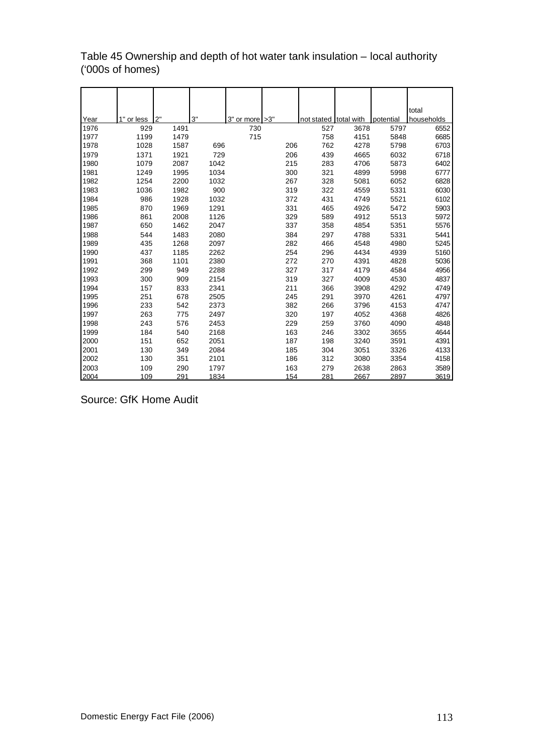Table 45 Ownership and depth of hot water tank insulation – local authority ('000s of homes)

| Year | 1" or less | 2" | 3" | 3" or more | >3" | not stated | total with | potential | total households |
|---|---|---|---|---|---|---|---|---|---|
| 1976 | 929 | 1491 | | 730 | | 527 | 3678 | 5797 | 6552 |
| 1977 | 1199 | 1479 | | 715 | | 758 | 4151 | 5848 | 6685 |
| 1978 | 1028 | 1587 | 696 | | 206 | 762 | 4278 | 5798 | 6703 |
| 1979 | 1371 | 1921 | 729 | | 206 | 439 | 4665 | 6032 | 6718 |
| 1980 | 1079 | 2087 | 1042 | | 215 | 283 | 4706 | 5873 | 6402 |
| 1981 | 1249 | 1995 | 1034 | | 300 | 321 | 4899 | 5998 | 6777 |
| 1982 | 1254 | 2200 | 1032 | | 267 | 328 | 5081 | 6052 | 6828 |
| 1983 | 1036 | 1982 | 900 | | 319 | 322 | 4559 | 5331 | 6030 |
| 1984 | 986 | 1928 | 1032 | | 372 | 431 | 4749 | 5521 | 6102 |
| 1985 | 870 | 1969 | 1291 | | 331 | 465 | 4926 | 5472 | 5903 |
| 1986 | 861 | 2008 | 1126 | | 329 | 589 | 4912 | 5513 | 5972 |
| 1987 | 650 | 1462 | 2047 | | 337 | 358 | 4854 | 5351 | 5576 |
| 1988 | 544 | 1483 | 2080 | | 384 | 297 | 4788 | 5331 | 5441 |
| 1989 | 435 | 1268 | 2097 | | 282 | 466 | 4548 | 4980 | 5245 |
| 1990 | 437 | 1185 | 2262 | | 254 | 296 | 4434 | 4939 | 5160 |
| 1991 | 368 | 1101 | 2380 | | 272 | 270 | 4391 | 4828 | 5036 |
| 1992 | 299 | 949 | 2288 | | 327 | 317 | 4179 | 4584 | 4956 |
| 1993 | 300 | 909 | 2154 | | 319 | 327 | 4009 | 4530 | 4837 |
| 1994 | 157 | 833 | 2341 | | 211 | 366 | 3908 | 4292 | 4749 |
| 1995 | 251 | 678 | 2505 | | 245 | 291 | 3970 | 4261 | 4797 |
| 1996 | 233 | 542 | 2373 | | 382 | 266 | 3796 | 4153 | 4747 |
| 1997 | 263 | 775 | 2497 | | 320 | 197 | 4052 | 4368 | 4826 |
| 1998 | 243 | 576 | 2453 | | 229 | 259 | 3760 | 4090 | 4848 |
| 1999 | 184 | 540 | 2168 | | 163 | 246 | 3302 | 3655 | 4644 |
| 2000 | 151 | 652 | 2051 | | 187 | 198 | 3240 | 3591 | 4391 |
| 2001 | 130 | 349 | 2084 | | 185 | 304 | 3051 | 3326 | 4133 |
| 2002 | 130 | 351 | 2101 | | 186 | 312 | 3080 | 3354 | 4158 |
| 2003 | 109 | 290 | 1797 | | 163 | 279 | 2638 | 2863 | 3589 |
| 2004 | 109 | 291 | 1834 | | 154 | 281 | 2667 | 2897 | 3619 |

Source: GfK Home Audit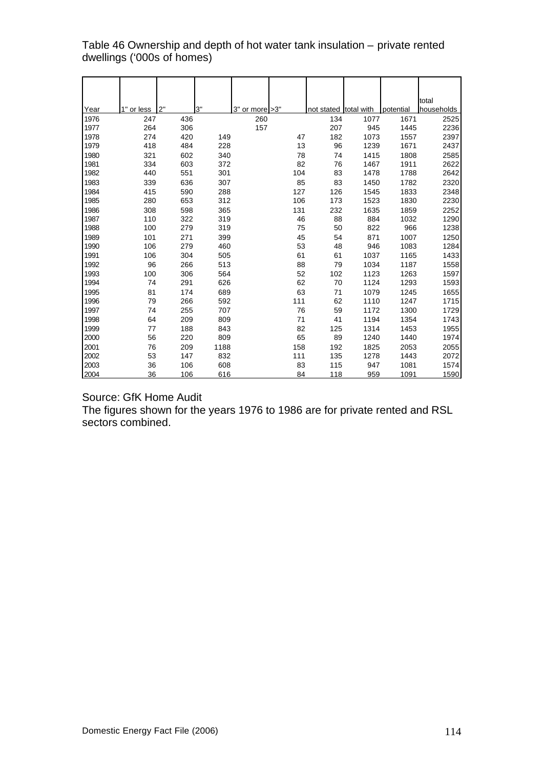Table 46 Ownership and depth of hot water tank insulation – private rented dwellings ('000s of homes)

| Year | 1" or less | 2" | 3" | 3" or more | >3" | not stated | total with | potential | total households |
|---|---|---|---|---|---|---|---|---|---|
| 1976 | 247 | 436 | | 260 | | 134 | 1077 | 1671 | 2525 |
| 1977 | 264 | 306 | | 157 | | 207 | 945 | 1445 | 2236 |
| 1978 | 274 | 420 | 149 | | 47 | 182 | 1073 | 1557 | 2397 |
| 1979 | 418 | 484 | 228 | | 13 | 96 | 1239 | 1671 | 2437 |
| 1980 | 321 | 602 | 340 | | 78 | 74 | 1415 | 1808 | 2585 |
| 1981 | 334 | 603 | 372 | | 82 | 76 | 1467 | 1911 | 2622 |
| 1982 | 440 | 551 | 301 | | 104 | 83 | 1478 | 1788 | 2642 |
| 1983 | 339 | 636 | 307 | | 85 | 83 | 1450 | 1782 | 2320 |
| 1984 | 415 | 590 | 288 | | 127 | 126 | 1545 | 1833 | 2348 |
| 1985 | 280 | 653 | 312 | | 106 | 173 | 1523 | 1830 | 2230 |
| 1986 | 308 | 598 | 365 | | 131 | 232 | 1635 | 1859 | 2252 |
| 1987 | 110 | 322 | 319 | | 46 | 88 | 884 | 1032 | 1290 |
| 1988 | 100 | 279 | 319 | | 75 | 50 | 822 | 966 | 1238 |
| 1989 | 101 | 271 | 399 | | 45 | 54 | 871 | 1007 | 1250 |
| 1990 | 106 | 279 | 460 | | 53 | 48 | 946 | 1083 | 1284 |
| 1991 | 106 | 304 | 505 | | 61 | 61 | 1037 | 1165 | 1433 |
| 1992 | 96 | 266 | 513 | | 88 | 79 | 1034 | 1187 | 1558 |
| 1993 | 100 | 306 | 564 | | 52 | 102 | 1123 | 1263 | 1597 |
| 1994 | 74 | 291 | 626 | | 62 | 70 | 1124 | 1293 | 1593 |
| 1995 | 81 | 174 | 689 | | 63 | 71 | 1079 | 1245 | 1655 |
| 1996 | 79 | 266 | 592 | | 111 | 62 | 1110 | 1247 | 1715 |
| 1997 | 74 | 255 | 707 | | 76 | 59 | 1172 | 1300 | 1729 |
| 1998 | 64 | 209 | 809 | | 71 | 41 | 1194 | 1354 | 1743 |
| 1999 | 77 | 188 | 843 | | 82 | 125 | 1314 | 1453 | 1955 |
| 2000 | 56 | 220 | 809 | | 65 | 89 | 1240 | 1440 | 1974 |
| 2001 | 76 | 209 | 1188 | | 158 | 192 | 1825 | 2053 | 2055 |
| 2002 | 53 | 147 | 832 | | 111 | 135 | 1278 | 1443 | 2072 |
| 2003 | 36 | 106 | 608 | | 83 | 115 | 947 | 1081 | 1574 |
| 2004 | 36 | 106 | 616 | | 84 | 118 | 959 | 1091 | 1590 |

Source: GfK Home Audit

The figures shown for the years 1976 to 1986 are for private rented and RSL sectors combined.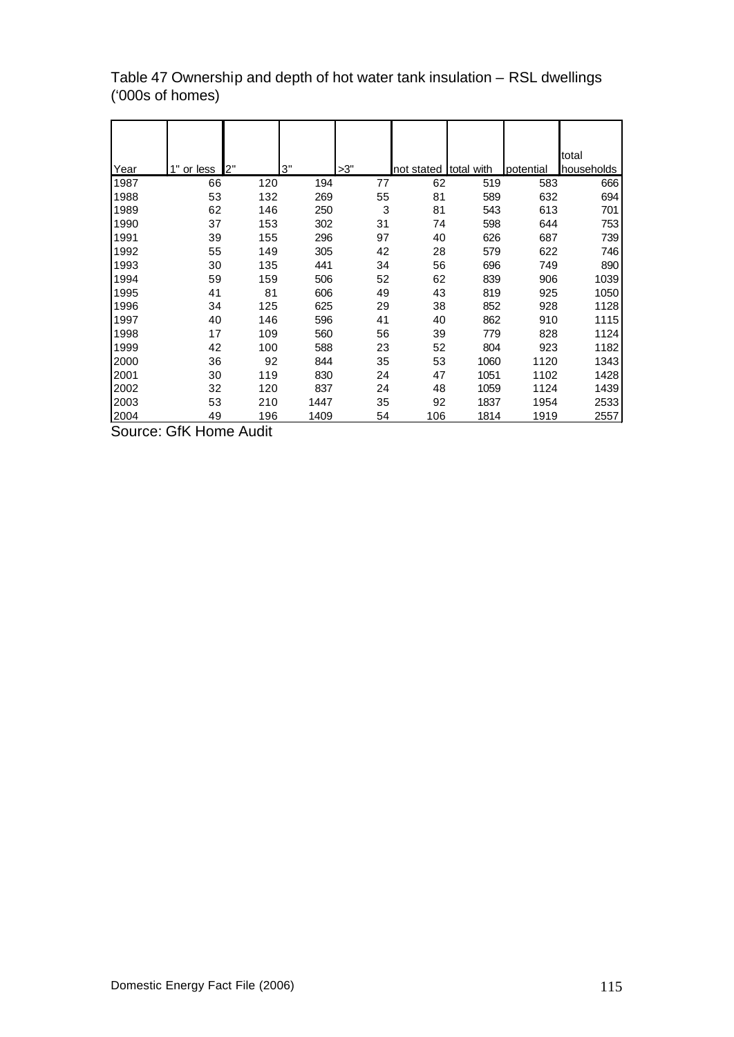Table 47 Ownership and depth of hot water tank insulation – RSL dwellings ('000s of homes)

| Year | 1" or less | 2" | 3" | >3" | not stated | total with | potential | total households |
|---|---|---|---|---|---|---|---|---|
| 1987 | 66 | 120 | 194 | 77 | 62 | 519 | 583 | 666 |
| 1988 | 53 | 132 | 269 | 55 | 81 | 589 | 632 | 694 |
| 1989 | 62 | 146 | 250 | 3 | 81 | 543 | 613 | 701 |
| 1990 | 37 | 153 | 302 | 31 | 74 | 598 | 644 | 753 |
| 1991 | 39 | 155 | 296 | 97 | 40 | 626 | 687 | 739 |
| 1992 | 55 | 149 | 305 | 42 | 28 | 579 | 622 | 746 |
| 1993 | 30 | 135 | 441 | 34 | 56 | 696 | 749 | 890 |
| 1994 | 59 | 159 | 506 | 52 | 62 | 839 | 906 | 1039 |
| 1995 | 41 | 81 | 606 | 49 | 43 | 819 | 925 | 1050 |
| 1996 | 34 | 125 | 625 | 29 | 38 | 852 | 928 | 1128 |
| 1997 | 40 | 146 | 596 | 41 | 40 | 862 | 910 | 1115 |
| 1998 | 17 | 109 | 560 | 56 | 39 | 779 | 828 | 1124 |
| 1999 | 42 | 100 | 588 | 23 | 52 | 804 | 923 | 1182 |
| 2000 | 36 | 92 | 844 | 35 | 53 | 1060 | 1120 | 1343 |
| 2001 | 30 | 119 | 830 | 24 | 47 | 1051 | 1102 | 1428 |
| 2002 | 32 | 120 | 837 | 24 | 48 | 1059 | 1124 | 1439 |
| 2003 | 53 | 210 | 1447 | 35 | 92 | 1837 | 1954 | 2533 |
| 2004 | 49 | 196 | 1409 | 54 | 106 | 1814 | 1919 | 2557 |

Source: GfK Home Audit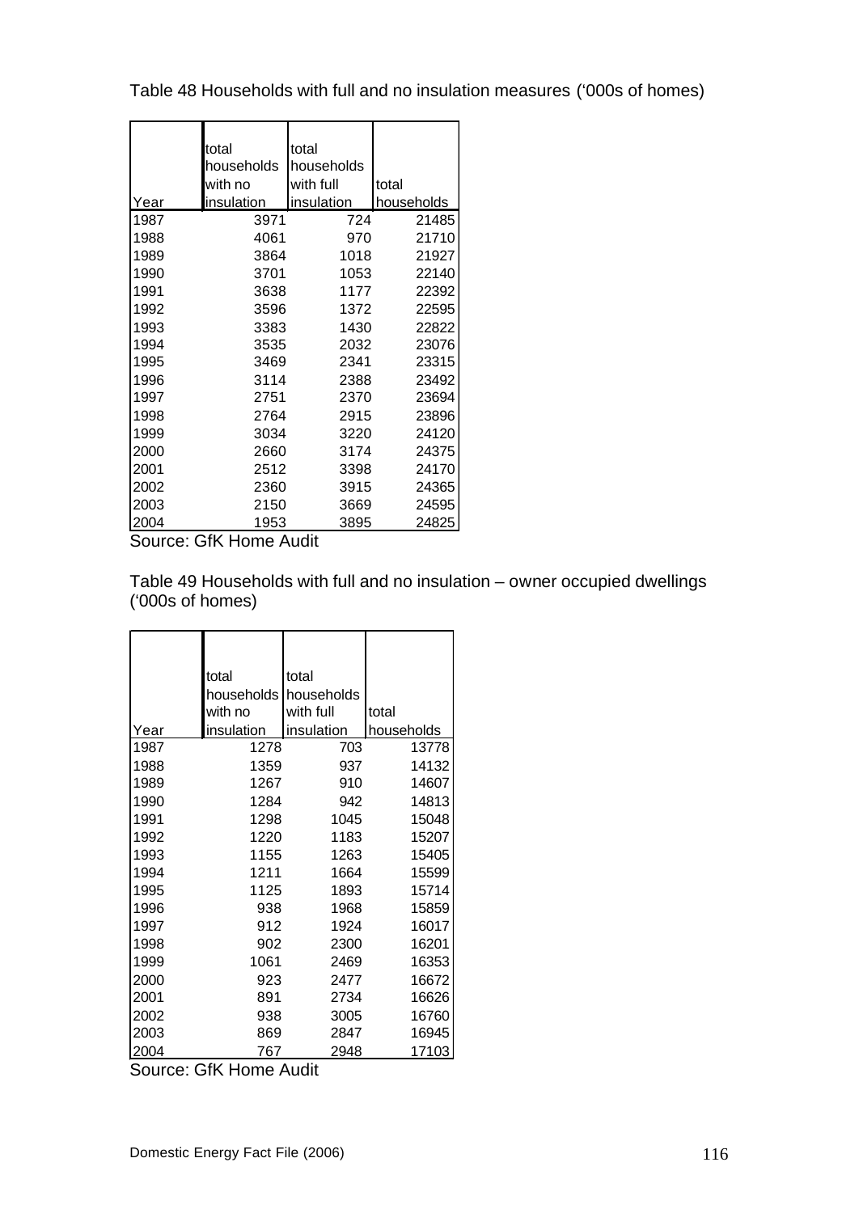Table 48 Households with full and no insulation measures ('000s of homes)

| Year | total households with no insulation | total households with full insulation | total households |
|---|---|---|---|
| 1987 | 3971 | 724 | 21485 |
| 1988 | 4061 | 970 | 21710 |
| 1989 | 3864 | 1018 | 21927 |
| 1990 | 3701 | 1053 | 22140 |
| 1991 | 3638 | 1177 | 22392 |
| 1992 | 3596 | 1372 | 22595 |
| 1993 | 3383 | 1430 | 22822 |
| 1994 | 3535 | 2032 | 23076 |
| 1995 | 3469 | 2341 | 23315 |
| 1996 | 3114 | 2388 | 23492 |
| 1997 | 2751 | 2370 | 23694 |
| 1998 | 2764 | 2915 | 23896 |
| 1999 | 3034 | 3220 | 24120 |
| 2000 | 2660 | 3174 | 24375 |
| 2001 | 2512 | 3398 | 24170 |
| 2002 | 2360 | 3915 | 24365 |
| 2003 | 2150 | 3669 | 24595 |
| 2004 | 1953 | 3895 | 24825 |

Source: GfK Home Audit

Table 49 Households with full and no insulation – owner occupied dwellings ('000s of homes)

| Year | total households with no insulation | total households with full insulation | total households |
|---|---|---|---|
| 1987 | 1278 | 703 | 13778 |
| 1988 | 1359 | 937 | 14132 |
| 1989 | 1267 | 910 | 14607 |
| 1990 | 1284 | 942 | 14813 |
| 1991 | 1298 | 1045 | 15048 |
| 1992 | 1220 | 1183 | 15207 |
| 1993 | 1155 | 1263 | 15405 |
| 1994 | 1211 | 1664 | 15599 |
| 1995 | 1125 | 1893 | 15714 |
| 1996 | 938 | 1968 | 15859 |
| 1997 | 912 | 1924 | 16017 |
| 1998 | 902 | 2300 | 16201 |
| 1999 | 1061 | 2469 | 16353 |
| 2000 | 923 | 2477 | 16672 |
| 2001 | 891 | 2734 | 16626 |
| 2002 | 938 | 3005 | 16760 |
| 2003 | 869 | 2847 | 16945 |
| 2004 | 767 | 2948 | 17103 |

Source: GfK Home Audit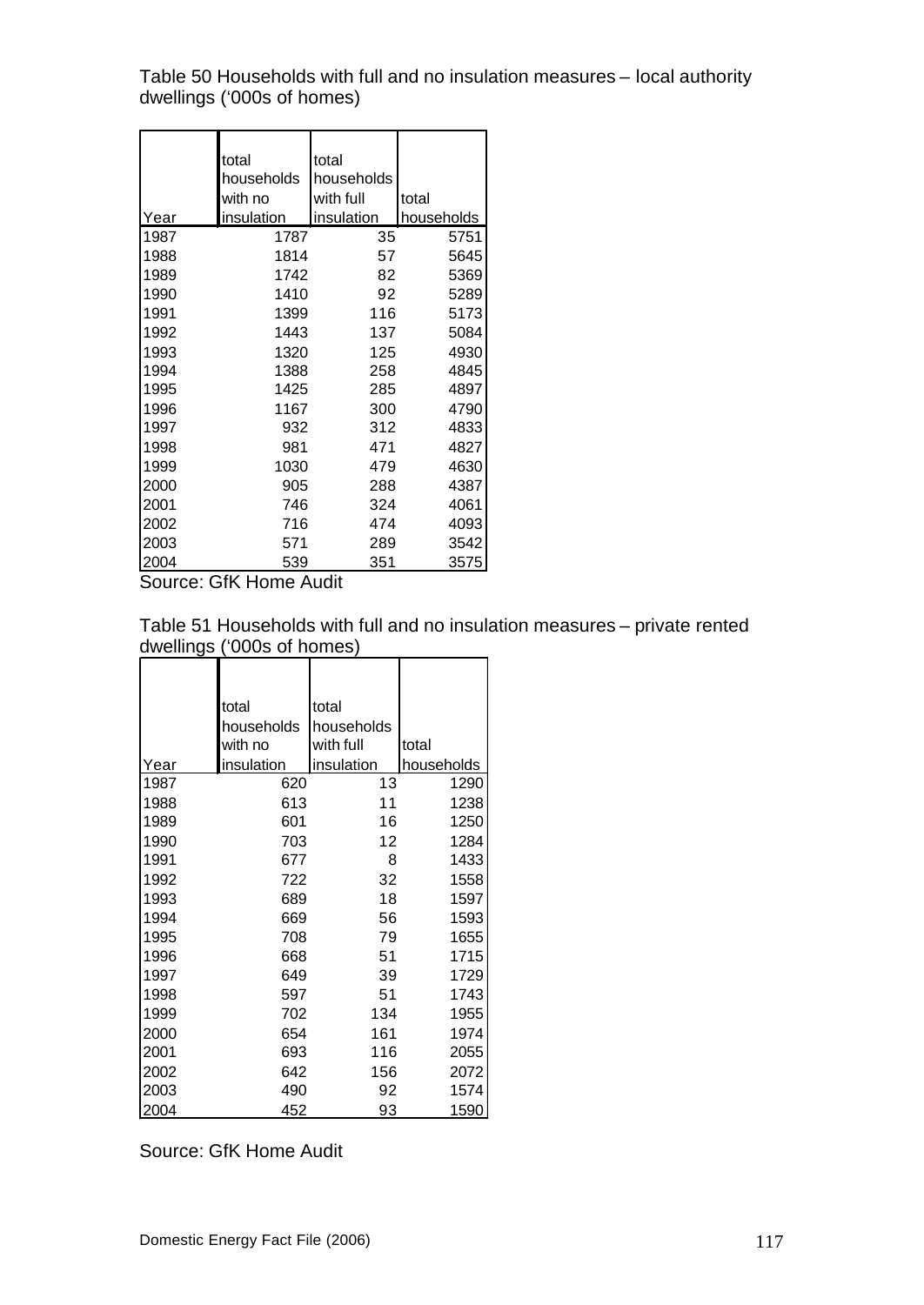Table 50 Households with full and no insulation measures – local authority dwellings ('000s of homes)

| Year | total households with no insulation | total households with full insulation | total households |
|---|---|---|---|
| 1987 | 1787 | 35 | 5751 |
| 1988 | 1814 | 57 | 5645 |
| 1989 | 1742 | 82 | 5369 |
| 1990 | 1410 | 92 | 5289 |
| 1991 | 1399 | 116 | 5173 |
| 1992 | 1443 | 137 | 5084 |
| 1993 | 1320 | 125 | 4930 |
| 1994 | 1388 | 258 | 4845 |
| 1995 | 1425 | 285 | 4897 |
| 1996 | 1167 | 300 | 4790 |
| 1997 | 932 | 312 | 4833 |
| 1998 | 981 | 471 | 4827 |
| 1999 | 1030 | 479 | 4630 |
| 2000 | 905 | 288 | 4387 |
| 2001 | 746 | 324 | 4061 |
| 2002 | 716 | 474 | 4093 |
| 2003 | 571 | 289 | 3542 |
| 2004 | 539 | 351 | 3575 |

Source: GfK Home Audit

Table 51 Households with full and no insulation measures – private rented dwellings ('000s of homes)

| Year | total households with no insulation | total households with full insulation | total households |
|---|---|---|---|
| 1987 | 620 | 13 | 1290 |
| 1988 | 613 | 11 | 1238 |
| 1989 | 601 | 16 | 1250 |
| 1990 | 703 | 12 | 1284 |
| 1991 | 677 | 8 | 1433 |
| 1992 | 722 | 32 | 1558 |
| 1993 | 689 | 18 | 1597 |
| 1994 | 669 | 56 | 1593 |
| 1995 | 708 | 79 | 1655 |
| 1996 | 668 | 51 | 1715 |
| 1997 | 649 | 39 | 1729 |
| 1998 | 597 | 51 | 1743 |
| 1999 | 702 | 134 | 1955 |
| 2000 | 654 | 161 | 1974 |
| 2001 | 693 | 116 | 2055 |
| 2002 | 642 | 156 | 2072 |
| 2003 | 490 | 92 | 1574 |
| 2004 | 452 | 93 | 1590 |

Source: GfK Home Audit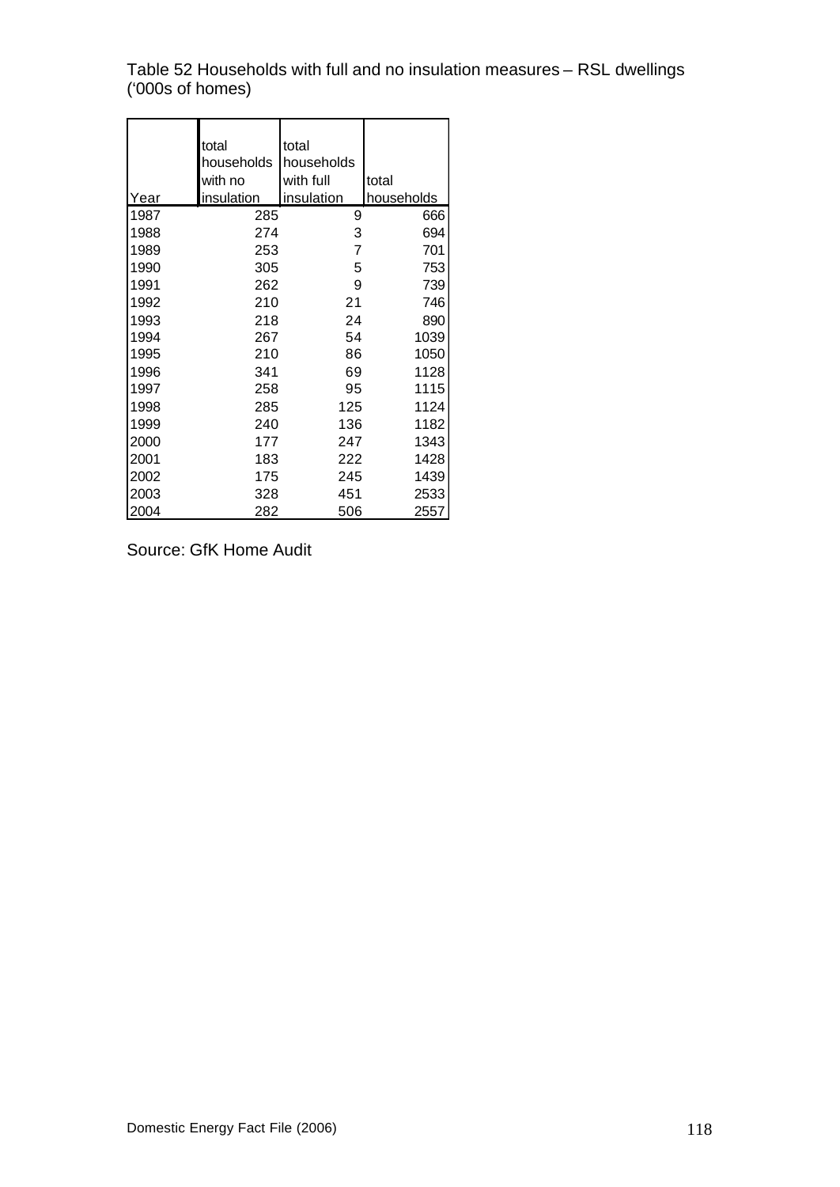Table 52 Households with full and no insulation measures – RSL dwellings ('000s of homes)

| Year | total households with no insulation | total households with full insulation | total households |
|---|---|---|---|
| 1987 | 285 | 9 | 666 |
| 1988 | 274 | 3 | 694 |
| 1989 | 253 | 7 | 701 |
| 1990 | 305 | 5 | 753 |
| 1991 | 262 | 9 | 739 |
| 1992 | 210 | 21 | 746 |
| 1993 | 218 | 24 | 890 |
| 1994 | 267 | 54 | 1039 |
| 1995 | 210 | 86 | 1050 |
| 1996 | 341 | 69 | 1128 |
| 1997 | 258 | 95 | 1115 |
| 1998 | 285 | 125 | 1124 |
| 1999 | 240 | 136 | 1182 |
| 2000 | 177 | 247 | 1343 |
| 2001 | 183 | 222 | 1428 |
| 2002 | 175 | 245 | 1439 |
| 2003 | 328 | 451 | 2533 |
| 2004 | 282 | 506 | 2557 |

Source: GfK Home Audit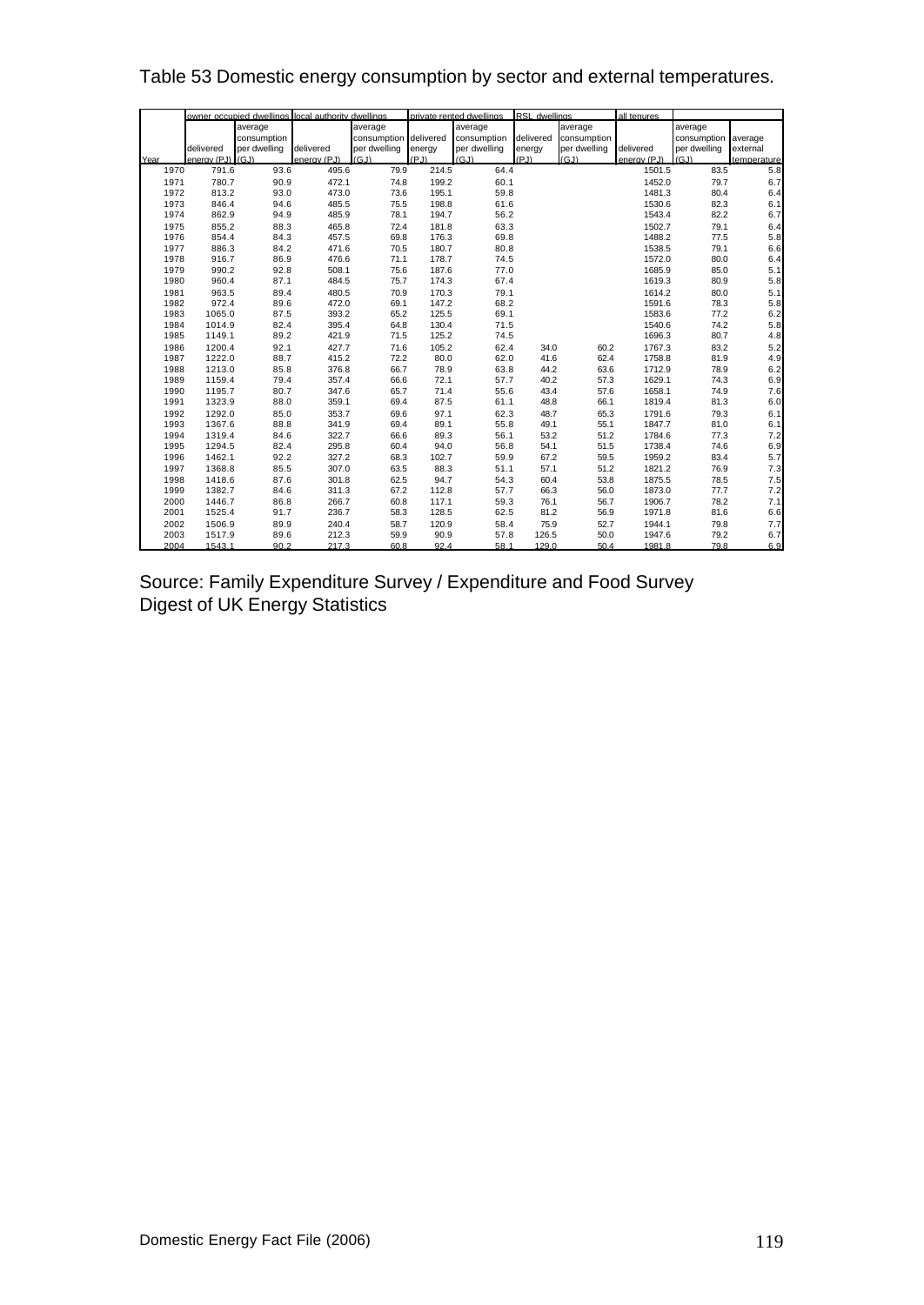Table 53 Domestic energy consumption by sector and external temperatures.

| | owner occupied dwellings | | local authority dwellings | | private rented dwellings | | RSL dwellings | | all tenures | | |
|---|---|---|---|---|---|---|---|---|---|---|---|
| Year | delivered energy (PJ) | average consumption per dwelling (GJ) | delivered energy (PJ) | average consumption per dwelling (GJ) | delivered energy (PJ) | average consumption per dwelling (GJ) | delivered energy (PJ) | average consumption per dwelling (GJ) | delivered energy (PJ) | average consumption per dwelling (GJ) | average external temperature |
| 1970 | 791.6 | 93.6 | 495.6 | 79.9 | 214.5 | 64.4 | | | 1501.5 | 83.5 | 5.8 |
| 1971 | 780.7 | 90.9 | 472.1 | 74.8 | 199.2 | 60.1 | | | 1452.0 | 79.7 | 6.7 |
| 1972 | 813.2 | 93.0 | 473.0 | 73.6 | 195.1 | 59.8 | | | 1481.3 | 80.4 | 6.4 |
| 1973 | 846.4 | 94.6 | 485.5 | 75.5 | 198.8 | 61.6 | | | 1530.6 | 82.3 | 6.1 |
| 1974 | 862.9 | 94.9 | 485.9 | 78.1 | 194.7 | 56.2 | | | 1543.4 | 82.2 | 6.7 |
| 1975 | 855.2 | 88.3 | 465.8 | 72.4 | 181.8 | 63.3 | | | 1502.7 | 79.1 | 6.4 |
| 1976 | 854.4 | 84.3 | 457.5 | 69.8 | 176.3 | 69.8 | | | 1488.2 | 77.5 | 5.8 |
| 1977 | 886.3 | 84.2 | 471.6 | 70.5 | 180.7 | 80.8 | | | 1538.5 | 79.1 | 6.6 |
| 1978 | 916.7 | 86.9 | 476.6 | 71.1 | 178.7 | 74.5 | | | 1572.0 | 80.0 | 6.4 |
| 1979 | 990.2 | 92.8 | 508.1 | 75.6 | 187.6 | 77.0 | | | 1685.9 | 85.0 | 5.1 |
| 1980 | 960.4 | 87.1 | 484.5 | 75.7 | 174.3 | 67.4 | | | 1619.3 | 80.9 | 5.8 |
| 1981 | 963.5 | 89.4 | 480.5 | 70.9 | 170.3 | 79.1 | | | 1614.2 | 80.0 | 5.1 |
| 1982 | 972.4 | 89.6 | 472.0 | 69.1 | 147.2 | 68.2 | | | 1591.6 | 78.3 | 5.8 |
| 1983 | 1065.0 | 87.5 | 393.2 | 65.2 | 125.5 | 69.1 | | | 1583.6 | 77.2 | 6.2 |
| 1984 | 1014.9 | 82.4 | 395.4 | 64.8 | 130.4 | 71.5 | | | 1540.6 | 74.2 | 5.8 |
| 1985 | 1149.1 | 89.2 | 421.9 | 71.5 | 125.2 | 74.5 | | | 1696.3 | 80.7 | 4.8 |
| 1986 | 1200.4 | 92.1 | 427.7 | 71.6 | 105.2 | 62.4 | 34.0 | 60.2 | 1767.3 | 83.2 | 5.2 |
| 1987 | 1222.0 | 88.7 | 415.2 | 72.2 | 80.0 | 62.0 | 41.6 | 62.4 | 1758.8 | 81.9 | 4.9 |
| 1988 | 1213.0 | 85.8 | 376.8 | 66.7 | 78.9 | 63.8 | 44.2 | 63.6 | 1712.9 | 78.9 | 6.2 |
| 1989 | 1159.4 | 79.4 | 357.4 | 66.6 | 72.1 | 57.7 | 40.2 | 57.3 | 1629.1 | 74.3 | 6.9 |
| 1990 | 1195.7 | 80.7 | 347.6 | 65.7 | 71.4 | 55.6 | 43.4 | 57.6 | 1658.1 | 74.9 | 7.6 |
| 1991 | 1323.9 | 88.0 | 359.1 | 69.4 | 87.5 | 61.1 | 48.8 | 66.1 | 1819.4 | 81.3 | 6.0 |
| 1992 | 1292.0 | 85.0 | 353.7 | 69.6 | 97.1 | 62.3 | 48.7 | 65.3 | 1791.6 | 79.3 | 6.1 |
| 1993 | 1367.6 | 88.8 | 341.9 | 69.4 | 89.1 | 55.8 | 49.1 | 55.1 | 1847.7 | 81.0 | 6.1 |
| 1994 | 1319.4 | 84.6 | 322.7 | 66.6 | 89.3 | 56.1 | 53.2 | 51.2 | 1784.6 | 77.3 | 7.2 |
| 1995 | 1294.5 | 82.4 | 295.8 | 60.4 | 94.0 | 56.8 | 54.1 | 51.5 | 1738.4 | 74.6 | 6.9 |
| 1996 | 1462.1 | 92.2 | 327.2 | 68.3 | 102.7 | 59.9 | 67.2 | 59.5 | 1959.2 | 83.4 | 5.7 |
| 1997 | 1368.8 | 85.5 | 307.0 | 63.5 | 88.3 | 51.1 | 57.1 | 51.2 | 1821.2 | 76.9 | 7.3 |
| 1998 | 1418.6 | 87.6 | 301.8 | 62.5 | 94.7 | 54.3 | 60.4 | 53.8 | 1875.5 | 78.5 | 7.5 |
| 1999 | 1382.7 | 84.6 | 311.3 | 67.2 | 112.8 | 57.7 | 66.3 | 56.0 | 1873.0 | 77.7 | 7.2 |
| 2000 | 1446.7 | 86.8 | 266.7 | 60.8 | 117.1 | 59.3 | 76.1 | 56.7 | 1906.7 | 78.2 | 7.1 |
| 2001 | 1525.4 | 91.7 | 236.7 | 58.3 | 128.5 | 62.5 | 81.2 | 56.9 | 1971.8 | 81.6 | 6.6 |
| 2002 | 1506.9 | 89.9 | 240.4 | 58.7 | 120.9 | 58.4 | 75.9 | 52.7 | 1944.1 | 79.8 | 7.7 |
| 2003 | 1517.9 | 89.6 | 212.3 | 59.9 | 90.9 | 57.8 | 126.5 | 50.0 | 1947.6 | 79.2 | 6.7 |
| 2004 | 1543.1 | 90.2 | 217.3 | 60.8 | 92.4 | 58.1 | 129.0 | 50.4 | 1981.8 | 79.8 | 6.9 |

Source: Family Expenditure Survey / Expenditure and Food Survey
Digest of UK Energy Statistics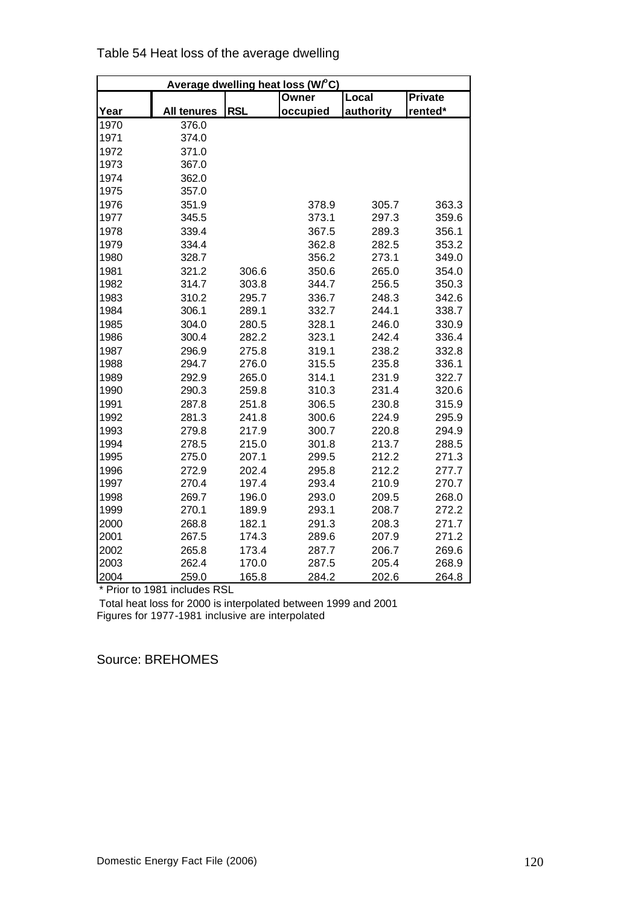Table 54 Heat loss of the average dwelling

| Average dwelling heat loss (W/°C) | | | | | |
|---|---|---|---|---|---|
| Year | All tenures | RSL | Owner occupied | Local authority | Private rented* |
| 1970 | 376.0 | | | | |
| 1971 | 374.0 | | | | |
| 1972 | 371.0 | | | | |
| 1973 | 367.0 | | | | |
| 1974 | 362.0 | | | | |
| 1975 | 357.0 | | | | |
| 1976 | 351.9 | | 378.9 | 305.7 | 363.3 |
| 1977 | 345.5 | | 373.1 | 297.3 | 359.6 |
| 1978 | 339.4 | | 367.5 | 289.3 | 356.1 |
| 1979 | 334.4 | | 362.8 | 282.5 | 353.2 |
| 1980 | 328.7 | | 356.2 | 273.1 | 349.0 |
| 1981 | 321.2 | 306.6 | 350.6 | 265.0 | 354.0 |
| 1982 | 314.7 | 303.8 | 344.7 | 256.5 | 350.3 |
| 1983 | 310.2 | 295.7 | 336.7 | 248.3 | 342.6 |
| 1984 | 306.1 | 289.1 | 332.7 | 244.1 | 338.7 |
| 1985 | 304.0 | 280.5 | 328.1 | 246.0 | 330.9 |
| 1986 | 300.4 | 282.2 | 323.1 | 242.4 | 336.4 |
| 1987 | 296.9 | 275.8 | 319.1 | 238.2 | 332.8 |
| 1988 | 294.7 | 276.0 | 315.5 | 235.8 | 336.1 |
| 1989 | 292.9 | 265.0 | 314.1 | 231.9 | 322.7 |
| 1990 | 290.3 | 259.8 | 310.3 | 231.4 | 320.6 |
| 1991 | 287.8 | 251.8 | 306.5 | 230.8 | 315.9 |
| 1992 | 281.3 | 241.8 | 300.6 | 224.9 | 295.9 |
| 1993 | 279.8 | 217.9 | 300.7 | 220.8 | 294.9 |
| 1994 | 278.5 | 215.0 | 301.8 | 213.7 | 288.5 |
| 1995 | 275.0 | 207.1 | 299.5 | 212.2 | 271.3 |
| 1996 | 272.9 | 202.4 | 295.8 | 212.2 | 277.7 |
| 1997 | 270.4 | 197.4 | 293.4 | 210.9 | 270.7 |
| 1998 | 269.7 | 196.0 | 293.0 | 209.5 | 268.0 |
| 1999 | 270.1 | 189.9 | 293.1 | 208.7 | 272.2 |
| 2000 | 268.8 | 182.1 | 291.3 | 208.3 | 271.7 |
| 2001 | 267.5 | 174.3 | 289.6 | 207.9 | 271.2 |
| 2002 | 265.8 | 173.4 | 287.7 | 206.7 | 269.6 |
| 2003 | 262.4 | 170.0 | 287.5 | 205.4 | 268.9 |
| 2004 | 259.0 | 165.8 | 284.2 | 202.6 | 264.8 |

\* Prior to 1981 includes RSL

Total heat loss for 2000 is interpolated between 1999 and 2001

Figures for 1977-1981 inclusive are interpolated

Source: BREHOMES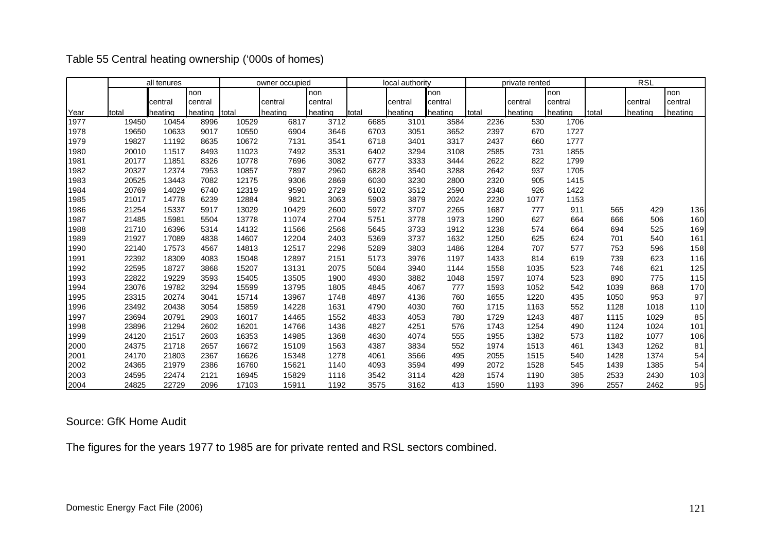Table 55 Central heating ownership ('000s of homes)

| | all tenures | | | owner occupied | | | local authority | | | private rented | | | RSL | | |
|---|---|---|---|---|---|---|---|---|---|---|---|---|---|---|---|
| Year | total | central heating | non central heating | total | central heating | non central heating | total | central heating | non central heating | total | central heating | non central heating | total | central heating | non central heating |
| 1977 | 19450 | 10454 | 8996 | 10529 | 6817 | 3712 | 6685 | 3101 | 3584 | 2236 | 530 | 1706 | | | |
| 1978 | 19650 | 10633 | 9017 | 10550 | 6904 | 3646 | 6703 | 3051 | 3652 | 2397 | 670 | 1727 | | | |
| 1979 | 19827 | 11192 | 8635 | 10672 | 7131 | 3541 | 6718 | 3401 | 3317 | 2437 | 660 | 1777 | | | |
| 1980 | 20010 | 11517 | 8493 | 11023 | 7492 | 3531 | 6402 | 3294 | 3108 | 2585 | 731 | 1855 | | | |
| 1981 | 20177 | 11851 | 8326 | 10778 | 7696 | 3082 | 6777 | 3333 | 3444 | 2622 | 822 | 1799 | | | |
| 1982 | 20327 | 12374 | 7953 | 10857 | 7897 | 2960 | 6828 | 3540 | 3288 | 2642 | 937 | 1705 | | | |
| 1983 | 20525 | 13443 | 7082 | 12175 | 9306 | 2869 | 6030 | 3230 | 2800 | 2320 | 905 | 1415 | | | |
| 1984 | 20769 | 14029 | 6740 | 12319 | 9590 | 2729 | 6102 | 3512 | 2590 | 2348 | 926 | 1422 | | | |
| 1985 | 21017 | 14778 | 6239 | 12884 | 9821 | 3063 | 5903 | 3879 | 2024 | 2230 | 1077 | 1153 | | | |
| 1986 | 21254 | 15337 | 5917 | 13029 | 10429 | 2600 | 5972 | 3707 | 2265 | 1687 | 777 | 911 | 565 | 429 | 136 |
| 1987 | 21485 | 15981 | 5504 | 13778 | 11074 | 2704 | 5751 | 3778 | 1973 | 1290 | 627 | 664 | 666 | 506 | 160 |
| 1988 | 21710 | 16396 | 5314 | 14132 | 11566 | 2566 | 5645 | 3733 | 1912 | 1238 | 574 | 664 | 694 | 525 | 169 |
| 1989 | 21927 | 17089 | 4838 | 14607 | 12204 | 2403 | 5369 | 3737 | 1632 | 1250 | 625 | 624 | 701 | 540 | 161 |
| 1990 | 22140 | 17573 | 4567 | 14813 | 12517 | 2296 | 5289 | 3803 | 1486 | 1284 | 707 | 577 | 753 | 596 | 158 |
| 1991 | 22392 | 18309 | 4083 | 15048 | 12897 | 2151 | 5173 | 3976 | 1197 | 1433 | 814 | 619 | 739 | 623 | 116 |
| 1992 | 22595 | 18727 | 3868 | 15207 | 13131 | 2075 | 5084 | 3940 | 1144 | 1558 | 1035 | 523 | 746 | 621 | 125 |
| 1993 | 22822 | 19229 | 3593 | 15405 | 13505 | 1900 | 4930 | 3882 | 1048 | 1597 | 1074 | 523 | 890 | 775 | 115 |
| 1994 | 23076 | 19782 | 3294 | 15599 | 13795 | 1805 | 4845 | 4067 | 777 | 1593 | 1052 | 542 | 1039 | 868 | 170 |
| 1995 | 23315 | 20274 | 3041 | 15714 | 13967 | 1748 | 4897 | 4136 | 760 | 1655 | 1220 | 435 | 1050 | 953 | 97 |
| 1996 | 23492 | 20438 | 3054 | 15859 | 14228 | 1631 | 4790 | 4030 | 760 | 1715 | 1163 | 552 | 1128 | 1018 | 110 |
| 1997 | 23694 | 20791 | 2903 | 16017 | 14465 | 1552 | 4833 | 4053 | 780 | 1729 | 1243 | 487 | 1115 | 1029 | 85 |
| 1998 | 23896 | 21294 | 2602 | 16201 | 14766 | 1436 | 4827 | 4251 | 576 | 1743 | 1254 | 490 | 1124 | 1024 | 101 |
| 1999 | 24120 | 21517 | 2603 | 16353 | 14985 | 1368 | 4630 | 4074 | 555 | 1955 | 1382 | 573 | 1182 | 1077 | 106 |
| 2000 | 24375 | 21718 | 2657 | 16672 | 15109 | 1563 | 4387 | 3834 | 552 | 1974 | 1513 | 461 | 1343 | 1262 | 81 |
| 2001 | 24170 | 21803 | 2367 | 16626 | 15348 | 1278 | 4061 | 3566 | 495 | 2055 | 1515 | 540 | 1428 | 1374 | 54 |
| 2002 | 24365 | 21979 | 2386 | 16760 | 15621 | 1140 | 4093 | 3594 | 499 | 2072 | 1528 | 545 | 1439 | 1385 | 54 |
| 2003 | 24595 | 22474 | 2121 | 16945 | 15829 | 1116 | 3542 | 3114 | 428 | 1574 | 1190 | 385 | 2533 | 2430 | 103 |
| 2004 | 24825 | 22729 | 2096 | 17103 | 15911 | 1192 | 3575 | 3162 | 413 | 1590 | 1193 | 396 | 2557 | 2462 | 95 |

Source: GfK Home Audit

The figures for the years 1977 to 1985 are for private rented and RSL sectors combined.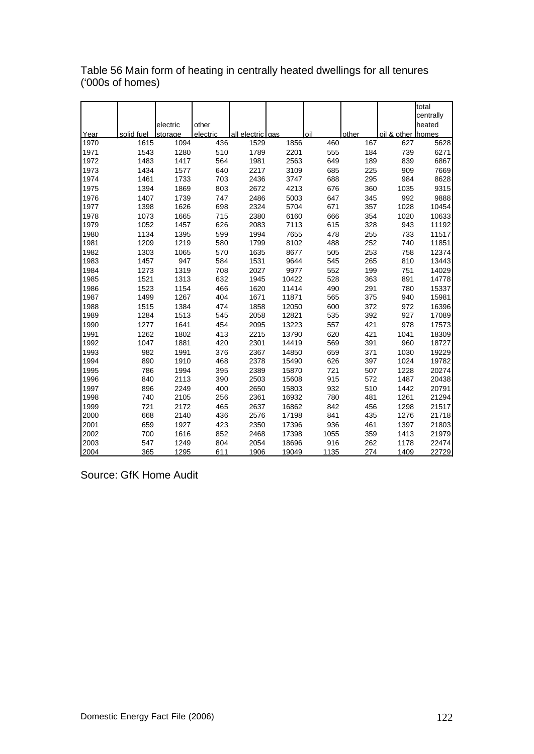Table 56 Main form of heating in centrally heated dwellings for all tenures ('000s of homes)

| Year | solid fuel | electric storage | other electric | all electric | gas | oil | other | oil & other | total centrally heated homes |
|---|---|---|---|---|---|---|---|---|---|
| 1970 | 1615 | 1094 | 436 | 1529 | 1856 | 460 | 167 | 627 | 5628 |
| 1971 | 1543 | 1280 | 510 | 1789 | 2201 | 555 | 184 | 739 | 6271 |
| 1972 | 1483 | 1417 | 564 | 1981 | 2563 | 649 | 189 | 839 | 6867 |
| 1973 | 1434 | 1577 | 640 | 2217 | 3109 | 685 | 225 | 909 | 7669 |
| 1974 | 1461 | 1733 | 703 | 2436 | 3747 | 688 | 295 | 984 | 8628 |
| 1975 | 1394 | 1869 | 803 | 2672 | 4213 | 676 | 360 | 1035 | 9315 |
| 1976 | 1407 | 1739 | 747 | 2486 | 5003 | 647 | 345 | 992 | 9888 |
| 1977 | 1398 | 1626 | 698 | 2324 | 5704 | 671 | 357 | 1028 | 10454 |
| 1978 | 1073 | 1665 | 715 | 2380 | 6160 | 666 | 354 | 1020 | 10633 |
| 1979 | 1052 | 1457 | 626 | 2083 | 7113 | 615 | 328 | 943 | 11192 |
| 1980 | 1134 | 1395 | 599 | 1994 | 7655 | 478 | 255 | 733 | 11517 |
| 1981 | 1209 | 1219 | 580 | 1799 | 8102 | 488 | 252 | 740 | 11851 |
| 1982 | 1303 | 1065 | 570 | 1635 | 8677 | 505 | 253 | 758 | 12374 |
| 1983 | 1457 | 947 | 584 | 1531 | 9644 | 545 | 265 | 810 | 13443 |
| 1984 | 1273 | 1319 | 708 | 2027 | 9977 | 552 | 199 | 751 | 14029 |
| 1985 | 1521 | 1313 | 632 | 1945 | 10422 | 528 | 363 | 891 | 14778 |
| 1986 | 1523 | 1154 | 466 | 1620 | 11414 | 490 | 291 | 780 | 15337 |
| 1987 | 1499 | 1267 | 404 | 1671 | 11871 | 565 | 375 | 940 | 15981 |
| 1988 | 1515 | 1384 | 474 | 1858 | 12050 | 600 | 372 | 972 | 16396 |
| 1989 | 1284 | 1513 | 545 | 2058 | 12821 | 535 | 392 | 927 | 17089 |
| 1990 | 1277 | 1641 | 454 | 2095 | 13223 | 557 | 421 | 978 | 17573 |
| 1991 | 1262 | 1802 | 413 | 2215 | 13790 | 620 | 421 | 1041 | 18309 |
| 1992 | 1047 | 1881 | 420 | 2301 | 14419 | 569 | 391 | 960 | 18727 |
| 1993 | 982 | 1991 | 376 | 2367 | 14850 | 659 | 371 | 1030 | 19229 |
| 1994 | 890 | 1910 | 468 | 2378 | 15490 | 626 | 397 | 1024 | 19782 |
| 1995 | 786 | 1994 | 395 | 2389 | 15870 | 721 | 507 | 1228 | 20274 |
| 1996 | 840 | 2113 | 390 | 2503 | 15608 | 915 | 572 | 1487 | 20438 |
| 1997 | 896 | 2249 | 400 | 2650 | 15803 | 932 | 510 | 1442 | 20791 |
| 1998 | 740 | 2105 | 256 | 2361 | 16932 | 780 | 481 | 1261 | 21294 |
| 1999 | 721 | 2172 | 465 | 2637 | 16862 | 842 | 456 | 1298 | 21517 |
| 2000 | 668 | 2140 | 436 | 2576 | 17198 | 841 | 435 | 1276 | 21718 |
| 2001 | 659 | 1927 | 423 | 2350 | 17396 | 936 | 461 | 1397 | 21803 |
| 2002 | 700 | 1616 | 852 | 2468 | 17398 | 1055 | 359 | 1413 | 21979 |
| 2003 | 547 | 1249 | 804 | 2054 | 18696 | 916 | 262 | 1178 | 22474 |
| 2004 | 365 | 1295 | 611 | 1906 | 19049 | 1135 | 274 | 1409 | 22729 |

Source: GfK Home Audit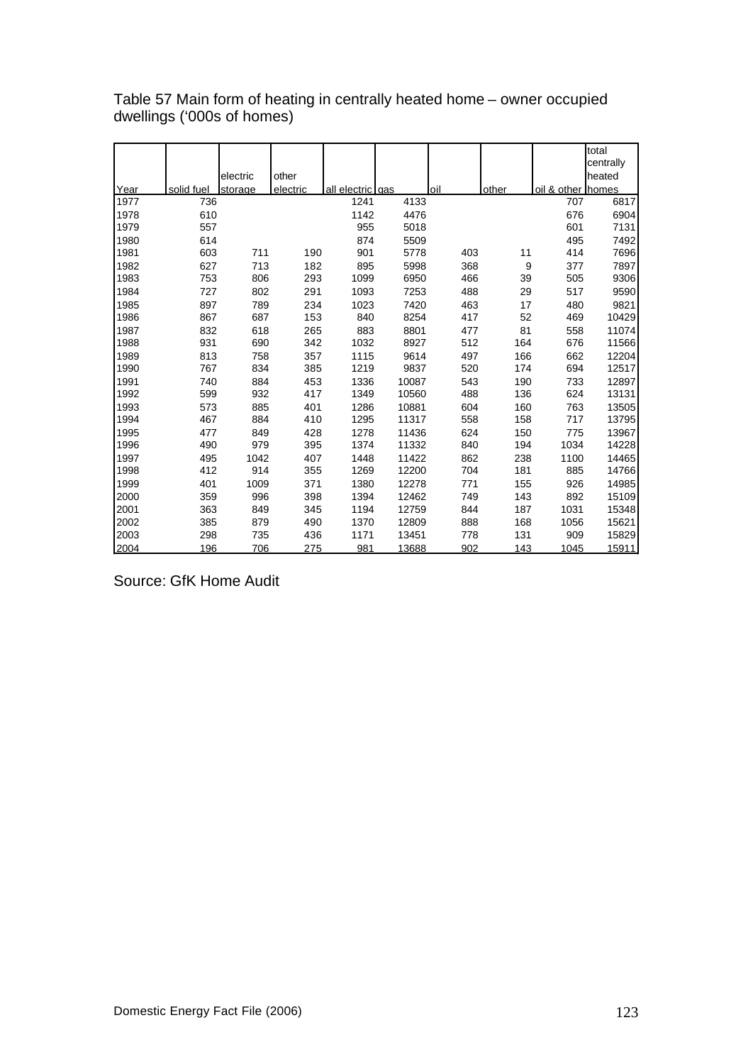Table 57 Main form of heating in centrally heated home – owner occupied dwellings ('000s of homes)

| Year | solid fuel | electric storage | other electric | all electric | gas | oil | other | oil & other | total centrally heated homes |
|---|---|---|---|---|---|---|---|---|---|
| 1977 | 736 | | | 1241 | 4133 | | | 707 | 6817 |
| 1978 | 610 | | | 1142 | 4476 | | | 676 | 6904 |
| 1979 | 557 | | | 955 | 5018 | | | 601 | 7131 |
| 1980 | 614 | | | 874 | 5509 | | | 495 | 7492 |
| 1981 | 603 | 711 | 190 | 901 | 5778 | 403 | 11 | 414 | 7696 |
| 1982 | 627 | 713 | 182 | 895 | 5998 | 368 | 9 | 377 | 7897 |
| 1983 | 753 | 806 | 293 | 1099 | 6950 | 466 | 39 | 505 | 9306 |
| 1984 | 727 | 802 | 291 | 1093 | 7253 | 488 | 29 | 517 | 9590 |
| 1985 | 897 | 789 | 234 | 1023 | 7420 | 463 | 17 | 480 | 9821 |
| 1986 | 867 | 687 | 153 | 840 | 8254 | 417 | 52 | 469 | 10429 |
| 1987 | 832 | 618 | 265 | 883 | 8801 | 477 | 81 | 558 | 11074 |
| 1988 | 931 | 690 | 342 | 1032 | 8927 | 512 | 164 | 676 | 11566 |
| 1989 | 813 | 758 | 357 | 1115 | 9614 | 497 | 166 | 662 | 12204 |
| 1990 | 767 | 834 | 385 | 1219 | 9837 | 520 | 174 | 694 | 12517 |
| 1991 | 740 | 884 | 453 | 1336 | 10087 | 543 | 190 | 733 | 12897 |
| 1992 | 599 | 932 | 417 | 1349 | 10560 | 488 | 136 | 624 | 13131 |
| 1993 | 573 | 885 | 401 | 1286 | 10881 | 604 | 160 | 763 | 13505 |
| 1994 | 467 | 884 | 410 | 1295 | 11317 | 558 | 158 | 717 | 13795 |
| 1995 | 477 | 849 | 428 | 1278 | 11436 | 624 | 150 | 775 | 13967 |
| 1996 | 490 | 979 | 395 | 1374 | 11332 | 840 | 194 | 1034 | 14228 |
| 1997 | 495 | 1042 | 407 | 1448 | 11422 | 862 | 238 | 1100 | 14465 |
| 1998 | 412 | 914 | 355 | 1269 | 12200 | 704 | 181 | 885 | 14766 |
| 1999 | 401 | 1009 | 371 | 1380 | 12278 | 771 | 155 | 926 | 14985 |
| 2000 | 359 | 996 | 398 | 1394 | 12462 | 749 | 143 | 892 | 15109 |
| 2001 | 363 | 849 | 345 | 1194 | 12759 | 844 | 187 | 1031 | 15348 |
| 2002 | 385 | 879 | 490 | 1370 | 12809 | 888 | 168 | 1056 | 15621 |
| 2003 | 298 | 735 | 436 | 1171 | 13451 | 778 | 131 | 909 | 15829 |
| 2004 | 196 | 706 | 275 | 981 | 13688 | 902 | 143 | 1045 | 15911 |

Source: GfK Home Audit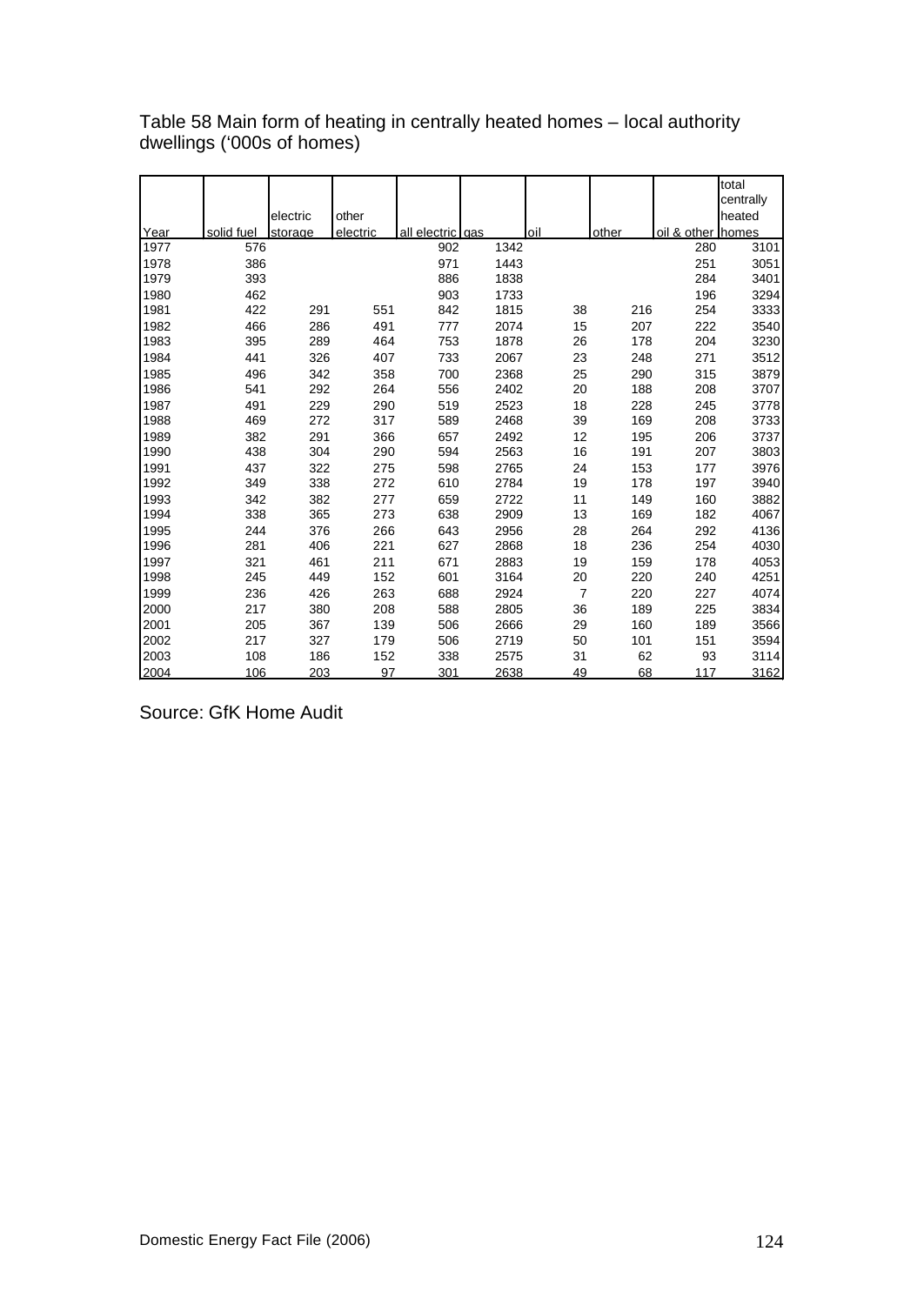Table 58 Main form of heating in centrally heated homes – local authority dwellings ('000s of homes)

| Year | solid fuel | electric storage | other electric | all electric | gas | oil | other | oil & other | total centrally heated homes |
|---|---|---|---|---|---|---|---|---|---|
| 1977 | 576 | | | 902 | 1342 | | | 280 | 3101 |
| 1978 | 386 | | | 971 | 1443 | | | 251 | 3051 |
| 1979 | 393 | | | 886 | 1838 | | | 284 | 3401 |
| 1980 | 462 | | | 903 | 1733 | | | 196 | 3294 |
| 1981 | 422 | 291 | 551 | 842 | 1815 | 38 | 216 | 254 | 3333 |
| 1982 | 466 | 286 | 491 | 777 | 2074 | 15 | 207 | 222 | 3540 |
| 1983 | 395 | 289 | 464 | 753 | 1878 | 26 | 178 | 204 | 3230 |
| 1984 | 441 | 326 | 407 | 733 | 2067 | 23 | 248 | 271 | 3512 |
| 1985 | 496 | 342 | 358 | 700 | 2368 | 25 | 290 | 315 | 3879 |
| 1986 | 541 | 292 | 264 | 556 | 2402 | 20 | 188 | 208 | 3707 |
| 1987 | 491 | 229 | 290 | 519 | 2523 | 18 | 228 | 245 | 3778 |
| 1988 | 469 | 272 | 317 | 589 | 2468 | 39 | 169 | 208 | 3733 |
| 1989 | 382 | 291 | 366 | 657 | 2492 | 12 | 195 | 206 | 3737 |
| 1990 | 438 | 304 | 290 | 594 | 2563 | 16 | 191 | 207 | 3803 |
| 1991 | 437 | 322 | 275 | 598 | 2765 | 24 | 153 | 177 | 3976 |
| 1992 | 349 | 338 | 272 | 610 | 2784 | 19 | 178 | 197 | 3940 |
| 1993 | 342 | 382 | 277 | 659 | 2722 | 11 | 149 | 160 | 3882 |
| 1994 | 338 | 365 | 273 | 638 | 2909 | 13 | 169 | 182 | 4067 |
| 1995 | 244 | 376 | 266 | 643 | 2956 | 28 | 264 | 292 | 4136 |
| 1996 | 281 | 406 | 221 | 627 | 2868 | 18 | 236 | 254 | 4030 |
| 1997 | 321 | 461 | 211 | 671 | 2883 | 19 | 159 | 178 | 4053 |
| 1998 | 245 | 449 | 152 | 601 | 3164 | 20 | 220 | 240 | 4251 |
| 1999 | 236 | 426 | 263 | 688 | 2924 | 7 | 220 | 227 | 4074 |
| 2000 | 217 | 380 | 208 | 588 | 2805 | 36 | 189 | 225 | 3834 |
| 2001 | 205 | 367 | 139 | 506 | 2666 | 29 | 160 | 189 | 3566 |
| 2002 | 217 | 327 | 179 | 506 | 2719 | 50 | 101 | 151 | 3594 |
| 2003 | 108 | 186 | 152 | 338 | 2575 | 31 | 62 | 93 | 3114 |
| 2004 | 106 | 203 | 97 | 301 | 2638 | 49 | 68 | 117 | 3162 |

Source: GfK Home Audit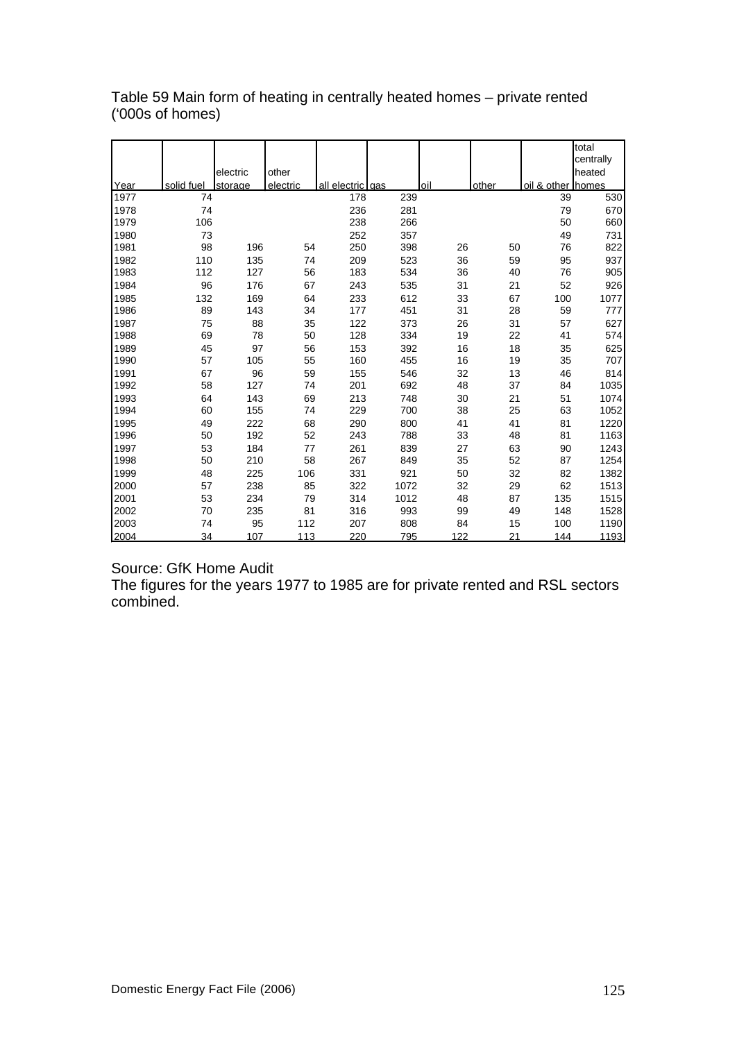Table 59 Main form of heating in centrally heated homes – private rented ('000s of homes)

| Year | solid fuel | electric storage | other electric | all electric | gas | oil | other | oil & other | total centrally heated homes |
|---|---|---|---|---|---|---|---|---|---|
| 1977 | 74 | | | 178 | 239 | | | 39 | 530 |
| 1978 | 74 | | | 236 | 281 | | | 79 | 670 |
| 1979 | 106 | | | 238 | 266 | | | 50 | 660 |
| 1980 | 73 | | | 252 | 357 | | | 49 | 731 |
| 1981 | 98 | 196 | 54 | 250 | 398 | 26 | 50 | 76 | 822 |
| 1982 | 110 | 135 | 74 | 209 | 523 | 36 | 59 | 95 | 937 |
| 1983 | 112 | 127 | 56 | 183 | 534 | 36 | 40 | 76 | 905 |
| 1984 | 96 | 176 | 67 | 243 | 535 | 31 | 21 | 52 | 926 |
| 1985 | 132 | 169 | 64 | 233 | 612 | 33 | 67 | 100 | 1077 |
| 1986 | 89 | 143 | 34 | 177 | 451 | 31 | 28 | 59 | 777 |
| 1987 | 75 | 88 | 35 | 122 | 373 | 26 | 31 | 57 | 627 |
| 1988 | 69 | 78 | 50 | 128 | 334 | 19 | 22 | 41 | 574 |
| 1989 | 45 | 97 | 56 | 153 | 392 | 16 | 18 | 35 | 625 |
| 1990 | 57 | 105 | 55 | 160 | 455 | 16 | 19 | 35 | 707 |
| 1991 | 67 | 96 | 59 | 155 | 546 | 32 | 13 | 46 | 814 |
| 1992 | 58 | 127 | 74 | 201 | 692 | 48 | 37 | 84 | 1035 |
| 1993 | 64 | 143 | 69 | 213 | 748 | 30 | 21 | 51 | 1074 |
| 1994 | 60 | 155 | 74 | 229 | 700 | 38 | 25 | 63 | 1052 |
| 1995 | 49 | 222 | 68 | 290 | 800 | 41 | 41 | 81 | 1220 |
| 1996 | 50 | 192 | 52 | 243 | 788 | 33 | 48 | 81 | 1163 |
| 1997 | 53 | 184 | 77 | 261 | 839 | 27 | 63 | 90 | 1243 |
| 1998 | 50 | 210 | 58 | 267 | 849 | 35 | 52 | 87 | 1254 |
| 1999 | 48 | 225 | 106 | 331 | 921 | 50 | 32 | 82 | 1382 |
| 2000 | 57 | 238 | 85 | 322 | 1072 | 32 | 29 | 62 | 1513 |
| 2001 | 53 | 234 | 79 | 314 | 1012 | 48 | 87 | 135 | 1515 |
| 2002 | 70 | 235 | 81 | 316 | 993 | 99 | 49 | 148 | 1528 |
| 2003 | 74 | 95 | 112 | 207 | 808 | 84 | 15 | 100 | 1190 |
| 2004 | 34 | 107 | 113 | 220 | 795 | 122 | 21 | 144 | 1193 |

Source: GfK Home Audit

The figures for the years 1977 to 1985 are for private rented and RSL sectors combined.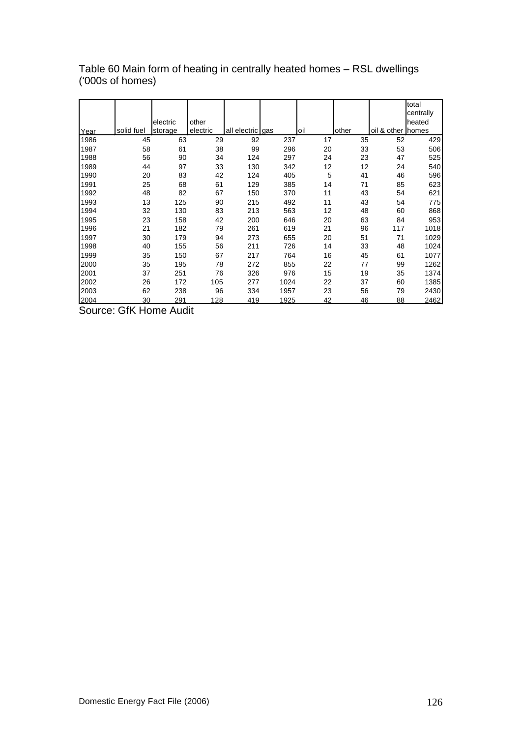Table 60 Main form of heating in centrally heated homes – RSL dwellings ('000s of homes)

| Year | solid fuel | electric storage | other electric | all electric | gas | oil | other | oil & other | total centrally heated homes |
|---|---|---|---|---|---|---|---|---|---|
| 1986 | 45 | 63 | 29 | 92 | 237 | 17 | 35 | 52 | 429 |
| 1987 | 58 | 61 | 38 | 99 | 296 | 20 | 33 | 53 | 506 |
| 1988 | 56 | 90 | 34 | 124 | 297 | 24 | 23 | 47 | 525 |
| 1989 | 44 | 97 | 33 | 130 | 342 | 12 | 12 | 24 | 540 |
| 1990 | 20 | 83 | 42 | 124 | 405 | 5 | 41 | 46 | 596 |
| 1991 | 25 | 68 | 61 | 129 | 385 | 14 | 71 | 85 | 623 |
| 1992 | 48 | 82 | 67 | 150 | 370 | 11 | 43 | 54 | 621 |
| 1993 | 13 | 125 | 90 | 215 | 492 | 11 | 43 | 54 | 775 |
| 1994 | 32 | 130 | 83 | 213 | 563 | 12 | 48 | 60 | 868 |
| 1995 | 23 | 158 | 42 | 200 | 646 | 20 | 63 | 84 | 953 |
| 1996 | 21 | 182 | 79 | 261 | 619 | 21 | 96 | 117 | 1018 |
| 1997 | 30 | 179 | 94 | 273 | 655 | 20 | 51 | 71 | 1029 |
| 1998 | 40 | 155 | 56 | 211 | 726 | 14 | 33 | 48 | 1024 |
| 1999 | 35 | 150 | 67 | 217 | 764 | 16 | 45 | 61 | 1077 |
| 2000 | 35 | 195 | 78 | 272 | 855 | 22 | 77 | 99 | 1262 |
| 2001 | 37 | 251 | 76 | 326 | 976 | 15 | 19 | 35 | 1374 |
| 2002 | 26 | 172 | 105 | 277 | 1024 | 22 | 37 | 60 | 1385 |
| 2003 | 62 | 238 | 96 | 334 | 1957 | 23 | 56 | 79 | 2430 |
| 2004 | 30 | 291 | 128 | 419 | 1925 | 42 | 46 | 88 | 2462 |

Source: GfK Home Audit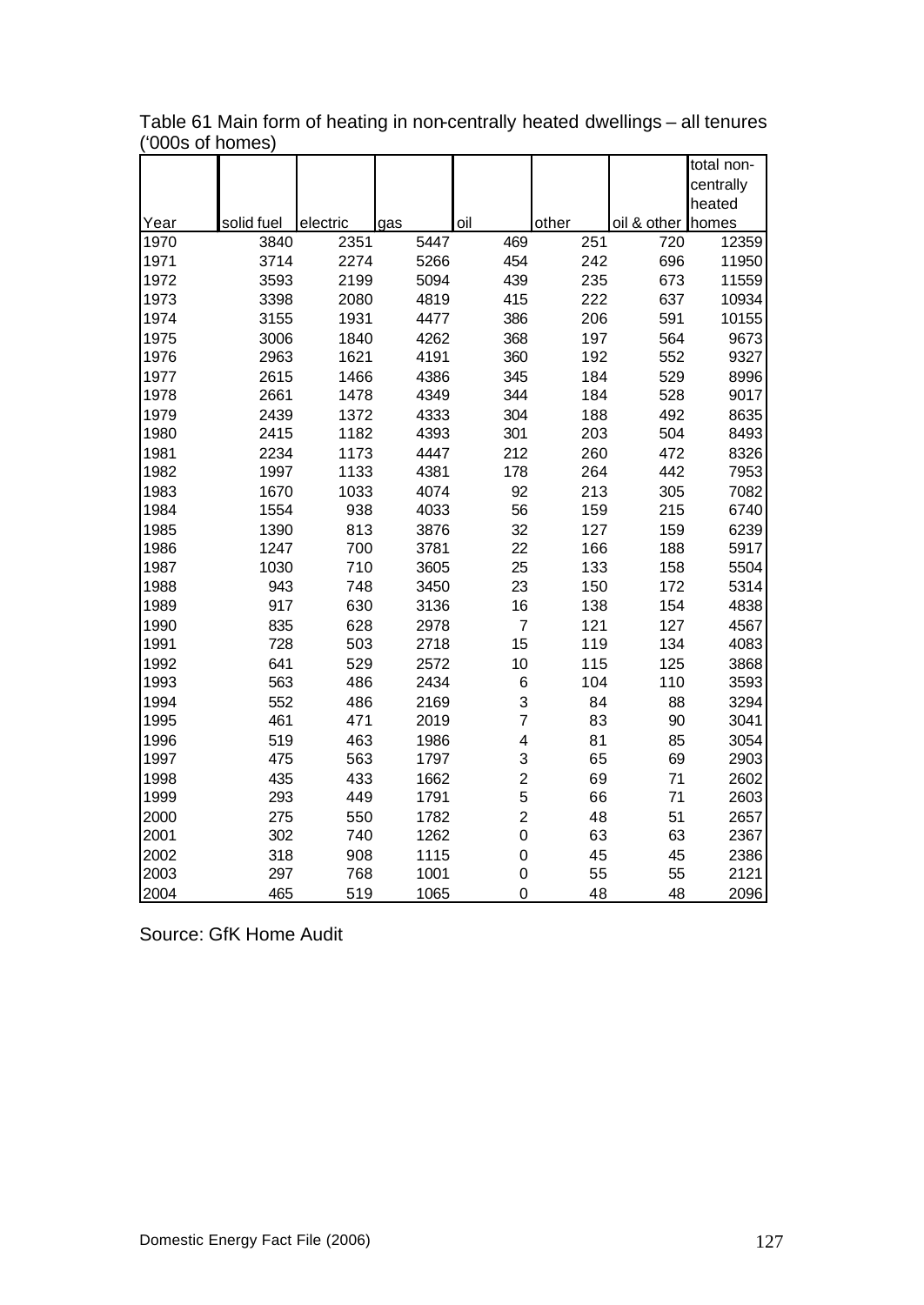Table 61 Main form of heating in non-centrally heated dwellings – all tenures ('000s of homes)

| Year | solid fuel | electric | gas | oil | other | oil & other | total non-centrally heated homes |
|---|---|---|---|---|---|---|---|
| 1970 | 3840 | 2351 | 5447 | 469 | 251 | 720 | 12359 |
| 1971 | 3714 | 2274 | 5266 | 454 | 242 | 696 | 11950 |
| 1972 | 3593 | 2199 | 5094 | 439 | 235 | 673 | 11559 |
| 1973 | 3398 | 2080 | 4819 | 415 | 222 | 637 | 10934 |
| 1974 | 3155 | 1931 | 4477 | 386 | 206 | 591 | 10155 |
| 1975 | 3006 | 1840 | 4262 | 368 | 197 | 564 | 9673 |
| 1976 | 2963 | 1621 | 4191 | 360 | 192 | 552 | 9327 |
| 1977 | 2615 | 1466 | 4386 | 345 | 184 | 529 | 8996 |
| 1978 | 2661 | 1478 | 4349 | 344 | 184 | 528 | 9017 |
| 1979 | 2439 | 1372 | 4333 | 304 | 188 | 492 | 8635 |
| 1980 | 2415 | 1182 | 4393 | 301 | 203 | 504 | 8493 |
| 1981 | 2234 | 1173 | 4447 | 212 | 260 | 472 | 8326 |
| 1982 | 1997 | 1133 | 4381 | 178 | 264 | 442 | 7953 |
| 1983 | 1670 | 1033 | 4074 | 92 | 213 | 305 | 7082 |
| 1984 | 1554 | 938 | 4033 | 56 | 159 | 215 | 6740 |
| 1985 | 1390 | 813 | 3876 | 32 | 127 | 159 | 6239 |
| 1986 | 1247 | 700 | 3781 | 22 | 166 | 188 | 5917 |
| 1987 | 1030 | 710 | 3605 | 25 | 133 | 158 | 5504 |
| 1988 | 943 | 748 | 3450 | 23 | 150 | 172 | 5314 |
| 1989 | 917 | 630 | 3136 | 16 | 138 | 154 | 4838 |
| 1990 | 835 | 628 | 2978 | 7 | 121 | 127 | 4567 |
| 1991 | 728 | 503 | 2718 | 15 | 119 | 134 | 4083 |
| 1992 | 641 | 529 | 2572 | 10 | 115 | 125 | 3868 |
| 1993 | 563 | 486 | 2434 | 6 | 104 | 110 | 3593 |
| 1994 | 552 | 486 | 2169 | 3 | 84 | 88 | 3294 |
| 1995 | 461 | 471 | 2019 | 7 | 83 | 90 | 3041 |
| 1996 | 519 | 463 | 1986 | 4 | 81 | 85 | 3054 |
| 1997 | 475 | 563 | 1797 | 3 | 65 | 69 | 2903 |
| 1998 | 435 | 433 | 1662 | 2 | 69 | 71 | 2602 |
| 1999 | 293 | 449 | 1791 | 5 | 66 | 71 | 2603 |
| 2000 | 275 | 550 | 1782 | 2 | 48 | 51 | 2657 |
| 2001 | 302 | 740 | 1262 | 0 | 63 | 63 | 2367 |
| 2002 | 318 | 908 | 1115 | 0 | 45 | 45 | 2386 |
| 2003 | 297 | 768 | 1001 | 0 | 55 | 55 | 2121 |
| 2004 | 465 | 519 | 1065 | 0 | 48 | 48 | 2096 |

Source: GfK Home Audit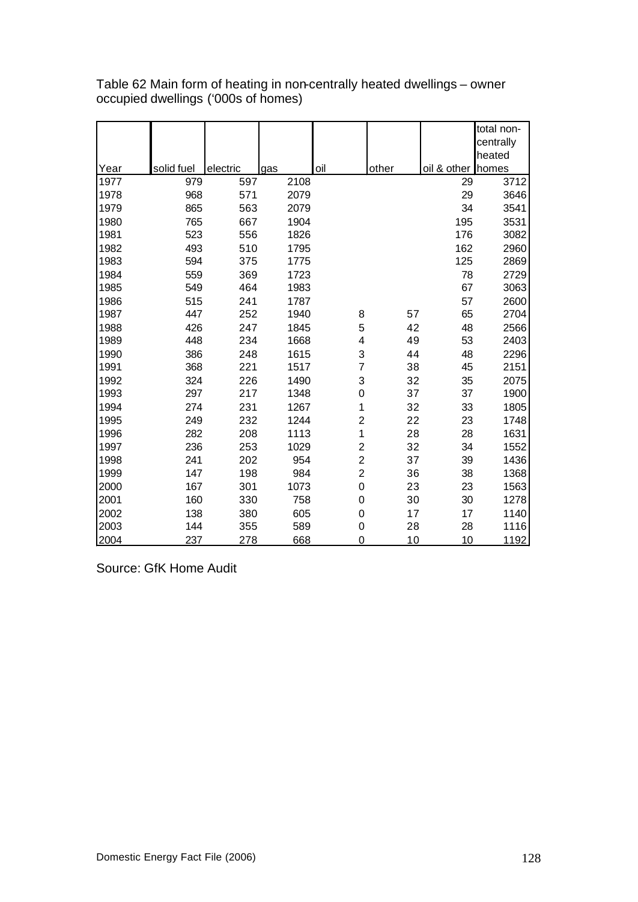Table 62 Main form of heating in non-centrally heated dwellings – owner occupied dwellings ('000s of homes)

| Year | solid fuel | electric | gas | oil | other | oil & other | total non-centrally heated homes |
|---|---|---|---|---|---|---|---|
| 1977 | 979 | 597 | 2108 | | | 29 | 3712 |
| 1978 | 968 | 571 | 2079 | | | 29 | 3646 |
| 1979 | 865 | 563 | 2079 | | | 34 | 3541 |
| 1980 | 765 | 667 | 1904 | | | 195 | 3531 |
| 1981 | 523 | 556 | 1826 | | | 176 | 3082 |
| 1982 | 493 | 510 | 1795 | | | 162 | 2960 |
| 1983 | 594 | 375 | 1775 | | | 125 | 2869 |
| 1984 | 559 | 369 | 1723 | | | 78 | 2729 |
| 1985 | 549 | 464 | 1983 | | | 67 | 3063 |
| 1986 | 515 | 241 | 1787 | | | 57 | 2600 |
| 1987 | 447 | 252 | 1940 | 8 | 57 | 65 | 2704 |
| 1988 | 426 | 247 | 1845 | 5 | 42 | 48 | 2566 |
| 1989 | 448 | 234 | 1668 | 4 | 49 | 53 | 2403 |
| 1990 | 386 | 248 | 1615 | 3 | 44 | 48 | 2296 |
| 1991 | 368 | 221 | 1517 | 7 | 38 | 45 | 2151 |
| 1992 | 324 | 226 | 1490 | 3 | 32 | 35 | 2075 |
| 1993 | 297 | 217 | 1348 | 0 | 37 | 37 | 1900 |
| 1994 | 274 | 231 | 1267 | 1 | 32 | 33 | 1805 |
| 1995 | 249 | 232 | 1244 | 2 | 22 | 23 | 1748 |
| 1996 | 282 | 208 | 1113 | 1 | 28 | 28 | 1631 |
| 1997 | 236 | 253 | 1029 | 2 | 32 | 34 | 1552 |
| 1998 | 241 | 202 | 954 | 2 | 37 | 39 | 1436 |
| 1999 | 147 | 198 | 984 | 2 | 36 | 38 | 1368 |
| 2000 | 167 | 301 | 1073 | 0 | 23 | 23 | 1563 |
| 2001 | 160 | 330 | 758 | 0 | 30 | 30 | 1278 |
| 2002 | 138 | 380 | 605 | 0 | 17 | 17 | 1140 |
| 2003 | 144 | 355 | 589 | 0 | 28 | 28 | 1116 |
| 2004 | 237 | 278 | 668 | 0 | 10 | 10 | 1192 |

Source: GfK Home Audit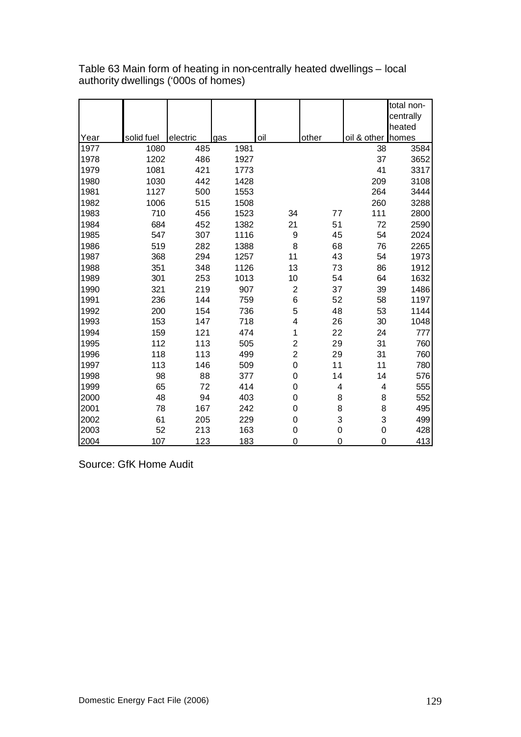Table 63 Main form of heating in non-centrally heated dwellings – local authority dwellings ('000s of homes)

| Year | solid fuel | electric | gas | oil | other | oil & other | total non-centrally heated homes |
|---|---|---|---|---|---|---|---|
| 1977 | 1080 | 485 | 1981 | | | 38 | 3584 |
| 1978 | 1202 | 486 | 1927 | | | 37 | 3652 |
| 1979 | 1081 | 421 | 1773 | | | 41 | 3317 |
| 1980 | 1030 | 442 | 1428 | | | 209 | 3108 |
| 1981 | 1127 | 500 | 1553 | | | 264 | 3444 |
| 1982 | 1006 | 515 | 1508 | | | 260 | 3288 |
| 1983 | 710 | 456 | 1523 | 34 | 77 | 111 | 2800 |
| 1984 | 684 | 452 | 1382 | 21 | 51 | 72 | 2590 |
| 1985 | 547 | 307 | 1116 | 9 | 45 | 54 | 2024 |
| 1986 | 519 | 282 | 1388 | 8 | 68 | 76 | 2265 |
| 1987 | 368 | 294 | 1257 | 11 | 43 | 54 | 1973 |
| 1988 | 351 | 348 | 1126 | 13 | 73 | 86 | 1912 |
| 1989 | 301 | 253 | 1013 | 10 | 54 | 64 | 1632 |
| 1990 | 321 | 219 | 907 | 2 | 37 | 39 | 1486 |
| 1991 | 236 | 144 | 759 | 6 | 52 | 58 | 1197 |
| 1992 | 200 | 154 | 736 | 5 | 48 | 53 | 1144 |
| 1993 | 153 | 147 | 718 | 4 | 26 | 30 | 1048 |
| 1994 | 159 | 121 | 474 | 1 | 22 | 24 | 777 |
| 1995 | 112 | 113 | 505 | 2 | 29 | 31 | 760 |
| 1996 | 118 | 113 | 499 | 2 | 29 | 31 | 760 |
| 1997 | 113 | 146 | 509 | 0 | 11 | 11 | 780 |
| 1998 | 98 | 88 | 377 | 0 | 14 | 14 | 576 |
| 1999 | 65 | 72 | 414 | 0 | 4 | 4 | 555 |
| 2000 | 48 | 94 | 403 | 0 | 8 | 8 | 552 |
| 2001 | 78 | 167 | 242 | 0 | 8 | 8 | 495 |
| 2002 | 61 | 205 | 229 | 0 | 3 | 3 | 499 |
| 2003 | 52 | 213 | 163 | 0 | 0 | 0 | 428 |
| 2004 | 107 | 123 | 183 | 0 | 0 | 0 | 413 |

Source: GfK Home Audit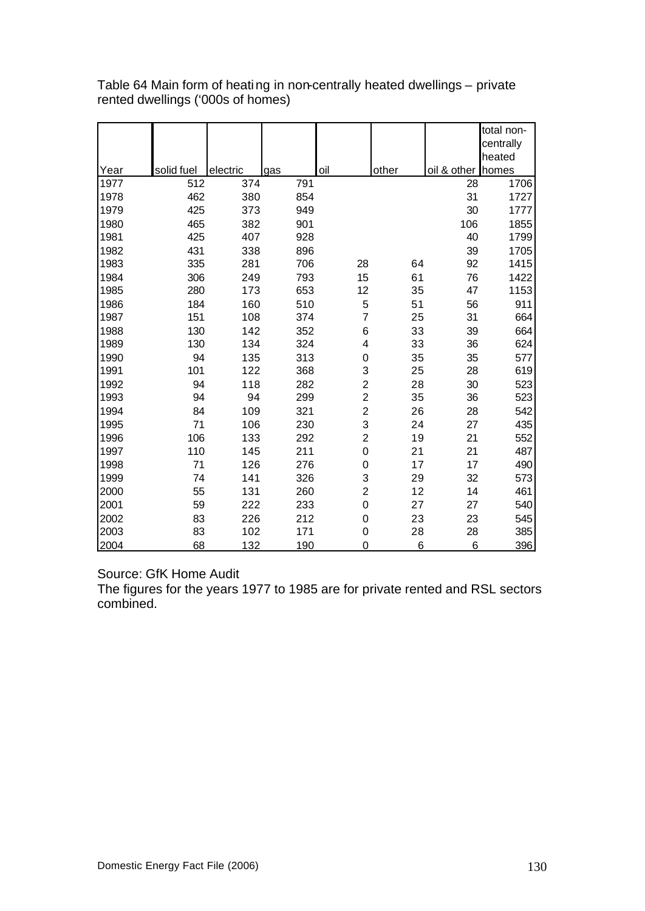Table 64 Main form of heating in non-centrally heated dwellings – private rented dwellings ('000s of homes)

| Year | solid fuel | electric | gas | oil | other | oil & other | total non-centrally heated homes |
|---|---|---|---|---|---|---|---|
| 1977 | 512 | 374 | 791 | | | 28 | 1706 |
| 1978 | 462 | 380 | 854 | | | 31 | 1727 |
| 1979 | 425 | 373 | 949 | | | 30 | 1777 |
| 1980 | 465 | 382 | 901 | | | 106 | 1855 |
| 1981 | 425 | 407 | 928 | | | 40 | 1799 |
| 1982 | 431 | 338 | 896 | | | 39 | 1705 |
| 1983 | 335 | 281 | 706 | 28 | 64 | 92 | 1415 |
| 1984 | 306 | 249 | 793 | 15 | 61 | 76 | 1422 |
| 1985 | 280 | 173 | 653 | 12 | 35 | 47 | 1153 |
| 1986 | 184 | 160 | 510 | 5 | 51 | 56 | 911 |
| 1987 | 151 | 108 | 374 | 7 | 25 | 31 | 664 |
| 1988 | 130 | 142 | 352 | 6 | 33 | 39 | 664 |
| 1989 | 130 | 134 | 324 | 4 | 33 | 36 | 624 |
| 1990 | 94 | 135 | 313 | 0 | 35 | 35 | 577 |
| 1991 | 101 | 122 | 368 | 3 | 25 | 28 | 619 |
| 1992 | 94 | 118 | 282 | 2 | 28 | 30 | 523 |
| 1993 | 94 | 94 | 299 | 2 | 35 | 36 | 523 |
| 1994 | 84 | 109 | 321 | 2 | 26 | 28 | 542 |
| 1995 | 71 | 106 | 230 | 3 | 24 | 27 | 435 |
| 1996 | 106 | 133 | 292 | 2 | 19 | 21 | 552 |
| 1997 | 110 | 145 | 211 | 0 | 21 | 21 | 487 |
| 1998 | 71 | 126 | 276 | 0 | 17 | 17 | 490 |
| 1999 | 74 | 141 | 326 | 3 | 29 | 32 | 573 |
| 2000 | 55 | 131 | 260 | 2 | 12 | 14 | 461 |
| 2001 | 59 | 222 | 233 | 0 | 27 | 27 | 540 |
| 2002 | 83 | 226 | 212 | 0 | 23 | 23 | 545 |
| 2003 | 83 | 102 | 171 | 0 | 28 | 28 | 385 |
| 2004 | 68 | 132 | 190 | 0 | 6 | 6 | 396 |

Source: GfK Home Audit

The figures for the years 1977 to 1985 are for private rented and RSL sectors combined.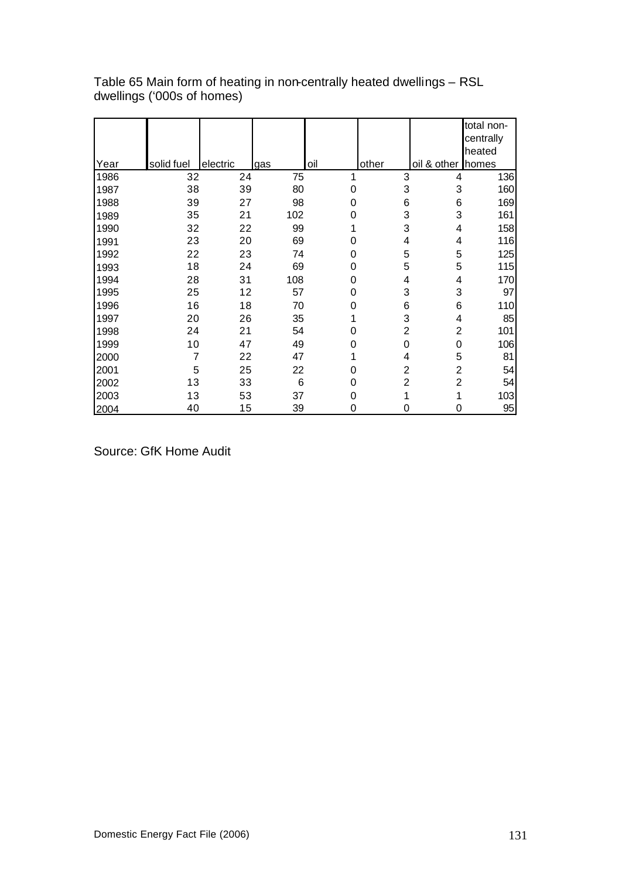Table 65 Main form of heating in non-centrally heated dwellings – RSL dwellings ('000s of homes)

| Year | solid fuel | electric | gas | oil | other | oil & other | total non-centrally heated homes |
|---|---|---|---|---|---|---|---|
| 1986 | 32 | 24 | 75 | 1 | 3 | 4 | 136 |
| 1987 | 38 | 39 | 80 | 0 | 3 | 3 | 160 |
| 1988 | 39 | 27 | 98 | 0 | 6 | 6 | 169 |
| 1989 | 35 | 21 | 102 | 0 | 3 | 3 | 161 |
| 1990 | 32 | 22 | 99 | 1 | 3 | 4 | 158 |
| 1991 | 23 | 20 | 69 | 0 | 4 | 4 | 116 |
| 1992 | 22 | 23 | 74 | 0 | 5 | 5 | 125 |
| 1993 | 18 | 24 | 69 | 0 | 5 | 5 | 115 |
| 1994 | 28 | 31 | 108 | 0 | 4 | 4 | 170 |
| 1995 | 25 | 12 | 57 | 0 | 3 | 3 | 97 |
| 1996 | 16 | 18 | 70 | 0 | 6 | 6 | 110 |
| 1997 | 20 | 26 | 35 | 1 | 3 | 4 | 85 |
| 1998 | 24 | 21 | 54 | 0 | 2 | 2 | 101 |
| 1999 | 10 | 47 | 49 | 0 | 0 | 0 | 106 |
| 2000 | 7 | 22 | 47 | 1 | 4 | 5 | 81 |
| 2001 | 5 | 25 | 22 | 0 | 2 | 2 | 54 |
| 2002 | 13 | 33 | 6 | 0 | 2 | 2 | 54 |
| 2003 | 13 | 53 | 37 | 0 | 1 | 1 | 103 |
| 2004 | 40 | 15 | 39 | 0 | 0 | 0 | 95 |

Source: GfK Home Audit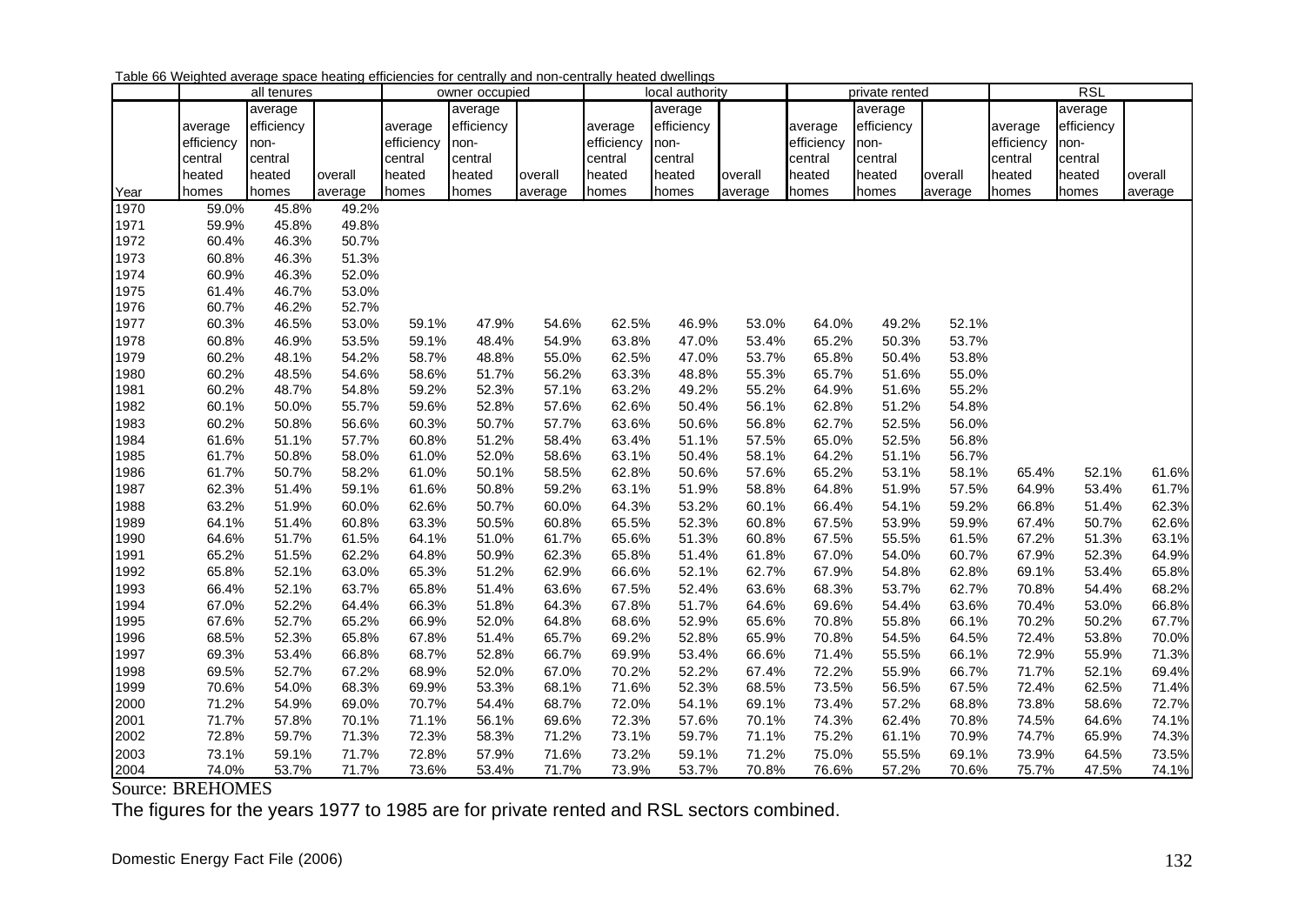Table 66 Weighted average space heating efficiencies for centrally and non-centrally heated dwellings

| | all tenures | | | owner occupied | | | local authority | | | private rented | | | RSL | | |
|---|---|---|---|---|---|---|---|---|---|---|---|---|---|---|---|
| Year | average efficiency central heated homes | average efficiency non-central heated homes | overall average | average efficiency central heated homes | average efficiency non-central heated homes | overall average | average efficiency central heated homes | average efficiency non-central heated homes | overall average | average efficiency central heated homes | average efficiency non-central heated homes | overall average | average efficiency central heated homes | average efficiency non-central heated homes | overall average |
| 1970 | 59.0% | 45.8% | 49.2% | | | | | | | | | | | | |
| 1971 | 59.9% | 45.8% | 49.8% | | | | | | | | | | | | |
| 1972 | 60.4% | 46.3% | 50.7% | | | | | | | | | | | | |
| 1973 | 60.8% | 46.3% | 51.3% | | | | | | | | | | | | |
| 1974 | 60.9% | 46.3% | 52.0% | | | | | | | | | | | | |
| 1975 | 61.4% | 46.7% | 53.0% | | | | | | | | | | | | |
| 1976 | 60.7% | 46.2% | 52.7% | | | | | | | | | | | | |
| 1977 | 60.3% | 46.5% | 53.0% | 59.1% | 47.9% | 54.6% | 62.5% | 46.9% | 53.0% | 64.0% | 49.2% | 52.1% | | | |
| 1978 | 60.8% | 46.9% | 53.5% | 59.1% | 48.4% | 54.9% | 63.8% | 47.0% | 53.4% | 65.2% | 50.3% | 53.7% | | | |
| 1979 | 60.2% | 48.1% | 54.2% | 58.7% | 48.8% | 55.0% | 62.5% | 47.0% | 53.7% | 65.8% | 50.4% | 53.8% | | | |
| 1980 | 60.2% | 48.5% | 54.6% | 58.6% | 51.7% | 56.2% | 63.3% | 48.8% | 55.3% | 65.7% | 51.6% | 55.0% | | | |
| 1981 | 60.2% | 48.7% | 54.8% | 59.2% | 52.3% | 57.1% | 63.2% | 49.2% | 55.2% | 64.9% | 51.6% | 55.2% | | | |
| 1982 | 60.1% | 50.0% | 55.7% | 59.6% | 52.8% | 57.6% | 62.6% | 50.4% | 56.1% | 62.8% | 51.2% | 54.8% | | | |
| 1983 | 60.2% | 50.8% | 56.6% | 60.3% | 50.7% | 57.7% | 63.6% | 50.6% | 56.8% | 62.7% | 52.5% | 56.0% | | | |
| 1984 | 61.6% | 51.1% | 57.7% | 60.8% | 51.2% | 58.4% | 63.4% | 51.1% | 57.5% | 65.0% | 52.5% | 56.8% | | | |
| 1985 | 61.7% | 50.8% | 58.0% | 61.0% | 52.0% | 58.6% | 63.1% | 50.4% | 58.1% | 64.2% | 51.1% | 56.7% | | | |
| 1986 | 61.7% | 50.7% | 58.2% | 61.0% | 50.1% | 58.5% | 62.8% | 50.6% | 57.6% | 65.2% | 53.1% | 58.1% | 65.4% | 52.1% | 61.6% |
| 1987 | 62.3% | 51.4% | 59.1% | 61.6% | 50.8% | 59.2% | 63.1% | 51.9% | 58.8% | 64.8% | 51.9% | 57.5% | 64.9% | 53.4% | 61.7% |
| 1988 | 63.2% | 51.9% | 60.0% | 62.6% | 50.7% | 60.0% | 64.3% | 53.2% | 60.1% | 66.4% | 54.1% | 59.2% | 66.8% | 51.4% | 62.3% |
| 1989 | 64.1% | 51.4% | 60.8% | 63.3% | 50.5% | 60.8% | 65.5% | 52.3% | 60.8% | 67.5% | 53.9% | 59.9% | 67.4% | 50.7% | 62.6% |
| 1990 | 64.6% | 51.7% | 61.5% | 64.1% | 51.0% | 61.7% | 65.6% | 51.3% | 60.8% | 67.5% | 55.5% | 61.5% | 67.2% | 51.3% | 63.1% |
| 1991 | 65.2% | 51.5% | 62.2% | 64.8% | 50.9% | 62.3% | 65.8% | 51.4% | 61.8% | 67.0% | 54.0% | 60.7% | 67.9% | 52.3% | 64.9% |
| 1992 | 65.8% | 52.1% | 63.0% | 65.3% | 51.2% | 62.9% | 66.6% | 52.1% | 62.7% | 67.9% | 54.8% | 62.8% | 69.1% | 53.4% | 65.8% |
| 1993 | 66.4% | 52.1% | 63.7% | 65.8% | 51.4% | 63.6% | 67.5% | 52.4% | 63.6% | 68.3% | 53.7% | 62.7% | 70.8% | 54.4% | 68.2% |
| 1994 | 67.0% | 52.2% | 64.4% | 66.3% | 51.8% | 64.3% | 67.8% | 51.7% | 64.6% | 69.6% | 54.4% | 63.6% | 70.4% | 53.0% | 66.8% |
| 1995 | 67.6% | 52.7% | 65.2% | 66.9% | 52.0% | 64.8% | 68.6% | 52.9% | 65.6% | 70.8% | 55.8% | 66.1% | 70.2% | 50.2% | 67.7% |
| 1996 | 68.5% | 52.3% | 65.8% | 67.8% | 51.4% | 65.7% | 69.2% | 52.8% | 65.9% | 70.8% | 54.5% | 64.5% | 72.4% | 53.8% | 70.0% |
| 1997 | 69.3% | 53.4% | 66.8% | 68.7% | 52.8% | 66.7% | 69.9% | 53.4% | 66.6% | 71.4% | 55.5% | 66.1% | 72.9% | 55.9% | 71.3% |
| 1998 | 69.5% | 52.7% | 67.2% | 68.9% | 52.0% | 67.0% | 70.2% | 52.2% | 67.4% | 72.2% | 55.9% | 66.7% | 71.7% | 52.1% | 69.4% |
| 1999 | 70.6% | 54.0% | 68.3% | 69.9% | 53.3% | 68.1% | 71.6% | 52.3% | 68.5% | 73.5% | 56.5% | 67.5% | 72.4% | 62.5% | 71.4% |
| 2000 | 71.2% | 54.9% | 69.0% | 70.7% | 54.4% | 68.7% | 72.0% | 54.1% | 69.1% | 73.4% | 57.2% | 68.8% | 73.8% | 58.6% | 72.7% |
| 2001 | 71.7% | 57.8% | 70.1% | 71.1% | 56.1% | 69.6% | 72.3% | 57.6% | 70.1% | 74.3% | 62.4% | 70.8% | 74.5% | 64.6% | 74.1% |
| 2002 | 72.8% | 59.7% | 71.3% | 72.3% | 58.3% | 71.2% | 73.1% | 59.7% | 71.1% | 75.2% | 61.1% | 70.9% | 74.7% | 65.9% | 74.3% |
| 2003 | 73.1% | 59.1% | 71.7% | 72.8% | 57.9% | 71.6% | 73.2% | 59.1% | 71.2% | 75.0% | 55.5% | 69.1% | 73.9% | 64.5% | 73.5% |
| 2004 | 74.0% | 53.7% | 71.7% | 73.6% | 53.4% | 71.7% | 73.9% | 53.7% | 70.8% | 76.6% | 57.2% | 70.6% | 75.7% | 47.5% | 74.1% |

Source: BREHOMES

The figures for the years 1977 to 1985 are for private rented and RSL sectors combined.

Domestic Energy Fact File (2006)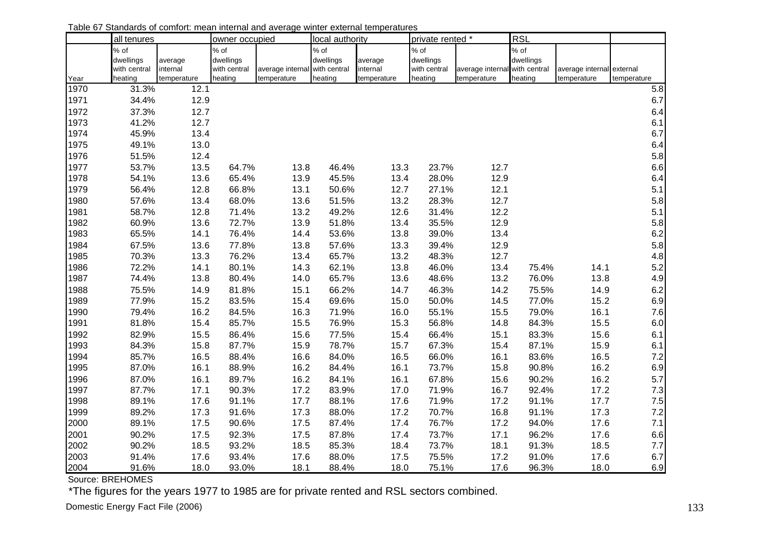Table 67 Standards of comfort: mean internal and average winter external temperatures

| | all tenures | | owner occupied | | local authority | | private rented * | | RSL | | |
|---|---|---|---|---|---|---|---|---|---|---|---|
| Year | % of dwellings with central heating | average internal temperature | % of dwellings with central heating | average internal temperature | % of dwellings with central heating | average internal temperature | % of dwellings with central heating | average internal temperature | % of dwellings with central heating | average internal temperature | external temperature |
| 1970 | 31.3% | 12.1 | | | | | | | | | 5.8 |
| 1971 | 34.4% | 12.9 | | | | | | | | | 6.7 |
| 1972 | 37.3% | 12.7 | | | | | | | | | 6.4 |
| 1973 | 41.2% | 12.7 | | | | | | | | | 6.1 |
| 1974 | 45.9% | 13.4 | | | | | | | | | 6.7 |
| 1975 | 49.1% | 13.0 | | | | | | | | | 6.4 |
| 1976 | 51.5% | 12.4 | | | | | | | | | 5.8 |
| 1977 | 53.7% | 13.5 | 64.7% | 13.8 | 46.4% | 13.3 | 23.7% | 12.7 | | | 6.6 |
| 1978 | 54.1% | 13.6 | 65.4% | 13.9 | 45.5% | 13.4 | 28.0% | 12.9 | | | 6.4 |
| 1979 | 56.4% | 12.8 | 66.8% | 13.1 | 50.6% | 12.7 | 27.1% | 12.1 | | | 5.1 |
| 1980 | 57.6% | 13.4 | 68.0% | 13.6 | 51.5% | 13.2 | 28.3% | 12.7 | | | 5.8 |
| 1981 | 58.7% | 12.8 | 71.4% | 13.2 | 49.2% | 12.6 | 31.4% | 12.2 | | | 5.1 |
| 1982 | 60.9% | 13.6 | 72.7% | 13.9 | 51.8% | 13.4 | 35.5% | 12.9 | | | 5.8 |
| 1983 | 65.5% | 14.1 | 76.4% | 14.4 | 53.6% | 13.8 | 39.0% | 13.4 | | | 6.2 |
| 1984 | 67.5% | 13.6 | 77.8% | 13.8 | 57.6% | 13.3 | 39.4% | 12.9 | | | 5.8 |
| 1985 | 70.3% | 13.3 | 76.2% | 13.4 | 65.7% | 13.2 | 48.3% | 12.7 | | | 4.8 |
| 1986 | 72.2% | 14.1 | 80.1% | 14.3 | 62.1% | 13.8 | 46.0% | 13.4 | 75.4% | 14.1 | 5.2 |
| 1987 | 74.4% | 13.8 | 80.4% | 14.0 | 65.7% | 13.6 | 48.6% | 13.2 | 76.0% | 13.8 | 4.9 |
| 1988 | 75.5% | 14.9 | 81.8% | 15.1 | 66.2% | 14.7 | 46.3% | 14.2 | 75.5% | 14.9 | 6.2 |
| 1989 | 77.9% | 15.2 | 83.5% | 15.4 | 69.6% | 15.0 | 50.0% | 14.5 | 77.0% | 15.2 | 6.9 |
| 1990 | 79.4% | 16.2 | 84.5% | 16.3 | 71.9% | 16.0 | 55.1% | 15.5 | 79.0% | 16.1 | 7.6 |
| 1991 | 81.8% | 15.4 | 85.7% | 15.5 | 76.9% | 15.3 | 56.8% | 14.8 | 84.3% | 15.5 | 6.0 |
| 1992 | 82.9% | 15.5 | 86.4% | 15.6 | 77.5% | 15.4 | 66.4% | 15.1 | 83.3% | 15.6 | 6.1 |
| 1993 | 84.3% | 15.8 | 87.7% | 15.9 | 78.7% | 15.7 | 67.3% | 15.4 | 87.1% | 15.9 | 6.1 |
| 1994 | 85.7% | 16.5 | 88.4% | 16.6 | 84.0% | 16.5 | 66.0% | 16.1 | 83.6% | 16.5 | 7.2 |
| 1995 | 87.0% | 16.1 | 88.9% | 16.2 | 84.4% | 16.1 | 73.7% | 15.8 | 90.8% | 16.2 | 6.9 |
| 1996 | 87.0% | 16.1 | 89.7% | 16.2 | 84.1% | 16.1 | 67.8% | 15.6 | 90.2% | 16.2 | 5.7 |
| 1997 | 87.7% | 17.1 | 90.3% | 17.2 | 83.9% | 17.0 | 71.9% | 16.7 | 92.4% | 17.2 | 7.3 |
| 1998 | 89.1% | 17.6 | 91.1% | 17.7 | 88.1% | 17.6 | 71.9% | 17.2 | 91.1% | 17.7 | 7.5 |
| 1999 | 89.2% | 17.3 | 91.6% | 17.3 | 88.0% | 17.2 | 70.7% | 16.8 | 91.1% | 17.3 | 7.2 |
| 2000 | 89.1% | 17.5 | 90.6% | 17.5 | 87.4% | 17.4 | 76.7% | 17.2 | 94.0% | 17.6 | 7.1 |
| 2001 | 90.2% | 17.5 | 92.3% | 17.5 | 87.8% | 17.4 | 73.7% | 17.1 | 96.2% | 17.6 | 6.6 |
| 2002 | 90.2% | 18.5 | 93.2% | 18.5 | 85.3% | 18.4 | 73.7% | 18.1 | 91.3% | 18.5 | 7.7 |
| 2003 | 91.4% | 17.6 | 93.4% | 17.6 | 88.0% | 17.5 | 75.5% | 17.2 | 91.0% | 17.6 | 6.7 |
| 2004 | 91.6% | 18.0 | 93.0% | 18.1 | 88.4% | 18.0 | 75.1% | 17.6 | 96.3% | 18.0 | 6.9 |

Source: BREHOMES

*The figures for the years 1977 to 1985 are for private rented and RSL sectors combined.

Domestic Energy Fact File (2006)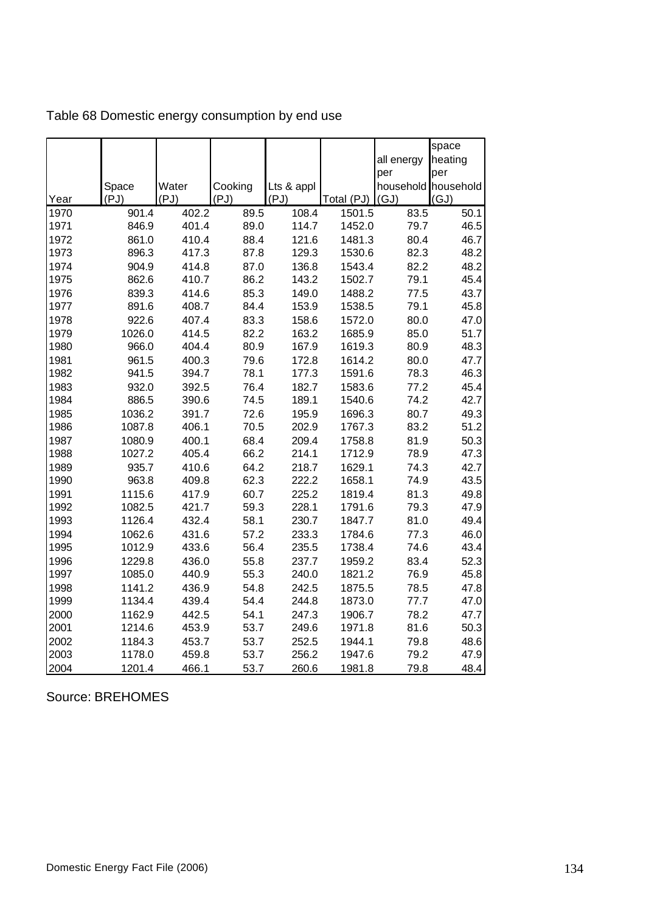Table 68 Domestic energy consumption by end use

| Year | Space (PJ) | Water (PJ) | Cooking (PJ) | Lts & appl (PJ) | Total (PJ) | all energy per household (GJ) | space heating per household (GJ) |
|---|---|---|---|---|---|---|---|
| 1970 | 901.4 | 402.2 | 89.5 | 108.4 | 1501.5 | 83.5 | 50.1 |
| 1971 | 846.9 | 401.4 | 89.0 | 114.7 | 1452.0 | 79.7 | 46.5 |
| 1972 | 861.0 | 410.4 | 88.4 | 121.6 | 1481.3 | 80.4 | 46.7 |
| 1973 | 896.3 | 417.3 | 87.8 | 129.3 | 1530.6 | 82.3 | 48.2 |
| 1974 | 904.9 | 414.8 | 87.0 | 136.8 | 1543.4 | 82.2 | 48.2 |
| 1975 | 862.6 | 410.7 | 86.2 | 143.2 | 1502.7 | 79.1 | 45.4 |
| 1976 | 839.3 | 414.6 | 85.3 | 149.0 | 1488.2 | 77.5 | 43.7 |
| 1977 | 891.6 | 408.7 | 84.4 | 153.9 | 1538.5 | 79.1 | 45.8 |
| 1978 | 922.6 | 407.4 | 83.3 | 158.6 | 1572.0 | 80.0 | 47.0 |
| 1979 | 1026.0 | 414.5 | 82.2 | 163.2 | 1685.9 | 85.0 | 51.7 |
| 1980 | 966.0 | 404.4 | 80.9 | 167.9 | 1619.3 | 80.9 | 48.3 |
| 1981 | 961.5 | 400.3 | 79.6 | 172.8 | 1614.2 | 80.0 | 47.7 |
| 1982 | 941.5 | 394.7 | 78.1 | 177.3 | 1591.6 | 78.3 | 46.3 |
| 1983 | 932.0 | 392.5 | 76.4 | 182.7 | 1583.6 | 77.2 | 45.4 |
| 1984 | 886.5 | 390.6 | 74.5 | 189.1 | 1540.6 | 74.2 | 42.7 |
| 1985 | 1036.2 | 391.7 | 72.6 | 195.9 | 1696.3 | 80.7 | 49.3 |
| 1986 | 1087.8 | 406.1 | 70.5 | 202.9 | 1767.3 | 83.2 | 51.2 |
| 1987 | 1080.9 | 400.1 | 68.4 | 209.4 | 1758.8 | 81.9 | 50.3 |
| 1988 | 1027.2 | 405.4 | 66.2 | 214.1 | 1712.9 | 78.9 | 47.3 |
| 1989 | 935.7 | 410.6 | 64.2 | 218.7 | 1629.1 | 74.3 | 42.7 |
| 1990 | 963.8 | 409.8 | 62.3 | 222.2 | 1658.1 | 74.9 | 43.5 |
| 1991 | 1115.6 | 417.9 | 60.7 | 225.2 | 1819.4 | 81.3 | 49.8 |
| 1992 | 1082.5 | 421.7 | 59.3 | 228.1 | 1791.6 | 79.3 | 47.9 |
| 1993 | 1126.4 | 432.4 | 58.1 | 230.7 | 1847.7 | 81.0 | 49.4 |
| 1994 | 1062.6 | 431.6 | 57.2 | 233.3 | 1784.6 | 77.3 | 46.0 |
| 1995 | 1012.9 | 433.6 | 56.4 | 235.5 | 1738.4 | 74.6 | 43.4 |
| 1996 | 1229.8 | 436.0 | 55.8 | 237.7 | 1959.2 | 83.4 | 52.3 |
| 1997 | 1085.0 | 440.9 | 55.3 | 240.0 | 1821.2 | 76.9 | 45.8 |
| 1998 | 1141.2 | 436.9 | 54.8 | 242.5 | 1875.5 | 78.5 | 47.8 |
| 1999 | 1134.4 | 439.4 | 54.4 | 244.8 | 1873.0 | 77.7 | 47.0 |
| 2000 | 1162.9 | 442.5 | 54.1 | 247.3 | 1906.7 | 78.2 | 47.7 |
| 2001 | 1214.6 | 453.9 | 53.7 | 249.6 | 1971.8 | 81.6 | 50.3 |
| 2002 | 1184.3 | 453.7 | 53.7 | 252.5 | 1944.1 | 79.8 | 48.6 |
| 2003 | 1178.0 | 459.8 | 53.7 | 256.2 | 1947.6 | 79.2 | 47.9 |
| 2004 | 1201.4 | 466.1 | 53.7 | 260.6 | 1981.8 | 79.8 | 48.4 |

Source: BREHOMES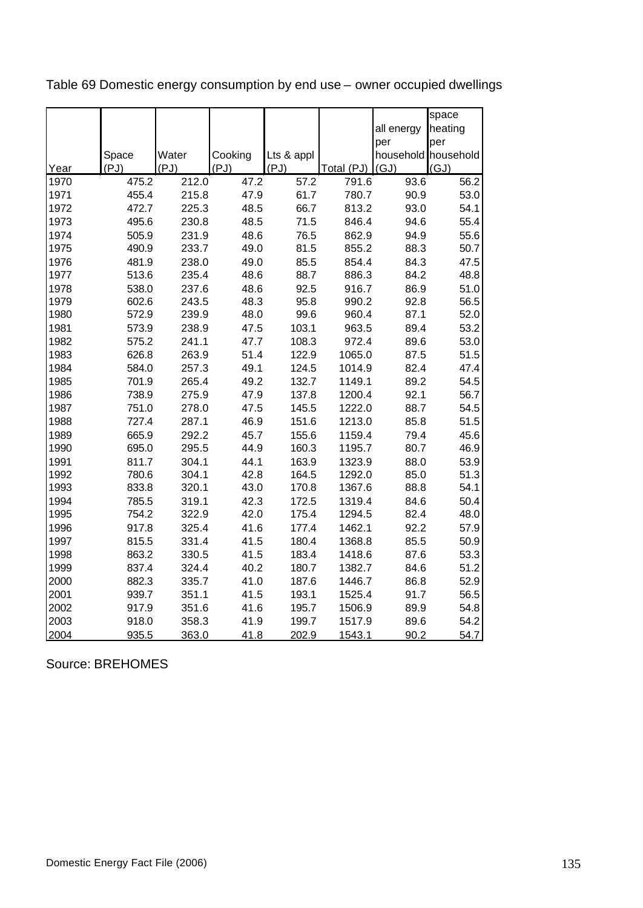Table 69 Domestic energy consumption by end use – owner occupied dwellings

| Year | Space (PJ) | Water (PJ) | Cooking (PJ) | Lts & appl (PJ) | Total (PJ) | all energy per household (GJ) | space heating per household (GJ) |
|---|---|---|---|---|---|---|---|
| 1970 | 475.2 | 212.0 | 47.2 | 57.2 | 791.6 | 93.6 | 56.2 |
| 1971 | 455.4 | 215.8 | 47.9 | 61.7 | 780.7 | 90.9 | 53.0 |
| 1972 | 472.7 | 225.3 | 48.5 | 66.7 | 813.2 | 93.0 | 54.1 |
| 1973 | 495.6 | 230.8 | 48.5 | 71.5 | 846.4 | 94.6 | 55.4 |
| 1974 | 505.9 | 231.9 | 48.6 | 76.5 | 862.9 | 94.9 | 55.6 |
| 1975 | 490.9 | 233.7 | 49.0 | 81.5 | 855.2 | 88.3 | 50.7 |
| 1976 | 481.9 | 238.0 | 49.0 | 85.5 | 854.4 | 84.3 | 47.5 |
| 1977 | 513.6 | 235.4 | 48.6 | 88.7 | 886.3 | 84.2 | 48.8 |
| 1978 | 538.0 | 237.6 | 48.6 | 92.5 | 916.7 | 86.9 | 51.0 |
| 1979 | 602.6 | 243.5 | 48.3 | 95.8 | 990.2 | 92.8 | 56.5 |
| 1980 | 572.9 | 239.9 | 48.0 | 99.6 | 960.4 | 87.1 | 52.0 |
| 1981 | 573.9 | 238.9 | 47.5 | 103.1 | 963.5 | 89.4 | 53.2 |
| 1982 | 575.2 | 241.1 | 47.7 | 108.3 | 972.4 | 89.6 | 53.0 |
| 1983 | 626.8 | 263.9 | 51.4 | 122.9 | 1065.0 | 87.5 | 51.5 |
| 1984 | 584.0 | 257.3 | 49.1 | 124.5 | 1014.9 | 82.4 | 47.4 |
| 1985 | 701.9 | 265.4 | 49.2 | 132.7 | 1149.1 | 89.2 | 54.5 |
| 1986 | 738.9 | 275.9 | 47.9 | 137.8 | 1200.4 | 92.1 | 56.7 |
| 1987 | 751.0 | 278.0 | 47.5 | 145.5 | 1222.0 | 88.7 | 54.5 |
| 1988 | 727.4 | 287.1 | 46.9 | 151.6 | 1213.0 | 85.8 | 51.5 |
| 1989 | 665.9 | 292.2 | 45.7 | 155.6 | 1159.4 | 79.4 | 45.6 |
| 1990 | 695.0 | 295.5 | 44.9 | 160.3 | 1195.7 | 80.7 | 46.9 |
| 1991 | 811.7 | 304.1 | 44.1 | 163.9 | 1323.9 | 88.0 | 53.9 |
| 1992 | 780.6 | 304.1 | 42.8 | 164.5 | 1292.0 | 85.0 | 51.3 |
| 1993 | 833.8 | 320.1 | 43.0 | 170.8 | 1367.6 | 88.8 | 54.1 |
| 1994 | 785.5 | 319.1 | 42.3 | 172.5 | 1319.4 | 84.6 | 50.4 |
| 1995 | 754.2 | 322.9 | 42.0 | 175.4 | 1294.5 | 82.4 | 48.0 |
| 1996 | 917.8 | 325.4 | 41.6 | 177.4 | 1462.1 | 92.2 | 57.9 |
| 1997 | 815.5 | 331.4 | 41.5 | 180.4 | 1368.8 | 85.5 | 50.9 |
| 1998 | 863.2 | 330.5 | 41.5 | 183.4 | 1418.6 | 87.6 | 53.3 |
| 1999 | 837.4 | 324.4 | 40.2 | 180.7 | 1382.7 | 84.6 | 51.2 |
| 2000 | 882.3 | 335.7 | 41.0 | 187.6 | 1446.7 | 86.8 | 52.9 |
| 2001 | 939.7 | 351.1 | 41.5 | 193.1 | 1525.4 | 91.7 | 56.5 |
| 2002 | 917.9 | 351.6 | 41.6 | 195.7 | 1506.9 | 89.9 | 54.8 |
| 2003 | 918.0 | 358.3 | 41.9 | 199.7 | 1517.9 | 89.6 | 54.2 |
| 2004 | 935.5 | 363.0 | 41.8 | 202.9 | 1543.1 | 90.2 | 54.7 |

Source: BREHOMES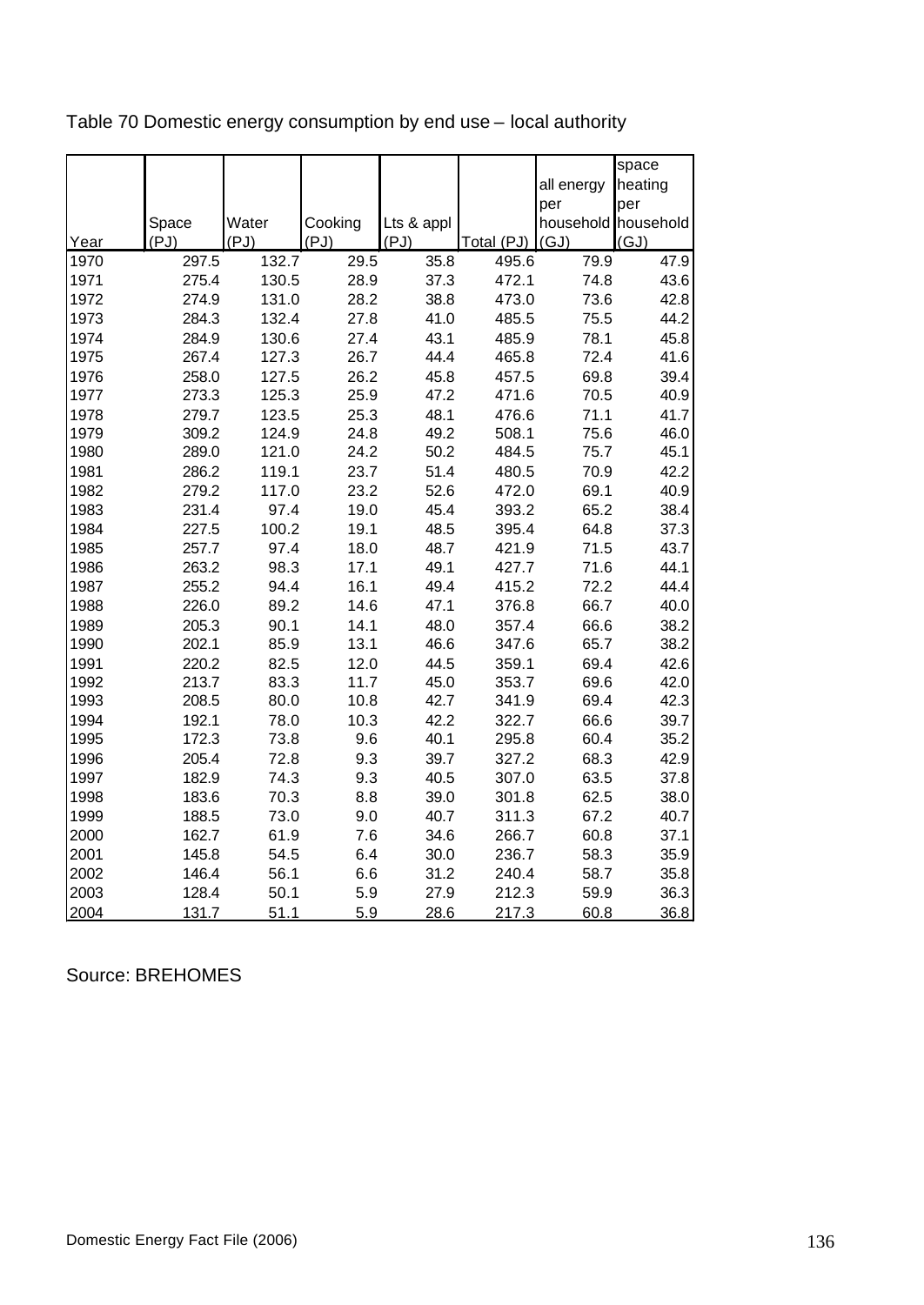Table 70 Domestic energy consumption by end use – local authority

| Year | Space (PJ) | Water (PJ) | Cooking (PJ) | Lts & appl (PJ) | Total (PJ) | all energy per household (GJ) | space heating per household (GJ) |
|---|---|---|---|---|---|---|---|
| 1970 | 297.5 | 132.7 | 29.5 | 35.8 | 495.6 | 79.9 | 47.9 |
| 1971 | 275.4 | 130.5 | 28.9 | 37.3 | 472.1 | 74.8 | 43.6 |
| 1972 | 274.9 | 131.0 | 28.2 | 38.8 | 473.0 | 73.6 | 42.8 |
| 1973 | 284.3 | 132.4 | 27.8 | 41.0 | 485.5 | 75.5 | 44.2 |
| 1974 | 284.9 | 130.6 | 27.4 | 43.1 | 485.9 | 78.1 | 45.8 |
| 1975 | 267.4 | 127.3 | 26.7 | 44.4 | 465.8 | 72.4 | 41.6 |
| 1976 | 258.0 | 127.5 | 26.2 | 45.8 | 457.5 | 69.8 | 39.4 |
| 1977 | 273.3 | 125.3 | 25.9 | 47.2 | 471.6 | 70.5 | 40.9 |
| 1978 | 279.7 | 123.5 | 25.3 | 48.1 | 476.6 | 71.1 | 41.7 |
| 1979 | 309.2 | 124.9 | 24.8 | 49.2 | 508.1 | 75.6 | 46.0 |
| 1980 | 289.0 | 121.0 | 24.2 | 50.2 | 484.5 | 75.7 | 45.1 |
| 1981 | 286.2 | 119.1 | 23.7 | 51.4 | 480.5 | 70.9 | 42.2 |
| 1982 | 279.2 | 117.0 | 23.2 | 52.6 | 472.0 | 69.1 | 40.9 |
| 1983 | 231.4 | 97.4 | 19.0 | 45.4 | 393.2 | 65.2 | 38.4 |
| 1984 | 227.5 | 100.2 | 19.1 | 48.5 | 395.4 | 64.8 | 37.3 |
| 1985 | 257.7 | 97.4 | 18.0 | 48.7 | 421.9 | 71.5 | 43.7 |
| 1986 | 263.2 | 98.3 | 17.1 | 49.1 | 427.7 | 71.6 | 44.1 |
| 1987 | 255.2 | 94.4 | 16.1 | 49.4 | 415.2 | 72.2 | 44.4 |
| 1988 | 226.0 | 89.2 | 14.6 | 47.1 | 376.8 | 66.7 | 40.0 |
| 1989 | 205.3 | 90.1 | 14.1 | 48.0 | 357.4 | 66.6 | 38.2 |
| 1990 | 202.1 | 85.9 | 13.1 | 46.6 | 347.6 | 65.7 | 38.2 |
| 1991 | 220.2 | 82.5 | 12.0 | 44.5 | 359.1 | 69.4 | 42.6 |
| 1992 | 213.7 | 83.3 | 11.7 | 45.0 | 353.7 | 69.6 | 42.0 |
| 1993 | 208.5 | 80.0 | 10.8 | 42.7 | 341.9 | 69.4 | 42.3 |
| 1994 | 192.1 | 78.0 | 10.3 | 42.2 | 322.7 | 66.6 | 39.7 |
| 1995 | 172.3 | 73.8 | 9.6 | 40.1 | 295.8 | 60.4 | 35.2 |
| 1996 | 205.4 | 72.8 | 9.3 | 39.7 | 327.2 | 68.3 | 42.9 |
| 1997 | 182.9 | 74.3 | 9.3 | 40.5 | 307.0 | 63.5 | 37.8 |
| 1998 | 183.6 | 70.3 | 8.8 | 39.0 | 301.8 | 62.5 | 38.0 |
| 1999 | 188.5 | 73.0 | 9.0 | 40.7 | 311.3 | 67.2 | 40.7 |
| 2000 | 162.7 | 61.9 | 7.6 | 34.6 | 266.7 | 60.8 | 37.1 |
| 2001 | 145.8 | 54.5 | 6.4 | 30.0 | 236.7 | 58.3 | 35.9 |
| 2002 | 146.4 | 56.1 | 6.6 | 31.2 | 240.4 | 58.7 | 35.8 |
| 2003 | 128.4 | 50.1 | 5.9 | 27.9 | 212.3 | 59.9 | 36.3 |
| 2004 | 131.7 | 51.1 | 5.9 | 28.6 | 217.3 | 60.8 | 36.8 |

Source: BREHOMES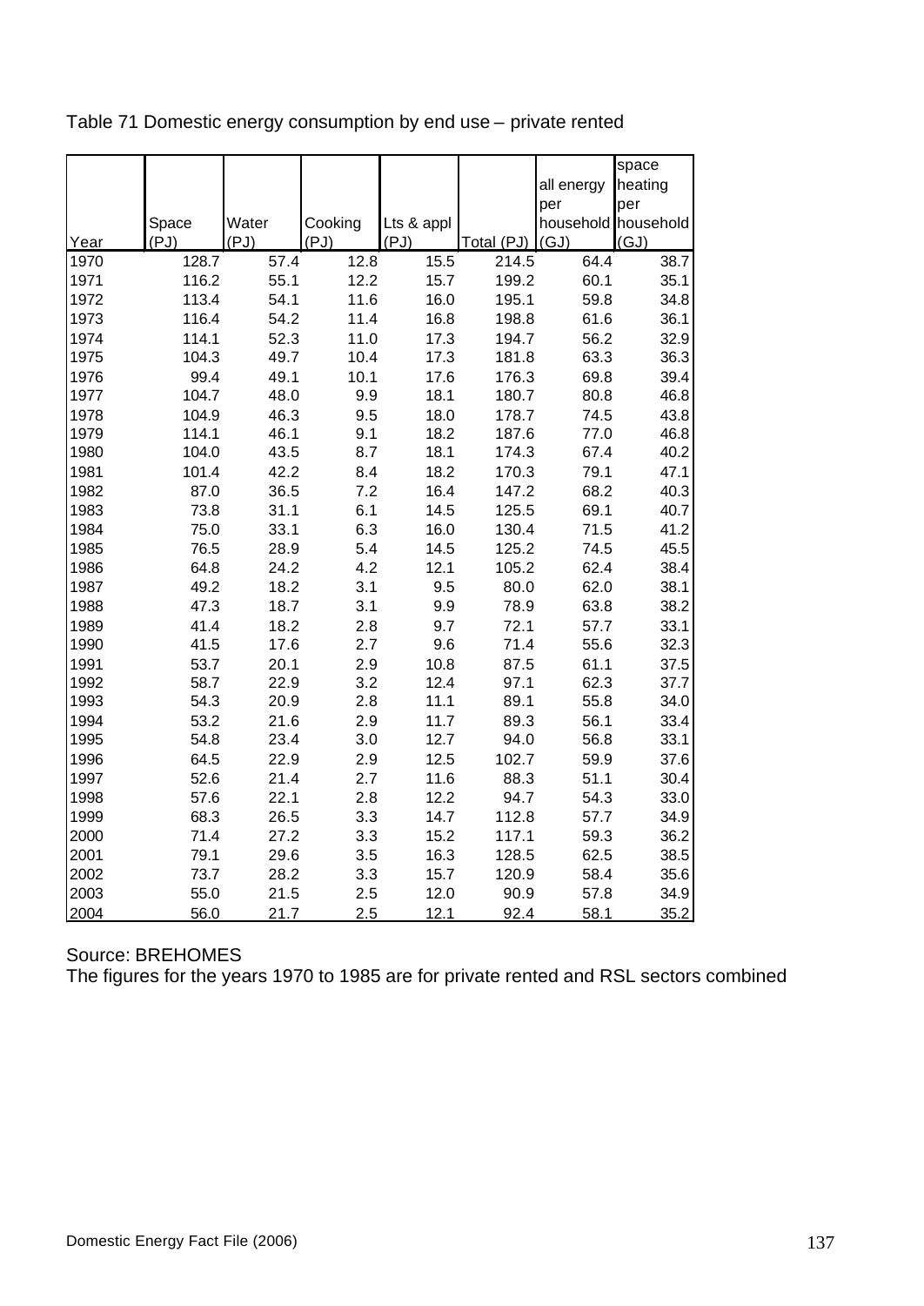Table 71 Domestic energy consumption by end use – private rented

| Year | Space (PJ) | Water (PJ) | Cooking (PJ) | Lts & appl (PJ) | Total (PJ) | all energy per household (GJ) | space heating per household (GJ) |
|---|---|---|---|---|---|---|---|
| 1970 | 128.7 | 57.4 | 12.8 | 15.5 | 214.5 | 64.4 | 38.7 |
| 1971 | 116.2 | 55.1 | 12.2 | 15.7 | 199.2 | 60.1 | 35.1 |
| 1972 | 113.4 | 54.1 | 11.6 | 16.0 | 195.1 | 59.8 | 34.8 |
| 1973 | 116.4 | 54.2 | 11.4 | 16.8 | 198.8 | 61.6 | 36.1 |
| 1974 | 114.1 | 52.3 | 11.0 | 17.3 | 194.7 | 56.2 | 32.9 |
| 1975 | 104.3 | 49.7 | 10.4 | 17.3 | 181.8 | 63.3 | 36.3 |
| 1976 | 99.4 | 49.1 | 10.1 | 17.6 | 176.3 | 69.8 | 39.4 |
| 1977 | 104.7 | 48.0 | 9.9 | 18.1 | 180.7 | 80.8 | 46.8 |
| 1978 | 104.9 | 46.3 | 9.5 | 18.0 | 178.7 | 74.5 | 43.8 |
| 1979 | 114.1 | 46.1 | 9.1 | 18.2 | 187.6 | 77.0 | 46.8 |
| 1980 | 104.0 | 43.5 | 8.7 | 18.1 | 174.3 | 67.4 | 40.2 |
| 1981 | 101.4 | 42.2 | 8.4 | 18.2 | 170.3 | 79.1 | 47.1 |
| 1982 | 87.0 | 36.5 | 7.2 | 16.4 | 147.2 | 68.2 | 40.3 |
| 1983 | 73.8 | 31.1 | 6.1 | 14.5 | 125.5 | 69.1 | 40.7 |
| 1984 | 75.0 | 33.1 | 6.3 | 16.0 | 130.4 | 71.5 | 41.2 |
| 1985 | 76.5 | 28.9 | 5.4 | 14.5 | 125.2 | 74.5 | 45.5 |
| 1986 | 64.8 | 24.2 | 4.2 | 12.1 | 105.2 | 62.4 | 38.4 |
| 1987 | 49.2 | 18.2 | 3.1 | 9.5 | 80.0 | 62.0 | 38.1 |
| 1988 | 47.3 | 18.7 | 3.1 | 9.9 | 78.9 | 63.8 | 38.2 |
| 1989 | 41.4 | 18.2 | 2.8 | 9.7 | 72.1 | 57.7 | 33.1 |
| 1990 | 41.5 | 17.6 | 2.7 | 9.6 | 71.4 | 55.6 | 32.3 |
| 1991 | 53.7 | 20.1 | 2.9 | 10.8 | 87.5 | 61.1 | 37.5 |
| 1992 | 58.7 | 22.9 | 3.2 | 12.4 | 97.1 | 62.3 | 37.7 |
| 1993 | 54.3 | 20.9 | 2.8 | 11.1 | 89.1 | 55.8 | 34.0 |
| 1994 | 53.2 | 21.6 | 2.9 | 11.7 | 89.3 | 56.1 | 33.4 |
| 1995 | 54.8 | 23.4 | 3.0 | 12.7 | 94.0 | 56.8 | 33.1 |
| 1996 | 64.5 | 22.9 | 2.9 | 12.5 | 102.7 | 59.9 | 37.6 |
| 1997 | 52.6 | 21.4 | 2.7 | 11.6 | 88.3 | 51.1 | 30.4 |
| 1998 | 57.6 | 22.1 | 2.8 | 12.2 | 94.7 | 54.3 | 33.0 |
| 1999 | 68.3 | 26.5 | 3.3 | 14.7 | 112.8 | 57.7 | 34.9 |
| 2000 | 71.4 | 27.2 | 3.3 | 15.2 | 117.1 | 59.3 | 36.2 |
| 2001 | 79.1 | 29.6 | 3.5 | 16.3 | 128.5 | 62.5 | 38.5 |
| 2002 | 73.7 | 28.2 | 3.3 | 15.7 | 120.9 | 58.4 | 35.6 |
| 2003 | 55.0 | 21.5 | 2.5 | 12.0 | 90.9 | 57.8 | 34.9 |
| 2004 | 56.0 | 21.7 | 2.5 | 12.1 | 92.4 | 58.1 | 35.2 |

Source: BREHOMES

The figures for the years 1970 to 1985 are for private rented and RSL sectors combined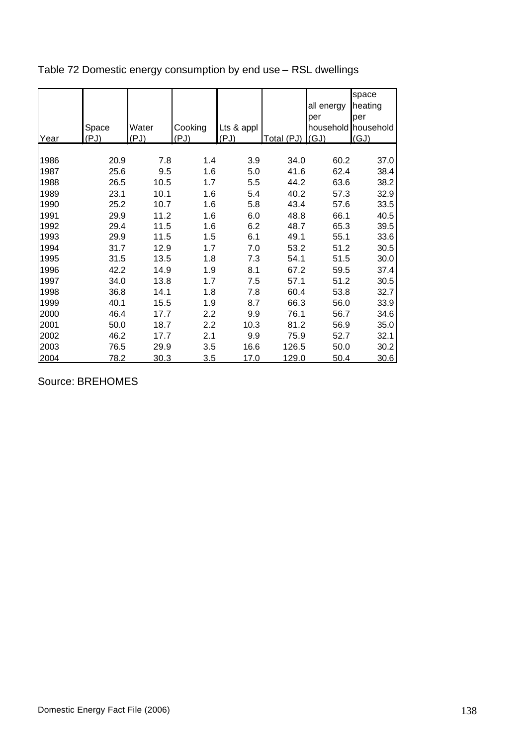Table 72 Domestic energy consumption by end use – RSL dwellings

| Year | Space (PJ) | Water (PJ) | Cooking (PJ) | Lts & appl (PJ) | Total (PJ) | all energy per household (GJ) | space heating per household (GJ) |
|---|---|---|---|---|---|---|---|
| 1986 | 20.9 | 7.8 | 1.4 | 3.9 | 34.0 | 60.2 | 37.0 |
| 1987 | 25.6 | 9.5 | 1.6 | 5.0 | 41.6 | 62.4 | 38.4 |
| 1988 | 26.5 | 10.5 | 1.7 | 5.5 | 44.2 | 63.6 | 38.2 |
| 1989 | 23.1 | 10.1 | 1.6 | 5.4 | 40.2 | 57.3 | 32.9 |
| 1990 | 25.2 | 10.7 | 1.6 | 5.8 | 43.4 | 57.6 | 33.5 |
| 1991 | 29.9 | 11.2 | 1.6 | 6.0 | 48.8 | 66.1 | 40.5 |
| 1992 | 29.4 | 11.5 | 1.6 | 6.2 | 48.7 | 65.3 | 39.5 |
| 1993 | 29.9 | 11.5 | 1.5 | 6.1 | 49.1 | 55.1 | 33.6 |
| 1994 | 31.7 | 12.9 | 1.7 | 7.0 | 53.2 | 51.2 | 30.5 |
| 1995 | 31.5 | 13.5 | 1.8 | 7.3 | 54.1 | 51.5 | 30.0 |
| 1996 | 42.2 | 14.9 | 1.9 | 8.1 | 67.2 | 59.5 | 37.4 |
| 1997 | 34.0 | 13.8 | 1.7 | 7.5 | 57.1 | 51.2 | 30.5 |
| 1998 | 36.8 | 14.1 | 1.8 | 7.8 | 60.4 | 53.8 | 32.7 |
| 1999 | 40.1 | 15.5 | 1.9 | 8.7 | 66.3 | 56.0 | 33.9 |
| 2000 | 46.4 | 17.7 | 2.2 | 9.9 | 76.1 | 56.7 | 34.6 |
| 2001 | 50.0 | 18.7 | 2.2 | 10.3 | 81.2 | 56.9 | 35.0 |
| 2002 | 46.2 | 17.7 | 2.1 | 9.9 | 75.9 | 52.7 | 32.1 |
| 2003 | 76.5 | 29.9 | 3.5 | 16.6 | 126.5 | 50.0 | 30.2 |
| 2004 | 78.2 | 30.3 | 3.5 | 17.0 | 129.0 | 50.4 | 30.6 |

Source: BREHOMES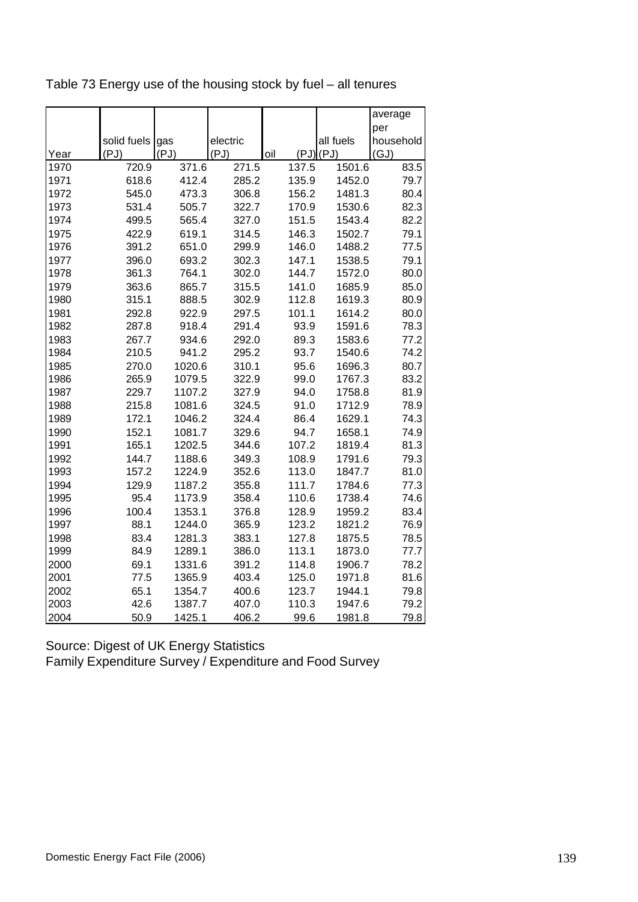Table 73 Energy use of the housing stock by fuel – all tenures

| Year | solid fuels (PJ) | gas (PJ) | electric (PJ) | oil (PJ) | all fuels (PJ) | average per household (GJ) |
|---|---|---|---|---|---|---|
| 1970 | 720.9 | 371.6 | 271.5 | 137.5 | 1501.6 | 83.5 |
| 1971 | 618.6 | 412.4 | 285.2 | 135.9 | 1452.0 | 79.7 |
| 1972 | 545.0 | 473.3 | 306.8 | 156.2 | 1481.3 | 80.4 |
| 1973 | 531.4 | 505.7 | 322.7 | 170.9 | 1530.6 | 82.3 |
| 1974 | 499.5 | 565.4 | 327.0 | 151.5 | 1543.4 | 82.2 |
| 1975 | 422.9 | 619.1 | 314.5 | 146.3 | 1502.7 | 79.1 |
| 1976 | 391.2 | 651.0 | 299.9 | 146.0 | 1488.2 | 77.5 |
| 1977 | 396.0 | 693.2 | 302.3 | 147.1 | 1538.5 | 79.1 |
| 1978 | 361.3 | 764.1 | 302.0 | 144.7 | 1572.0 | 80.0 |
| 1979 | 363.6 | 865.7 | 315.5 | 141.0 | 1685.9 | 85.0 |
| 1980 | 315.1 | 888.5 | 302.9 | 112.8 | 1619.3 | 80.9 |
| 1981 | 292.8 | 922.9 | 297.5 | 101.1 | 1614.2 | 80.0 |
| 1982 | 287.8 | 918.4 | 291.4 | 93.9 | 1591.6 | 78.3 |
| 1983 | 267.7 | 934.6 | 292.0 | 89.3 | 1583.6 | 77.2 |
| 1984 | 210.5 | 941.2 | 295.2 | 93.7 | 1540.6 | 74.2 |
| 1985 | 270.0 | 1020.6 | 310.1 | 95.6 | 1696.3 | 80.7 |
| 1986 | 265.9 | 1079.5 | 322.9 | 99.0 | 1767.3 | 83.2 |
| 1987 | 229.7 | 1107.2 | 327.9 | 94.0 | 1758.8 | 81.9 |
| 1988 | 215.8 | 1081.6 | 324.5 | 91.0 | 1712.9 | 78.9 |
| 1989 | 172.1 | 1046.2 | 324.4 | 86.4 | 1629.1 | 74.3 |
| 1990 | 152.1 | 1081.7 | 329.6 | 94.7 | 1658.1 | 74.9 |
| 1991 | 165.1 | 1202.5 | 344.6 | 107.2 | 1819.4 | 81.3 |
| 1992 | 144.7 | 1188.6 | 349.3 | 108.9 | 1791.6 | 79.3 |
| 1993 | 157.2 | 1224.9 | 352.6 | 113.0 | 1847.7 | 81.0 |
| 1994 | 129.9 | 1187.2 | 355.8 | 111.7 | 1784.6 | 77.3 |
| 1995 | 95.4 | 1173.9 | 358.4 | 110.6 | 1738.4 | 74.6 |
| 1996 | 100.4 | 1353.1 | 376.8 | 128.9 | 1959.2 | 83.4 |
| 1997 | 88.1 | 1244.0 | 365.9 | 123.2 | 1821.2 | 76.9 |
| 1998 | 83.4 | 1281.3 | 383.1 | 127.8 | 1875.5 | 78.5 |
| 1999 | 84.9 | 1289.1 | 386.0 | 113.1 | 1873.0 | 77.7 |
| 2000 | 69.1 | 1331.6 | 391.2 | 114.8 | 1906.7 | 78.2 |
| 2001 | 77.5 | 1365.9 | 403.4 | 125.0 | 1971.8 | 81.6 |
| 2002 | 65.1 | 1354.7 | 400.6 | 123.7 | 1944.1 | 79.8 |
| 2003 | 42.6 | 1387.7 | 407.0 | 110.3 | 1947.6 | 79.2 |
| 2004 | 50.9 | 1425.1 | 406.2 | 99.6 | 1981.8 | 79.8 |

Source: Digest of UK Energy Statistics
Family Expenditure Survey / Expenditure and Food Survey

Domestic Energy Fact File (2006)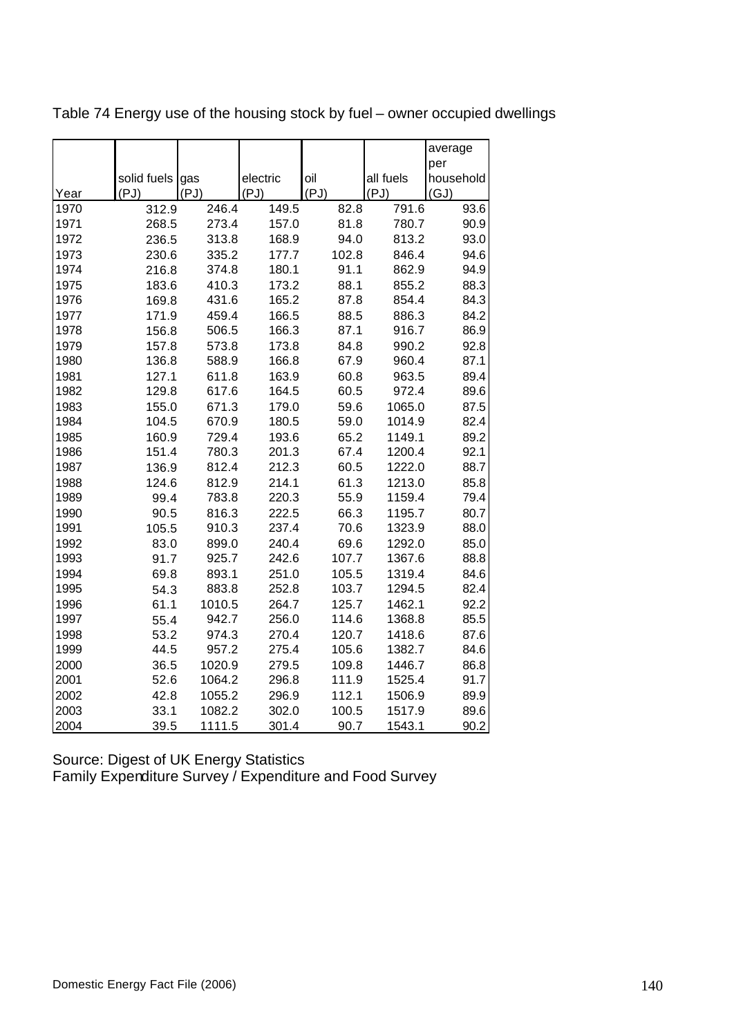Table 74 Energy use of the housing stock by fuel – owner occupied dwellings

| Year | solid fuels (PJ) | gas (PJ) | electric (PJ) | oil (PJ) | all fuels (PJ) | average per household (GJ) |
|---|---|---|---|---|---|---|
| 1970 | 312.9 | 246.4 | 149.5 | 82.8 | 791.6 | 93.6 |
| 1971 | 268.5 | 273.4 | 157.0 | 81.8 | 780.7 | 90.9 |
| 1972 | 236.5 | 313.8 | 168.9 | 94.0 | 813.2 | 93.0 |
| 1973 | 230.6 | 335.2 | 177.7 | 102.8 | 846.4 | 94.6 |
| 1974 | 216.8 | 374.8 | 180.1 | 91.1 | 862.9 | 94.9 |
| 1975 | 183.6 | 410.3 | 173.2 | 88.1 | 855.2 | 88.3 |
| 1976 | 169.8 | 431.6 | 165.2 | 87.8 | 854.4 | 84.3 |
| 1977 | 171.9 | 459.4 | 166.5 | 88.5 | 886.3 | 84.2 |
| 1978 | 156.8 | 506.5 | 166.3 | 87.1 | 916.7 | 86.9 |
| 1979 | 157.8 | 573.8 | 173.8 | 84.8 | 990.2 | 92.8 |
| 1980 | 136.8 | 588.9 | 166.8 | 67.9 | 960.4 | 87.1 |
| 1981 | 127.1 | 611.8 | 163.9 | 60.8 | 963.5 | 89.4 |
| 1982 | 129.8 | 617.6 | 164.5 | 60.5 | 972.4 | 89.6 |
| 1983 | 155.0 | 671.3 | 179.0 | 59.6 | 1065.0 | 87.5 |
| 1984 | 104.5 | 670.9 | 180.5 | 59.0 | 1014.9 | 82.4 |
| 1985 | 160.9 | 729.4 | 193.6 | 65.2 | 1149.1 | 89.2 |
| 1986 | 151.4 | 780.3 | 201.3 | 67.4 | 1200.4 | 92.1 |
| 1987 | 136.9 | 812.4 | 212.3 | 60.5 | 1222.0 | 88.7 |
| 1988 | 124.6 | 812.9 | 214.1 | 61.3 | 1213.0 | 85.8 |
| 1989 | 99.4 | 783.8 | 220.3 | 55.9 | 1159.4 | 79.4 |
| 1990 | 90.5 | 816.3 | 222.5 | 66.3 | 1195.7 | 80.7 |
| 1991 | 105.5 | 910.3 | 237.4 | 70.6 | 1323.9 | 88.0 |
| 1992 | 83.0 | 899.0 | 240.4 | 69.6 | 1292.0 | 85.0 |
| 1993 | 91.7 | 925.7 | 242.6 | 107.7 | 1367.6 | 88.8 |
| 1994 | 69.8 | 893.1 | 251.0 | 105.5 | 1319.4 | 84.6 |
| 1995 | 54.3 | 883.8 | 252.8 | 103.7 | 1294.5 | 82.4 |
| 1996 | 61.1 | 1010.5 | 264.7 | 125.7 | 1462.1 | 92.2 |
| 1997 | 55.4 | 942.7 | 256.0 | 114.6 | 1368.8 | 85.5 |
| 1998 | 53.2 | 974.3 | 270.4 | 120.7 | 1418.6 | 87.6 |
| 1999 | 44.5 | 957.2 | 275.4 | 105.6 | 1382.7 | 84.6 |
| 2000 | 36.5 | 1020.9 | 279.5 | 109.8 | 1446.7 | 86.8 |
| 2001 | 52.6 | 1064.2 | 296.8 | 111.9 | 1525.4 | 91.7 |
| 2002 | 42.8 | 1055.2 | 296.9 | 112.1 | 1506.9 | 89.9 |
| 2003 | 33.1 | 1082.2 | 302.0 | 100.5 | 1517.9 | 89.6 |
| 2004 | 39.5 | 1111.5 | 301.4 | 90.7 | 1543.1 | 90.2 |

Source: Digest of UK Energy Statistics
Family Expenditure Survey / Expenditure and Food Survey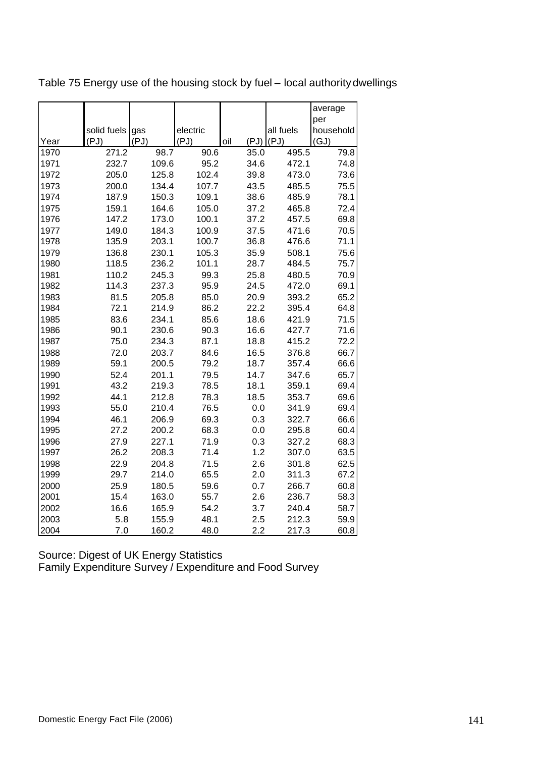Table 75 Energy use of the housing stock by fuel – local authority dwellings

| Year | solid fuels (PJ) | gas (PJ) | electric (PJ) | oil (PJ) | all fuels (PJ) | average per household (GJ) |
|---|---|---|---|---|---|---|
| 1970 | 271.2 | 98.7 | 90.6 | 35.0 | 495.5 | 79.8 |
| 1971 | 232.7 | 109.6 | 95.2 | 34.6 | 472.1 | 74.8 |
| 1972 | 205.0 | 125.8 | 102.4 | 39.8 | 473.0 | 73.6 |
| 1973 | 200.0 | 134.4 | 107.7 | 43.5 | 485.5 | 75.5 |
| 1974 | 187.9 | 150.3 | 109.1 | 38.6 | 485.9 | 78.1 |
| 1975 | 159.1 | 164.6 | 105.0 | 37.2 | 465.8 | 72.4 |
| 1976 | 147.2 | 173.0 | 100.1 | 37.2 | 457.5 | 69.8 |
| 1977 | 149.0 | 184.3 | 100.9 | 37.5 | 471.6 | 70.5 |
| 1978 | 135.9 | 203.1 | 100.7 | 36.8 | 476.6 | 71.1 |
| 1979 | 136.8 | 230.1 | 105.3 | 35.9 | 508.1 | 75.6 |
| 1980 | 118.5 | 236.2 | 101.1 | 28.7 | 484.5 | 75.7 |
| 1981 | 110.2 | 245.3 | 99.3 | 25.8 | 480.5 | 70.9 |
| 1982 | 114.3 | 237.3 | 95.9 | 24.5 | 472.0 | 69.1 |
| 1983 | 81.5 | 205.8 | 85.0 | 20.9 | 393.2 | 65.2 |
| 1984 | 72.1 | 214.9 | 86.2 | 22.2 | 395.4 | 64.8 |
| 1985 | 83.6 | 234.1 | 85.6 | 18.6 | 421.9 | 71.5 |
| 1986 | 90.1 | 230.6 | 90.3 | 16.6 | 427.7 | 71.6 |
| 1987 | 75.0 | 234.3 | 87.1 | 18.8 | 415.2 | 72.2 |
| 1988 | 72.0 | 203.7 | 84.6 | 16.5 | 376.8 | 66.7 |
| 1989 | 59.1 | 200.5 | 79.2 | 18.7 | 357.4 | 66.6 |
| 1990 | 52.4 | 201.1 | 79.5 | 14.7 | 347.6 | 65.7 |
| 1991 | 43.2 | 219.3 | 78.5 | 18.1 | 359.1 | 69.4 |
| 1992 | 44.1 | 212.8 | 78.3 | 18.5 | 353.7 | 69.6 |
| 1993 | 55.0 | 210.4 | 76.5 | 0.0 | 341.9 | 69.4 |
| 1994 | 46.1 | 206.9 | 69.3 | 0.3 | 322.7 | 66.6 |
| 1995 | 27.2 | 200.2 | 68.3 | 0.0 | 295.8 | 60.4 |
| 1996 | 27.9 | 227.1 | 71.9 | 0.3 | 327.2 | 68.3 |
| 1997 | 26.2 | 208.3 | 71.4 | 1.2 | 307.0 | 63.5 |
| 1998 | 22.9 | 204.8 | 71.5 | 2.6 | 301.8 | 62.5 |
| 1999 | 29.7 | 214.0 | 65.5 | 2.0 | 311.3 | 67.2 |
| 2000 | 25.9 | 180.5 | 59.6 | 0.7 | 266.7 | 60.8 |
| 2001 | 15.4 | 163.0 | 55.7 | 2.6 | 236.7 | 58.3 |
| 2002 | 16.6 | 165.9 | 54.2 | 3.7 | 240.4 | 58.7 |
| 2003 | 5.8 | 155.9 | 48.1 | 2.5 | 212.3 | 59.9 |
| 2004 | 7.0 | 160.2 | 48.0 | 2.2 | 217.3 | 60.8 |

Source: Digest of UK Energy Statistics
Family Expenditure Survey / Expenditure and Food Survey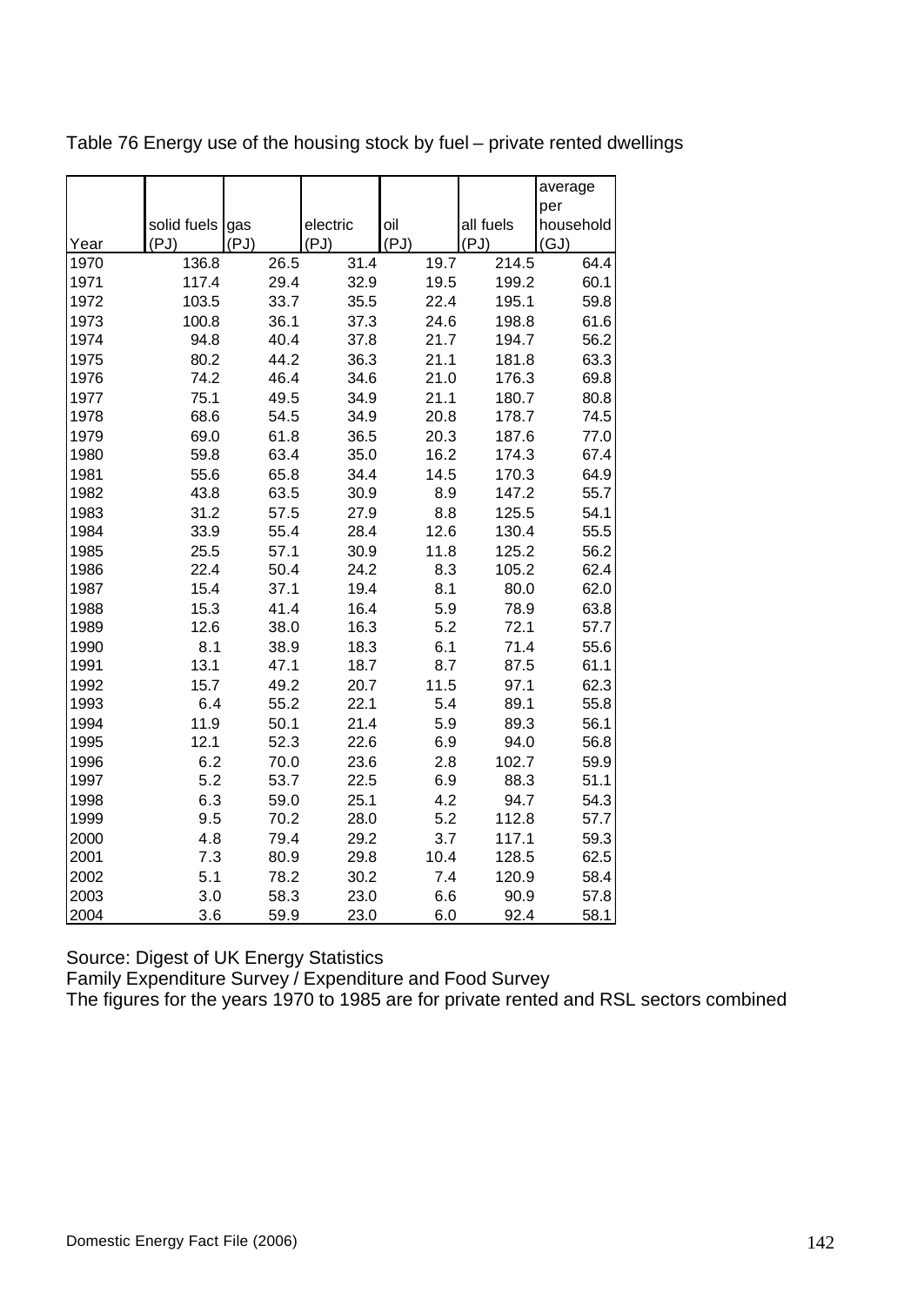Table 76 Energy use of the housing stock by fuel – private rented dwellings

| Year | solid fuels (PJ) | gas (PJ) | electric (PJ) | oil (PJ) | all fuels (PJ) | average per household (GJ) |
|---|---|---|---|---|---|---|
| 1970 | 136.8 | 26.5 | 31.4 | 19.7 | 214.5 | 64.4 |
| 1971 | 117.4 | 29.4 | 32.9 | 19.5 | 199.2 | 60.1 |
| 1972 | 103.5 | 33.7 | 35.5 | 22.4 | 195.1 | 59.8 |
| 1973 | 100.8 | 36.1 | 37.3 | 24.6 | 198.8 | 61.6 |
| 1974 | 94.8 | 40.4 | 37.8 | 21.7 | 194.7 | 56.2 |
| 1975 | 80.2 | 44.2 | 36.3 | 21.1 | 181.8 | 63.3 |
| 1976 | 74.2 | 46.4 | 34.6 | 21.0 | 176.3 | 69.8 |
| 1977 | 75.1 | 49.5 | 34.9 | 21.1 | 180.7 | 80.8 |
| 1978 | 68.6 | 54.5 | 34.9 | 20.8 | 178.7 | 74.5 |
| 1979 | 69.0 | 61.8 | 36.5 | 20.3 | 187.6 | 77.0 |
| 1980 | 59.8 | 63.4 | 35.0 | 16.2 | 174.3 | 67.4 |
| 1981 | 55.6 | 65.8 | 34.4 | 14.5 | 170.3 | 64.9 |
| 1982 | 43.8 | 63.5 | 30.9 | 8.9 | 147.2 | 55.7 |
| 1983 | 31.2 | 57.5 | 27.9 | 8.8 | 125.5 | 54.1 |
| 1984 | 33.9 | 55.4 | 28.4 | 12.6 | 130.4 | 55.5 |
| 1985 | 25.5 | 57.1 | 30.9 | 11.8 | 125.2 | 56.2 |
| 1986 | 22.4 | 50.4 | 24.2 | 8.3 | 105.2 | 62.4 |
| 1987 | 15.4 | 37.1 | 19.4 | 8.1 | 80.0 | 62.0 |
| 1988 | 15.3 | 41.4 | 16.4 | 5.9 | 78.9 | 63.8 |
| 1989 | 12.6 | 38.0 | 16.3 | 5.2 | 72.1 | 57.7 |
| 1990 | 8.1 | 38.9 | 18.3 | 6.1 | 71.4 | 55.6 |
| 1991 | 13.1 | 47.1 | 18.7 | 8.7 | 87.5 | 61.1 |
| 1992 | 15.7 | 49.2 | 20.7 | 11.5 | 97.1 | 62.3 |
| 1993 | 6.4 | 55.2 | 22.1 | 5.4 | 89.1 | 55.8 |
| 1994 | 11.9 | 50.1 | 21.4 | 5.9 | 89.3 | 56.1 |
| 1995 | 12.1 | 52.3 | 22.6 | 6.9 | 94.0 | 56.8 |
| 1996 | 6.2 | 70.0 | 23.6 | 2.8 | 102.7 | 59.9 |
| 1997 | 5.2 | 53.7 | 22.5 | 6.9 | 88.3 | 51.1 |
| 1998 | 6.3 | 59.0 | 25.1 | 4.2 | 94.7 | 54.3 |
| 1999 | 9.5 | 70.2 | 28.0 | 5.2 | 112.8 | 57.7 |
| 2000 | 4.8 | 79.4 | 29.2 | 3.7 | 117.1 | 59.3 |
| 2001 | 7.3 | 80.9 | 29.8 | 10.4 | 128.5 | 62.5 |
| 2002 | 5.1 | 78.2 | 30.2 | 7.4 | 120.9 | 58.4 |
| 2003 | 3.0 | 58.3 | 23.0 | 6.6 | 90.9 | 57.8 |
| 2004 | 3.6 | 59.9 | 23.0 | 6.0 | 92.4 | 58.1 |

Source: Digest of UK Energy Statistics
Family Expenditure Survey / Expenditure and Food Survey
The figures for the years 1970 to 1985 are for private rented and RSL sectors combined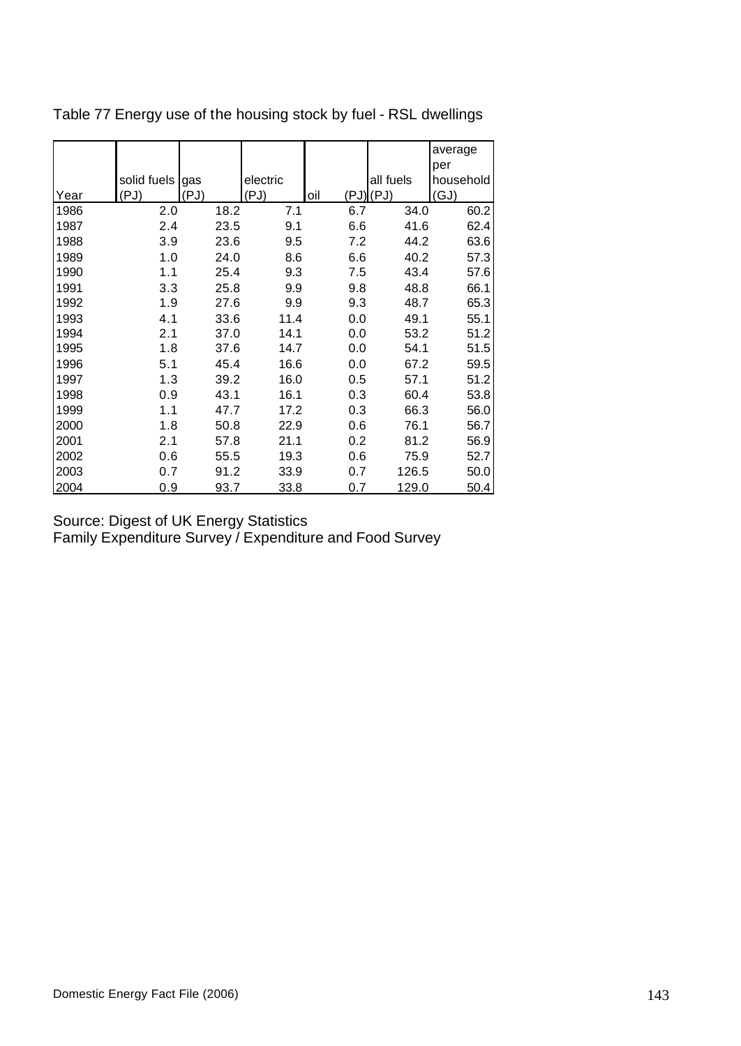Table 77 Energy use of the housing stock by fuel - RSL dwellings

| Year | solid fuels (PJ) | gas (PJ) | electric (PJ) | oil (PJ) | all fuels (PJ) | average per household (GJ) |
|---|---|---|---|---|---|---|
| 1986 | 2.0 | 18.2 | 7.1 | 6.7 | 34.0 | 60.2 |
| 1987 | 2.4 | 23.5 | 9.1 | 6.6 | 41.6 | 62.4 |
| 1988 | 3.9 | 23.6 | 9.5 | 7.2 | 44.2 | 63.6 |
| 1989 | 1.0 | 24.0 | 8.6 | 6.6 | 40.2 | 57.3 |
| 1990 | 1.1 | 25.4 | 9.3 | 7.5 | 43.4 | 57.6 |
| 1991 | 3.3 | 25.8 | 9.9 | 9.8 | 48.8 | 66.1 |
| 1992 | 1.9 | 27.6 | 9.9 | 9.3 | 48.7 | 65.3 |
| 1993 | 4.1 | 33.6 | 11.4 | 0.0 | 49.1 | 55.1 |
| 1994 | 2.1 | 37.0 | 14.1 | 0.0 | 53.2 | 51.2 |
| 1995 | 1.8 | 37.6 | 14.7 | 0.0 | 54.1 | 51.5 |
| 1996 | 5.1 | 45.4 | 16.6 | 0.0 | 67.2 | 59.5 |
| 1997 | 1.3 | 39.2 | 16.0 | 0.5 | 57.1 | 51.2 |
| 1998 | 0.9 | 43.1 | 16.1 | 0.3 | 60.4 | 53.8 |
| 1999 | 1.1 | 47.7 | 17.2 | 0.3 | 66.3 | 56.0 |
| 2000 | 1.8 | 50.8 | 22.9 | 0.6 | 76.1 | 56.7 |
| 2001 | 2.1 | 57.8 | 21.1 | 0.2 | 81.2 | 56.9 |
| 2002 | 0.6 | 55.5 | 19.3 | 0.6 | 75.9 | 52.7 |
| 2003 | 0.7 | 91.2 | 33.9 | 0.7 | 126.5 | 50.0 |
| 2004 | 0.9 | 93.7 | 33.8 | 0.7 | 129.0 | 50.4 |

Source: Digest of UK Energy Statistics
Family Expenditure Survey / Expenditure and Food Survey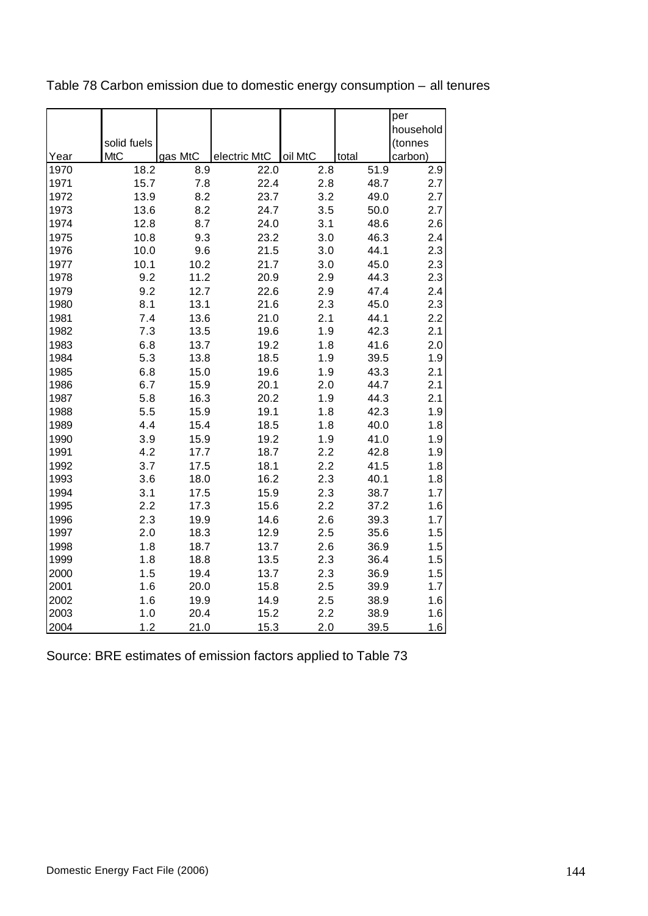Table 78 Carbon emission due to domestic energy consumption – all tenures

| Year | solid fuels MtC | gas MtC | electric MtC | oil MtC | total | per household (tonnes carbon) |
|---|---|---|---|---|---|---|
| 1970 | 18.2 | 8.9 | 22.0 | 2.8 | 51.9 | 2.9 |
| 1971 | 15.7 | 7.8 | 22.4 | 2.8 | 48.7 | 2.7 |
| 1972 | 13.9 | 8.2 | 23.7 | 3.2 | 49.0 | 2.7 |
| 1973 | 13.6 | 8.2 | 24.7 | 3.5 | 50.0 | 2.7 |
| 1974 | 12.8 | 8.7 | 24.0 | 3.1 | 48.6 | 2.6 |
| 1975 | 10.8 | 9.3 | 23.2 | 3.0 | 46.3 | 2.4 |
| 1976 | 10.0 | 9.6 | 21.5 | 3.0 | 44.1 | 2.3 |
| 1977 | 10.1 | 10.2 | 21.7 | 3.0 | 45.0 | 2.3 |
| 1978 | 9.2 | 11.2 | 20.9 | 2.9 | 44.3 | 2.3 |
| 1979 | 9.2 | 12.7 | 22.6 | 2.9 | 47.4 | 2.4 |
| 1980 | 8.1 | 13.1 | 21.6 | 2.3 | 45.0 | 2.3 |
| 1981 | 7.4 | 13.6 | 21.0 | 2.1 | 44.1 | 2.2 |
| 1982 | 7.3 | 13.5 | 19.6 | 1.9 | 42.3 | 2.1 |
| 1983 | 6.8 | 13.7 | 19.2 | 1.8 | 41.6 | 2.0 |
| 1984 | 5.3 | 13.8 | 18.5 | 1.9 | 39.5 | 1.9 |
| 1985 | 6.8 | 15.0 | 19.6 | 1.9 | 43.3 | 2.1 |
| 1986 | 6.7 | 15.9 | 20.1 | 2.0 | 44.7 | 2.1 |
| 1987 | 5.8 | 16.3 | 20.2 | 1.9 | 44.3 | 2.1 |
| 1988 | 5.5 | 15.9 | 19.1 | 1.8 | 42.3 | 1.9 |
| 1989 | 4.4 | 15.4 | 18.5 | 1.8 | 40.0 | 1.8 |
| 1990 | 3.9 | 15.9 | 19.2 | 1.9 | 41.0 | 1.9 |
| 1991 | 4.2 | 17.7 | 18.7 | 2.2 | 42.8 | 1.9 |
| 1992 | 3.7 | 17.5 | 18.1 | 2.2 | 41.5 | 1.8 |
| 1993 | 3.6 | 18.0 | 16.2 | 2.3 | 40.1 | 1.8 |
| 1994 | 3.1 | 17.5 | 15.9 | 2.3 | 38.7 | 1.7 |
| 1995 | 2.2 | 17.3 | 15.6 | 2.2 | 37.2 | 1.6 |
| 1996 | 2.3 | 19.9 | 14.6 | 2.6 | 39.3 | 1.7 |
| 1997 | 2.0 | 18.3 | 12.9 | 2.5 | 35.6 | 1.5 |
| 1998 | 1.8 | 18.7 | 13.7 | 2.6 | 36.9 | 1.5 |
| 1999 | 1.8 | 18.8 | 13.5 | 2.3 | 36.4 | 1.5 |
| 2000 | 1.5 | 19.4 | 13.7 | 2.3 | 36.9 | 1.5 |
| 2001 | 1.6 | 20.0 | 15.8 | 2.5 | 39.9 | 1.7 |
| 2002 | 1.6 | 19.9 | 14.9 | 2.5 | 38.9 | 1.6 |
| 2003 | 1.0 | 20.4 | 15.2 | 2.2 | 38.9 | 1.6 |
| 2004 | 1.2 | 21.0 | 15.3 | 2.0 | 39.5 | 1.6 |

Source: BRE estimates of emission factors applied to Table 73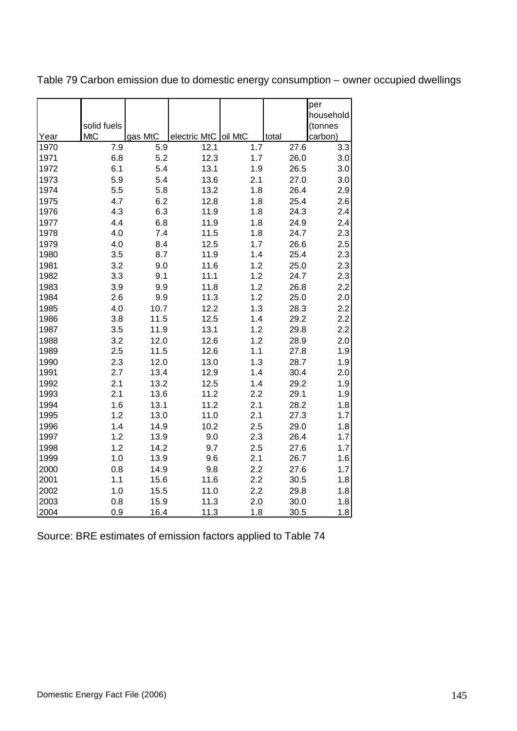Table 79 Carbon emission due to domestic energy consumption – owner occupied dwellings

| Year | solid fuels MtC | gas MtC | electric MtC | oil MtC | total | per household (tonnes carbon) |
|---|---|---|---|---|---|---|
| 1970 | 7.9 | 5.9 | 12.1 | 1.7 | 27.6 | 3.3 |
| 1971 | 6.8 | 5.2 | 12.3 | 1.7 | 26.0 | 3.0 |
| 1972 | 6.1 | 5.4 | 13.1 | 1.9 | 26.5 | 3.0 |
| 1973 | 5.9 | 5.4 | 13.6 | 2.1 | 27.0 | 3.0 |
| 1974 | 5.5 | 5.8 | 13.2 | 1.8 | 26.4 | 2.9 |
| 1975 | 4.7 | 6.2 | 12.8 | 1.8 | 25.4 | 2.6 |
| 1976 | 4.3 | 6.3 | 11.9 | 1.8 | 24.3 | 2.4 |
| 1977 | 4.4 | 6.8 | 11.9 | 1.8 | 24.9 | 2.4 |
| 1978 | 4.0 | 7.4 | 11.5 | 1.8 | 24.7 | 2.3 |
| 1979 | 4.0 | 8.4 | 12.5 | 1.7 | 26.6 | 2.5 |
| 1980 | 3.5 | 8.7 | 11.9 | 1.4 | 25.4 | 2.3 |
| 1981 | 3.2 | 9.0 | 11.6 | 1.2 | 25.0 | 2.3 |
| 1982 | 3.3 | 9.1 | 11.1 | 1.2 | 24.7 | 2.3 |
| 1983 | 3.9 | 9.9 | 11.8 | 1.2 | 26.8 | 2.2 |
| 1984 | 2.6 | 9.9 | 11.3 | 1.2 | 25.0 | 2.0 |
| 1985 | 4.0 | 10.7 | 12.2 | 1.3 | 28.3 | 2.2 |
| 1986 | 3.8 | 11.5 | 12.5 | 1.4 | 29.2 | 2.2 |
| 1987 | 3.5 | 11.9 | 13.1 | 1.2 | 29.8 | 2.2 |
| 1988 | 3.2 | 12.0 | 12.6 | 1.2 | 28.9 | 2.0 |
| 1989 | 2.5 | 11.5 | 12.6 | 1.1 | 27.8 | 1.9 |
| 1990 | 2.3 | 12.0 | 13.0 | 1.3 | 28.7 | 1.9 |
| 1991 | 2.7 | 13.4 | 12.9 | 1.4 | 30.4 | 2.0 |
| 1992 | 2.1 | 13.2 | 12.5 | 1.4 | 29.2 | 1.9 |
| 1993 | 2.1 | 13.6 | 11.2 | 2.2 | 29.1 | 1.9 |
| 1994 | 1.6 | 13.1 | 11.2 | 2.1 | 28.2 | 1.8 |
| 1995 | 1.2 | 13.0 | 11.0 | 2.1 | 27.3 | 1.7 |
| 1996 | 1.4 | 14.9 | 10.2 | 2.5 | 29.0 | 1.8 |
| 1997 | 1.2 | 13.9 | 9.0 | 2.3 | 26.4 | 1.7 |
| 1998 | 1.2 | 14.2 | 9.7 | 2.5 | 27.6 | 1.7 |
| 1999 | 1.0 | 13.9 | 9.6 | 2.1 | 26.7 | 1.6 |
| 2000 | 0.8 | 14.9 | 9.8 | 2.2 | 27.6 | 1.7 |
| 2001 | 1.1 | 15.6 | 11.6 | 2.2 | 30.5 | 1.8 |
| 2002 | 1.0 | 15.5 | 11.0 | 2.2 | 29.8 | 1.8 |
| 2003 | 0.8 | 15.9 | 11.3 | 2.0 | 30.0 | 1.8 |
| 2004 | 0.9 | 16.4 | 11.3 | 1.8 | 30.5 | 1.8 |

Source: BRE estimates of emission factors applied to Table 74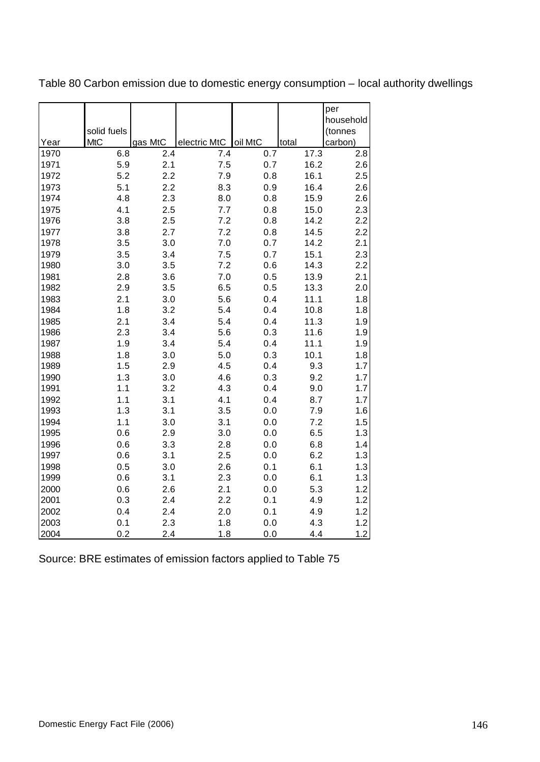Table 80 Carbon emission due to domestic energy consumption – local authority dwellings

| Year | solid fuels MtC | gas MtC | electric MtC | oil MtC | total | per household (tonnes carbon) |
|---|---|---|---|---|---|---|
| 1970 | 6.8 | 2.4 | 7.4 | 0.7 | 17.3 | 2.8 |
| 1971 | 5.9 | 2.1 | 7.5 | 0.7 | 16.2 | 2.6 |
| 1972 | 5.2 | 2.2 | 7.9 | 0.8 | 16.1 | 2.5 |
| 1973 | 5.1 | 2.2 | 8.3 | 0.9 | 16.4 | 2.6 |
| 1974 | 4.8 | 2.3 | 8.0 | 0.8 | 15.9 | 2.6 |
| 1975 | 4.1 | 2.5 | 7.7 | 0.8 | 15.0 | 2.3 |
| 1976 | 3.8 | 2.5 | 7.2 | 0.8 | 14.2 | 2.2 |
| 1977 | 3.8 | 2.7 | 7.2 | 0.8 | 14.5 | 2.2 |
| 1978 | 3.5 | 3.0 | 7.0 | 0.7 | 14.2 | 2.1 |
| 1979 | 3.5 | 3.4 | 7.5 | 0.7 | 15.1 | 2.3 |
| 1980 | 3.0 | 3.5 | 7.2 | 0.6 | 14.3 | 2.2 |
| 1981 | 2.8 | 3.6 | 7.0 | 0.5 | 13.9 | 2.1 |
| 1982 | 2.9 | 3.5 | 6.5 | 0.5 | 13.3 | 2.0 |
| 1983 | 2.1 | 3.0 | 5.6 | 0.4 | 11.1 | 1.8 |
| 1984 | 1.8 | 3.2 | 5.4 | 0.4 | 10.8 | 1.8 |
| 1985 | 2.1 | 3.4 | 5.4 | 0.4 | 11.3 | 1.9 |
| 1986 | 2.3 | 3.4 | 5.6 | 0.3 | 11.6 | 1.9 |
| 1987 | 1.9 | 3.4 | 5.4 | 0.4 | 11.1 | 1.9 |
| 1988 | 1.8 | 3.0 | 5.0 | 0.3 | 10.1 | 1.8 |
| 1989 | 1.5 | 2.9 | 4.5 | 0.4 | 9.3 | 1.7 |
| 1990 | 1.3 | 3.0 | 4.6 | 0.3 | 9.2 | 1.7 |
| 1991 | 1.1 | 3.2 | 4.3 | 0.4 | 9.0 | 1.7 |
| 1992 | 1.1 | 3.1 | 4.1 | 0.4 | 8.7 | 1.7 |
| 1993 | 1.3 | 3.1 | 3.5 | 0.0 | 7.9 | 1.6 |
| 1994 | 1.1 | 3.0 | 3.1 | 0.0 | 7.2 | 1.5 |
| 1995 | 0.6 | 2.9 | 3.0 | 0.0 | 6.5 | 1.3 |
| 1996 | 0.6 | 3.3 | 2.8 | 0.0 | 6.8 | 1.4 |
| 1997 | 0.6 | 3.1 | 2.5 | 0.0 | 6.2 | 1.3 |
| 1998 | 0.5 | 3.0 | 2.6 | 0.1 | 6.1 | 1.3 |
| 1999 | 0.6 | 3.1 | 2.3 | 0.0 | 6.1 | 1.3 |
| 2000 | 0.6 | 2.6 | 2.1 | 0.0 | 5.3 | 1.2 |
| 2001 | 0.3 | 2.4 | 2.2 | 0.1 | 4.9 | 1.2 |
| 2002 | 0.4 | 2.4 | 2.0 | 0.1 | 4.9 | 1.2 |
| 2003 | 0.1 | 2.3 | 1.8 | 0.0 | 4.3 | 1.2 |
| 2004 | 0.2 | 2.4 | 1.8 | 0.0 | 4.4 | 1.2 |

Source: BRE estimates of emission factors applied to Table 75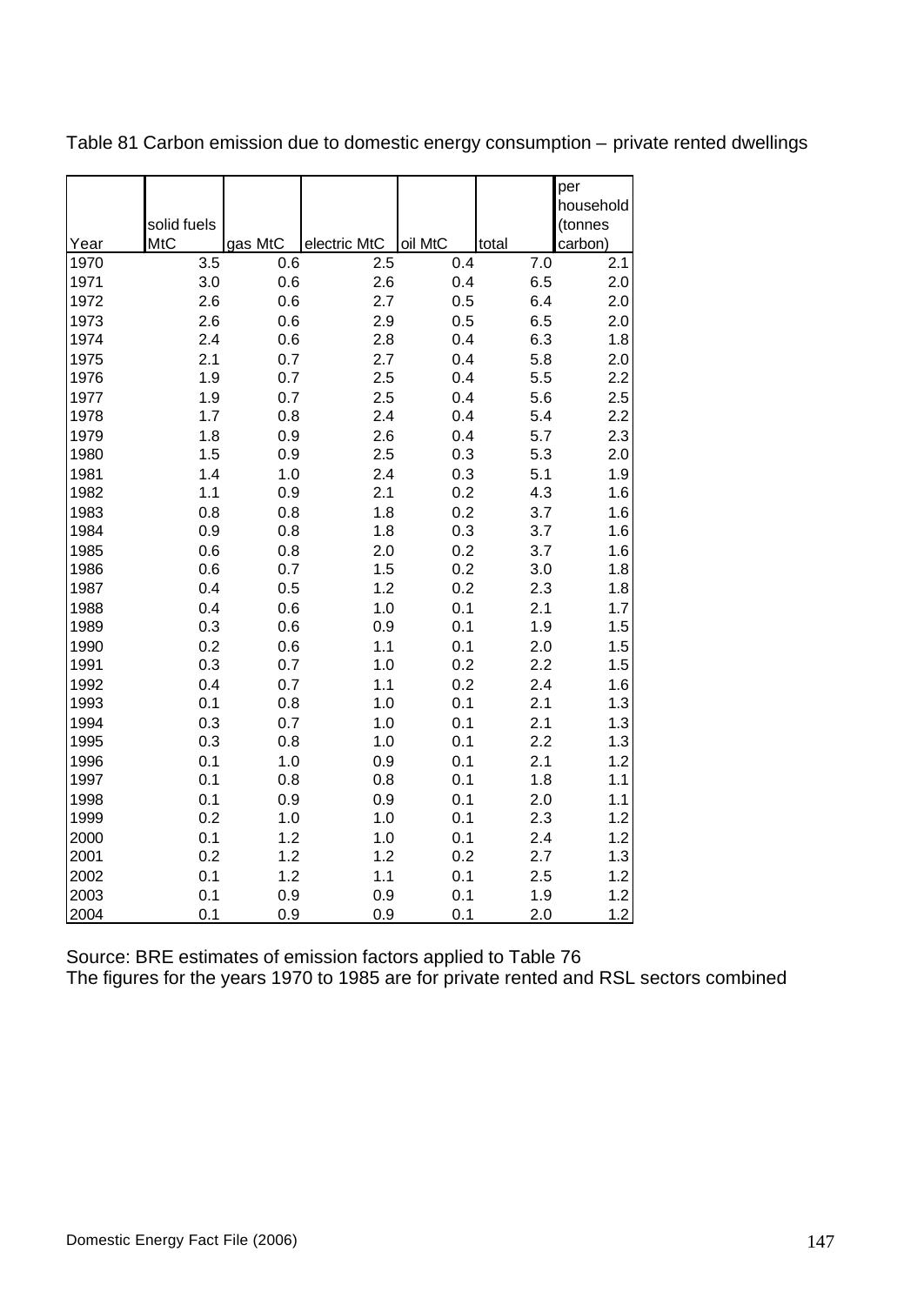Table 81 Carbon emission due to domestic energy consumption – private rented dwellings

| Year | solid fuels MtC | gas MtC | electric MtC | oil MtC | total | per household (tonnes carbon) |
|---|---|---|---|---|---|---|
| 1970 | 3.5 | 0.6 | 2.5 | 0.4 | 7.0 | 2.1 |
| 1971 | 3.0 | 0.6 | 2.6 | 0.4 | 6.5 | 2.0 |
| 1972 | 2.6 | 0.6 | 2.7 | 0.5 | 6.4 | 2.0 |
| 1973 | 2.6 | 0.6 | 2.9 | 0.5 | 6.5 | 2.0 |
| 1974 | 2.4 | 0.6 | 2.8 | 0.4 | 6.3 | 1.8 |
| 1975 | 2.1 | 0.7 | 2.7 | 0.4 | 5.8 | 2.0 |
| 1976 | 1.9 | 0.7 | 2.5 | 0.4 | 5.5 | 2.2 |
| 1977 | 1.9 | 0.7 | 2.5 | 0.4 | 5.6 | 2.5 |
| 1978 | 1.7 | 0.8 | 2.4 | 0.4 | 5.4 | 2.2 |
| 1979 | 1.8 | 0.9 | 2.6 | 0.4 | 5.7 | 2.3 |
| 1980 | 1.5 | 0.9 | 2.5 | 0.3 | 5.3 | 2.0 |
| 1981 | 1.4 | 1.0 | 2.4 | 0.3 | 5.1 | 1.9 |
| 1982 | 1.1 | 0.9 | 2.1 | 0.2 | 4.3 | 1.6 |
| 1983 | 0.8 | 0.8 | 1.8 | 0.2 | 3.7 | 1.6 |
| 1984 | 0.9 | 0.8 | 1.8 | 0.3 | 3.7 | 1.6 |
| 1985 | 0.6 | 0.8 | 2.0 | 0.2 | 3.7 | 1.6 |
| 1986 | 0.6 | 0.7 | 1.5 | 0.2 | 3.0 | 1.8 |
| 1987 | 0.4 | 0.5 | 1.2 | 0.2 | 2.3 | 1.8 |
| 1988 | 0.4 | 0.6 | 1.0 | 0.1 | 2.1 | 1.7 |
| 1989 | 0.3 | 0.6 | 0.9 | 0.1 | 1.9 | 1.5 |
| 1990 | 0.2 | 0.6 | 1.1 | 0.1 | 2.0 | 1.5 |
| 1991 | 0.3 | 0.7 | 1.0 | 0.2 | 2.2 | 1.5 |
| 1992 | 0.4 | 0.7 | 1.1 | 0.2 | 2.4 | 1.6 |
| 1993 | 0.1 | 0.8 | 1.0 | 0.1 | 2.1 | 1.3 |
| 1994 | 0.3 | 0.7 | 1.0 | 0.1 | 2.1 | 1.3 |
| 1995 | 0.3 | 0.8 | 1.0 | 0.1 | 2.2 | 1.3 |
| 1996 | 0.1 | 1.0 | 0.9 | 0.1 | 2.1 | 1.2 |
| 1997 | 0.1 | 0.8 | 0.8 | 0.1 | 1.8 | 1.1 |
| 1998 | 0.1 | 0.9 | 0.9 | 0.1 | 2.0 | 1.1 |
| 1999 | 0.2 | 1.0 | 1.0 | 0.1 | 2.3 | 1.2 |
| 2000 | 0.1 | 1.2 | 1.0 | 0.1 | 2.4 | 1.2 |
| 2001 | 0.2 | 1.2 | 1.2 | 0.2 | 2.7 | 1.3 |
| 2002 | 0.1 | 1.2 | 1.1 | 0.1 | 2.5 | 1.2 |
| 2003 | 0.1 | 0.9 | 0.9 | 0.1 | 1.9 | 1.2 |
| 2004 | 0.1 | 0.9 | 0.9 | 0.1 | 2.0 | 1.2 |

Source: BRE estimates of emission factors applied to Table 76
The figures for the years 1970 to 1985 are for private rented and RSL sectors combined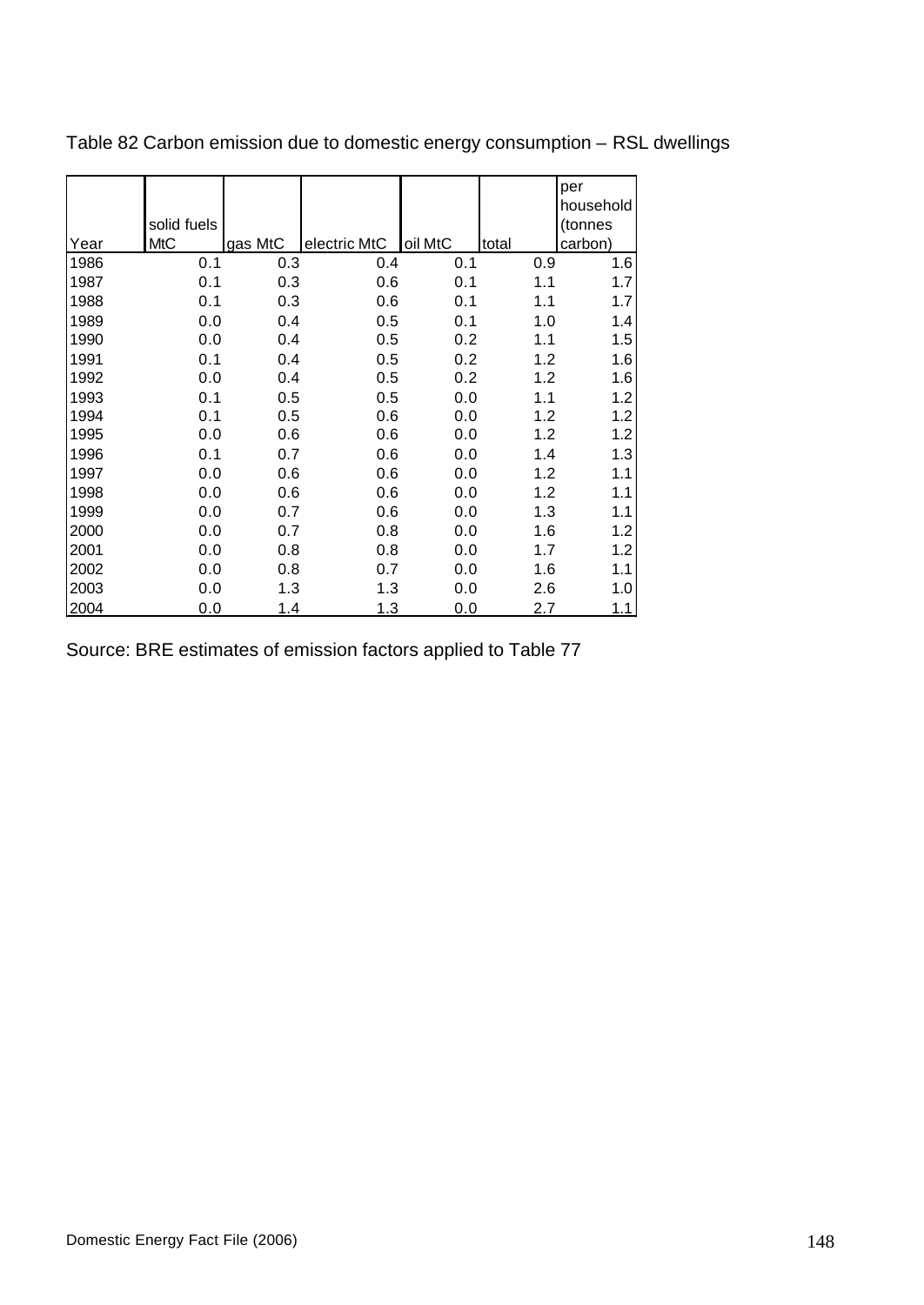Table 82 Carbon emission due to domestic energy consumption – RSL dwellings

| Year | solid fuels MtC | gas MtC | electric MtC | oil MtC | total | per household (tonnes carbon) |
|---|---|---|---|---|---|---|
| 1986 | 0.1 | 0.3 | 0.4 | 0.1 | 0.9 | 1.6 |
| 1987 | 0.1 | 0.3 | 0.6 | 0.1 | 1.1 | 1.7 |
| 1988 | 0.1 | 0.3 | 0.6 | 0.1 | 1.1 | 1.7 |
| 1989 | 0.0 | 0.4 | 0.5 | 0.1 | 1.0 | 1.4 |
| 1990 | 0.0 | 0.4 | 0.5 | 0.2 | 1.1 | 1.5 |
| 1991 | 0.1 | 0.4 | 0.5 | 0.2 | 1.2 | 1.6 |
| 1992 | 0.0 | 0.4 | 0.5 | 0.2 | 1.2 | 1.6 |
| 1993 | 0.1 | 0.5 | 0.5 | 0.0 | 1.1 | 1.2 |
| 1994 | 0.1 | 0.5 | 0.6 | 0.0 | 1.2 | 1.2 |
| 1995 | 0.0 | 0.6 | 0.6 | 0.0 | 1.2 | 1.2 |
| 1996 | 0.1 | 0.7 | 0.6 | 0.0 | 1.4 | 1.3 |
| 1997 | 0.0 | 0.6 | 0.6 | 0.0 | 1.2 | 1.1 |
| 1998 | 0.0 | 0.6 | 0.6 | 0.0 | 1.2 | 1.1 |
| 1999 | 0.0 | 0.7 | 0.6 | 0.0 | 1.3 | 1.1 |
| 2000 | 0.0 | 0.7 | 0.8 | 0.0 | 1.6 | 1.2 |
| 2001 | 0.0 | 0.8 | 0.8 | 0.0 | 1.7 | 1.2 |
| 2002 | 0.0 | 0.8 | 0.7 | 0.0 | 1.6 | 1.1 |
| 2003 | 0.0 | 1.3 | 1.3 | 0.0 | 2.6 | 1.0 |
| 2004 | 0.0 | 1.4 | 1.3 | 0.0 | 2.7 | 1.1 |

Source: BRE estimates of emission factors applied to Table 77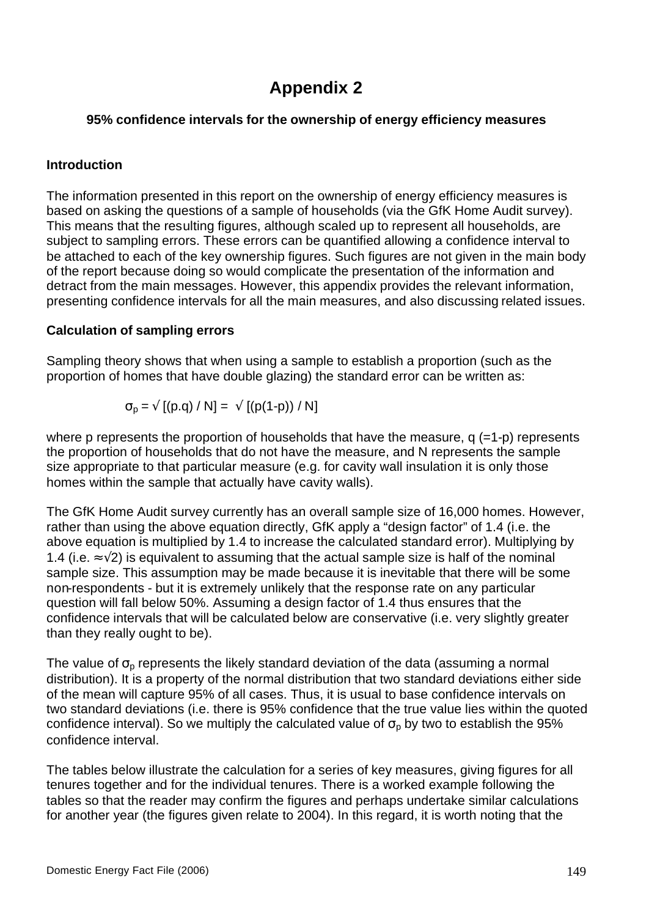# Appendix 2

**95% confidence intervals for the ownership of energy efficiency measures**

### Introduction

The information presented in this report on the ownership of energy efficiency measures is based on asking the questions of a sample of households (via the GfK Home Audit survey). This means that the resulting figures, although scaled up to represent all households, are subject to sampling errors. These errors can be quantified allowing a confidence interval to be attached to each of the key ownership figures. Such figures are not given in the main body of the report because doing so would complicate the presentation of the information and detract from the main messages. However, this appendix provides the relevant information, presenting confidence intervals for all the main measures, and also discussing related issues.

### Calculation of sampling errors

Sampling theory shows that when using a sample to establish a proportion (such as the proportion of homes that have double glazing) the standard error can be written as:

$$\sigma_p = \sqrt{[(p.q) / N]} = \sqrt{[(p(1-p)) / N]}$$

where p represents the proportion of households that have the measure, q (=1-p) represents the proportion of households that do not have the measure, and N represents the sample size appropriate to that particular measure (e.g. for cavity wall insulation it is only those homes within the sample that actually have cavity walls).

The GfK Home Audit survey currently has an overall sample size of 16,000 homes. However, rather than using the above equation directly, GfK apply a "design factor" of 1.4 (i.e. the above equation is multiplied by 1.4 to increase the calculated standard error). Multiplying by 1.4 (i.e. $\approx\sqrt{2}$) is equivalent to assuming that the actual sample size is half of the nominal sample size. This assumption may be made because it is inevitable that there will be some non-respondents - but it is extremely unlikely that the response rate on any particular question will fall below 50%. Assuming a design factor of 1.4 thus ensures that the confidence intervals that will be calculated below are conservative (i.e. very slightly greater than they really ought to be).

The value of $\sigma_p$ represents the likely standard deviation of the data (assuming a normal distribution). It is a property of the normal distribution that two standard deviations either side of the mean will capture 95% of all cases. Thus, it is usual to base confidence intervals on two standard deviations (i.e. there is 95% confidence that the true value lies within the quoted confidence interval). So we multiply the calculated value of $\sigma_p$ by two to establish the 95% confidence interval.

The tables below illustrate the calculation for a series of key measures, giving figures for all tenures together and for the individual tenures. There is a worked example following the tables so that the reader may confirm the figures and perhaps undertake similar calculations for another year (the figures given relate to 2004). In this regard, it is worth noting that the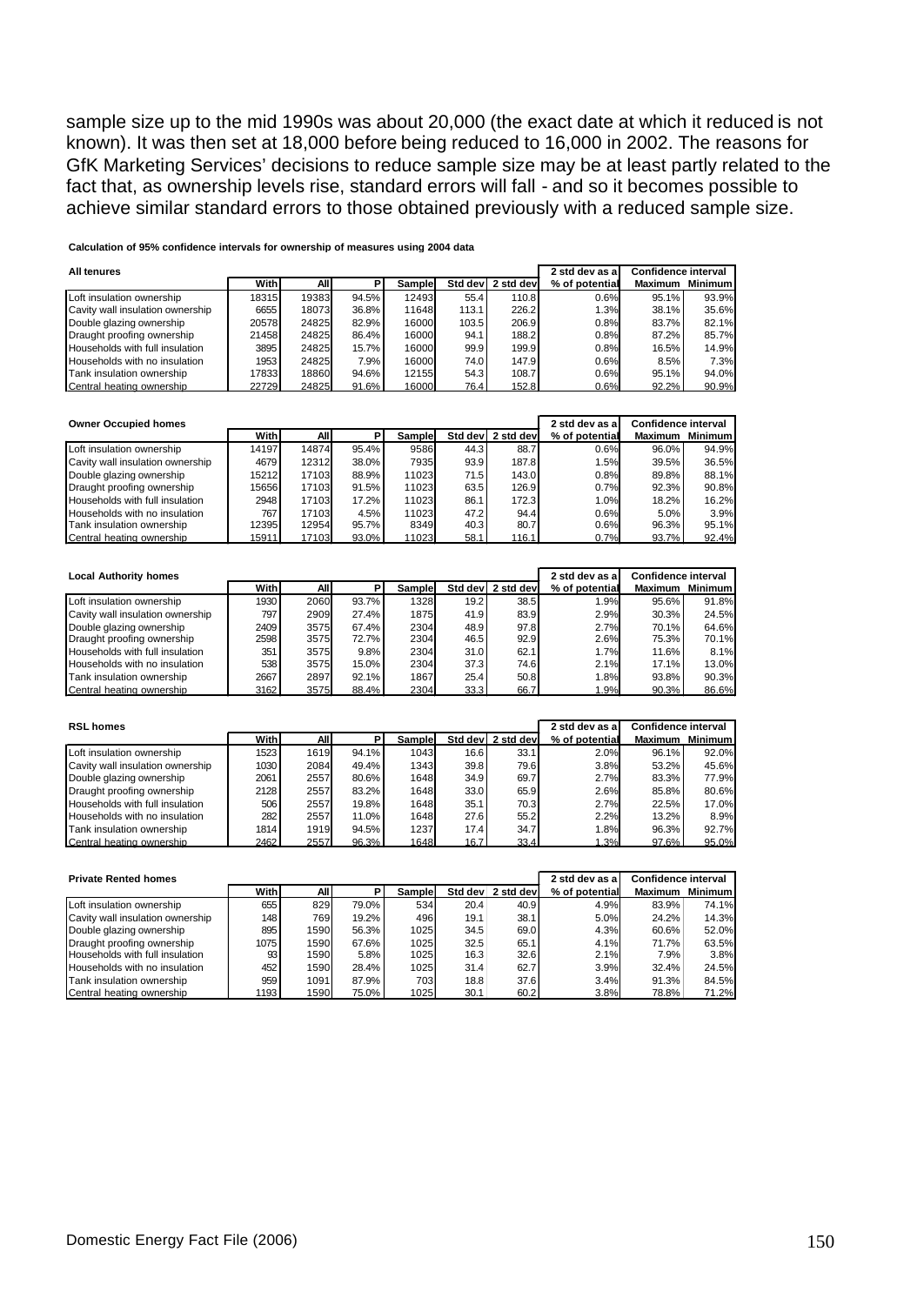sample size up to the mid 1990s was about 20,000 (the exact date at which it reduced is not known). It was then set at 18,000 before being reduced to 16,000 in 2002. The reasons for GfK Marketing Services' decisions to reduce sample size may be at least partly related to the fact that, as ownership levels rise, standard errors will fall - and so it becomes possible to achieve similar standard errors to those obtained previously with a reduced sample size.

**Calculation of 95% confidence intervals for ownership of measures using 2004 data**

| All tenures | | | | | | | 2 std dev as a | Confidence interval | |
|---|---|---|---|---|---|---|---|---|---|
| | With | All | P | Sample | Std dev | 2 std dev | % of potential | Maximum | Minimum |
| Loft insulation ownership | 18315 | 19383 | 94.5% | 12493 | 55.4 | 110.8 | 0.6% | 95.1% | 93.9% |
| Cavity wall insulation ownership | 6655 | 18073 | 36.8% | 11648 | 113.1 | 226.2 | 1.3% | 38.1% | 35.6% |
| Double glazing ownership | 20578 | 24825 | 82.9% | 16000 | 103.5 | 206.9 | 0.8% | 83.7% | 82.1% |
| Draught proofing ownership | 21458 | 24825 | 86.4% | 16000 | 94.1 | 188.2 | 0.8% | 87.2% | 85.7% |
| Households with full insulation | 3895 | 24825 | 15.7% | 16000 | 99.9 | 199.9 | 0.8% | 16.5% | 14.9% |
| Households with no insulation | 1953 | 24825 | 7.9% | 16000 | 74.0 | 147.9 | 0.6% | 8.5% | 7.3% |
| Tank insulation ownership | 17833 | 18860 | 94.6% | 12155 | 54.3 | 108.7 | 0.6% | 95.1% | 94.0% |
| Central heating ownership | 22729 | 24825 | 91.6% | 16000 | 76.4 | 152.8 | 0.6% | 92.2% | 90.9% |

| Owner Occupied homes | | | | | | | 2 std dev as a | Confidence interval | |
|---|---|---|---|---|---|---|---|---|---|
| | With | All | P | Sample | Std dev | 2 std dev | % of potential | Maximum | Minimum |
| Loft insulation ownership | 14197 | 14874 | 95.4% | 9586 | 44.3 | 88.7 | 0.6% | 96.0% | 94.9% |
| Cavity wall insulation ownership | 4679 | 12312 | 38.0% | 7935 | 93.9 | 187.8 | 1.5% | 39.5% | 36.5% |
| Double glazing ownership | 15212 | 17103 | 88.9% | 11023 | 71.5 | 143.0 | 0.8% | 89.8% | 88.1% |
| Draught proofing ownership | 15656 | 17103 | 91.5% | 11023 | 63.5 | 126.9 | 0.7% | 92.3% | 90.8% |
| Households with full insulation | 2948 | 17103 | 17.2% | 11023 | 86.1 | 172.3 | 1.0% | 18.2% | 16.2% |
| Households with no insulation | 767 | 17103 | 4.5% | 11023 | 47.2 | 94.4 | 0.6% | 5.0% | 3.9% |
| Tank insulation ownership | 12395 | 12954 | 95.7% | 8349 | 40.3 | 80.7 | 0.6% | 96.3% | 95.1% |
| Central heating ownership | 15911 | 17103 | 93.0% | 11023 | 58.1 | 116.1 | 0.7% | 93.7% | 92.4% |

| Local Authority homes | | | | | | | 2 std dev as a | Confidence interval | |
|---|---|---|---|---|---|---|---|---|---|
| | With | All | P | Sample | Std dev | 2 std dev | % of potential | Maximum | Minimum |
| Loft insulation ownership | 1930 | 2060 | 93.7% | 1328 | 19.2 | 38.5 | 1.9% | 95.6% | 91.8% |
| Cavity wall insulation ownership | 797 | 2909 | 27.4% | 1875 | 41.9 | 83.9 | 2.9% | 30.3% | 24.5% |
| Double glazing ownership | 2409 | 3575 | 67.4% | 2304 | 48.9 | 97.8 | 2.7% | 70.1% | 64.6% |
| Draught proofing ownership | 2598 | 3575 | 72.7% | 2304 | 46.5 | 92.9 | 2.6% | 75.3% | 70.1% |
| Households with full insulation | 351 | 3575 | 9.8% | 2304 | 31.0 | 62.1 | 1.7% | 11.6% | 8.1% |
| Households with no insulation | 538 | 3575 | 15.0% | 2304 | 37.3 | 74.6 | 2.1% | 17.1% | 13.0% |
| Tank insulation ownership | 2667 | 2897 | 92.1% | 1867 | 25.4 | 50.8 | 1.8% | 93.8% | 90.3% |
| Central heating ownership | 3162 | 3575 | 88.4% | 2304 | 33.3 | 66.7 | 1.9% | 90.3% | 86.6% |

| RSL homes | | | | | | | 2 std dev as a | Confidence interval | |
|---|---|---|---|---|---|---|---|---|---|
| | With | All | P | Sample | Std dev | 2 std dev | % of potential | Maximum | Minimum |
| Loft insulation ownership | 1523 | 1619 | 94.1% | 1043 | 16.6 | 33.1 | 2.0% | 96.1% | 92.0% |
| Cavity wall insulation ownership | 1030 | 2084 | 49.4% | 1343 | 39.8 | 79.6 | 3.8% | 53.2% | 45.6% |
| Double glazing ownership | 2061 | 2557 | 80.6% | 1648 | 34.9 | 69.7 | 2.7% | 83.3% | 77.9% |
| Draught proofing ownership | 2128 | 2557 | 83.2% | 1648 | 33.0 | 65.9 | 2.6% | 85.8% | 80.6% |
| Households with full insulation | 506 | 2557 | 19.8% | 1648 | 35.1 | 70.3 | 2.7% | 22.5% | 17.0% |
| Households with no insulation | 282 | 2557 | 11.0% | 1648 | 27.6 | 55.2 | 2.2% | 13.2% | 8.9% |
| Tank insulation ownership | 1814 | 1919 | 94.5% | 1237 | 17.4 | 34.7 | 1.8% | 96.3% | 92.7% |
| Central heating ownership | 2462 | 2557 | 96.3% | 1648 | 16.7 | 33.4 | 1.3% | 97.6% | 95.0% |

| Private Rented homes | | | | | | | 2 std dev as a | Confidence interval | |
|---|---|---|---|---|---|---|---|---|---|
| | With | All | P | Sample | Std dev | 2 std dev | % of potential | Maximum | Minimum |
| Loft insulation ownership | 655 | 829 | 79.0% | 534 | 20.4 | 40.9 | 4.9% | 83.9% | 74.1% |
| Cavity wall insulation ownership | 148 | 769 | 19.2% | 496 | 19.1 | 38.1 | 5.0% | 24.2% | 14.3% |
| Double glazing ownership | 895 | 1590 | 56.3% | 1025 | 34.5 | 69.0 | 4.3% | 60.6% | 52.0% |
| Draught proofing ownership | 1075 | 1590 | 67.6% | 1025 | 32.5 | 65.1 | 4.1% | 71.7% | 63.5% |
| Households with full insulation | 93 | 1590 | 5.8% | 1025 | 16.3 | 32.6 | 2.1% | 7.9% | 3.8% |
| Households with no insulation | 452 | 1590 | 28.4% | 1025 | 31.4 | 62.7 | 3.9% | 32.4% | 24.5% |
| Tank insulation ownership | 959 | 1091 | 87.9% | 703 | 18.8 | 37.6 | 3.4% | 91.3% | 84.5% |
| Central heating ownership | 1193 | 1590 | 75.0% | 1025 | 30.1 | 60.2 | 3.8% | 78.8% | 71.2% |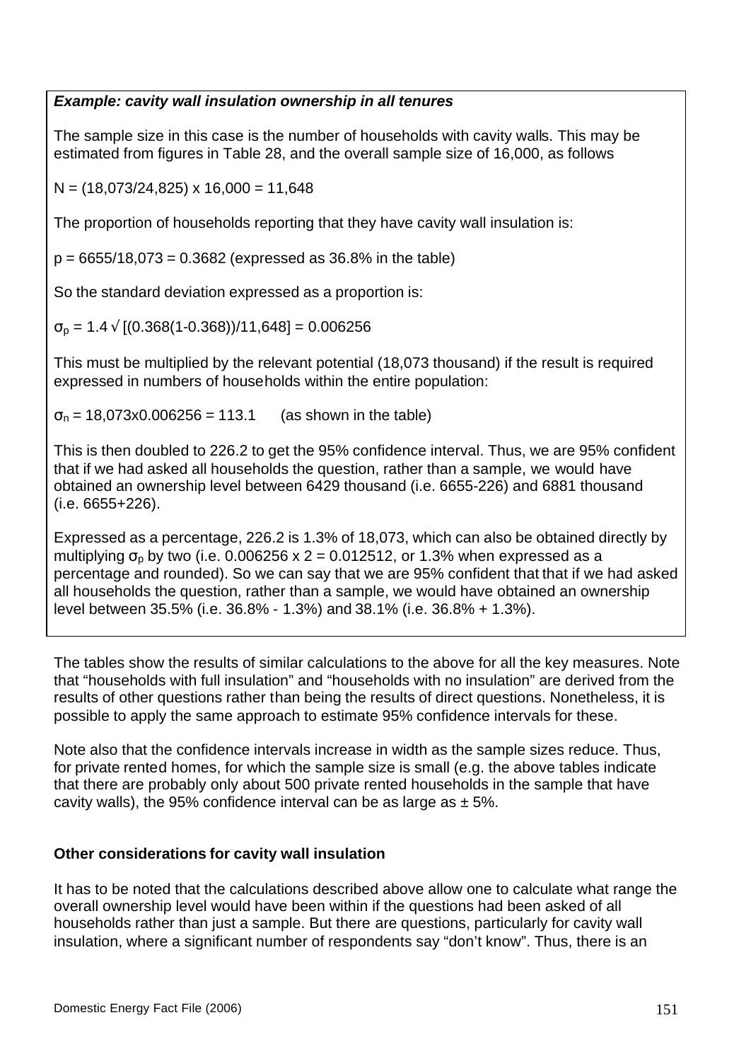***Example: cavity wall insulation ownership in all tenures***

The sample size in this case is the number of households with cavity walls. This may be estimated from figures in Table 28, and the overall sample size of 16,000, as follows

$N = (18{,}073/24{,}825) \times 16{,}000 = 11{,}648$

The proportion of households reporting that they have cavity wall insulation is:

$p = 6655/18{,}073 = 0.3682$ (expressed as 36.8% in the table)

So the standard deviation expressed as a proportion is:

$\sigma_p = 1.4 \sqrt{[(0.368(1-0.368))/11{,}648]} = 0.006256$

This must be multiplied by the relevant potential (18,073 thousand) if the result is required expressed in numbers of households within the entire population:

$\sigma_n = 18{,}073 \times 0.006256 = 113.1$ (as shown in the table)

This is then doubled to 226.2 to get the 95% confidence interval. Thus, we are 95% confident that if we had asked all households the question, rather than a sample, we would have obtained an ownership level between 6429 thousand (i.e. 6655-226) and 6881 thousand (i.e. 6655+226).

Expressed as a percentage, 226.2 is 1.3% of 18,073, which can also be obtained directly by multiplying $\sigma_p$ by two (i.e. $0.006256 \times 2 = 0.012512$, or 1.3% when expressed as a percentage and rounded). So we can say that we are 95% confident that that if we had asked all households the question, rather than a sample, we would have obtained an ownership level between 35.5% (i.e. 36.8% - 1.3%) and 38.1% (i.e. 36.8% + 1.3%).

The tables show the results of similar calculations to the above for all the key measures. Note that "households with full insulation" and "households with no insulation" are derived from the results of other questions rather than being the results of direct questions. Nonetheless, it is possible to apply the same approach to estimate 95% confidence intervals for these.

Note also that the confidence intervals increase in width as the sample sizes reduce. Thus, for private rented homes, for which the sample size is small (e.g. the above tables indicate that there are probably only about 500 private rented households in the sample that have cavity walls), the 95% confidence interval can be as large as ± 5%.

**Other considerations for cavity wall insulation**

It has to be noted that the calculations described above allow one to calculate what range the overall ownership level would have been within if the questions had been asked of all households rather than just a sample. But there are questions, particularly for cavity wall insulation, where a significant number of respondents say "don't know". Thus, there is an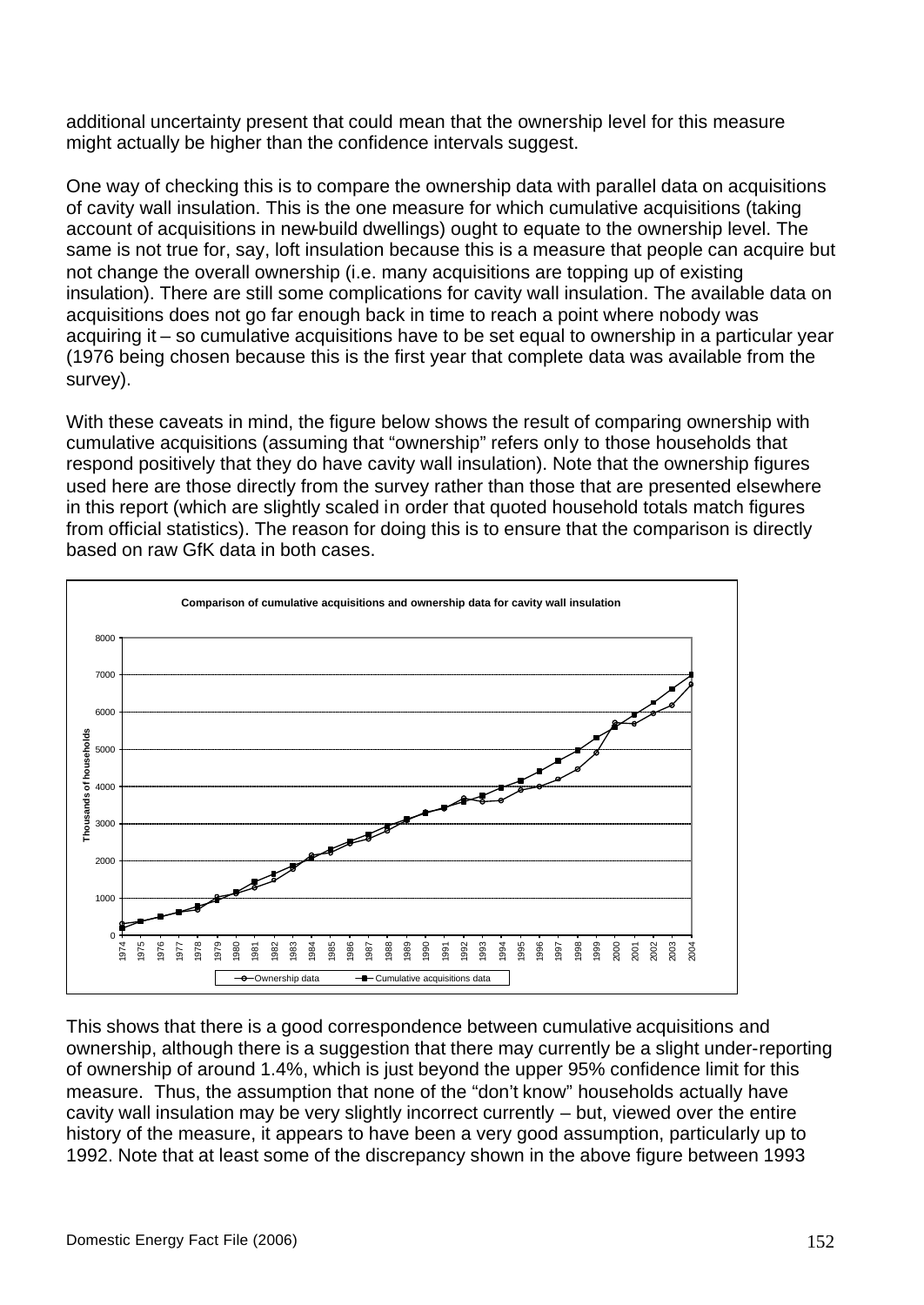additional uncertainty present that could mean that the ownership level for this measure might actually be higher than the confidence intervals suggest.

One way of checking this is to compare the ownership data with parallel data on acquisitions of cavity wall insulation. This is the one measure for which cumulative acquisitions (taking account of acquisitions in new-build dwellings) ought to equate to the ownership level. The same is not true for, say, loft insulation because this is a measure that people can acquire but not change the overall ownership (i.e. many acquisitions are topping up of existing insulation). There are still some complications for cavity wall insulation. The available data on acquisitions does not go far enough back in time to reach a point where nobody was acquiring it – so cumulative acquisitions have to be set equal to ownership in a particular year (1976 being chosen because this is the first year that complete data was available from the survey).

With these caveats in mind, the figure below shows the result of comparing ownership with cumulative acquisitions (assuming that "ownership" refers only to those households that respond positively that they do have cavity wall insulation). Note that the ownership figures used here are those directly from the survey rather than those that are presented elsewhere in this report (which are slightly scaled in order that quoted household totals match figures from official statistics). The reason for doing this is to ensure that the comparison is directly based on raw GfK data in both cases.

**Comparison of cumulative acquisitions and ownership data for cavity wall insulation**

This shows that there is a good correspondence between cumulative acquisitions and ownership, although there is a suggestion that there may currently be a slight under-reporting of ownership of around 1.4%, which is just beyond the upper 95% confidence limit for this measure. Thus, the assumption that none of the "don't know" households actually have cavity wall insulation may be very slightly incorrect currently – but, viewed over the entire history of the measure, it appears to have been a very good assumption, particularly up to 1992. Note that at least some of the discrepancy shown in the above figure between 1993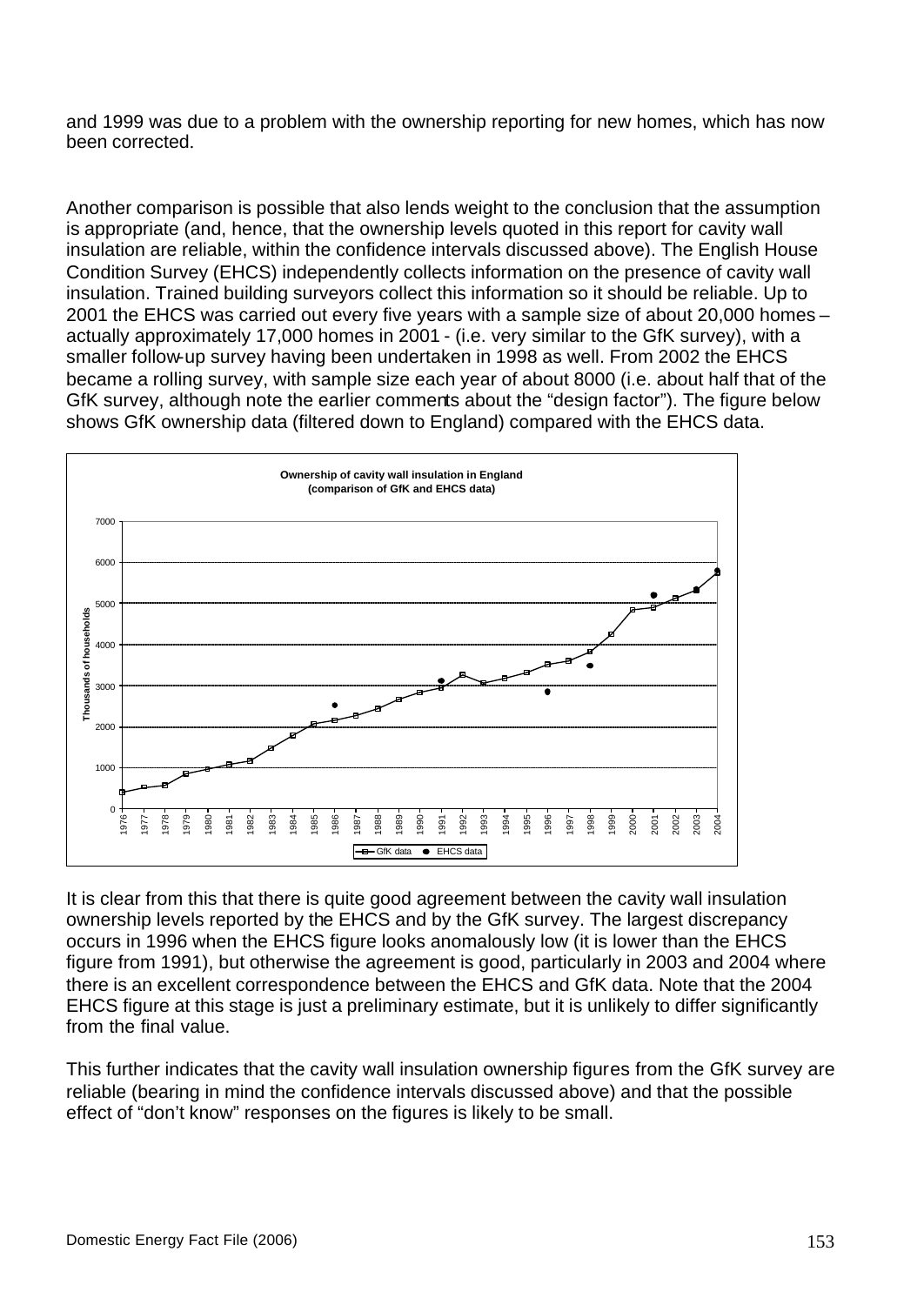and 1999 was due to a problem with the ownership reporting for new homes, which has now been corrected.

Another comparison is possible that also lends weight to the conclusion that the assumption is appropriate (and, hence, that the ownership levels quoted in this report for cavity wall insulation are reliable, within the confidence intervals discussed above). The English House Condition Survey (EHCS) independently collects information on the presence of cavity wall insulation. Trained building surveyors collect this information so it should be reliable. Up to 2001 the EHCS was carried out every five years with a sample size of about 20,000 homes – actually approximately 17,000 homes in 2001 - (i.e. very similar to the GfK survey), with a smaller follow-up survey having been undertaken in 1998 as well. From 2002 the EHCS became a rolling survey, with sample size each year of about 8000 (i.e. about half that of the GfK survey, although note the earlier comments about the "design factor"). The figure below shows GfK ownership data (filtered down to England) compared with the EHCS data.

**Ownership of cavity wall insulation in England (comparison of GfK and EHCS data)**

It is clear from this that there is quite good agreement between the cavity wall insulation ownership levels reported by the EHCS and by the GfK survey. The largest discrepancy occurs in 1996 when the EHCS figure looks anomalously low (it is lower than the EHCS figure from 1991), but otherwise the agreement is good, particularly in 2003 and 2004 where there is an excellent correspondence between the EHCS and GfK data. Note that the 2004 EHCS figure at this stage is just a preliminary estimate, but it is unlikely to differ significantly from the final value.

This further indicates that the cavity wall insulation ownership figures from the GfK survey are reliable (bearing in mind the confidence intervals discussed above) and that the possible effect of "don't know" responses on the figures is likely to be small.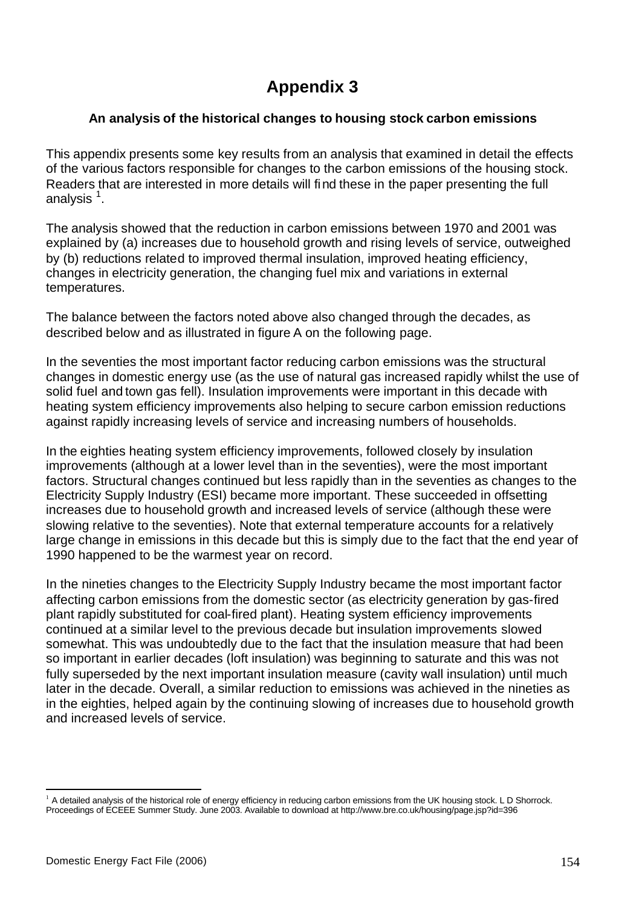# Appendix 3

### An analysis of the historical changes to housing stock carbon emissions

This appendix presents some key results from an analysis that examined in detail the effects of the various factors responsible for changes to the carbon emissions of the housing stock. Readers that are interested in more details will find these in the paper presenting the full analysis [1].

The analysis showed that the reduction in carbon emissions between 1970 and 2001 was explained by (a) increases due to household growth and rising levels of service, outweighed by (b) reductions related to improved thermal insulation, improved heating efficiency, changes in electricity generation, the changing fuel mix and variations in external temperatures.

The balance between the factors noted above also changed through the decades, as described below and as illustrated in figure A on the following page.

In the seventies the most important factor reducing carbon emissions was the structural changes in domestic energy use (as the use of natural gas increased rapidly whilst the use of solid fuel and town gas fell). Insulation improvements were important in this decade with heating system efficiency improvements also helping to secure carbon emission reductions against rapidly increasing levels of service and increasing numbers of households.

In the eighties heating system efficiency improvements, followed closely by insulation improvements (although at a lower level than in the seventies), were the most important factors. Structural changes continued but less rapidly than in the seventies as changes to the Electricity Supply Industry (ESI) became more important. These succeeded in offsetting increases due to household growth and increased levels of service (although these were slowing relative to the seventies). Note that external temperature accounts for a relatively large change in emissions in this decade but this is simply due to the fact that the end year of 1990 happened to be the warmest year on record.

In the nineties changes to the Electricity Supply Industry became the most important factor affecting carbon emissions from the domestic sector (as electricity generation by gas-fired plant rapidly substituted for coal-fired plant). Heating system efficiency improvements continued at a similar level to the previous decade but insulation improvements slowed somewhat. This was undoubtedly due to the fact that the insulation measure that had been so important in earlier decades (loft insulation) was beginning to saturate and this was not fully superseded by the next important insulation measure (cavity wall insulation) until much later in the decade. Overall, a similar reduction to emissions was achieved in the nineties as in the eighties, helped again by the continuing slowing of increases due to household growth and increased levels of service.

---

[1] A detailed analysis of the historical role of energy efficiency in reducing carbon emissions from the UK housing stock. L D Shorrock. Proceedings of ECEEE Summer Study. June 2003. Available to download at http://www.bre.co.uk/housing/page.jsp?id=396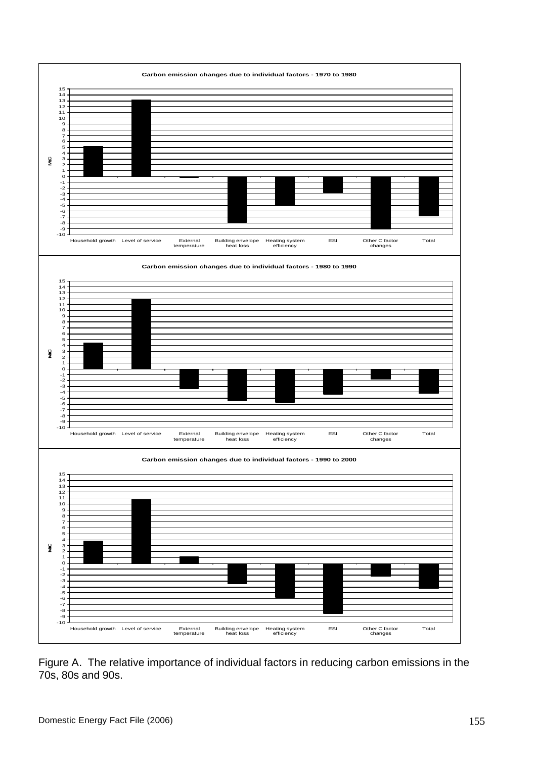Figure A. The relative importance of individual factors in reducing carbon emissions in the 70s, 80s and 90s.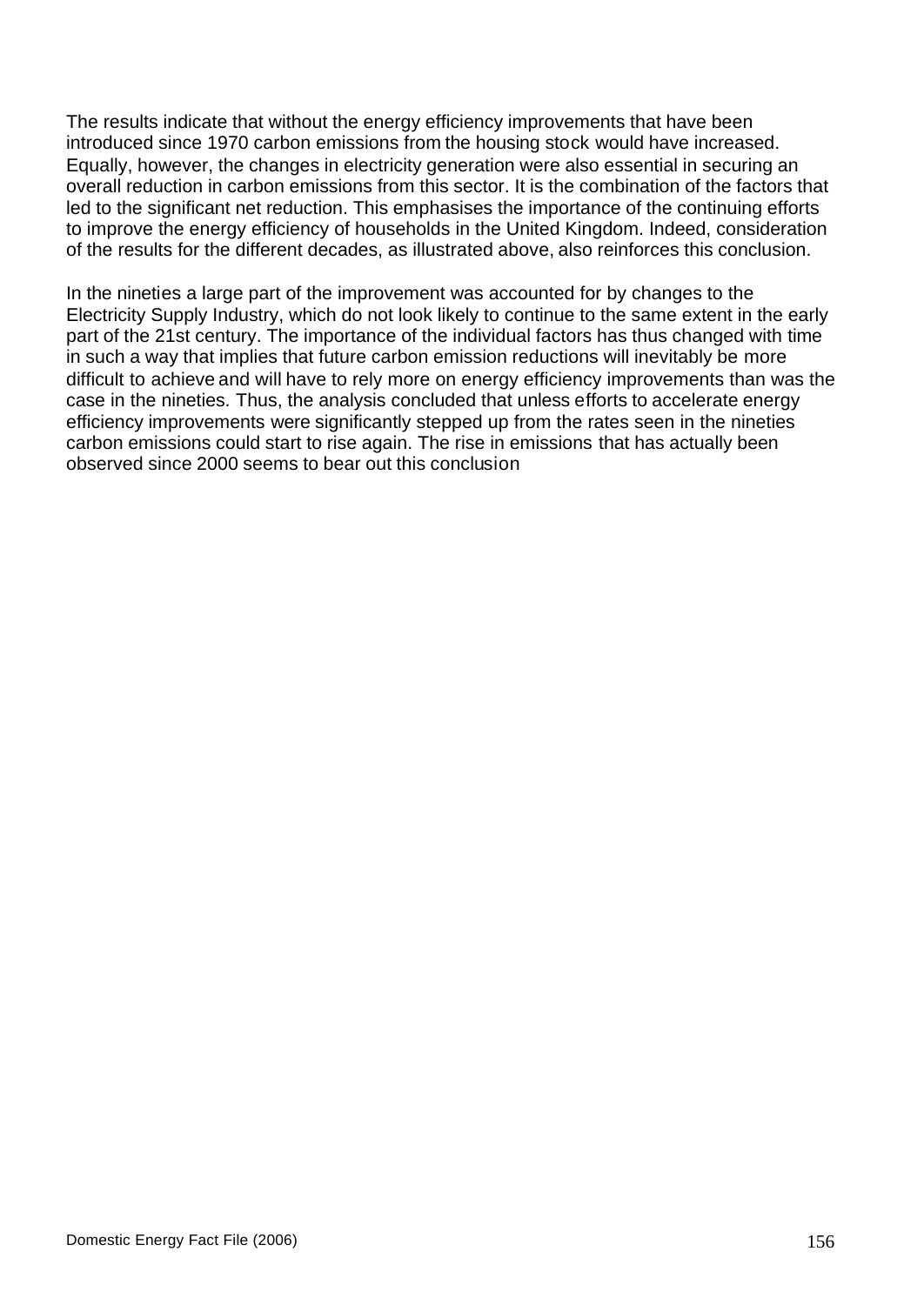The results indicate that without the energy efficiency improvements that have been introduced since 1970 carbon emissions from the housing stock would have increased. Equally, however, the changes in electricity generation were also essential in securing an overall reduction in carbon emissions from this sector. It is the combination of the factors that led to the significant net reduction. This emphasises the importance of the continuing efforts to improve the energy efficiency of households in the United Kingdom. Indeed, consideration of the results for the different decades, as illustrated above, also reinforces this conclusion.

In the nineties a large part of the improvement was accounted for by changes to the Electricity Supply Industry, which do not look likely to continue to the same extent in the early part of the 21st century. The importance of the individual factors has thus changed with time in such a way that implies that future carbon emission reductions will inevitably be more difficult to achieve and will have to rely more on energy efficiency improvements than was the case in the nineties. Thus, the analysis concluded that unless efforts to accelerate energy efficiency improvements were significantly stepped up from the rates seen in the nineties carbon emissions could start to rise again. The rise in emissions that has actually been observed since 2000 seems to bear out this conclusion